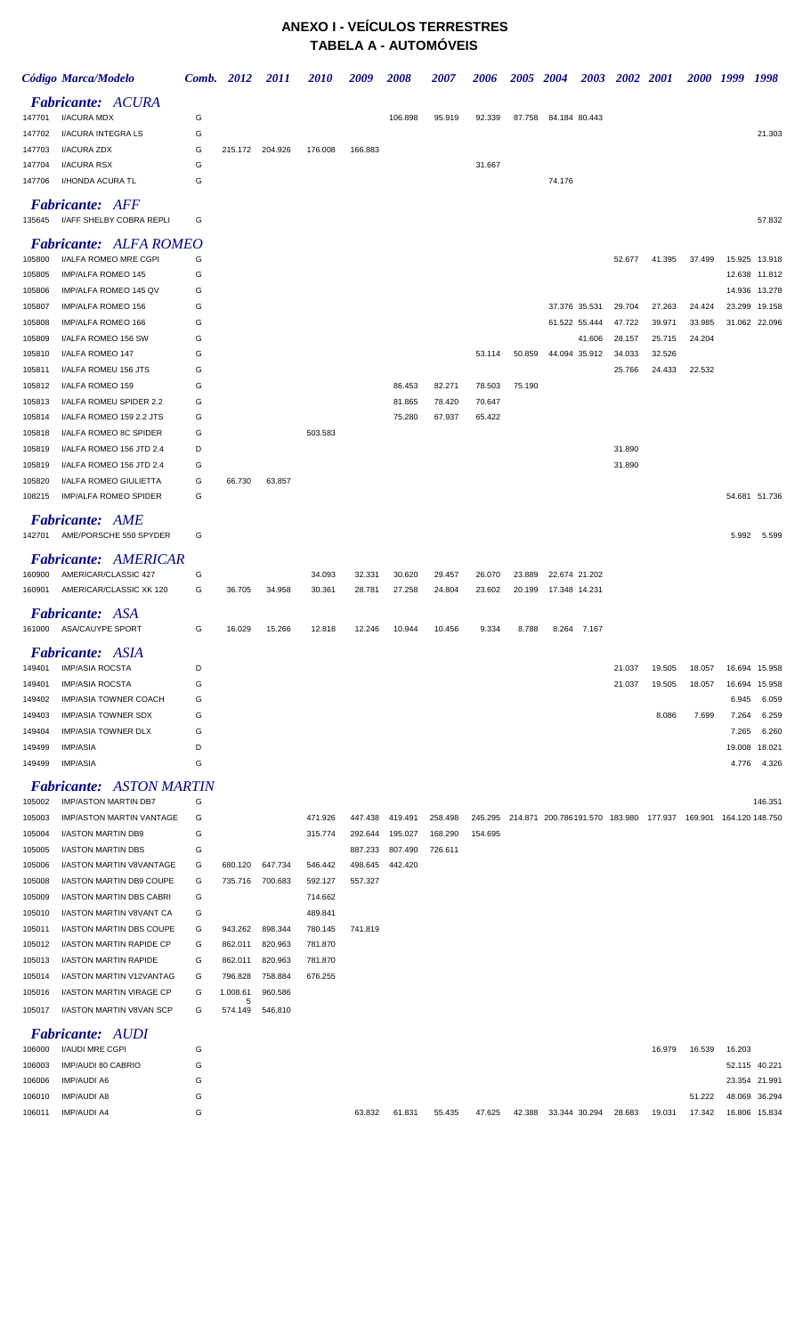# ANEXO I - VEÍCULOS TERRESTRES
## TABELA A - AUTOMÓVEIS

| Código | Marca/Modelo | Comb. | 2012 | 2011 | 2010 | 2009 | 2008 | 2007 | 2006 | 2005 | 2004 | 2003 | 2002 | 2001 | 2000 | 1999 | 1998 |
|---|---|---|---|---|---|---|---|---|---|---|---|---|---|---|---|---|---|
| | ***Fabricante: ACURA*** | | | | | | | | | | | | | | | | |
| 147701 | I/ACURA MDX | G | | | | | 106.898 | 95.919 | 92.339 | 87.758 | 84.184 | 80.443 | | | | | |
| 147702 | I/ACURA INTEGRA LS | G | | | | | | | | | | | | | | | 21.303 |
| 147703 | I/ACURA ZDX | G | 215.172 | 204.926 | 176.008 | 166.883 | | | | | | | | | | | |
| 147704 | I/ACURA RSX | G | | | | | | | 31.667 | | | | | | | | |
| 147706 | I/HONDA ACURA TL | G | | | | | | | | | 74.176 | | | | | | |
| | ***Fabricante: AFF*** | | | | | | | | | | | | | | | | |
| 135645 | I/AFF SHELBY COBRA REPLI | G | | | | | | | | | | | | | | | 57.832 |
| | ***Fabricante: ALFA ROMEO*** | | | | | | | | | | | | | | | | |
| 105800 | I/ALFA ROMEO MRE CGPI | G | | | | | | | | | | | 52.677 | 41.395 | 37.499 | 15.925 | 13.918 |
| 105805 | IMP/ALFA ROMEO 145 | G | | | | | | | | | | | | | | 12.638 | 11.812 |
| 105806 | IMP/ALFA ROMEO 145 QV | G | | | | | | | | | | | | | | 14.936 | 13.278 |
| 105807 | IMP/ALFA ROMEO 156 | G | | | | | | | | | 37.376 | 35.531 | 29.704 | 27.263 | 24.424 | 23.299 | 19.158 |
| 105808 | IMP/ALFA ROMEO 166 | G | | | | | | | | | 61.522 | 55.444 | 47.722 | 39.971 | 33.985 | 31.062 | 22.096 |
| 105809 | I/ALFA ROMEO 156 SW | G | | | | | | | | | | 41.606 | 28.157 | 25.715 | 24.204 | | |
| 105810 | I/ALFA ROMEO 147 | G | | | | | | | 53.114 | 50.859 | 44.094 | 35.912 | 34.033 | 32.526 | | | |
| 105811 | I/ALFA ROMEU 156 JTS | G | | | | | | | | | | | 25.766 | 24.433 | 22.532 | | |
| 105812 | I/ALFA ROMEO 159 | G | | | | | 86.453 | 82.271 | 78.503 | 75.190 | | | | | | | |
| 105813 | I/ALFA ROMEU SPIDER 2.2 | G | | | | | 81.865 | 78.420 | 70.647 | | | | | | | | |
| 105814 | I/ALFA ROMEO 159 2.2 JTS | G | | | | | 75.280 | 67.937 | 65.422 | | | | | | | | |
| 105818 | I/ALFA ROMEO 8C SPIDER | G | | | 503.583 | | | | | | | | | | | | |
| 105819 | I/ALFA ROMEO 156 JTD 2.4 | D | | | | | | | | | | | 31.890 | | | | |
| 105819 | I/ALFA ROMEO 156 JTD 2.4 | G | | | | | | | | | | | 31.890 | | | | |
| 105820 | I/ALFA ROMEO GIULIETTA | G | 66.730 | 63.857 | | | | | | | | | | | | | |
| 108215 | IMP/ALFA ROMEO SPIDER | G | | | | | | | | | | | | | | 54.681 | 51.736 |
| | ***Fabricante: AME*** | | | | | | | | | | | | | | | | |
| 142701 | AME/PORSCHE 550 SPYDER | G | | | | | | | | | | | | | | 5.992 | 5.599 |
| | ***Fabricante: AMERICAR*** | | | | | | | | | | | | | | | | |
| 160900 | AMERICAR/CLASSIC 427 | G | | | 34.093 | 32.331 | 30.620 | 29.457 | 26.070 | 23.889 | 22.674 | 21.202 | | | | | |
| 160901 | AMERICAR/CLASSIC XK 120 | G | 36.705 | 34.958 | 30.361 | 28.781 | 27.258 | 24.804 | 23.602 | 20.199 | 17.348 | 14.231 | | | | | |
| | ***Fabricante: ASA*** | | | | | | | | | | | | | | | | |
| 161000 | ASA/CAUYPE SPORT | G | 16.029 | 15.266 | 12.818 | 12.246 | 10.944 | 10.456 | 9.334 | 8.788 | 8.264 | 7.167 | | | | | |
| | ***Fabricante: ASIA*** | | | | | | | | | | | | | | | | |
| 149401 | IMP/ASIA ROCSTA | D | | | | | | | | | | | 21.037 | 19.505 | 18.057 | 16.694 | 15.958 |
| 149401 | IMP/ASIA ROCSTA | G | | | | | | | | | | | 21.037 | 19.505 | 18.057 | 16.694 | 15.958 |
| 149402 | IMP/ASIA TOWNER COACH | G | | | | | | | | | | | | | | 6.945 | 6.059 |
| 149403 | IMP/ASIA TOWNER SDX | G | | | | | | | | | | | | 8.086 | 7.699 | 7.264 | 6.259 |
| 149404 | IMP/ASIA TOWNER DLX | G | | | | | | | | | | | | | | 7.265 | 6.260 |
| 149499 | IMP/ASIA | D | | | | | | | | | | | | | | 19.008 | 18.021 |
| 149499 | IMP/ASIA | G | | | | | | | | | | | | | | 4.776 | 4.326 |
| | ***Fabricante: ASTON MARTIN*** | | | | | | | | | | | | | | | | |
| 105002 | IMP/ASTON MARTIN DB7 | G | | | | | | | | | | | | | | | 146.351 |
| 105003 | IMP/ASTON MARTIN VANTAGE | G | | | 471.926 | 447.438 | 419.491 | 258.498 | 245.295 | 214.871 | 200.786 | 191.570 | 183.980 | 177.937 | 169.901 | 164.120 | 148.750 |
| 105004 | I/ASTON MARTIN DB9 | G | | | 315.774 | 292.644 | 195.027 | 168.290 | 154.695 | | | | | | | | |
| 105005 | I/ASTON MARTIN DBS | G | | | | 887.233 | 807.490 | 726.611 | | | | | | | | | |
| 105006 | I/ASTON MARTIN V8VANTAGE | G | 680.120 | 647.734 | 546.442 | 498.645 | 442.420 | | | | | | | | | | |
| 105008 | I/ASTON MARTIN DB9 COUPE | G | 735.716 | 700.683 | 592.127 | 557.327 | | | | | | | | | | | |
| 105009 | I/ASTON MARTIN DBS CABRI | G | | | 714.662 | | | | | | | | | | | | |
| 105010 | I/ASTON MARTIN V8VANT CA | G | | | 489.841 | | | | | | | | | | | | |
| 105011 | I/ASTON MARTIN DBS COUPE | G | 943.262 | 898.344 | 780.145 | 741.819 | | | | | | | | | | | |
| 105012 | I/ASTON MARTIN RAPIDE CP | G | 862.011 | 820.963 | 781.870 | | | | | | | | | | | | |
| 105013 | I/ASTON MARTIN RAPIDE | G | 862.011 | 820.963 | 781.870 | | | | | | | | | | | | |
| 105014 | I/ASTON MARTIN V12VANTAG | G | 796.828 | 758.884 | 676.255 | | | | | | | | | | | | |
| 105016 | I/ASTON MARTIN VIRAGE CP | G | 1.008.615 | 960.586 | | | | | | | | | | | | | |
| 105017 | I/ASTON MARTIN V8VAN SCP | G | 574.149 | 546.810 | | | | | | | | | | | | | |
| | ***Fabricante: AUDI*** | | | | | | | | | | | | | | | | |
| 106000 | I/AUDI MRE CGPI | G | | | | | | | | | | | | 16.979 | 16.539 | 16.203 | |
| 106003 | IMP/AUDI 80 CABRIO | G | | | | | | | | | | | | | | 52.115 | 40.221 |
| 106006 | IMP/AUDI A6 | G | | | | | | | | | | | | | | 23.354 | 21.991 |
| 106010 | IMP/AUDI A8 | G | | | | | | | | | | | | | 51.222 | 48.069 | 36.294 |
| 106011 | IMP/AUDI A4 | G | | | | 63.832 | 61.831 | 55.435 | 47.625 | 42.388 | 33.344 | 30.294 | 28.683 | 19.031 | 17.342 | 16.806 | 15.834 |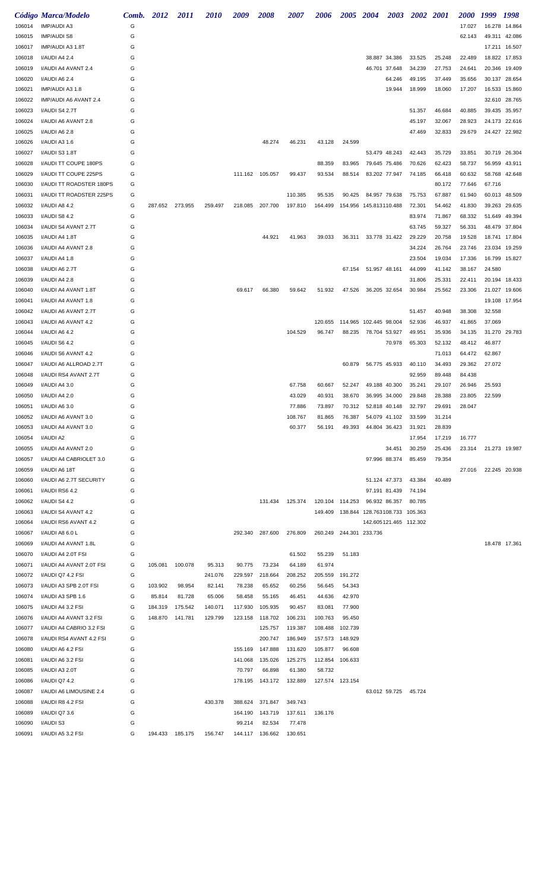| Código | Marca/Modelo | Comb. | 2012 | 2011 | 2010 | 2009 | 2008 | 2007 | 2006 | 2005 | 2004 | 2003 | 2002 | 2001 | 2000 | 1999 | 1998 |
|---|---|---|---|---|---|---|---|---|---|---|---|---|---|---|---|---|---|
| 106014 | IMP/AUDI A3 | G | | | | | | | | | | | | | 17.027 | 16.278 | 14.864 |
| 106015 | IMP/AUDI S8 | G | | | | | | | | | | | | | 62.143 | 49.311 | 42.086 |
| 106017 | IMP/AUDI A3 1.8T | G | | | | | | | | | | | | | | 17.211 | 16.507 |
| 106018 | I/AUDI A4 2.4 | G | | | | | | | | | 38.887 | 34.386 | 33.525 | 25.248 | 22.489 | 18.822 | 17.853 |
| 106019 | I/AUDI A4 AVANT 2.4 | G | | | | | | | | | 46.701 | 37.648 | 34.239 | 27.753 | 24.641 | 20.346 | 19.409 |
| 106020 | I/AUDI A6 2.4 | G | | | | | | | | | | 64.246 | 49.195 | 37.449 | 35.656 | 30.137 | 28.654 |
| 106021 | IMP/AUDI A3 1.8 | G | | | | | | | | | | 19.944 | 18.999 | 18.060 | 17.207 | 16.533 | 15.860 |
| 106022 | IMP/AUDI A6 AVANT 2.4 | G | | | | | | | | | | | | | | 32.610 | 28.765 |
| 106023 | I/AUDI S4 2.7T | G | | | | | | | | | | | 51.357 | 46.684 | 40.885 | 39.435 | 35.957 |
| 106024 | I/AUDI A6 AVANT 2.8 | G | | | | | | | | | | | 45.197 | 32.067 | 28.923 | 24.173 | 22.616 |
| 106025 | I/AUDI A6 2.8 | G | | | | | | | | | | | 47.469 | 32.833 | 29.679 | 24.427 | 22.982 |
| 106026 | I/AUDI A3 1.6 | G | | | | | 48.274 | 46.231 | 43.128 | 24.599 | | | | | | | |
| 106027 | I/AUDI S3 1.8T | G | | | | | | | | | 53.479 | 48.243 | 42.443 | 35.729 | 33.851 | 30.719 | 26.304 |
| 106028 | I/AUDI TT COUPE 180PS | G | | | | | | | 88.359 | 83.965 | 79.645 | 75.486 | 70.626 | 62.423 | 58.737 | 56.959 | 43.911 |
| 106029 | I/AUDI TT COUPE 225PS | G | | | | 111.162 | 105.057 | 99.437 | 93.534 | 88.514 | 83.202 | 77.947 | 74.185 | 66.418 | 60.632 | 58.768 | 42.648 |
| 106030 | I/AUDI TT ROADSTER 180PS | G | | | | | | | | | | | | 80.172 | 77.646 | 67.716 | |
| 106031 | I/AUDI TT ROADSTER 225PS | G | | | | | | 110.385 | 95.535 | 90.425 | 84.957 | 79.638 | 75.753 | 67.887 | 61.940 | 60.013 | 48.509 |
| 106032 | I/AUDI A8 4.2 | G | 287.652 | 273.955 | 259.497 | 218.085 | 207.700 | 197.810 | 164.499 | 154.956 | 145.813 | 110.488 | 72.301 | 54.462 | 41.830 | 39.263 | 29.635 |
| 106033 | I/AUDI S8 4.2 | G | | | | | | | | | | | 83.974 | 71.867 | 68.332 | 51.649 | 49.394 |
| 106034 | I/AUDI S4 AVANT 2.7T | G | | | | | | | | | | | 63.745 | 59.327 | 56.331 | 48.479 | 37.804 |
| 106035 | I/AUDI A4 1.8T | G | | | | | 44.921 | 41.963 | 39.033 | 36.311 | 33.778 | 31.422 | 29.229 | 20.758 | 19.528 | 18.741 | 17.804 |
| 106036 | I/AUDI A4 AVANT 2.8 | G | | | | | | | | | | | 34.224 | 26.764 | 23.746 | 23.034 | 19.259 |
| 106037 | I/AUDI A4 1.8 | G | | | | | | | | | | | 23.504 | 19.034 | 17.336 | 16.799 | 15.827 |
| 106038 | I/AUDI A6 2.7T | G | | | | | | | | 67.154 | 51.957 | 48.161 | 44.099 | 41.142 | 38.167 | 24.580 | |
| 106039 | I/AUDI A4 2.8 | G | | | | | | | | | | | 31.806 | 25.331 | 22.411 | 20.194 | 18.433 |
| 106040 | I/AUDI A4 AVANT 1.8T | G | | | | 69.617 | 66.380 | 59.642 | 51.932 | 47.526 | 36.205 | 32.654 | 30.984 | 25.562 | 23.306 | 21.027 | 19.606 |
| 106041 | I/AUDI A4 AVANT 1.8 | G | | | | | | | | | | | | | | 19.108 | 17.954 |
| 106042 | I/AUDI A6 AVANT 2.7T | G | | | | | | | | | | | 51.457 | 40.948 | 38.308 | 32.558 | |
| 106043 | I/AUDI A6 AVANT 4.2 | G | | | | | | | 120.655 | 114.965 | 102.445 | 98.004 | 52.936 | 46.937 | 41.865 | 37.069 | |
| 106044 | I/AUDI A6 4.2 | G | | | | | | 104.529 | 96.747 | 88.235 | 78.704 | 53.927 | 49.951 | 35.936 | 34.135 | 31.270 | 29.783 |
| 106045 | I/AUDI S6 4.2 | G | | | | | | | | | | 70.978 | 65.303 | 52.132 | 48.412 | 46.877 | |
| 106046 | I/AUDI S6 AVANT 4.2 | G | | | | | | | | | | | | 71.013 | 64.472 | 62.867 | |
| 106047 | I/AUDI A6 ALLROAD 2.7T | G | | | | | | | | 60.879 | 56.775 | 45.933 | 40.110 | 34.493 | 29.362 | 27.072 | |
| 106048 | I/AUDI RS4 AVANT 2.7T | G | | | | | | | | | | | 92.959 | 89.448 | 84.438 | | |
| 106049 | I/AUDI A4 3.0 | G | | | | | | 67.758 | 60.667 | 52.247 | 49.188 | 40.300 | 35.241 | 29.107 | 26.946 | 25.593 | |
| 106050 | I/AUDI A4 2.0 | G | | | | | | 43.029 | 40.931 | 38.670 | 36.995 | 34.000 | 29.848 | 28.388 | 23.805 | 22.599 | |
| 106051 | I/AUDI A6 3.0 | G | | | | | | 77.886 | 73.897 | 70.312 | 52.818 | 40.148 | 32.797 | 29.691 | 28.047 | | |
| 106052 | I/AUDI A6 AVANT 3.0 | G | | | | | | 108.767 | 81.865 | 76.387 | 54.079 | 41.102 | 33.599 | 31.214 | | | |
| 106053 | I/AUDI A4 AVANT 3.0 | G | | | | | | 60.377 | 56.191 | 49.393 | 44.804 | 36.423 | 31.921 | 28.839 | | | |
| 106054 | I/AUDI A2 | G | | | | | | | | | | | 17.954 | 17.219 | 16.777 | | |
| 106055 | I/AUDI A4 AVANT 2.0 | G | | | | | | | | | | 34.451 | 30.259 | 25.436 | 23.314 | 21.273 | 19.987 |
| 106057 | I/AUDI A4 CABRIOLET 3.0 | G | | | | | | | | | 97.996 | 88.374 | 85.459 | 79.354 | | | |
| 106059 | I/AUDI A6 18T | G | | | | | | | | | | | | | 27.016 | 22.245 | 20.938 |
| 106060 | I/AUDI A6 2.7T SECURITY | G | | | | | | | | | 51.124 | 47.373 | 43.384 | 40.489 | | | |
| 106061 | I/AUDI RS6 4.2 | G | | | | | | | | | 97.191 | 81.439 | 74.194 | | | | |
| 106062 | I/AUDI S4 4.2 | G | | | | | 131.434 | 125.374 | 120.104 | 114.253 | 96.932 | 86.357 | 80.785 | | | | |
| 106063 | I/AUDI S4 AVANT 4.2 | G | | | | | | | 149.409 | 138.844 | 128.763 | 108.733 | 105.363 | | | | |
| 106064 | I/AUDI RS6 AVANT 4.2 | G | | | | | | | | | 142.605 | 121.465 | 112.302 | | | | |
| 106067 | I/AUDI A8 6.0 L | G | | | | 292.340 | 287.600 | 276.809 | 260.249 | 244.301 | 233.736 | | | | | | |
| 106069 | I/AUDI A4 AVANT 1.8L | G | | | | | | | | | | | | | | 18.478 | 17.361 |
| 106070 | I/AUDI A4 2.0T FSI | G | | | | | | 61.502 | 55.239 | 51.183 | | | | | | | |
| 106071 | I/AUDI A4 AVANT 2.0T FSI | G | 105.081 | 100.078 | 95.313 | 90.775 | 73.234 | 64.189 | 61.974 | | | | | | | | |
| 106072 | I/AUDI Q7 4.2 FSI | G | | | 241.076 | 229.597 | 218.664 | 208.252 | 205.559 | 191.272 | | | | | | | |
| 106073 | I/AUDI A3 SPB 2.0T FSI | G | 103.902 | 98.954 | 82.141 | 78.238 | 65.652 | 60.256 | 56.645 | 54.343 | | | | | | | |
| 106074 | I/AUDI A3 SPB 1.6 | G | 85.814 | 81.728 | 65.006 | 58.458 | 55.165 | 46.451 | 44.636 | 42.970 | | | | | | | |
| 106075 | I/AUDI A4 3.2 FSI | G | 184.319 | 175.542 | 140.071 | 117.930 | 105.935 | 90.457 | 83.081 | 77.900 | | | | | | | |
| 106076 | I/AUDI A4 AVANT 3.2 FSI | G | 148.870 | 141.781 | 129.799 | 123.158 | 118.702 | 106.231 | 100.763 | 95.450 | | | | | | | |
| 106077 | I/AUDI A4 CABRIO 3.2 FSI | G | | | | | 125.757 | 119.387 | 108.488 | 102.739 | | | | | | | |
| 106078 | I/AUDI RS4 AVANT 4.2 FSI | G | | | | | 200.747 | 186.949 | 157.573 | 148.929 | | | | | | | |
| 106080 | I/AUDI A6 4.2 FSI | G | | | | 155.169 | 147.888 | 131.620 | 105.877 | 96.608 | | | | | | | |
| 106081 | I/AUDI A6 3.2 FSI | G | | | | 141.068 | 135.026 | 125.275 | 112.854 | 106.633 | | | | | | | |
| 106085 | I/AUDI A3 2.0T | G | | | | 70.797 | 66.898 | 61.380 | 58.732 | | | | | | | | |
| 106086 | I/AUDI Q7 4.2 | G | | | | 178.195 | 143.172 | 132.889 | 127.574 | 123.154 | | | | | | | |
| 106087 | I/AUDI A6 LIMOUSINE 2.4 | G | | | | | | | | | 63.012 | 59.725 | 45.724 | | | | |
| 106088 | I/AUDI R8 4.2 FSI | G | | | 430.378 | 388.624 | 371.847 | 349.743 | | | | | | | | | |
| 106089 | I/AUDI Q7 3.6 | G | | | | 164.190 | 143.719 | 137.611 | 136.176 | | | | | | | | |
| 106090 | I/AUDI S3 | G | | | | 99.214 | 82.534 | 77.478 | | | | | | | | | |
| 106091 | I/AUDI A5 3.2 FSI | G | 194.433 | 185.175 | 156.747 | 144.117 | 136.662 | 130.651 | | | | | | | | | |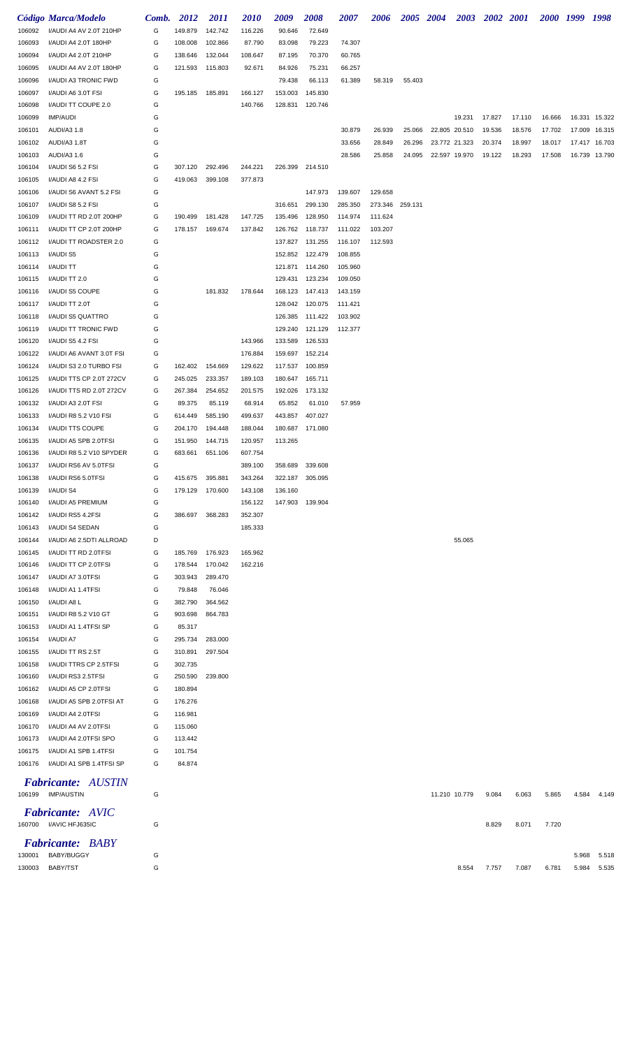| Código | Marca/Modelo | Comb. | 2012 | 2011 | 2010 | 2009 | 2008 | 2007 | 2006 | 2005 | 2004 | 2003 | 2002 | 2001 | 2000 | 1999 | 1998 |
|---|---|---|---|---|---|---|---|---|---|---|---|---|---|---|---|---|---|
| 106092 | I/AUDI A4 AV 2.0T 210HP | G | 149.879 | 142.742 | 116.226 | 90.646 | 72.649 | | | | | | | | | | |
| 106093 | I/AUDI A4 2.0T 180HP | G | 108.008 | 102.866 | 87.790 | 83.098 | 79.223 | 74.307 | | | | | | | | | |
| 106094 | I/AUDI A4 2.0T 210HP | G | 138.646 | 132.044 | 108.647 | 87.195 | 70.370 | 60.765 | | | | | | | | | |
| 106095 | I/AUDI A4 AV 2.0T 180HP | G | 121.593 | 115.803 | 92.671 | 84.926 | 75.231 | 66.257 | | | | | | | | | |
| 106096 | I/AUDI A3 TRONIC FWD | G | | | | 79.438 | 66.113 | 61.389 | 58.319 | 55.403 | | | | | | | |
| 106097 | I/AUDI A6 3.0T FSI | G | 195.185 | 185.891 | 166.127 | 153.003 | 145.830 | | | | | | | | | | |
| 106098 | I/AUDI TT COUPE 2.0 | G | | | 140.766 | 128.831 | 120.746 | | | | | | | | | | |
| 106099 | IMP/AUDI | G | | | | | | | | | | 19.231 | 17.827 | 17.110 | 16.666 | 16.331 | 15.322 |
| 106101 | AUDI/A3 1.8 | G | | | | | | 30.879 | 26.939 | 25.066 | 22.805 | 20.510 | 19.536 | 18.576 | 17.702 | 17.009 | 16.315 |
| 106102 | AUDI/A3 1.8T | G | | | | | | 33.656 | 28.849 | 26.296 | 23.772 | 21.323 | 20.374 | 18.997 | 18.017 | 17.417 | 16.703 |
| 106103 | AUDI/A3 1.6 | G | | | | | | 28.586 | 25.858 | 24.095 | 22.597 | 19.970 | 19.122 | 18.293 | 17.508 | 16.739 | 13.790 |
| 106104 | I/AUDI S6 5.2 FSI | G | 307.120 | 292.496 | 244.221 | 226.399 | 214.510 | | | | | | | | | | |
| 106105 | I/AUDI A8 4.2 FSI | G | 419.063 | 399.108 | 377.873 | | | | | | | | | | | | |
| 106106 | I/AUDI S6 AVANT 5.2 FSI | G | | | | | 147.973 | 139.607 | 129.658 | | | | | | | | |
| 106107 | I/AUDI S8 5.2 FSI | G | | | | 316.651 | 299.130 | 285.350 | 273.346 | 259.131 | | | | | | | |
| 106109 | I/AUDI TT RD 2.0T 200HP | G | 190.499 | 181.428 | 147.725 | 135.496 | 128.950 | 114.974 | 111.624 | | | | | | | | |
| 106111 | I/AUDI TT CP 2.0T 200HP | G | 178.157 | 169.674 | 137.842 | 126.762 | 118.737 | 111.022 | 103.207 | | | | | | | | |
| 106112 | I/AUDI TT ROADSTER 2.0 | G | | | | 137.827 | 131.255 | 116.107 | 112.593 | | | | | | | | |
| 106113 | I/AUDI S5 | G | | | | 152.852 | 122.479 | 108.855 | | | | | | | | | |
| 106114 | I/AUDI TT | G | | | | 121.871 | 114.260 | 105.960 | | | | | | | | | |
| 106115 | I/AUDI TT 2.0 | G | | | | 129.431 | 123.234 | 109.050 | | | | | | | | | |
| 106116 | I/AUDI S5 COUPE | G | | 181.832 | 178.644 | 168.123 | 147.413 | 143.159 | | | | | | | | | |
| 106117 | I/AUDI TT 2.0T | G | | | | 128.042 | 120.075 | 111.421 | | | | | | | | | |
| 106118 | I/AUDI S5 QUATTRO | G | | | | 126.385 | 111.422 | 103.902 | | | | | | | | | |
| 106119 | I/AUDI TT TRONIC FWD | G | | | | 129.240 | 121.129 | 112.377 | | | | | | | | | |
| 106120 | I/AUDI S5 4.2 FSI | G | | | 143.966 | 133.589 | 126.533 | | | | | | | | | | |
| 106122 | I/AUDI A6 AVANT 3.0T FSI | G | | | 176.884 | 159.697 | 152.214 | | | | | | | | | | |
| 106124 | I/AUDI S3 2.0 TURBO FSI | G | 162.402 | 154.669 | 129.622 | 117.537 | 100.859 | | | | | | | | | | |
| 106125 | I/AUDI TTS CP 2.0T 272CV | G | 245.025 | 233.357 | 189.103 | 180.647 | 165.711 | | | | | | | | | | |
| 106126 | I/AUDI TTS RD 2.0T 272CV | G | 267.384 | 254.652 | 201.575 | 192.026 | 173.132 | | | | | | | | | | |
| 106132 | I/AUDI A3 2.0T FSI | G | 89.375 | 85.119 | 68.914 | 65.852 | 61.010 | 57.959 | | | | | | | | | |
| 106133 | I/AUDI R8 5.2 V10 FSI | G | 614.449 | 585.190 | 499.637 | 443.857 | 407.027 | | | | | | | | | | |
| 106134 | I/AUDI TTS COUPE | G | 204.170 | 194.448 | 188.044 | 180.687 | 171.080 | | | | | | | | | | |
| 106135 | I/AUDI A5 SPB 2.0TFSI | G | 151.950 | 144.715 | 120.957 | 113.265 | | | | | | | | | | | |
| 106136 | I/AUDI R8 5.2 V10 SPYDER | G | 683.661 | 651.106 | 607.754 | | | | | | | | | | | | |
| 106137 | I/AUDI RS6 AV 5.0TFSI | G | | | 389.100 | 358.689 | 339.608 | | | | | | | | | | |
| 106138 | I/AUDI RS6 5.0TFSI | G | 415.675 | 395.881 | 343.264 | 322.187 | 305.095 | | | | | | | | | | |
| 106139 | I/AUDI S4 | G | 179.129 | 170.600 | 143.108 | 136.160 | | | | | | | | | | | |
| 106140 | I/AUDI A5 PREMIUM | G | | | 156.122 | 147.903 | 139.904 | | | | | | | | | | |
| 106142 | I/AUDI RS5 4.2FSI | G | 386.697 | 368.283 | 352.307 | | | | | | | | | | | | |
| 106143 | I/AUDI S4 SEDAN | G | | | 185.333 | | | | | | | | | | | | |
| 106144 | I/AUDI A6 2.5DTI ALLROAD | D | | | | | | | | | | 55.065 | | | | | |
| 106145 | I/AUDI TT RD 2.0TFSI | G | 185.769 | 176.923 | 165.962 | | | | | | | | | | | | |
| 106146 | I/AUDI TT CP 2.0TFSI | G | 178.544 | 170.042 | 162.216 | | | | | | | | | | | | |
| 106147 | I/AUDI A7 3.0TFSI | G | 303.943 | 289.470 | | | | | | | | | | | | | |
| 106148 | I/AUDI A1 1.4TFSI | G | 79.848 | 76.046 | | | | | | | | | | | | | |
| 106150 | I/AUDI A8 L | G | 382.790 | 364.562 | | | | | | | | | | | | | |
| 106151 | I/AUDI R8 5.2 V10 GT | G | 903.698 | 864.783 | | | | | | | | | | | | | |
| 106153 | I/AUDI A1 1.4TFSI SP | G | 85.317 | | | | | | | | | | | | | | |
| 106154 | I/AUDI A7 | G | 295.734 | 283.000 | | | | | | | | | | | | | |
| 106155 | I/AUDI TT RS 2.5T | G | 310.891 | 297.504 | | | | | | | | | | | | | |
| 106158 | I/AUDI TTRS CP 2.5TFSI | G | 302.735 | | | | | | | | | | | | | | |
| 106160 | I/AUDI RS3 2.5TFSI | G | 250.590 | 239.800 | | | | | | | | | | | | | |
| 106162 | I/AUDI A5 CP 2.0TFSI | G | 180.894 | | | | | | | | | | | | | | |
| 106168 | I/AUDI A5 SPB 2.0TFSI AT | G | 176.276 | | | | | | | | | | | | | | |
| 106169 | I/AUDI A4 2.0TFSI | G | 116.981 | | | | | | | | | | | | | | |
| 106170 | I/AUDI A4 AV 2.0TFSI | G | 115.060 | | | | | | | | | | | | | | |
| 106173 | I/AUDI A4 2.0TFSI SPO | G | 113.442 | | | | | | | | | | | | | | |
| 106175 | I/AUDI A1 SPB 1.4TFSI | G | 101.754 | | | | | | | | | | | | | | |
| 106176 | I/AUDI A1 SPB 1.4TFSI SP | G | 84.874 | | | | | | | | | | | | | | |

## *Fabricante: AUSTIN*

| | | | | | | | | | | | | | | | | | |
|---|---|---|---|---|---|---|---|---|---|---|---|---|---|---|---|---|---|
| 106199 | IMP/AUSTIN | G | | | | | | | | | 11.210 | 10.779 | 9.084 | 6.063 | 5.865 | 4.584 | 4.149 |

## *Fabricante: AVIC*

| | | | | | | | | | | | | | | | | | |
|---|---|---|---|---|---|---|---|---|---|---|---|---|---|---|---|---|---|
| 160700 | I/AVIC HFJ635IC | G | | | | | | | | | | | 8.829 | 8.071 | 7.720 | | |

## *Fabricante: BABY*

| | | | | | | | | | | | | | | | | | |
|---|---|---|---|---|---|---|---|---|---|---|---|---|---|---|---|---|---|
| 130001 | BABY/BUGGY | G | | | | | | | | | | | | | | 5.968 | 5.518 |
| 130003 | BABY/TST | G | | | | | | | | | | 8.554 | 7.757 | 7.087 | 6.781 | 5.984 | 5.535 |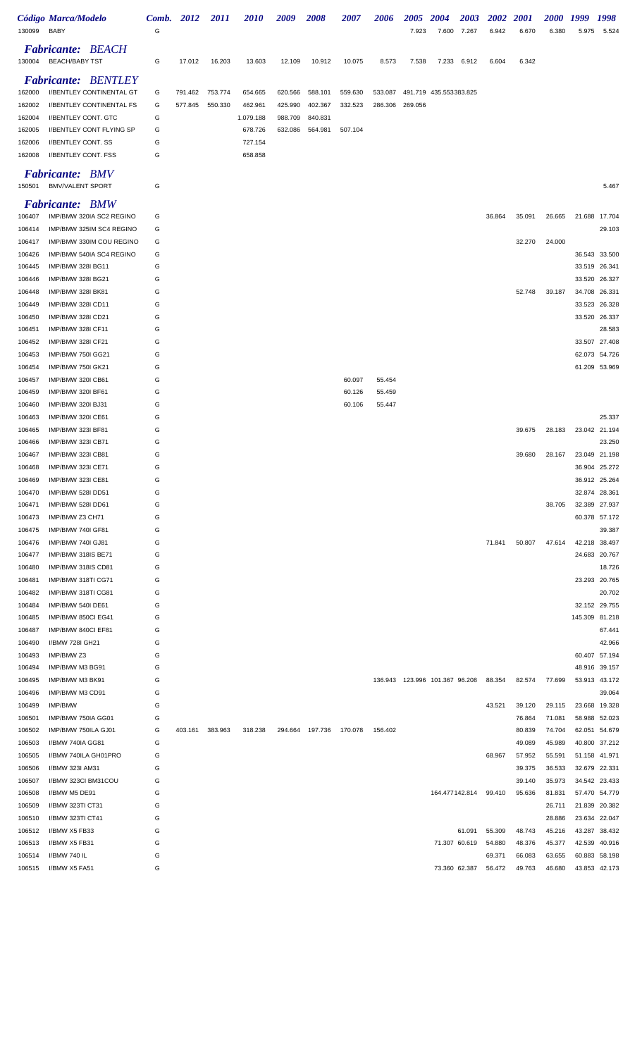| Código | Marca/Modelo | Comb. | 2012 | 2011 | 2010 | 2009 | 2008 | 2007 | 2006 | 2005 | 2004 | 2003 | 2002 | 2001 | 2000 | 1999 | 1998 |
|---|---|---|---|---|---|---|---|---|---|---|---|---|---|---|---|---|---|
| 130099 | BABY | G | | | | | | | | 7.923 | 7.600 | 7.267 | 6.942 | 6.670 | 6.380 | 5.975 | 5.524 |

*Fabricante: BEACH*

| Código | Marca/Modelo | Comb. | 2012 | 2011 | 2010 | 2009 | 2008 | 2007 | 2006 | 2005 | 2004 | 2003 | 2002 | 2001 | 2000 | 1999 | 1998 |
|---|---|---|---|---|---|---|---|---|---|---|---|---|---|---|---|---|---|
| 130004 | BEACH/BABY TST | G | 17.012 | 16.203 | 13.603 | 12.109 | 10.912 | 10.075 | 8.573 | 7.538 | 7.233 | 6.912 | 6.604 | 6.342 | | | |

*Fabricante: BENTLEY*

| Código | Marca/Modelo | Comb. | 2012 | 2011 | 2010 | 2009 | 2008 | 2007 | 2006 | 2005 | 2004 | 2003 | 2002 | 2001 | 2000 | 1999 | 1998 |
|---|---|---|---|---|---|---|---|---|---|---|---|---|---|---|---|---|---|
| 162000 | I/BENTLEY CONTINENTAL GT | G | 791.462 | 753.774 | 654.665 | 620.566 | 588.101 | 559.630 | 533.087 | 491.719 | 435.553 | 383.825 | | | | | |
| 162002 | I/BENTLEY CONTINENTAL FS | G | 577.845 | 550.330 | 462.961 | 425.990 | 402.367 | 332.523 | 286.306 | 269.056 | | | | | | | |
| 162004 | I/BENTLEY CONT. GTC | G | | | 1.079.188 | 988.709 | 840.831 | | | | | | | | | | |
| 162005 | I/BENTLEY CONT FLYING SP | G | | | 678.726 | 632.086 | 564.981 | 507.104 | | | | | | | | | |
| 162006 | I/BENTLEY CONT. SS | G | | | 727.154 | | | | | | | | | | | | |
| 162008 | I/BENTLEY CONT. FSS | G | | | 658.858 | | | | | | | | | | | | |

*Fabricante: BMV*

| Código | Marca/Modelo | Comb. | 2012 | 2011 | 2010 | 2009 | 2008 | 2007 | 2006 | 2005 | 2004 | 2003 | 2002 | 2001 | 2000 | 1999 | 1998 |
|---|---|---|---|---|---|---|---|---|---|---|---|---|---|---|---|---|---|
| 150501 | BMV/VALENT SPORT | G | | | | | | | | | | | | | | | 5.467 |

*Fabricante: BMW*

| Código | Marca/Modelo | Comb. | 2012 | 2011 | 2010 | 2009 | 2008 | 2007 | 2006 | 2005 | 2004 | 2003 | 2002 | 2001 | 2000 | 1999 | 1998 |
|---|---|---|---|---|---|---|---|---|---|---|---|---|---|---|---|---|---|
| 106407 | IMP/BMW 320IA SC2 REGINO | G | | | | | | | | | | | 36.864 | 35.091 | 26.665 | 21.688 | 17.704 |
| 106414 | IMP/BMW 325IM SC4 REGINO | G | | | | | | | | | | | | | | | 29.103 |
| 106417 | IMP/BMW 330IM COU REGINO | G | | | | | | | | | | | | 32.270 | 24.000 | | |
| 106426 | IMP/BMW 540IA SC4 REGINO | G | | | | | | | | | | | | | | 36.543 | 33.500 |
| 106445 | IMP/BMW 328I BG11 | G | | | | | | | | | | | | | | 33.519 | 26.341 |
| 106446 | IMP/BMW 328I BG21 | G | | | | | | | | | | | | | | 33.520 | 26.327 |
| 106448 | IMP/BMW 328I BK81 | G | | | | | | | | | | | | 52.748 | 39.187 | 34.708 | 26.331 |
| 106449 | IMP/BMW 328I CD11 | G | | | | | | | | | | | | | | 33.523 | 26.328 |
| 106450 | IMP/BMW 328I CD21 | G | | | | | | | | | | | | | | 33.520 | 26.337 |
| 106451 | IMP/BMW 328I CF11 | G | | | | | | | | | | | | | | | 28.583 |
| 106452 | IMP/BMW 328I CF21 | G | | | | | | | | | | | | | | 33.507 | 27.408 |
| 106453 | IMP/BMW 750I GG21 | G | | | | | | | | | | | | | | 62.073 | 54.726 |
| 106454 | IMP/BMW 750I GK21 | G | | | | | | | | | | | | | | 61.209 | 53.969 |
| 106457 | IMP/BMW 320I CB61 | G | | | | | | 60.097 | 55.454 | | | | | | | | |
| 106459 | IMP/BMW 320I BF61 | G | | | | | | 60.126 | 55.459 | | | | | | | | |
| 106460 | IMP/BMW 320I BJ31 | G | | | | | | 60.106 | 55.447 | | | | | | | | |
| 106463 | IMP/BMW 320I CE61 | G | | | | | | | | | | | | | | | 25.337 |
| 106465 | IMP/BMW 323I BF81 | G | | | | | | | | | | | | 39.675 | 28.183 | 23.042 | 21.194 |
| 106466 | IMP/BMW 323I CB71 | G | | | | | | | | | | | | | | | 23.250 |
| 106467 | IMP/BMW 323I CB81 | G | | | | | | | | | | | | 39.680 | 28.167 | 23.049 | 21.198 |
| 106468 | IMP/BMW 323I CE71 | G | | | | | | | | | | | | | | 36.904 | 25.272 |
| 106469 | IMP/BMW 323I CE81 | G | | | | | | | | | | | | | | 36.912 | 25.264 |
| 106470 | IMP/BMW 528I DD51 | G | | | | | | | | | | | | | | 32.874 | 28.361 |
| 106471 | IMP/BMW 528I DD61 | G | | | | | | | | | | | | | 38.705 | 32.389 | 27.937 |
| 106473 | IMP/BMW Z3 CH71 | G | | | | | | | | | | | | | | 60.378 | 57.172 |
| 106475 | IMP/BMW 740I GF81 | G | | | | | | | | | | | | | | | 39.387 |
| 106476 | IMP/BMW 740I GJ81 | G | | | | | | | | | | | 71.841 | 50.807 | 47.614 | 42.218 | 38.497 |
| 106477 | IMP/BMW 318IS BE71 | G | | | | | | | | | | | | | | 24.683 | 20.767 |
| 106480 | IMP/BMW 318IS CD81 | G | | | | | | | | | | | | | | | 18.726 |
| 106481 | IMP/BMW 318TI CG71 | G | | | | | | | | | | | | | | 23.293 | 20.765 |
| 106482 | IMP/BMW 318TI CG81 | G | | | | | | | | | | | | | | | 20.702 |
| 106484 | IMP/BMW 540I DE61 | G | | | | | | | | | | | | | | 32.152 | 29.755 |
| 106485 | IMP/BMW 850CI EG41 | G | | | | | | | | | | | | | | 145.309 | 81.218 |
| 106487 | IMP/BMW 840CI EF81 | G | | | | | | | | | | | | | | | 67.441 |
| 106490 | I/BMW 728I GH21 | G | | | | | | | | | | | | | | | 42.966 |
| 106493 | IMP/BMW Z3 | G | | | | | | | | | | | | | | 60.407 | 57.194 |
| 106494 | IMP/BMW M3 BG91 | G | | | | | | | | | | | | | | 48.916 | 39.157 |
| 106495 | IMP/BMW M3 BK91 | G | | | | | | | 136.943 | 123.996 | 101.367 | 96.208 | 88.354 | 82.574 | 77.699 | 53.913 | 43.172 |
| 106496 | IMP/BMW M3 CD91 | G | | | | | | | | | | | | | | | 39.064 |
| 106499 | IMP/BMW | G | | | | | | | | | | | 43.521 | 39.120 | 29.115 | 23.668 | 19.328 |
| 106501 | IMP/BMW 750IA GG01 | G | | | | | | | | | | | | 76.864 | 71.081 | 58.988 | 52.023 |
| 106502 | IMP/BMW 750ILA GJ01 | G | 403.161 | 383.963 | 318.238 | 294.664 | 197.736 | 170.078 | 156.402 | | | | | 80.839 | 74.704 | 62.051 | 54.679 |
| 106503 | I/BMW 740IA GG81 | G | | | | | | | | | | | | 49.089 | 45.989 | 40.800 | 37.212 |
| 106505 | I/BMW 740ILA GH01PRO | G | | | | | | | | | | | 68.967 | 57.952 | 55.591 | 51.158 | 41.971 |
| 106506 | I/BMW 323I AM31 | G | | | | | | | | | | | | 39.375 | 36.533 | 32.679 | 22.331 |
| 106507 | I/BMW 323CI BM31COU | G | | | | | | | | | | | | 39.140 | 35.973 | 34.542 | 23.433 |
| 106508 | I/BMW M5 DE91 | G | | | | | | | | | 164.477 | 142.814 | 99.410 | 95.636 | 81.831 | 57.470 | 54.779 |
| 106509 | I/BMW 323TI CT31 | G | | | | | | | | | | | | | 26.711 | 21.839 | 20.382 |
| 106510 | I/BMW 323TI CT41 | G | | | | | | | | | | | | | 28.886 | 23.634 | 22.047 |
| 106512 | I/BMW X5 FB33 | G | | | | | | | | | | 61.091 | 55.309 | 48.743 | 45.216 | 43.287 | 38.432 |
| 106513 | I/BMW X5 FB31 | G | | | | | | | | | 71.307 | 60.619 | 54.880 | 48.376 | 45.377 | 42.539 | 40.916 |
| 106514 | I/BMW 740 IL | G | | | | | | | | | | | 69.371 | 66.083 | 63.655 | 60.883 | 58.198 |
| 106515 | I/BMW X5 FA51 | G | | | | | | | | | 73.360 | 62.387 | 56.472 | 49.763 | 46.680 | 43.853 | 42.173 |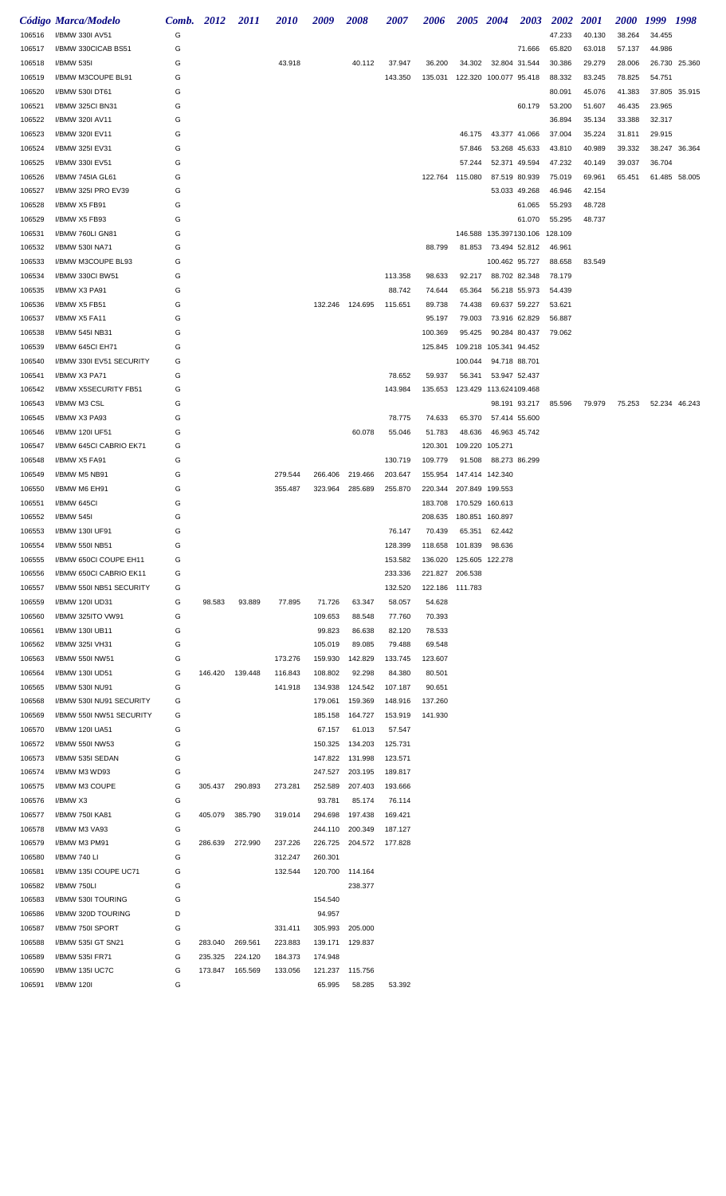| Código | Marca/Modelo | Comb. | 2012 | 2011 | 2010 | 2009 | 2008 | 2007 | 2006 | 2005 | 2004 | 2003 | 2002 | 2001 | 2000 | 1999 | 1998 |
|---|---|---|---|---|---|---|---|---|---|---|---|---|---|---|---|---|---|
| 106516 | I/BMW 330I AV51 | G | | | | | | | | | | | 47.233 | 40.130 | 38.264 | 34.455 | |
| 106517 | I/BMW 330CICAB BS51 | G | | | | | | | | | | 71.666 | 65.820 | 63.018 | 57.137 | 44.986 | |
| 106518 | I/BMW 535I | G | | | 43.918 | | 40.112 | 37.947 | 36.200 | 34.302 | 32.804 | 31.544 | 30.386 | 29.279 | 28.006 | 26.730 | 25.360 |
| 106519 | I/BMW M3COUPE BL91 | G | | | | | | 143.350 | 135.031 | 122.320 | 100.077 | 95.418 | 88.332 | 83.245 | 78.825 | 54.751 | |
| 106520 | I/BMW 530I DT61 | G | | | | | | | | | | | 80.091 | 45.076 | 41.383 | 37.805 | 35.915 |
| 106521 | I/BMW 325CI BN31 | G | | | | | | | | | | 60.179 | 53.200 | 51.607 | 46.435 | 23.965 | |
| 106522 | I/BMW 320I AV11 | G | | | | | | | | | | | 36.894 | 35.134 | 33.388 | 32.317 | |
| 106523 | I/BMW 320I EV11 | G | | | | | | | | 46.175 | 43.377 | 41.066 | 37.004 | 35.224 | 31.811 | 29.915 | |
| 106524 | I/BMW 325I EV31 | G | | | | | | | | 57.846 | 53.268 | 45.633 | 43.810 | 40.989 | 39.332 | 38.247 | 36.364 |
| 106525 | I/BMW 330I EV51 | G | | | | | | | | 57.244 | 52.371 | 49.594 | 47.232 | 40.149 | 39.037 | 36.704 | |
| 106526 | I/BMW 745IA GL61 | G | | | | | | | 122.764 | 115.080 | 87.519 | 80.939 | 75.019 | 69.961 | 65.451 | 61.485 | 58.005 |
| 106527 | I/BMW 325I PRO EV39 | G | | | | | | | | | 53.033 | 49.268 | 46.946 | 42.154 | | | |
| 106528 | I/BMW X5 FB91 | G | | | | | | | | | | 61.065 | 55.293 | 48.728 | | | |
| 106529 | I/BMW X5 FB93 | G | | | | | | | | | | 61.070 | 55.295 | 48.737 | | | |
| 106531 | I/BMW 760LI GN81 | G | | | | | | | | 146.588 | 135.397 | 130.106 | 128.109 | | | | |
| 106532 | I/BMW 530I NA71 | G | | | | | | | 88.799 | 81.853 | 73.494 | 52.812 | 46.961 | | | | |
| 106533 | I/BMW M3COUPE BL93 | G | | | | | | | | | 100.462 | 95.727 | 88.658 | 83.549 | | | |
| 106534 | I/BMW 330CI BW51 | G | | | | | | 113.358 | 98.633 | 92.217 | 88.702 | 82.348 | 78.179 | | | | |
| 106535 | I/BMW X3 PA91 | G | | | | | | 88.742 | 74.644 | 65.364 | 56.218 | 55.973 | 54.439 | | | | |
| 106536 | I/BMW X5 FB51 | G | | | | 132.246 | 124.695 | 115.651 | 89.738 | 74.438 | 69.637 | 59.227 | 53.621 | | | | |
| 106537 | I/BMW X5 FA11 | G | | | | | | | 95.197 | 79.003 | 73.916 | 62.829 | 56.887 | | | | |
| 106538 | I/BMW 545I NB31 | G | | | | | | | 100.369 | 95.425 | 90.284 | 80.437 | 79.062 | | | | |
| 106539 | I/BMW 645CI EH71 | G | | | | | | | 125.845 | 109.218 | 105.341 | 94.452 | | | | | |
| 106540 | I/BMW 330I EV51 SECURITY | G | | | | | | | | 100.044 | 94.718 | 88.701 | | | | | |
| 106541 | I/BMW X3 PA71 | G | | | | | | 78.652 | 59.937 | 56.341 | 53.947 | 52.437 | | | | | |
| 106542 | I/BMW X5SECURITY FB51 | G | | | | | | 143.984 | 135.653 | 123.429 | 113.624 | 109.468 | | | | | |
| 106543 | I/BMW M3 CSL | G | | | | | | | | | 98.191 | 93.217 | 85.596 | 79.979 | 75.253 | 52.234 | 46.243 |
| 106545 | I/BMW X3 PA93 | G | | | | | | 78.775 | 74.633 | 65.370 | 57.414 | 55.600 | | | | | |
| 106546 | I/BMW 120I UF51 | G | | | | | 60.078 | 55.046 | 51.783 | 48.636 | 46.963 | 45.742 | | | | | |
| 106547 | I/BMW 645CI CABRIO EK71 | G | | | | | | | 120.301 | 109.220 | 105.271 | | | | | | |
| 106548 | I/BMW X5 FA91 | G | | | | | | 130.719 | 109.779 | 91.508 | 88.273 | 86.299 | | | | | |
| 106549 | I/BMW M5 NB91 | G | | | 279.544 | 266.406 | 219.466 | 203.647 | 155.954 | 147.414 | 142.340 | | | | | | |
| 106550 | I/BMW M6 EH91 | G | | | 355.487 | 323.964 | 285.689 | 255.870 | 220.344 | 207.849 | 199.553 | | | | | | |
| 106551 | I/BMW 645CI | G | | | | | | | 183.708 | 170.529 | 160.613 | | | | | | |
| 106552 | I/BMW 545I | G | | | | | | | 208.635 | 180.851 | 160.897 | | | | | | |
| 106553 | I/BMW 130I UF91 | G | | | | | | 76.147 | 70.439 | 65.351 | 62.442 | | | | | | |
| 106554 | I/BMW 550I NB51 | G | | | | | | 128.399 | 118.658 | 101.839 | 98.636 | | | | | | |
| 106555 | I/BMW 650CI COUPE EH11 | G | | | | | | 153.582 | 136.020 | 125.605 | 122.278 | | | | | | |
| 106556 | I/BMW 650CI CABRIO EK11 | G | | | | | | 233.336 | 221.827 | 206.538 | | | | | | | |
| 106557 | I/BMW 550I NB51 SECURITY | G | | | | | | 132.520 | 122.186 | 111.783 | | | | | | | |
| 106559 | I/BMW 120I UD31 | G | 98.583 | 93.889 | 77.895 | 71.726 | 63.347 | 58.057 | 54.628 | | | | | | | | |
| 106560 | I/BMW 325ITO VW91 | G | | | | 109.653 | 88.548 | 77.760 | 70.393 | | | | | | | | |
| 106561 | I/BMW 130I UB11 | G | | | | 99.823 | 86.638 | 82.120 | 78.533 | | | | | | | | |
| 106562 | I/BMW 325I VH31 | G | | | | 105.019 | 89.085 | 79.488 | 69.548 | | | | | | | | |
| 106563 | I/BMW 550I NW51 | G | | | 173.276 | 159.930 | 142.829 | 133.745 | 123.607 | | | | | | | | |
| 106564 | I/BMW 130I UD51 | G | 146.420 | 139.448 | 116.843 | 108.802 | 92.298 | 84.380 | 80.501 | | | | | | | | |
| 106565 | I/BMW 530I NU91 | G | | | 141.918 | 134.938 | 124.542 | 107.187 | 90.651 | | | | | | | | |
| 106568 | I/BMW 530I NU91 SECURITY | G | | | | 179.061 | 159.369 | 148.916 | 137.260 | | | | | | | | |
| 106569 | I/BMW 550I NW51 SECURITY | G | | | | 185.158 | 164.727 | 153.919 | 141.930 | | | | | | | | |
| 106570 | I/BMW 120I UA51 | G | | | | 67.157 | 61.013 | 57.547 | | | | | | | | | |
| 106572 | I/BMW 550I NW53 | G | | | | 150.325 | 134.203 | 125.731 | | | | | | | | | |
| 106573 | I/BMW 535I SEDAN | G | | | | 147.822 | 131.998 | 123.571 | | | | | | | | | |
| 106574 | I/BMW M3 WD93 | G | | | | 247.527 | 203.195 | 189.817 | | | | | | | | | |
| 106575 | I/BMW M3 COUPE | G | 305.437 | 290.893 | 273.281 | 252.589 | 207.403 | 193.666 | | | | | | | | | |
| 106576 | I/BMW X3 | G | | | | 93.781 | 85.174 | 76.114 | | | | | | | | | |
| 106577 | I/BMW 750I KA81 | G | 405.079 | 385.790 | 319.014 | 294.698 | 197.438 | 169.421 | | | | | | | | | |
| 106578 | I/BMW M3 VA93 | G | | | | 244.110 | 200.349 | 187.127 | | | | | | | | | |
| 106579 | I/BMW M3 PM91 | G | 286.639 | 272.990 | 237.226 | 226.725 | 204.572 | 177.828 | | | | | | | | | |
| 106580 | I/BMW 740 LI | G | | | 312.247 | 260.301 | | | | | | | | | | | |
| 106581 | I/BMW 135I COUPE UC71 | G | | | 132.544 | 120.700 | 114.164 | | | | | | | | | | |
| 106582 | I/BMW 750LI | G | | | | | 238.377 | | | | | | | | | | |
| 106583 | I/BMW 530I TOURING | G | | | | 154.540 | | | | | | | | | | | |
| 106586 | I/BMW 320D TOURING | D | | | | 94.957 | | | | | | | | | | | |
| 106587 | I/BMW 750I SPORT | G | | | 331.411 | 305.993 | 205.000 | | | | | | | | | | |
| 106588 | I/BMW 535I GT SN21 | G | 283.040 | 269.561 | 223.883 | 139.171 | 129.837 | | | | | | | | | | |
| 106589 | I/BMW 535I FR71 | G | 235.325 | 224.120 | 184.373 | 174.948 | | | | | | | | | | | |
| 106590 | I/BMW 135I UC7C | G | 173.847 | 165.569 | 133.056 | 121.237 | 115.756 | | | | | | | | | | |
| 106591 | I/BMW 120I | G | | | | 65.995 | 58.285 | 53.392 | | | | | | | | | |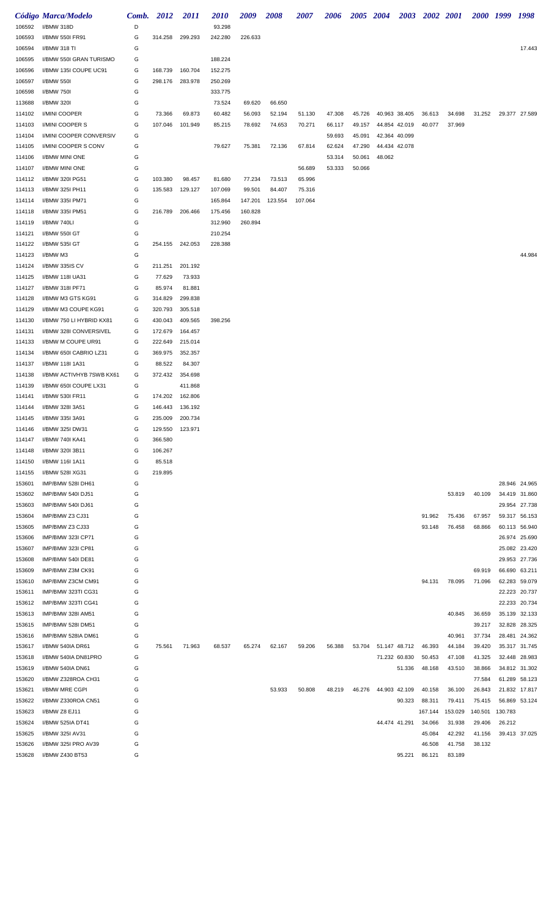| Código | Marca/Modelo | Comb. | 2012 | 2011 | 2010 | 2009 | 2008 | 2007 | 2006 | 2005 | 2004 | 2003 | 2002 | 2001 | 2000 | 1999 | 1998 |
|---|---|---|---|---|---|---|---|---|---|---|---|---|---|---|---|---|---|
| 106592 | I/BMW 318D | D | | | 93.298 | | | | | | | | | | | | |
| 106593 | I/BMW 550I FR91 | G | 314.258 | 299.293 | 242.280 | 226.633 | | | | | | | | | | | |
| 106594 | I/BMW 318 TI | G | | | | | | | | | | | | | | | 17.443 |
| 106595 | I/BMW 550I GRAN TURISMO | G | | | 188.224 | | | | | | | | | | | | |
| 106596 | I/BMW 135I COUPE UC91 | G | 168.739 | 160.704 | 152.275 | | | | | | | | | | | | |
| 106597 | I/BMW 550I | G | 298.176 | 283.978 | 250.269 | | | | | | | | | | | | |
| 106598 | I/BMW 750I | G | | | 333.775 | | | | | | | | | | | | |
| 113688 | I/BMW 320I | G | | | 73.524 | 69.620 | 66.650 | | | | | | | | | | |
| 114102 | I/MINI COOPER | G | 73.366 | 69.873 | 60.482 | 56.093 | 52.194 | 51.130 | 47.308 | 45.726 | 40.963 | 38.405 | 36.613 | 34.698 | 31.252 | 29.377 | 27.589 |
| 114103 | I/MINI COOPER S | G | 107.046 | 101.949 | 85.215 | 78.692 | 74.653 | 70.271 | 66.117 | 49.157 | 44.854 | 42.019 | 40.077 | 37.969 | | | |
| 114104 | I/MINI COOPER CONVERSIV | G | | | | | | | 59.693 | 45.091 | 42.364 | 40.099 | | | | | |
| 114105 | I/MINI COOPER S CONV | G | | | 79.627 | 75.381 | 72.136 | 67.814 | 62.624 | 47.290 | 44.434 | 42.078 | | | | | |
| 114106 | I/BMW MINI ONE | G | | | | | | | 53.314 | 50.061 | 48.062 | | | | | | |
| 114107 | I/BMW MINI ONE | G | | | | | | 56.689 | 53.333 | 50.066 | | | | | | | |
| 114112 | I/BMW 320I PG51 | G | 103.380 | 98.457 | 81.680 | 77.234 | 73.513 | 65.996 | | | | | | | | | |
| 114113 | I/BMW 325I PH11 | G | 135.583 | 129.127 | 107.069 | 99.501 | 84.407 | 75.316 | | | | | | | | | |
| 114114 | I/BMW 335I PM71 | G | | | 165.864 | 147.201 | 123.554 | 107.064 | | | | | | | | | |
| 114118 | I/BMW 335I PM51 | G | 216.789 | 206.466 | 175.456 | 160.828 | | | | | | | | | | | |
| 114119 | I/BMW 740LI | G | | | 312.960 | 260.894 | | | | | | | | | | | |
| 114121 | I/BMW 550I GT | G | | | 210.254 | | | | | | | | | | | | |
| 114122 | I/BMW 535I GT | G | 254.155 | 242.053 | 228.388 | | | | | | | | | | | | |
| 114123 | I/BMW M3 | G | | | | | | | | | | | | | | | 44.984 |
| 114124 | I/BMW 335IS CV | G | 211.251 | 201.192 | | | | | | | | | | | | | |
| 114125 | I/BMW 118I UA31 | G | 77.629 | 73.933 | | | | | | | | | | | | | |
| 114127 | I/BMW 318I PF71 | G | 85.974 | 81.881 | | | | | | | | | | | | | |
| 114128 | I/BMW M3 GTS KG91 | G | 314.829 | 299.838 | | | | | | | | | | | | | |
| 114129 | I/BMW M3 COUPE KG91 | G | 320.793 | 305.518 | | | | | | | | | | | | | |
| 114130 | I/BMW 750 LI HYBRID KX81 | G | 430.043 | 409.565 | 398.256 | | | | | | | | | | | | |
| 114131 | I/BMW 328I CONVERSIVEL | G | 172.679 | 164.457 | | | | | | | | | | | | | |
| 114133 | I/BMW M COUPE UR91 | G | 222.649 | 215.014 | | | | | | | | | | | | | |
| 114134 | I/BMW 650I CABRIO LZ31 | G | 369.975 | 352.357 | | | | | | | | | | | | | |
| 114137 | I/BMW 118I 1A31 | G | 88.522 | 84.307 | | | | | | | | | | | | | |
| 114138 | I/BMW ACTIVHYB 7SWB KX61 | G | 372.432 | 354.698 | | | | | | | | | | | | | |
| 114139 | I/BMW 650I COUPE LX31 | G | | 411.868 | | | | | | | | | | | | | |
| 114141 | I/BMW 530I FR11 | G | 174.202 | 162.806 | | | | | | | | | | | | | |
| 114144 | I/BMW 328I 3A51 | G | 146.443 | 136.192 | | | | | | | | | | | | | |
| 114145 | I/BMW 335I 3A91 | G | 235.009 | 200.734 | | | | | | | | | | | | | |
| 114146 | I/BMW 325I DW31 | G | 129.550 | 123.971 | | | | | | | | | | | | | |
| 114147 | I/BMW 740I KA41 | G | 366.580 | | | | | | | | | | | | | | |
| 114148 | I/BMW 320I 3B11 | G | 106.267 | | | | | | | | | | | | | | |
| 114150 | I/BMW 116I 1A11 | G | 85.518 | | | | | | | | | | | | | | |
| 114155 | I/BMW 528I XG31 | G | 219.895 | | | | | | | | | | | | | | |
| 153601 | IMP/BMW 528I DH61 | G | | | | | | | | | | | | | | 28.946 | 24.965 |
| 153602 | IMP/BMW 540I DJ51 | G | | | | | | | | | | | | 53.819 | 40.109 | 34.419 | 31.860 |
| 153603 | IMP/BMW 540I DJ61 | G | | | | | | | | | | | | | | 29.954 | 27.738 |
| 153604 | IMP/BMW Z3 CJ31 | G | | | | | | | | | | | 91.962 | 75.436 | 67.957 | 59.317 | 56.153 |
| 153605 | IMP/BMW Z3 CJ33 | G | | | | | | | | | | | 93.148 | 76.458 | 68.866 | 60.113 | 56.940 |
| 153606 | IMP/BMW 323I CP71 | G | | | | | | | | | | | | | | 26.974 | 25.690 |
| 153607 | IMP/BMW 323I CP81 | G | | | | | | | | | | | | | | 25.082 | 23.420 |
| 153608 | IMP/BMW 540I DE81 | G | | | | | | | | | | | | | | 29.953 | 27.736 |
| 153609 | IMP/BMW Z3M CK91 | G | | | | | | | | | | | | | 69.919 | 66.690 | 63.211 |
| 153610 | IMP/BMW Z3CM CM91 | G | | | | | | | | | | | 94.131 | 78.095 | 71.096 | 62.283 | 59.079 |
| 153611 | IMP/BMW 323TI CG31 | G | | | | | | | | | | | | | | 22.223 | 20.737 |
| 153612 | IMP/BMW 323TI CG41 | G | | | | | | | | | | | | | | 22.233 | 20.734 |
| 153613 | IMP/BMW 328I AM51 | G | | | | | | | | | | | | 40.845 | 36.659 | 35.139 | 32.133 |
| 153615 | IMP/BMW 528I DM51 | G | | | | | | | | | | | | | 39.217 | 32.828 | 28.325 |
| 153616 | IMP/BMW 528IA DM61 | G | | | | | | | | | | | | 40.961 | 37.734 | 28.481 | 24.362 |
| 153617 | I/BMW 540IA DR61 | G | 75.561 | 71.963 | 68.537 | 65.274 | 62.167 | 59.206 | 56.388 | 53.704 | 51.147 | 48.712 | 46.393 | 44.184 | 39.420 | 35.317 | 31.745 |
| 153618 | I/BMW 540IA DN81PRO | G | | | | | | | | | 71.232 | 60.830 | 50.453 | 47.108 | 41.325 | 32.448 | 28.983 |
| 153619 | I/BMW 540IA DN61 | G | | | | | | | | | | 51.336 | 48.168 | 43.510 | 38.866 | 34.812 | 31.302 |
| 153620 | I/BMW Z328ROA CH31 | G | | | | | | | | | | | | | 77.584 | 61.289 | 58.123 |
| 153621 | I/BMW MRE CGPI | G | | | | | 53.933 | 50.808 | 48.219 | 46.276 | 44.903 | 42.109 | 40.158 | 36.100 | 26.843 | 21.832 | 17.817 |
| 153622 | I/BMW Z330ROA CN51 | G | | | | | | | | | | 90.323 | 88.311 | 79.411 | 75.415 | 56.869 | 53.124 |
| 153623 | I/BMW Z8 EJ11 | G | | | | | | | | | | | 167.144 | 153.029 | 140.501 | 130.783 | |
| 153624 | I/BMW 525IA DT41 | G | | | | | | | | | 44.474 | 41.291 | 34.066 | 31.938 | 29.406 | 26.212 | |
| 153625 | I/BMW 325I AV31 | G | | | | | | | | | | | 45.084 | 42.292 | 41.156 | 39.413 | 37.025 |
| 153626 | I/BMW 325I PRO AV39 | G | | | | | | | | | | | 46.508 | 41.758 | 38.132 | | |
| 153628 | I/BMW Z430 BT53 | G | | | | | | | | | | 95.221 | 86.121 | 83.189 | | | |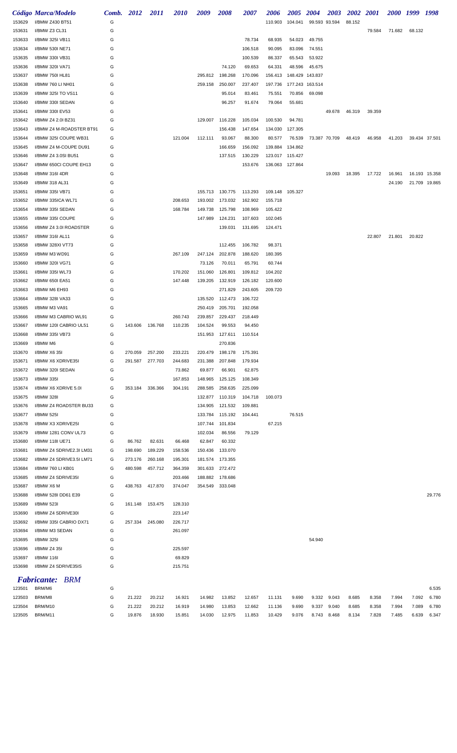| Código | Marca/Modelo | Comb. | 2012 | 2011 | 2010 | 2009 | 2008 | 2007 | 2006 | 2005 | 2004 | 2003 | 2002 | 2001 | 2000 | 1999 | 1998 |
|---|---|---|---|---|---|---|---|---|---|---|---|---|---|---|---|---|---|
| 153629 | I/BMW Z430 BT51 | G | | | | | | | 110.903 | 104.041 | 99.593 | 93.594 | 88.152 | | | | |
| 153631 | I/BMW Z3 CL31 | G | | | | | | | | | | | | 79.584 | 71.682 | 68.132 | |
| 153633 | I/BMW 325I VB11 | G | | | | | | 78.734 | 68.935 | 54.023 | 49.755 | | | | | | |
| 153634 | I/BMW 530I NE71 | G | | | | | | 106.518 | 90.095 | 83.096 | 74.551 | | | | | | |
| 153635 | I/BMW 330I VB31 | G | | | | | | 100.539 | 86.337 | 65.543 | 53.922 | | | | | | |
| 153636 | I/BMW 320I VA71 | G | | | | | 74.120 | 69.653 | 64.331 | 48.596 | 45.675 | | | | | | |
| 153637 | I/BMW 750I HL81 | G | | | | 295.812 | 198.268 | 170.096 | 156.413 | 148.429 | 143.837 | | | | | | |
| 153638 | I/BMW 760 LI NH01 | G | | | | 259.158 | 250.007 | 237.407 | 197.736 | 177.243 | 163.514 | | | | | | |
| 153639 | I/BMW 325I TO VS11 | G | | | | | 95.014 | 83.461 | 75.551 | 70.856 | 69.098 | | | | | | |
| 153640 | I/BMW 330I SEDAN | G | | | | | 96.257 | 91.674 | 79.064 | 55.681 | | | | | | | |
| 153641 | I/BMW 330I EV53 | G | | | | | | | | | | 49.678 | 46.319 | 39.359 | | | |
| 153642 | I/BMW Z4 2.0I BZ31 | G | | | | 129.007 | 116.228 | 105.034 | 100.530 | 94.781 | | | | | | | |
| 153643 | I/BMW Z4 M-ROADSTER BT91 | G | | | | | 156.438 | 147.654 | 134.030 | 127.305 | | | | | | | |
| 153644 | I/BMW 325I COUPE WB31 | G | | | 121.004 | 112.111 | 93.067 | 88.300 | 80.577 | 76.539 | 73.387 | 70.709 | 48.419 | 46.958 | 41.203 | 39.434 | 37.501 |
| 153645 | I/BMW Z4 M-COUPE DU91 | G | | | | | 166.659 | 156.092 | 139.884 | 134.862 | | | | | | | |
| 153646 | I/BMW Z4 3.0SI BU51 | G | | | | | 137.515 | 130.229 | 123.017 | 115.427 | | | | | | | |
| 153647 | I/BMW 650CI COUPE EH13 | G | | | | | | 153.676 | 136.063 | 127.864 | | | | | | | |
| 153648 | I/BMW 316I 4DR | G | | | | | | | | | | 19.093 | 18.395 | 17.722 | 16.961 | 16.193 | 15.358 |
| 153649 | I/BMW 318 AL31 | G | | | | | | | | | | | | | 24.190 | 21.709 | 19.865 |
| 153651 | I/BMW 335I VB71 | G | | | | 155.713 | 130.775 | 113.293 | 109.148 | 105.327 | | | | | | | |
| 153652 | I/BMW 335ICA WL71 | G | | | 208.653 | 193.002 | 173.032 | 162.902 | 155.718 | | | | | | | | |
| 153654 | I/BMW 335I SEDAN | G | | | 168.784 | 149.738 | 125.798 | 108.969 | 105.422 | | | | | | | | |
| 153655 | I/BMW 335I COUPE | G | | | | 147.989 | 124.231 | 107.603 | 102.045 | | | | | | | | |
| 153656 | I/BMW Z4 3.0I ROADSTER | G | | | | | 139.031 | 131.695 | 124.471 | | | | | | | | |
| 153657 | I/BMW 316I AL11 | G | | | | | | | | | | | | 22.807 | 21.801 | 20.822 | |
| 153658 | I/BMW 328XI VT73 | G | | | | | 112.455 | 106.782 | 98.371 | | | | | | | | |
| 153659 | I/BMW M3 WD91 | G | | | 267.109 | 247.124 | 202.878 | 188.620 | 180.395 | | | | | | | | |
| 153660 | I/BMW 320I VG71 | G | | | | 73.126 | 70.011 | 65.791 | 60.744 | | | | | | | | |
| 153661 | I/BMW 335I WL73 | G | | | 170.202 | 151.060 | 126.801 | 109.812 | 104.202 | | | | | | | | |
| 153662 | I/BMW 650I EA51 | G | | | 147.448 | 139.205 | 132.919 | 126.182 | 120.600 | | | | | | | | |
| 153663 | I/BMW M6 EH93 | G | | | | | 271.829 | 243.605 | 209.720 | | | | | | | | |
| 153664 | I/BMW 328I VA33 | G | | | | 135.520 | 112.473 | 106.722 | | | | | | | | | |
| 153665 | I/BMW M3 VA91 | G | | | | 250.419 | 205.701 | 192.058 | | | | | | | | | |
| 153666 | I/BMW M3 CABRIO WL91 | G | | | 260.743 | 239.857 | 229.437 | 218.449 | | | | | | | | | |
| 153667 | I/BMW 120I CABRIO UL51 | G | 143.606 | 136.768 | 110.235 | 104.524 | 99.553 | 94.450 | | | | | | | | | |
| 153668 | I/BMW 335I VB73 | G | | | | 151.953 | 127.611 | 110.514 | | | | | | | | | |
| 153669 | I/BMW M6 | G | | | | | 270.836 | | | | | | | | | | |
| 153670 | I/BMW X6 35I | G | 270.059 | 257.200 | 233.221 | 220.479 | 198.178 | 175.391 | | | | | | | | | |
| 153671 | I/BMW X6 XDRIVE35I | G | 291.587 | 277.703 | 244.683 | 231.388 | 207.848 | 179.934 | | | | | | | | | |
| 153672 | I/BMW 320I SEDAN | G | | | 73.862 | 69.877 | 66.901 | 62.875 | | | | | | | | | |
| 153673 | I/BMW 335I | G | | | 167.853 | 148.965 | 125.125 | 108.349 | | | | | | | | | |
| 153674 | I/BMW X6 XDRIVE 5.0I | G | 353.184 | 336.366 | 304.191 | 288.585 | 258.635 | 225.099 | | | | | | | | | |
| 153675 | I/BMW 328I | G | | | | 132.877 | 110.319 | 104.718 | 100.073 | | | | | | | | |
| 153676 | I/BMW Z4 ROADSTER BU33 | G | | | | 134.905 | 121.532 | 109.881 | | | | | | | | | |
| 153677 | I/BMW 525I | G | | | | 133.784 | 115.192 | 104.441 | | 76.515 | | | | | | | |
| 153678 | I/BMW X3 XDRIVE25I | G | | | | 107.744 | 101.834 | | 67.215 | | | | | | | | |
| 153679 | I/BMW 1281 CONV UL73 | G | | | | 102.034 | 86.556 | 79.129 | | | | | | | | | |
| 153680 | I/BMW 118I UE71 | G | 86.762 | 82.631 | 66.468 | 62.847 | 60.332 | | | | | | | | | | |
| 153681 | I/BMW Z4 SDRIVE2.3I LM31 | G | 198.690 | 189.229 | 158.536 | 150.436 | 133.070 | | | | | | | | | | |
| 153682 | I/BMW Z4 SDRIVE3.5I LM71 | G | 273.176 | 260.168 | 195.301 | 181.574 | 173.355 | | | | | | | | | | |
| 153684 | I/BMW 760 LI KB01 | G | 480.598 | 457.712 | 364.359 | 301.633 | 272.472 | | | | | | | | | | |
| 153685 | I/BMW Z4 SDRIVE35I | G | | | 203.466 | 188.882 | 178.686 | | | | | | | | | | |
| 153687 | I/BMW X6 M | G | 438.763 | 417.870 | 374.047 | 354.549 | 333.048 | | | | | | | | | | |
| 153688 | I/BMW 528I DD61 E39 | G | | | | | | | | | | | | | | | 29.776 |
| 153689 | I/BMW 523I | G | 161.148 | 153.475 | 128.310 | | | | | | | | | | | | |
| 153690 | I/BMW Z4 SDRIVE30I | G | | | 223.147 | | | | | | | | | | | | |
| 153692 | I/BMW 335I CABRIO DX71 | G | 257.334 | 245.080 | 226.717 | | | | | | | | | | | | |
| 153694 | I/BMW M3 SEDAN | G | | | 261.097 | | | | | | | | | | | | |
| 153695 | I/BMW 325I | G | | | | | | | | | 54.940 | | | | | | |
| 153696 | I/BMW Z4 35I | G | | | 225.597 | | | | | | | | | | | | |
| 153697 | I/BMW 116I | G | | | 69.829 | | | | | | | | | | | | |
| 153698 | I/BMW Z4 SDRIVE35IS | G | | | 215.751 | | | | | | | | | | | | |

### *Fabricante: BRM*

| Código | Marca/Modelo | Comb. | 2012 | 2011 | 2010 | 2009 | 2008 | 2007 | 2006 | 2005 | 2004 | 2003 | 2002 | 2001 | 2000 | 1999 | 1998 |
|---|---|---|---|---|---|---|---|---|---|---|---|---|---|---|---|---|---|
| 123501 | BRM/M6 | G | | | | | | | | | | | | | | | 6.535 |
| 123503 | BRM/M8 | G | 21.222 | 20.212 | 16.921 | 14.982 | 13.852 | 12.657 | 11.131 | 9.690 | 9.332 | 9.043 | 8.685 | 8.358 | 7.994 | 7.092 | 6.780 |
| 123504 | BRM/M10 | G | 21.222 | 20.212 | 16.919 | 14.980 | 13.853 | 12.662 | 11.136 | 9.690 | 9.337 | 9.040 | 8.685 | 8.358 | 7.994 | 7.089 | 6.780 |
| 123505 | BRM/M11 | G | 19.876 | 18.930 | 15.851 | 14.030 | 12.975 | 11.853 | 10.429 | 9.076 | 8.743 | 8.468 | 8.134 | 7.828 | 7.485 | 6.639 | 6.347 |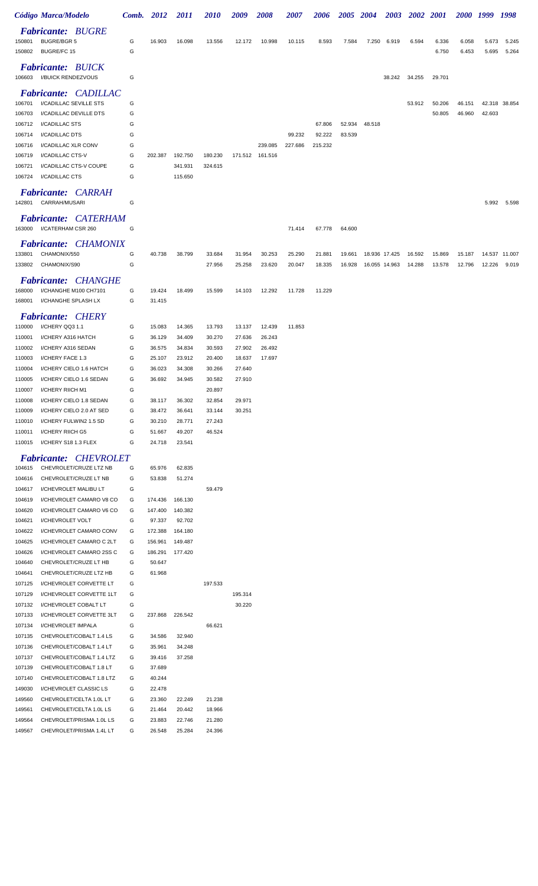| Código | Marca/Modelo | Comb. | 2012 | 2011 | 2010 | 2009 | 2008 | 2007 | 2006 | 2005 | 2004 | 2003 | 2002 | 2001 | 2000 | 1999 | 1998 |
|---|---|---|---|---|---|---|---|---|---|---|---|---|---|---|---|---|---|
| | ***Fabricante: BUGRE*** | | | | | | | | | | | | | | | | |
| 150801 | BUGRE/BGR 5 | G | 16.903 | 16.098 | 13.556 | 12.172 | 10.998 | 10.115 | 8.593 | 7.584 | 7.250 | 6.919 | 6.594 | 6.336 | 6.058 | 5.673 | 5.245 |
| 150802 | BUGRE/FC 15 | G | | | | | | | | | | | | 6.750 | 6.453 | 5.695 | 5.264 |
| | ***Fabricante: BUICK*** | | | | | | | | | | | | | | | | |
| 106603 | I/BUICK RENDEZVOUS | G | | | | | | | | | | 38.242 | 34.255 | 29.701 | | | |
| | ***Fabricante: CADILLAC*** | | | | | | | | | | | | | | | | |
| 106701 | I/CADILLAC SEVILLE STS | G | | | | | | | | | | | 53.912 | 50.206 | 46.151 | 42.318 | 38.854 |
| 106703 | I/CADILLAC DEVILLE DTS | G | | | | | | | | | | | | 50.805 | 46.960 | 42.603 | |
| 106712 | I/CADILLAC STS | G | | | | | | | 67.806 | 52.934 | 48.518 | | | | | | |
| 106714 | I/CADILLAC DTS | G | | | | | | 99.232 | 92.222 | 83.539 | | | | | | | |
| 106716 | I/CADILLAC XLR CONV | G | | | | | 239.085 | 227.686 | 215.232 | | | | | | | | |
| 106719 | I/CADILLAC CTS-V | G | 202.387 | 192.750 | 180.230 | 171.512 | 161.516 | | | | | | | | | | |
| 106721 | I/CADILLAC CTS-V COUPE | G | | 341.931 | 324.615 | | | | | | | | | | | | |
| 106724 | I/CADILLAC CTS | G | | 115.650 | | | | | | | | | | | | | |
| | ***Fabricante: CARRAH*** | | | | | | | | | | | | | | | | |
| 142801 | CARRAH/MUSARI | G | | | | | | | | | | | | | | 5.992 | 5.598 |
| | ***Fabricante: CATERHAM*** | | | | | | | | | | | | | | | | |
| 163000 | I/CATERHAM CSR 260 | G | | | | | | 71.414 | 67.778 | 64.600 | | | | | | | |
| | ***Fabricante: CHAMONIX*** | | | | | | | | | | | | | | | | |
| 133801 | CHAMONIX/550 | G | 40.738 | 38.799 | 33.684 | 31.954 | 30.253 | 25.290 | 21.881 | 19.661 | 18.936 | 17.425 | 16.592 | 15.869 | 15.187 | 14.537 | 11.007 |
| 133802 | CHAMONIX/S90 | G | | | 27.956 | 25.258 | 23.620 | 20.047 | 18.335 | 16.928 | 16.055 | 14.963 | 14.288 | 13.578 | 12.796 | 12.226 | 9.019 |
| | ***Fabricante: CHANGHE*** | | | | | | | | | | | | | | | | |
| 168000 | I/CHANGHE M100 CH7101 | G | 19.424 | 18.499 | 15.599 | 14.103 | 12.292 | 11.728 | 11.229 | | | | | | | | |
| 168001 | I/CHANGHE SPLASH LX | G | 31.415 | | | | | | | | | | | | | | |
| | ***Fabricante: CHERY*** | | | | | | | | | | | | | | | | |
| 110000 | I/CHERY QQ3 1.1 | G | 15.083 | 14.365 | 13.793 | 13.137 | 12.439 | 11.853 | | | | | | | | | |
| 110001 | I/CHERY A316 HATCH | G | 36.129 | 34.409 | 30.270 | 27.636 | 26.243 | | | | | | | | | | |
| 110002 | I/CHERY A316 SEDAN | G | 36.575 | 34.834 | 30.593 | 27.902 | 26.492 | | | | | | | | | | |
| 110003 | I/CHERY FACE 1.3 | G | 25.107 | 23.912 | 20.400 | 18.637 | 17.697 | | | | | | | | | | |
| 110004 | I/CHERY CIELO 1.6 HATCH | G | 36.023 | 34.308 | 30.266 | 27.640 | | | | | | | | | | | |
| 110005 | I/CHERY CIELO 1.6 SEDAN | G | 36.692 | 34.945 | 30.582 | 27.910 | | | | | | | | | | | |
| 110007 | I/CHERY RIICH M1 | G | | | 20.897 | | | | | | | | | | | | |
| 110008 | I/CHERY CIELO 1.8 SEDAN | G | 38.117 | 36.302 | 32.854 | 29.971 | | | | | | | | | | | |
| 110009 | I/CHERY CIELO 2.0 AT SED | G | 38.472 | 36.641 | 33.144 | 30.251 | | | | | | | | | | | |
| 110010 | I/CHERY FULWIN2 1.5 SD | G | 30.210 | 28.771 | 27.243 | | | | | | | | | | | | |
| 110011 | I/CHERY RIICH G5 | G | 51.667 | 49.207 | 46.524 | | | | | | | | | | | | |
| 110015 | I/CHERY S18 1.3 FLEX | G | 24.718 | 23.541 | | | | | | | | | | | | | |
| | ***Fabricante: CHEVROLET*** | | | | | | | | | | | | | | | | |
| 104615 | CHEVROLET/CRUZE LTZ NB | G | 65.976 | 62.835 | | | | | | | | | | | | | |
| 104616 | CHEVROLET/CRUZE LT NB | G | 53.838 | 51.274 | | | | | | | | | | | | | |
| 104617 | I/CHEVROLET MALIBU LT | G | | | 59.479 | | | | | | | | | | | | |
| 104619 | I/CHEVROLET CAMARO V8 CO | G | 174.436 | 166.130 | | | | | | | | | | | | | |
| 104620 | I/CHEVROLET CAMARO V6 CO | G | 147.400 | 140.382 | | | | | | | | | | | | | |
| 104621 | I/CHEVROLET VOLT | G | 97.337 | 92.702 | | | | | | | | | | | | | |
| 104622 | I/CHEVROLET CAMARO CONV | G | 172.388 | 164.180 | | | | | | | | | | | | | |
| 104625 | I/CHEVROLET CAMARO C 2LT | G | 156.961 | 149.487 | | | | | | | | | | | | | |
| 104626 | I/CHEVROLET CAMARO 2SS C | G | 186.291 | 177.420 | | | | | | | | | | | | | |
| 104640 | CHEVROLET/CRUZE LT HB | G | 50.647 | | | | | | | | | | | | | | |
| 104641 | CHEVROLET/CRUZE LTZ HB | G | 61.968 | | | | | | | | | | | | | | |
| 107125 | I/CHEVROLET CORVETTE LT | G | | | 197.533 | | | | | | | | | | | | |
| 107129 | I/CHEVROLET CORVETTE 1LT | G | | | | 195.314 | | | | | | | | | | | |
| 107132 | I/CHEVROLET COBALT LT | G | | | | 30.220 | | | | | | | | | | | |
| 107133 | I/CHEVROLET CORVETTE 3LT | G | 237.868 | 226.542 | | | | | | | | | | | | | |
| 107134 | I/CHEVROLET IMPALA | G | | | 66.621 | | | | | | | | | | | | |
| 107135 | CHEVROLET/COBALT 1.4 LS | G | 34.586 | 32.940 | | | | | | | | | | | | | |
| 107136 | CHEVROLET/COBALT 1.4 LT | G | 35.961 | 34.248 | | | | | | | | | | | | | |
| 107137 | CHEVROLET/COBALT 1.4 LTZ | G | 39.416 | 37.258 | | | | | | | | | | | | | |
| 107139 | CHEVROLET/COBALT 1.8 LT | G | 37.689 | | | | | | | | | | | | | | |
| 107140 | CHEVROLET/COBALT 1.8 LTZ | G | 40.244 | | | | | | | | | | | | | | |
| 149030 | I/CHEVROLET CLASSIC LS | G | 22.478 | | | | | | | | | | | | | | |
| 149560 | CHEVROLET/CELTA 1.0L LT | G | 23.360 | 22.249 | 21.238 | | | | | | | | | | | | |
| 149561 | CHEVROLET/CELTA 1.0L LS | G | 21.464 | 20.442 | 18.966 | | | | | | | | | | | | |
| 149564 | CHEVROLET/PRISMA 1.0L LS | G | 23.883 | 22.746 | 21.280 | | | | | | | | | | | | |
| 149567 | CHEVROLET/PRISMA 1.4L LT | G | 26.548 | 25.284 | 24.396 | | | | | | | | | | | | |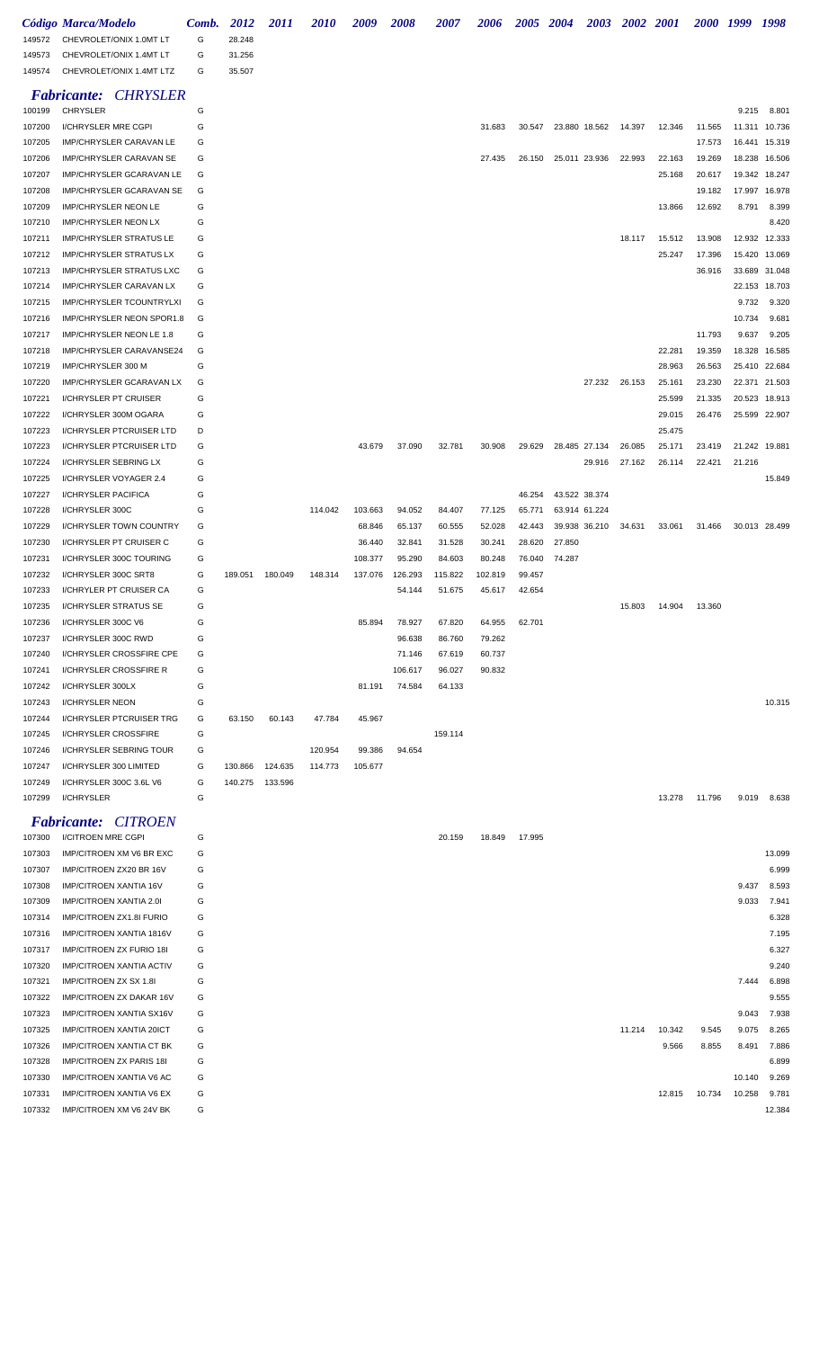| Código | Marca/Modelo | Comb. | 2012 | 2011 | 2010 | 2009 | 2008 | 2007 | 2006 | 2005 | 2004 | 2003 | 2002 | 2001 | 2000 | 1999 | 1998 |
|---|---|---|---|---|---|---|---|---|---|---|---|---|---|---|---|---|---|
| 149572 | CHEVROLET/ONIX 1.0MT LT | G | 28.248 | | | | | | | | | | | | | | |
| 149573 | CHEVROLET/ONIX 1.4MT LT | G | 31.256 | | | | | | | | | | | | | | |
| 149574 | CHEVROLET/ONIX 1.4MT LTZ | G | 35.507 | | | | | | | | | | | | | | |

***Fabricante: CHRYSLER***

| Código | Marca/Modelo | Comb. | 2012 | 2011 | 2010 | 2009 | 2008 | 2007 | 2006 | 2005 | 2004 | 2003 | 2002 | 2001 | 2000 | 1999 | 1998 |
|---|---|---|---|---|---|---|---|---|---|---|---|---|---|---|---|---|---|
| 100199 | CHRYSLER | G | | | | | | | | | | | | | | 9.215 | 8.801 |
| 107200 | I/CHRYSLER MRE CGPI | G | | | | | | | 31.683 | 30.547 | 23.880 | 18.562 | 14.397 | 12.346 | 11.565 | 11.311 | 10.736 |
| 107205 | IMP/CHRYSLER CARAVAN LE | G | | | | | | | | | | | | | 17.573 | 16.441 | 15.319 |
| 107206 | IMP/CHRYSLER CARAVAN SE | G | | | | | | | 27.435 | 26.150 | 25.011 | 23.936 | 22.993 | 22.163 | 19.269 | 18.238 | 16.506 |
| 107207 | IMP/CHRYSLER GCARAVAN LE | G | | | | | | | | | | | | 25.168 | 20.617 | 19.342 | 18.247 |
| 107208 | IMP/CHRYSLER GCARAVAN SE | G | | | | | | | | | | | | | 19.182 | 17.997 | 16.978 |
| 107209 | IMP/CHRYSLER NEON LE | G | | | | | | | | | | | | 13.866 | 12.692 | 8.791 | 8.399 |
| 107210 | IMP/CHRYSLER NEON LX | G | | | | | | | | | | | | | | | 8.420 |
| 107211 | IMP/CHRYSLER STRATUS LE | G | | | | | | | | | | | 18.117 | 15.512 | 13.908 | 12.932 | 12.333 |
| 107212 | IMP/CHRYSLER STRATUS LX | G | | | | | | | | | | | | 25.247 | 17.396 | 15.420 | 13.069 |
| 107213 | IMP/CHRYSLER STRATUS LXC | G | | | | | | | | | | | | | 36.916 | 33.689 | 31.048 |
| 107214 | IMP/CHRYSLER CARAVAN LX | G | | | | | | | | | | | | | | 22.153 | 18.703 |
| 107215 | IMP/CHRYSLER TCOUNTRYLXI | G | | | | | | | | | | | | | | 9.732 | 9.320 |
| 107216 | IMP/CHRYSLER NEON SPOR1.8 | G | | | | | | | | | | | | | | 10.734 | 9.681 |
| 107217 | IMP/CHRYSLER NEON LE 1.8 | G | | | | | | | | | | | | | 11.793 | 9.637 | 9.205 |
| 107218 | IMP/CHRYSLER CARAVANSE24 | G | | | | | | | | | | | | 22.281 | 19.359 | 18.328 | 16.585 |
| 107219 | IMP/CHRYSLER 300 M | G | | | | | | | | | | | | 28.963 | 26.563 | 25.410 | 22.684 |
| 107220 | IMP/CHRYSLER GCARAVAN LX | G | | | | | | | | | | 27.232 | 26.153 | 25.161 | 23.230 | 22.371 | 21.503 |
| 107221 | I/CHRYSLER PT CRUISER | G | | | | | | | | | | | | 25.599 | 21.335 | 20.523 | 18.913 |
| 107222 | I/CHRYSLER 300M OGARA | G | | | | | | | | | | | | 29.015 | 26.476 | 25.599 | 22.907 |
| 107223 | I/CHRYSLER PTCRUISER LTD | D | | | | | | | | | | | | 25.475 | | | |
| 107223 | I/CHRYSLER PTCRUISER LTD | G | | | | 43.679 | 37.090 | 32.781 | 30.908 | 29.629 | 28.485 | 27.134 | 26.085 | 25.171 | 23.419 | 21.242 | 19.881 |
| 107224 | I/CHRYSLER SEBRING LX | G | | | | | | | | | | 29.916 | 27.162 | 26.114 | 22.421 | 21.216 | |
| 107225 | I/CHRYSLER VOYAGER 2.4 | G | | | | | | | | | | | | | | | 15.849 |
| 107227 | I/CHRYSLER PACIFICA | G | | | | | | | | 46.254 | 43.522 | 38.374 | | | | | |
| 107228 | I/CHRYSLER 300C | G | | | 114.042 | 103.663 | 94.052 | 84.407 | 77.125 | 65.771 | 63.914 | 61.224 | | | | | |
| 107229 | I/CHRYSLER TOWN COUNTRY | G | | | | 68.846 | 65.137 | 60.555 | 52.028 | 42.443 | 39.938 | 36.210 | 34.631 | 33.061 | 31.466 | 30.013 | 28.499 |
| 107230 | I/CHRYSLER PT CRUISER C | G | | | | 36.440 | 32.841 | 31.528 | 30.241 | 28.620 | 27.850 | | | | | | |
| 107231 | I/CHRYSLER 300C TOURING | G | | | | 108.377 | 95.290 | 84.603 | 80.248 | 76.040 | 74.287 | | | | | | |
| 107232 | I/CHRYSLER 300C SRT8 | G | 189.051 | 180.049 | 148.314 | 137.076 | 126.293 | 115.822 | 102.819 | 99.457 | | | | | | | |
| 107233 | I/CHRYLER PT CRUISER CA | G | | | | | 54.144 | 51.675 | 45.617 | 42.654 | | | | | | | |
| 107235 | I/CHRYSLER STRATUS SE | G | | | | | | | | | | | 15.803 | 14.904 | 13.360 | | |
| 107236 | I/CHRYSLER 300C V6 | G | | | | 85.894 | 78.927 | 67.820 | 64.955 | 62.701 | | | | | | | |
| 107237 | I/CHRYSLER 300C RWD | G | | | | | 96.638 | 86.760 | 79.262 | | | | | | | | |
| 107240 | I/CHRYSLER CROSSFIRE CPE | G | | | | | 71.146 | 67.619 | 60.737 | | | | | | | | |
| 107241 | I/CHRYSLER CROSSFIRE R | G | | | | | 106.617 | 96.027 | 90.832 | | | | | | | | |
| 107242 | I/CHRYSLER 300LX | G | | | | 81.191 | 74.584 | 64.133 | | | | | | | | | |
| 107243 | I/CHRYSLER NEON | G | | | | | | | | | | | | | | | 10.315 |
| 107244 | I/CHRYSLER PTCRUISER TRG | G | 63.150 | 60.143 | 47.784 | 45.967 | | | | | | | | | | | |
| 107245 | I/CHRYSLER CROSSFIRE | G | | | | | | 159.114 | | | | | | | | | |
| 107246 | I/CHRYSLER SEBRING TOUR | G | | | 120.954 | 99.386 | 94.654 | | | | | | | | | | |
| 107247 | I/CHRYSLER 300 LIMITED | G | 130.866 | 124.635 | 114.773 | 105.677 | | | | | | | | | | | |
| 107249 | I/CHRYSLER 300C 3.6L V6 | G | 140.275 | 133.596 | | | | | | | | | | | | | |
| 107299 | I/CHRYSLER | G | | | | | | | | | | | | 13.278 | 11.796 | 9.019 | 8.638 |

***Fabricante: CITROEN***

| Código | Marca/Modelo | Comb. | 2012 | 2011 | 2010 | 2009 | 2008 | 2007 | 2006 | 2005 | 2004 | 2003 | 2002 | 2001 | 2000 | 1999 | 1998 |
|---|---|---|---|---|---|---|---|---|---|---|---|---|---|---|---|---|---|
| 107300 | I/CITROEN MRE CGPI | G | | | | | | 20.159 | 18.849 | 17.995 | | | | | | | |
| 107303 | IMP/CITROEN XM V6 BR EXC | G | | | | | | | | | | | | | | | 13.099 |
| 107307 | IMP/CITROEN ZX20 BR 16V | G | | | | | | | | | | | | | | | 6.999 |
| 107308 | IMP/CITROEN XANTIA 16V | G | | | | | | | | | | | | | | 9.437 | 8.593 |
| 107309 | IMP/CITROEN XANTIA 2.0I | G | | | | | | | | | | | | | | 9.033 | 7.941 |
| 107314 | IMP/CITROEN ZX1.8I FURIO | G | | | | | | | | | | | | | | | 6.328 |
| 107316 | IMP/CITROEN XANTIA 1816V | G | | | | | | | | | | | | | | | 7.195 |
| 107317 | IMP/CITROEN ZX FURIO 18I | G | | | | | | | | | | | | | | | 6.327 |
| 107320 | IMP/CITROEN XANTIA ACTIV | G | | | | | | | | | | | | | | | 9.240 |
| 107321 | IMP/CITROEN ZX SX 1.8I | G | | | | | | | | | | | | | | 7.444 | 6.898 |
| 107322 | IMP/CITROEN ZX DAKAR 16V | G | | | | | | | | | | | | | | | 9.555 |
| 107323 | IMP/CITROEN XANTIA SX16V | G | | | | | | | | | | | | | | 9.043 | 7.938 |
| 107325 | IMP/CITROEN XANTIA 20ICT | G | | | | | | | | | | | 11.214 | 10.342 | 9.545 | 9.075 | 8.265 |
| 107326 | IMP/CITROEN XANTIA CT BK | G | | | | | | | | | | | | 9.566 | 8.855 | 8.491 | 7.886 |
| 107328 | IMP/CITROEN ZX PARIS 18I | G | | | | | | | | | | | | | | | 6.899 |
| 107330 | IMP/CITROEN XANTIA V6 AC | G | | | | | | | | | | | | | | 10.140 | 9.269 |
| 107331 | IMP/CITROEN XANTIA V6 EX | G | | | | | | | | | | | | 12.815 | 10.734 | 10.258 | 9.781 |
| 107332 | IMP/CITROEN XM V6 24V BK | G | | | | | | | | | | | | | | | 12.384 |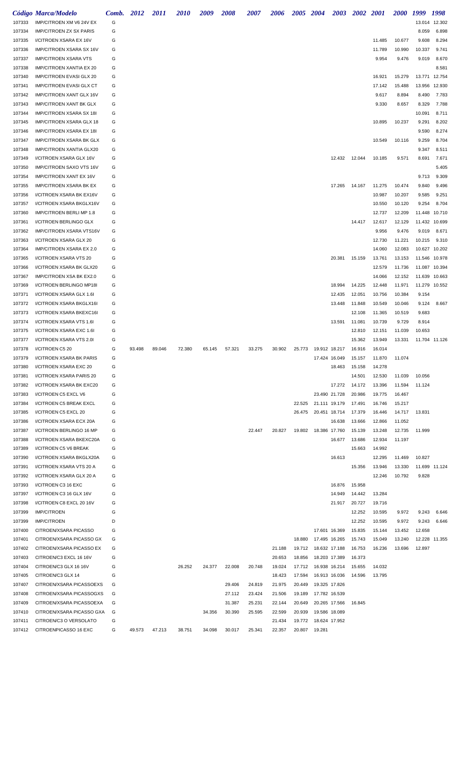| Código | Marca/Modelo | Comb. | 2012 | 2011 | 2010 | 2009 | 2008 | 2007 | 2006 | 2005 | 2004 | 2003 | 2002 | 2001 | 2000 | 1999 | 1998 |
|---|---|---|---|---|---|---|---|---|---|---|---|---|---|---|---|---|---|
| 107333 | IMP/CITROEN XM V6 24V EX | G | | | | | | | | | | | | | | 13.014 | 12.302 |
| 107334 | IMP/CITROEN ZX SX PARIS | G | | | | | | | | | | | | | | 8.059 | 6.898 |
| 107335 | I/CITROEN XSARA EX 16V | G | | | | | | | | | | | | 11.485 | 10.677 | 9.608 | 8.294 |
| 107336 | IMP/CITROEN XSARA SX 16V | G | | | | | | | | | | | | 11.789 | 10.990 | 10.337 | 9.741 |
| 107337 | IMP/CITROEN XSARA VTS | G | | | | | | | | | | | | 9.954 | 9.476 | 9.019 | 8.670 |
| 107338 | IMP/CITROEN XANTIA EX 20 | G | | | | | | | | | | | | | | | 8.581 |
| 107340 | IMP/CITROEN EVASI GLX 20 | G | | | | | | | | | | | | 16.921 | 15.279 | 13.771 | 12.754 |
| 107341 | IMP/CITROEN EVASI GLX CT | G | | | | | | | | | | | | 17.142 | 15.488 | 13.956 | 12.930 |
| 107342 | IMP/CITROEN XANT GLX 16V | G | | | | | | | | | | | | 9.617 | 8.894 | 8.490 | 7.783 |
| 107343 | IMP/CITROEN XANT BK GLX | G | | | | | | | | | | | | 9.330 | 8.657 | 8.329 | 7.788 |
| 107344 | IMP/CITROEN XSARA SX 18I | G | | | | | | | | | | | | | | 10.091 | 8.711 |
| 107345 | IMP/CITROEN XSARA GLX 18 | G | | | | | | | | | | | | 10.895 | 10.237 | 9.291 | 8.202 |
| 107346 | IMP/CITROEN XSARA EX 18I | G | | | | | | | | | | | | | | 9.590 | 8.274 |
| 107347 | IMP/CITROEN XSARA BK GLX | G | | | | | | | | | | | | 10.549 | 10.116 | 9.259 | 8.704 |
| 107348 | IMP/CITROEN XANTIA GLX20 | G | | | | | | | | | | | | | | 9.347 | 8.511 |
| 107349 | I/CITROEN XSARA GLX 16V | G | | | | | | | | | | 12.432 | 12.044 | 10.185 | 9.571 | 8.691 | 7.671 |
| 107350 | IMP/CITROEN SAXO VTS 16V | G | | | | | | | | | | | | | | | 5.405 |
| 107354 | IMP/CITROEN XANT EX 16V | G | | | | | | | | | | | | | | 9.713 | 9.309 |
| 107355 | IMP/CITROEN XSARA BK EX | G | | | | | | | | | | 17.265 | 14.167 | 11.275 | 10.474 | 9.840 | 9.496 |
| 107356 | I/CITROEN XSARA BK EX16V | G | | | | | | | | | | | | 10.987 | 10.207 | 9.585 | 9.251 |
| 107357 | I/CITROEN XSARA BKGLX16V | G | | | | | | | | | | | | 10.550 | 10.120 | 9.254 | 8.704 |
| 107360 | IMP/CITROEN BERLI MP 1.8 | G | | | | | | | | | | | | 12.737 | 12.209 | 11.448 | 10.710 |
| 107361 | I/CITROEN BERLINGO GLX | G | | | | | | | | | | | 14.417 | 12.617 | 12.129 | 11.432 | 10.699 |
| 107362 | IMP/CITROEN XSARA VTS16V | G | | | | | | | | | | | | 9.956 | 9.476 | 9.019 | 8.671 |
| 107363 | I/CITROEN XSARA GLX 20 | G | | | | | | | | | | | | 12.730 | 11.221 | 10.215 | 9.310 |
| 107364 | IMP/CITROEN XSARA EX 2.0 | G | | | | | | | | | | | | 14.060 | 12.083 | 10.627 | 10.202 |
| 107365 | I/CITROEN XSARA VTS 20 | G | | | | | | | | | | 20.381 | 15.159 | 13.761 | 13.153 | 11.546 | 10.978 |
| 107366 | I/CITROEN XSARA BK GLX20 | G | | | | | | | | | | | | 12.579 | 11.736 | 11.087 | 10.394 |
| 107367 | IMP/CITROEN XSA BK EX2.0 | G | | | | | | | | | | | | 14.066 | 12.152 | 11.639 | 10.663 |
| 107369 | I/CITROEN BERLINGO MP18I | G | | | | | | | | | | 18.994 | 14.225 | 12.448 | 11.971 | 11.279 | 10.552 |
| 107371 | I/CITROEN XSARA GLX 1.6I | G | | | | | | | | | | 12.435 | 12.051 | 10.756 | 10.384 | 9.154 | |
| 107372 | I/CITROEN XSARA BKGLX16I | G | | | | | | | | | | 13.448 | 11.848 | 10.549 | 10.046 | 9.124 | 8.667 |
| 107373 | I/CITROEN XSARA BKEXC16I | G | | | | | | | | | | | 12.108 | 11.365 | 10.519 | 9.683 | |
| 107374 | I/CITROEN XSARA VTS 1.6I | G | | | | | | | | | | 13.591 | 11.081 | 10.739 | 9.729 | 8.914 | |
| 107375 | I/CITROEN XSARA EXC 1.6I | G | | | | | | | | | | | 12.810 | 12.151 | 11.039 | 10.653 | |
| 107377 | I/CITROEN XSARA VTS 2.0I | G | | | | | | | | | | | 15.362 | 13.949 | 13.331 | 11.704 | 11.126 |
| 107378 | I/CITROEN C5 20 | G | 93.498 | 89.046 | 72.380 | 65.145 | 57.321 | 33.275 | 30.902 | 25.773 | 19.912 | 18.217 | 16.916 | 16.014 | | | |
| 107379 | I/CITROEN XSARA BK PARIS | G | | | | | | | | | 17.424 | 16.049 | 15.157 | 11.870 | 11.074 | | |
| 107380 | I/CITROEN XSARA EXC 20 | G | | | | | | | | | | 18.463 | 15.158 | 14.278 | | | |
| 107381 | I/CITROEN XSARA PARIS 20 | G | | | | | | | | | | | 14.501 | 12.530 | 11.039 | 10.056 | |
| 107382 | I/CITROEN XSARA BK EXC20 | G | | | | | | | | | | 17.272 | 14.172 | 13.396 | 11.594 | 11.124 | |
| 107383 | I/CITROEN C5 EXCL V6 | G | | | | | | | | | 23.490 | 21.728 | 20.986 | 19.775 | 16.467 | | |
| 107384 | I/CITROEN C5 BREAK EXCL | G | | | | | | | | 22.525 | 21.111 | 19.179 | 17.491 | 16.746 | 15.217 | | |
| 107385 | I/CITROEN C5 EXCL 20 | G | | | | | | | | 26.475 | 20.451 | 18.714 | 17.379 | 16.446 | 14.717 | 13.831 | |
| 107386 | I/CITROEN XSARA ECX 20A | G | | | | | | | | | | 16.638 | 13.666 | 12.866 | 11.052 | | |
| 107387 | I/CITROEN BERLINGO 16 MP | G | | | | | | 22.447 | 20.827 | 19.802 | 18.386 | 17.760 | 15.139 | 13.248 | 12.735 | 11.999 | |
| 107388 | I/CITROEN XSARA BKEXC20A | G | | | | | | | | | | 16.677 | 13.686 | 12.934 | 11.197 | | |
| 107389 | I/CITROEN C5 V6 BREAK | G | | | | | | | | | | | 15.663 | 14.992 | | | |
| 107390 | I/CITROEN XSARA BKGLX20A | G | | | | | | | | | | 16.613 | | 12.295 | 11.469 | 10.827 | |
| 107391 | I/CITROEN XSARA VTS 20 A | G | | | | | | | | | | | 15.356 | 13.946 | 13.330 | 11.699 | 11.124 |
| 107392 | I/CITROEN XSARA GLX 20 A | G | | | | | | | | | | | | 12.246 | 10.792 | 9.828 | |
| 107393 | I/CITROEN C3 16 EXC | G | | | | | | | | | | 16.876 | 15.958 | | | | |
| 107397 | I/CITROEN C3 16 GLX 16V | G | | | | | | | | | | 14.949 | 14.442 | 13.284 | | | |
| 107398 | I/CITROEN C8 EXCL 20 16V | G | | | | | | | | | | 21.917 | 20.727 | 19.716 | | | |
| 107399 | IMP/CITROEN | G | | | | | | | | | | | 12.252 | 10.595 | 9.972 | 9.243 | 6.646 |
| 107399 | IMP/CITROEN | D | | | | | | | | | | | 12.252 | 10.595 | 9.972 | 9.243 | 6.646 |
| 107400 | CITROEN/XSARA PICASSO | G | | | | | | | | | 17.601 | 16.369 | 15.835 | 15.144 | 13.452 | 12.658 | |
| 107401 | CITROEN/XSARA PICASSO GX | G | | | | | | | | 18.880 | 17.495 | 16.265 | 15.743 | 15.049 | 13.240 | 12.228 | 11.355 |
| 107402 | CITROEN/XSARA PICASSO EX | G | | | | | | | 21.188 | 19.712 | 18.632 | 17.188 | 16.753 | 16.236 | 13.696 | 12.897 | |
| 107403 | CITROEN/C3 EXCL 16 16V | G | | | | | | | 20.653 | 18.856 | 18.203 | 17.389 | 16.373 | | | | |
| 107404 | CITROEN/C3 GLX 16 16V | G | | | 26.252 | 24.377 | 22.008 | 20.748 | 19.024 | 17.712 | 16.938 | 16.214 | 15.655 | 14.032 | | | |
| 107405 | CITROEN/C3 GLX 14 | G | | | | | | | 18.423 | 17.594 | 16.913 | 16.036 | 14.596 | 13.795 | | | |
| 107407 | CITROEN/XSARA PICASSOEXS | G | | | | | 29.406 | 24.819 | 21.975 | 20.449 | 19.325 | 17.826 | | | | | |
| 107408 | CITROEN/XSARA PICASSOGXS | G | | | | | 27.112 | 23.424 | 21.506 | 19.189 | 17.782 | 16.539 | | | | | |
| 107409 | CITROEN/XSARA PICASSOEXA | G | | | | | 31.387 | 25.231 | 22.144 | 20.649 | 20.265 | 17.566 | 16.845 | | | | |
| 107410 | CITROEN/XSARA PICASSO GXA | G | | | | 34.356 | 30.390 | 25.595 | 22.599 | 20.939 | 19.586 | 18.089 | | | | | |
| 107411 | CITROEN/C3 O VERSOLATO | G | | | | | | | 21.434 | 19.772 | 18.624 | 17.952 | | | | | |
| 107412 | CITROENPICASSO 16 EXC | G | 49.573 | 47.213 | 38.751 | 34.098 | 30.017 | 25.341 | 22.357 | 20.807 | 19.281 | | | | | | |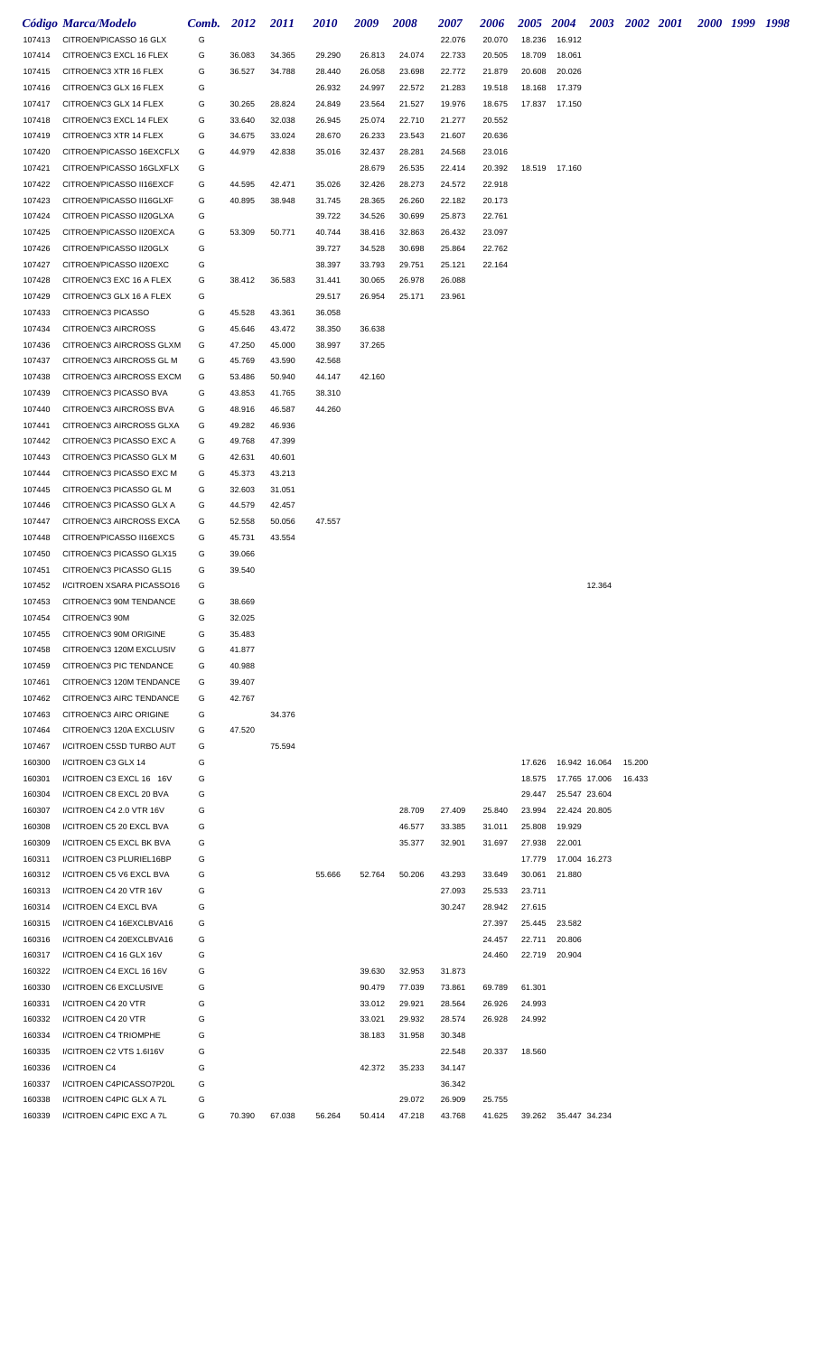| Código | Marca/Modelo | Comb. | 2012 | 2011 | 2010 | 2009 | 2008 | 2007 | 2006 | 2005 | 2004 | 2003 | 2002 | 2001 | 2000 | 1999 | 1998 |
|---|---|---|---|---|---|---|---|---|---|---|---|---|---|---|---|---|---|
| 107413 | CITROEN/PICASSO 16 GLX | G | | | | | | 22.076 | 20.070 | 18.236 | 16.912 | | | | | | |
| 107414 | CITROEN/C3 EXCL 16 FLEX | G | 36.083 | 34.365 | 29.290 | 26.813 | 24.074 | 22.733 | 20.505 | 18.709 | 18.061 | | | | | | |
| 107415 | CITROEN/C3 XTR 16 FLEX | G | 36.527 | 34.788 | 28.440 | 26.058 | 23.698 | 22.772 | 21.879 | 20.608 | 20.026 | | | | | | |
| 107416 | CITROEN/C3 GLX 16 FLEX | G | | | 26.932 | 24.997 | 22.572 | 21.283 | 19.518 | 18.168 | 17.379 | | | | | | |
| 107417 | CITROEN/C3 GLX 14 FLEX | G | 30.265 | 28.824 | 24.849 | 23.564 | 21.527 | 19.976 | 18.675 | 17.837 | 17.150 | | | | | | |
| 107418 | CITROEN/C3 EXCL 14 FLEX | G | 33.640 | 32.038 | 26.945 | 25.074 | 22.710 | 21.277 | 20.552 | | | | | | | | |
| 107419 | CITROEN/C3 XTR 14 FLEX | G | 34.675 | 33.024 | 28.670 | 26.233 | 23.543 | 21.607 | 20.636 | | | | | | | | |
| 107420 | CITROEN/PICASSO 16EXCFLX | G | 44.979 | 42.838 | 35.016 | 32.437 | 28.281 | 24.568 | 23.016 | | | | | | | | |
| 107421 | CITROEN/PICASSO 16GLXFLX | G | | | | 28.679 | 26.535 | 22.414 | 20.392 | 18.519 | 17.160 | | | | | | |
| 107422 | CITROEN/PICASSO II16EXCF | G | 44.595 | 42.471 | 35.026 | 32.426 | 28.273 | 24.572 | 22.918 | | | | | | | | |
| 107423 | CITROEN/PICASSO II16GLXF | G | 40.895 | 38.948 | 31.745 | 28.365 | 26.260 | 22.182 | 20.173 | | | | | | | | |
| 107424 | CITROEN PICASSO II20GLXA | G | | | 39.722 | 34.526 | 30.699 | 25.873 | 22.761 | | | | | | | | |
| 107425 | CITROEN/PICASSO II20EXCA | G | 53.309 | 50.771 | 40.744 | 38.416 | 32.863 | 26.432 | 23.097 | | | | | | | | |
| 107426 | CITROEN/PICASSO II20GLX | G | | | 39.727 | 34.528 | 30.698 | 25.864 | 22.762 | | | | | | | | |
| 107427 | CITROEN/PICASSO II20EXC | G | | | 38.397 | 33.793 | 29.751 | 25.121 | 22.164 | | | | | | | | |
| 107428 | CITROEN/C3 EXC 16 A FLEX | G | 38.412 | 36.583 | 31.441 | 30.065 | 26.978 | 26.088 | | | | | | | | | |
| 107429 | CITROEN/C3 GLX 16 A FLEX | G | | | 29.517 | 26.954 | 25.171 | 23.961 | | | | | | | | | |
| 107433 | CITROEN/C3 PICASSO | G | 45.528 | 43.361 | 36.058 | | | | | | | | | | | | |
| 107434 | CITROEN/C3 AIRCROSS | G | 45.646 | 43.472 | 38.350 | 36.638 | | | | | | | | | | | |
| 107436 | CITROEN/C3 AIRCROSS GLXM | G | 47.250 | 45.000 | 38.997 | 37.265 | | | | | | | | | | | |
| 107437 | CITROEN/C3 AIRCROSS GL M | G | 45.769 | 43.590 | 42.568 | | | | | | | | | | | | |
| 107438 | CITROEN/C3 AIRCROSS EXCM | G | 53.486 | 50.940 | 44.147 | 42.160 | | | | | | | | | | | |
| 107439 | CITROEN/C3 PICASSO BVA | G | 43.853 | 41.765 | 38.310 | | | | | | | | | | | | |
| 107440 | CITROEN/C3 AIRCROSS BVA | G | 48.916 | 46.587 | 44.260 | | | | | | | | | | | | |
| 107441 | CITROEN/C3 AIRCROSS GLXA | G | 49.282 | 46.936 | | | | | | | | | | | | | |
| 107442 | CITROEN/C3 PICASSO EXC A | G | 49.768 | 47.399 | | | | | | | | | | | | | |
| 107443 | CITROEN/C3 PICASSO GLX M | G | 42.631 | 40.601 | | | | | | | | | | | | | |
| 107444 | CITROEN/C3 PICASSO EXC M | G | 45.373 | 43.213 | | | | | | | | | | | | | |
| 107445 | CITROEN/C3 PICASSO GL M | G | 32.603 | 31.051 | | | | | | | | | | | | | |
| 107446 | CITROEN/C3 PICASSO GLX A | G | 44.579 | 42.457 | | | | | | | | | | | | | |
| 107447 | CITROEN/C3 AIRCROSS EXCA | G | 52.558 | 50.056 | 47.557 | | | | | | | | | | | | |
| 107448 | CITROEN/PICASSO II16EXCS | G | 45.731 | 43.554 | | | | | | | | | | | | | |
| 107450 | CITROEN/C3 PICASSO GLX15 | G | 39.066 | | | | | | | | | | | | | | |
| 107451 | CITROEN/C3 PICASSO GL15 | G | 39.540 | | | | | | | | | | | | | | |
| 107452 | I/CITROEN XSARA PICASSO16 | G | | | | | | | | | | 12.364 | | | | | |
| 107453 | CITROEN/C3 90M TENDANCE | G | 38.669 | | | | | | | | | | | | | | |
| 107454 | CITROEN/C3 90M | G | 32.025 | | | | | | | | | | | | | | |
| 107455 | CITROEN/C3 90M ORIGINE | G | 35.483 | | | | | | | | | | | | | | |
| 107458 | CITROEN/C3 120M EXCLUSIV | G | 41.877 | | | | | | | | | | | | | | |
| 107459 | CITROEN/C3 PIC TENDANCE | G | 40.988 | | | | | | | | | | | | | | |
| 107461 | CITROEN/C3 120M TENDANCE | G | 39.407 | | | | | | | | | | | | | | |
| 107462 | CITROEN/C3 AIRC TENDANCE | G | 42.767 | | | | | | | | | | | | | | |
| 107463 | CITROEN/C3 AIRC ORIGINE | G | | 34.376 | | | | | | | | | | | | | |
| 107464 | CITROEN/C3 120A EXCLUSIV | G | 47.520 | | | | | | | | | | | | | | |
| 107467 | I/CITROEN C5SD TURBO AUT | G | | 75.594 | | | | | | | | | | | | | |
| 160300 | I/CITROEN C3 GLX 14 | G | | | | | | | | 17.626 | 16.942 | 16.064 | 15.200 | | | | |
| 160301 | I/CITROEN C3 EXCL 16 16V | G | | | | | | | | 18.575 | 17.765 | 17.006 | 16.433 | | | | |
| 160304 | I/CITROEN C8 EXCL 20 BVA | G | | | | | | | | 29.447 | 25.547 | 23.604 | | | | | |
| 160307 | I/CITROEN C4 2.0 VTR 16V | G | | | | | 28.709 | 27.409 | 25.840 | 23.994 | 22.424 | 20.805 | | | | | |
| 160308 | I/CITROEN C5 20 EXCL BVA | G | | | | | 46.577 | 33.385 | 31.011 | 25.808 | 19.929 | | | | | | |
| 160309 | I/CITROEN C5 EXCL BK BVA | G | | | | | 35.377 | 32.901 | 31.697 | 27.938 | 22.001 | | | | | | |
| 160311 | I/CITROEN C3 PLURIEL16BP | G | | | | | | | | 17.779 | 17.004 | 16.273 | | | | | |
| 160312 | I/CITROEN C5 V6 EXCL BVA | G | | | 55.666 | 52.764 | 50.206 | 43.293 | 33.649 | 30.061 | 21.880 | | | | | | |
| 160313 | I/CITROEN C4 20 VTR 16V | G | | | | | | 27.093 | 25.533 | 23.711 | | | | | | | |
| 160314 | I/CITROEN C4 EXCL BVA | G | | | | | | 30.247 | 28.942 | 27.615 | | | | | | | |
| 160315 | I/CITROEN C4 16EXCLBVA16 | G | | | | | | | 27.397 | 25.445 | 23.582 | | | | | | |
| 160316 | I/CITROEN C4 20EXCLBVA16 | G | | | | | | | 24.457 | 22.711 | 20.806 | | | | | | |
| 160317 | I/CITROEN C4 16 GLX 16V | G | | | | | | | 24.460 | 22.719 | 20.904 | | | | | | |
| 160322 | I/CITROEN C4 EXCL 16 16V | G | | | | 39.630 | 32.953 | 31.873 | | | | | | | | | |
| 160330 | I/CITROEN C6 EXCLUSIVE | G | | | | 90.479 | 77.039 | 73.861 | 69.789 | 61.301 | | | | | | | |
| 160331 | I/CITROEN C4 20 VTR | G | | | | 33.012 | 29.921 | 28.564 | 26.926 | 24.993 | | | | | | | |
| 160332 | I/CITROEN C4 20 VTR | G | | | | 33.021 | 29.932 | 28.574 | 26.928 | 24.992 | | | | | | | |
| 160334 | I/CITROEN C4 TRIOMPHE | G | | | | 38.183 | 31.958 | 30.348 | | | | | | | | | |
| 160335 | I/CITROEN C2 VTS 1.6I16V | G | | | | | | 22.548 | 20.337 | 18.560 | | | | | | | |
| 160336 | I/CITROEN C4 | G | | | | 42.372 | 35.233 | 34.147 | | | | | | | | | |
| 160337 | I/CITROEN C4PICASSO7P20L | G | | | | | | 36.342 | | | | | | | | | |
| 160338 | I/CITROEN C4PIC GLX A 7L | G | | | | | 29.072 | 26.909 | 25.755 | | | | | | | | |
| 160339 | I/CITROEN C4PIC EXC A 7L | G | 70.390 | 67.038 | 56.264 | 50.414 | 47.218 | 43.768 | 41.625 | 39.262 | 35.447 | 34.234 | | | | | |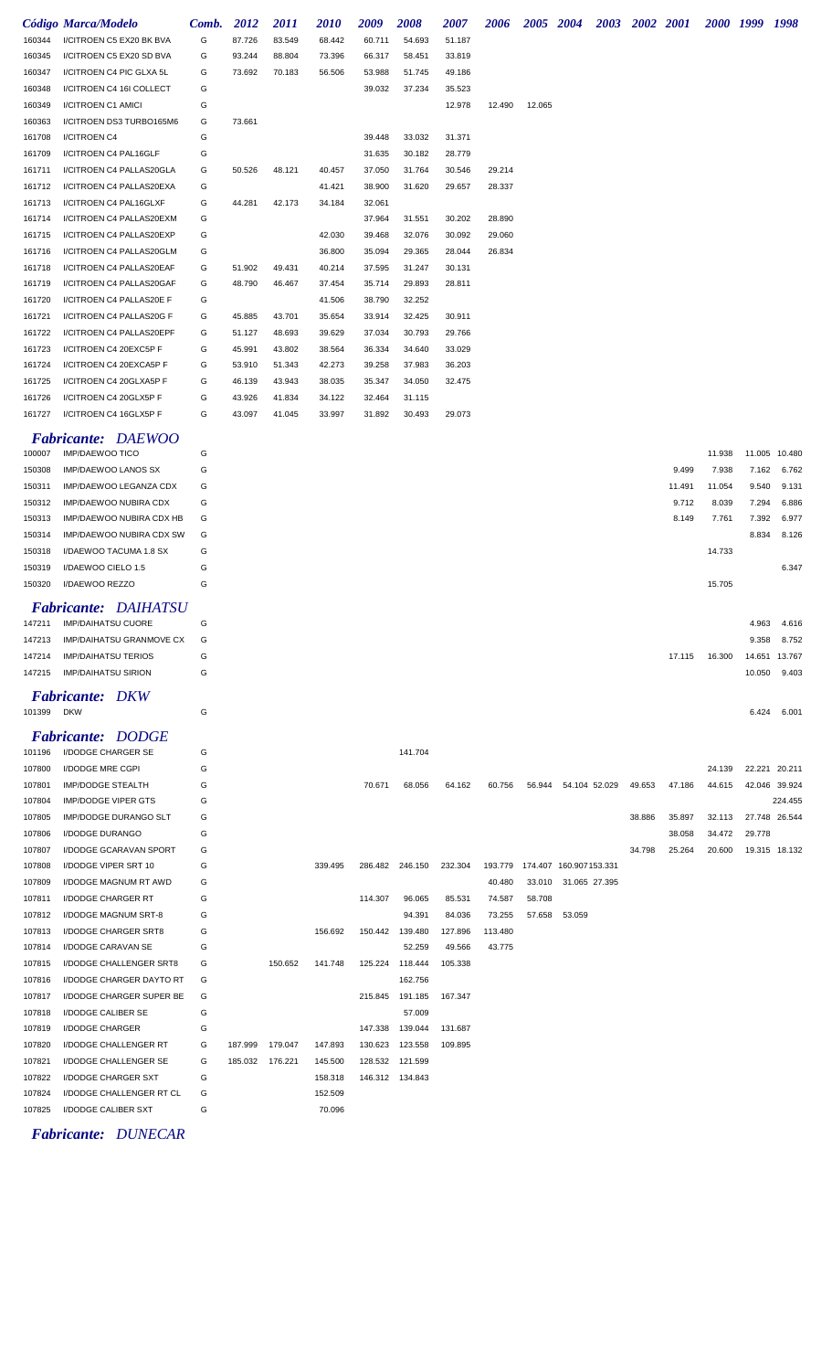| Código | Marca/Modelo | Comb. | 2012 | 2011 | 2010 | 2009 | 2008 | 2007 | 2006 | 2005 | 2004 | 2003 | 2002 | 2001 | 2000 | 1999 | 1998 |
|---|---|---|---|---|---|---|---|---|---|---|---|---|---|---|---|---|---|
| 160344 | I/CITROEN C5 EX20 BK BVA | G | 87.726 | 83.549 | 68.442 | 60.711 | 54.693 | 51.187 | | | | | | | | | |
| 160345 | I/CITROEN C5 EX20 SD BVA | G | 93.244 | 88.804 | 73.396 | 66.317 | 58.451 | 33.819 | | | | | | | | | |
| 160347 | I/CITROEN C4 PIC GLXA 5L | G | 73.692 | 70.183 | 56.506 | 53.988 | 51.745 | 49.186 | | | | | | | | | |
| 160348 | I/CITROEN C4 16I COLLECT | G | | | | 39.032 | 37.234 | 35.523 | | | | | | | | | |
| 160349 | I/CITROEN C1 AMICI | G | | | | | | 12.978 | 12.490 | 12.065 | | | | | | | |
| 160363 | I/CITROEN DS3 TURBO165M6 | G | 73.661 | | | | | | | | | | | | | | |
| 161708 | I/CITROEN C4 | G | | | | 39.448 | 33.032 | 31.371 | | | | | | | | | |
| 161709 | I/CITROEN C4 PAL16GLF | G | | | | 31.635 | 30.182 | 28.779 | | | | | | | | | |
| 161711 | I/CITROEN C4 PALLAS20GLA | G | 50.526 | 48.121 | 40.457 | 37.050 | 31.764 | 30.546 | 29.214 | | | | | | | | |
| 161712 | I/CITROEN C4 PALLAS20EXA | G | | | 41.421 | 38.900 | 31.620 | 29.657 | 28.337 | | | | | | | | |
| 161713 | I/CITROEN C4 PAL16GLXF | G | 44.281 | 42.173 | 34.184 | 32.061 | | | | | | | | | | | |
| 161714 | I/CITROEN C4 PALLAS20EXM | G | | | | 37.964 | 31.551 | 30.202 | 28.890 | | | | | | | | |
| 161715 | I/CITROEN C4 PALLAS20EXP | G | | | 42.030 | 39.468 | 32.076 | 30.092 | 29.060 | | | | | | | | |
| 161716 | I/CITROEN C4 PALLAS20GLM | G | | | 36.800 | 35.094 | 29.365 | 28.044 | 26.834 | | | | | | | | |
| 161718 | I/CITROEN C4 PALLAS20EAF | G | 51.902 | 49.431 | 40.214 | 37.595 | 31.247 | 30.131 | | | | | | | | | |
| 161719 | I/CITROEN C4 PALLAS20GAF | G | 48.790 | 46.467 | 37.454 | 35.714 | 29.893 | 28.811 | | | | | | | | | |
| 161720 | I/CITROEN C4 PALLAS20E F | G | | | 41.506 | 38.790 | 32.252 | | | | | | | | | | |
| 161721 | I/CITROEN C4 PALLAS20G F | G | 45.885 | 43.701 | 35.654 | 33.914 | 32.425 | 30.911 | | | | | | | | | |
| 161722 | I/CITROEN C4 PALLAS20EPF | G | 51.127 | 48.693 | 39.629 | 37.034 | 30.793 | 29.766 | | | | | | | | | |
| 161723 | I/CITROEN C4 20EXC5P F | G | 45.991 | 43.802 | 38.564 | 36.334 | 34.640 | 33.029 | | | | | | | | | |
| 161724 | I/CITROEN C4 20EXCA5P F | G | 53.910 | 51.343 | 42.273 | 39.258 | 37.983 | 36.203 | | | | | | | | | |
| 161725 | I/CITROEN C4 20GLXA5P F | G | 46.139 | 43.943 | 38.035 | 35.347 | 34.050 | 32.475 | | | | | | | | | |
| 161726 | I/CITROEN C4 20GLX5P F | G | 43.926 | 41.834 | 34.122 | 32.464 | 31.115 | | | | | | | | | | |
| 161727 | I/CITROEN C4 16GLX5P F | G | 43.097 | 41.045 | 33.997 | 31.892 | 30.493 | 29.073 | | | | | | | | | |

## *Fabricante: DAEWOO*

| Código | Marca/Modelo | Comb. | 2012 | 2011 | 2010 | 2009 | 2008 | 2007 | 2006 | 2005 | 2004 | 2003 | 2002 | 2001 | 2000 | 1999 | 1998 |
|---|---|---|---|---|---|---|---|---|---|---|---|---|---|---|---|---|---|
| 100007 | IMP/DAEWOO TICO | G | | | | | | | | | | | | | 11.938 | 11.005 | 10.480 |
| 150308 | IMP/DAEWOO LANOS SX | G | | | | | | | | | | | | 9.499 | 7.938 | 7.162 | 6.762 |
| 150311 | IMP/DAEWOO LEGANZA CDX | G | | | | | | | | | | | | 11.491 | 11.054 | 9.540 | 9.131 |
| 150312 | IMP/DAEWOO NUBIRA CDX | G | | | | | | | | | | | | 9.712 | 8.039 | 7.294 | 6.886 |
| 150313 | IMP/DAEWOO NUBIRA CDX HB | G | | | | | | | | | | | | 8.149 | 7.761 | 7.392 | 6.977 |
| 150314 | IMP/DAEWOO NUBIRA CDX SW | G | | | | | | | | | | | | | | 8.834 | 8.126 |
| 150318 | I/DAEWOO TACUMA 1.8 SX | G | | | | | | | | | | | | | 14.733 | | |
| 150319 | I/DAEWOO CIELO 1.5 | G | | | | | | | | | | | | | | | 6.347 |
| 150320 | I/DAEWOO REZZO | G | | | | | | | | | | | | | 15.705 | | |

## *Fabricante: DAIHATSU*

| Código | Marca/Modelo | Comb. | 2012 | 2011 | 2010 | 2009 | 2008 | 2007 | 2006 | 2005 | 2004 | 2003 | 2002 | 2001 | 2000 | 1999 | 1998 |
|---|---|---|---|---|---|---|---|---|---|---|---|---|---|---|---|---|---|
| 147211 | IMP/DAIHATSU CUORE | G | | | | | | | | | | | | | | 4.963 | 4.616 |
| 147213 | IMP/DAIHATSU GRANMOVE CX | G | | | | | | | | | | | | | | 9.358 | 8.752 |
| 147214 | IMP/DAIHATSU TERIOS | G | | | | | | | | | | | | 17.115 | 16.300 | 14.651 | 13.767 |
| 147215 | IMP/DAIHATSU SIRION | G | | | | | | | | | | | | | | 10.050 | 9.403 |

## *Fabricante: DKW*

| Código | Marca/Modelo | Comb. | 2012 | 2011 | 2010 | 2009 | 2008 | 2007 | 2006 | 2005 | 2004 | 2003 | 2002 | 2001 | 2000 | 1999 | 1998 |
|---|---|---|---|---|---|---|---|---|---|---|---|---|---|---|---|---|---|
| 101399 | DKW | G | | | | | | | | | | | | | | 6.424 | 6.001 |

## *Fabricante: DODGE*

| Código | Marca/Modelo | Comb. | 2012 | 2011 | 2010 | 2009 | 2008 | 2007 | 2006 | 2005 | 2004 | 2003 | 2002 | 2001 | 2000 | 1999 | 1998 |
|---|---|---|---|---|---|---|---|---|---|---|---|---|---|---|---|---|---|
| 101196 | I/DODGE CHARGER SE | G | | | | | 141.704 | | | | | | | | | | |
| 107800 | I/DODGE MRE CGPI | G | | | | | | | | | | | | | 24.139 | 22.221 | 20.211 |
| 107801 | IMP/DODGE STEALTH | G | | | | 70.671 | 68.056 | 64.162 | 60.756 | 56.944 | 54.104 | 52.029 | 49.653 | 47.186 | 44.615 | 42.046 | 39.924 |
| 107804 | IMP/DODGE VIPER GTS | G | | | | | | | | | | | | | | | 224.455 |
| 107805 | IMP/DODGE DURANGO SLT | G | | | | | | | | | | | 38.886 | 35.897 | 32.113 | 27.748 | 26.544 |
| 107806 | I/DODGE DURANGO | G | | | | | | | | | | | | 38.058 | 34.472 | 29.778 | |
| 107807 | I/DODGE GCARAVAN SPORT | G | | | | | | | | | | | 34.798 | 25.264 | 20.600 | 19.315 | 18.132 |
| 107808 | I/DODGE VIPER SRT 10 | G | | | 339.495 | 286.482 | 246.150 | 232.304 | 193.779 | 174.407 | 160.907 | 153.331 | | | | | |
| 107809 | I/DODGE MAGNUM RT AWD | G | | | | | | | 40.480 | 33.010 | 31.065 | 27.395 | | | | | |
| 107811 | I/DODGE CHARGER RT | G | | | | 114.307 | 96.065 | 85.531 | 74.587 | 58.708 | | | | | | | |
| 107812 | I/DODGE MAGNUM SRT-8 | G | | | | | 94.391 | 84.036 | 73.255 | 57.658 | 53.059 | | | | | | |
| 107813 | I/DODGE CHARGER SRT8 | G | | | 156.692 | 150.442 | 139.480 | 127.896 | 113.480 | | | | | | | | |
| 107814 | I/DODGE CARAVAN SE | G | | | | | 52.259 | 49.566 | 43.775 | | | | | | | | |
| 107815 | I/DODGE CHALLENGER SRT8 | G | | 150.652 | 141.748 | 125.224 | 118.444 | 105.338 | | | | | | | | | |
| 107816 | I/DODGE CHARGER DAYTO RT | G | | | | | 162.756 | | | | | | | | | | |
| 107817 | I/DODGE CHARGER SUPER BE | G | | | | 215.845 | 191.185 | 167.347 | | | | | | | | | |
| 107818 | I/DODGE CALIBER SE | G | | | | | 57.009 | | | | | | | | | | |
| 107819 | I/DODGE CHARGER | G | | | | 147.338 | 139.044 | 131.687 | | | | | | | | | |
| 107820 | I/DODGE CHALLENGER RT | G | 187.999 | 179.047 | 147.893 | 130.623 | 123.558 | 109.895 | | | | | | | | | |
| 107821 | I/DODGE CHALLENGER SE | G | 185.032 | 176.221 | 145.500 | 128.532 | 121.599 | | | | | | | | | | |
| 107822 | I/DODGE CHARGER SXT | G | | | 158.318 | 146.312 | 134.843 | | | | | | | | | | |
| 107824 | I/DODGE CHALLENGER RT CL | G | | | 152.509 | | | | | | | | | | | | |
| 107825 | I/DODGE CALIBER SXT | G | | | 70.096 | | | | | | | | | | | | |

## *Fabricante: DUNECAR*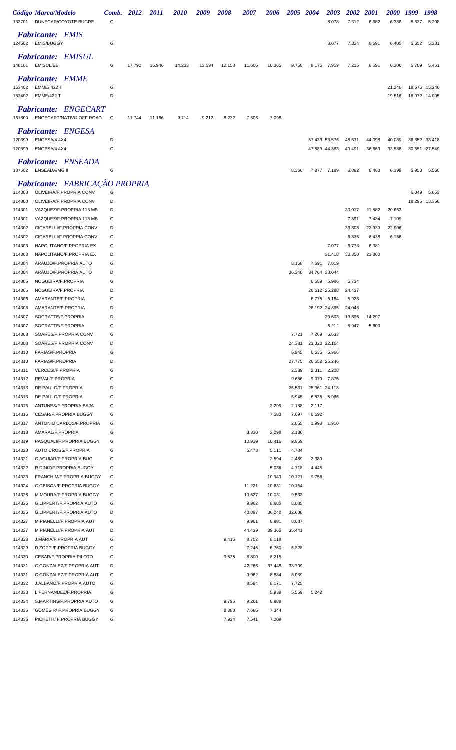| Código | Marca/Modelo | Comb. | 2012 | 2011 | 2010 | 2009 | 2008 | 2007 | 2006 | 2005 | 2004 | 2003 | 2002 | 2001 | 2000 | 1999 | 1998 |
|---|---|---|---|---|---|---|---|---|---|---|---|---|---|---|---|---|---|
| 132701 | DUNECAR/COYOTE BUGRE | G | | | | | | | | | | 8.078 | 7.312 | 6.682 | 6.388 | 5.637 | 5.208 |
| | ***Fabricante: EMIS*** | | | | | | | | | | | | | | | | |
| 124602 | EMIS/BUGGY | G | | | | | | | | | | 8.077 | 7.324 | 6.691 | 6.405 | 5.652 | 5.231 |
| | ***Fabricante: EMISUL*** | | | | | | | | | | | | | | | | |
| 148101 | EMISUL/BB | G | 17.792 | 16.946 | 14.233 | 13.594 | 12.153 | 11.606 | 10.365 | 9.758 | 9.175 | 7.959 | 7.215 | 6.591 | 6.306 | 5.709 | 5.461 |
| | ***Fabricante: EMME*** | | | | | | | | | | | | | | | | |
| 153402 | EMME/ 422 T | G | | | | | | | | | | | | | 21.246 | 19.675 | 15.246 |
| 153402 | EMME/422 T | D | | | | | | | | | | | | | 19.516 | 18.072 | 14.005 |
| | ***Fabricante: ENGECART*** | | | | | | | | | | | | | | | | |
| 161800 | ENGECART/NATIVO OFF ROAD | G | 11.744 | 11.186 | 9.714 | 9.212 | 8.232 | 7.605 | 7.098 | | | | | | | | |
| | ***Fabricante: ENGESA*** | | | | | | | | | | | | | | | | |
| 120399 | ENGESA/4 4X4 | D | | | | | | | | | 57.433 | 53.576 | 48.631 | 44.098 | 40.089 | 36.852 | 33.418 |
| 120399 | ENGESA/4 4X4 | G | | | | | | | | | 47.583 | 44.383 | 40.491 | 36.669 | 33.586 | 30.551 | 27.549 |
| | ***Fabricante: ENSEADA*** | | | | | | | | | | | | | | | | |
| 137502 | ENSEADA/MG II | G | | | | | | | | 8.366 | 7.877 | 7.189 | 6.882 | 6.483 | 6.198 | 5.950 | 5.560 |
| | ***Fabricante: FABRICAÇÃO PROPRIA*** | | | | | | | | | | | | | | | | |
| 114300 | OLIVEIRA/F.PROPRIA CONV | G | | | | | | | | | | | | | | 6.049 | 5.653 |
| 114300 | OLIVEIRA/F.PROPRIA CONV | D | | | | | | | | | | | | | | 18.295 | 13.358 |
| 114301 | VAZQUEZ/F.PROPRIA 113 MB | D | | | | | | | | | | | 30.017 | 21.582 | 20.653 | | |
| 114301 | VAZQUEZ/F.PROPRIA 113 MB | G | | | | | | | | | | | 7.891 | 7.434 | 7.109 | | |
| 114302 | CICARELLI/F.PROPRIA CONV | D | | | | | | | | | | | 33.308 | 23.939 | 22.906 | | |
| 114302 | CICARELLI/F.PROPRIA CONV | G | | | | | | | | | | | 6.835 | 6.438 | 6.156 | | |
| 114303 | NAPOLITANO/F.PROPRIA EX | G | | | | | | | | | | 7.077 | 6.778 | 6.381 | | | |
| 114303 | NAPOLITANO/F.PROPRIA EX | D | | | | | | | | | | 31.418 | 30.350 | 21.800 | | | |
| 114304 | ARAUJO/F.PROPRIA AUTO | G | | | | | | | | 8.168 | 7.691 | 7.019 | | | | | |
| 114304 | ARAUJO/F.PROPRIA AUTO | D | | | | | | | | 36.340 | 34.764 | 33.044 | | | | | |
| 114305 | NOGUEIRA/F.PROPRIA | G | | | | | | | | | 6.559 | 5.986 | 5.734 | | | | |
| 114305 | NOGUEIRA/F.PROPRIA | D | | | | | | | | | 26.612 | 25.288 | 24.437 | | | | |
| 114306 | AMARANTE/F.PROPRIA | G | | | | | | | | | 6.775 | 6.184 | 5.923 | | | | |
| 114306 | AMARANTE/F.PROPRIA | D | | | | | | | | | 26.192 | 24.895 | 24.046 | | | | |
| 114307 | SOCRATTE/F.PROPRIA | D | | | | | | | | | | 20.603 | 19.896 | 14.297 | | | |
| 114307 | SOCRATTE/F.PROPRIA | G | | | | | | | | | | 6.212 | 5.947 | 5.600 | | | |
| 114308 | SOARES/F.PROPRIA CONV | G | | | | | | | | 7.721 | 7.269 | 6.633 | | | | | |
| 114308 | SOARES/F.PROPRIA CONV | D | | | | | | | | 24.381 | 23.320 | 22.164 | | | | | |
| 114310 | FARIAS/F.PROPRIA | G | | | | | | | | 6.945 | 6.535 | 5.966 | | | | | |
| 114310 | FARIAS/F.PROPRIA | D | | | | | | | | 27.775 | 26.552 | 25.246 | | | | | |
| 114311 | VERCESI/F.PROPRIA | G | | | | | | | | 2.389 | 2.311 | 2.208 | | | | | |
| 114312 | REVAL/F.PROPRIA | G | | | | | | | | 9.656 | 9.079 | 7.875 | | | | | |
| 114313 | DE PAULO/F.PROPRIA | D | | | | | | | | 26.531 | 25.361 | 24.118 | | | | | |
| 114313 | DE PAULO/F.PROPRIA | G | | | | | | | | 6.945 | 6.535 | 5.966 | | | | | |
| 114315 | ANTUNES/F.PROPRIA BAJA | G | | | | | | | 2.299 | 2.188 | 2.117 | | | | | | |
| 114316 | CESAR/F.PROPRIA BUGGY | G | | | | | | | 7.583 | 7.097 | 6.692 | | | | | | |
| 114317 | ANTONIO CARLOS/F.PROPRIA | G | | | | | | | | 2.065 | 1.998 | 1.910 | | | | | |
| 114318 | AMARAL/F.PROPRIA | G | | | | | | 3.330 | 2.298 | 2.186 | | | | | | | |
| 114319 | PASQUALI/F.PROPRIA BUGGY | G | | | | | | 10.939 | 10.416 | 9.959 | | | | | | | |
| 114320 | AUTO CROSS/F.PROPRIA | G | | | | | | 5.478 | 5.111 | 4.784 | | | | | | | |
| 114321 | C.AGUIAR/F.PROPRIA BUG | G | | | | | | | 2.594 | 2.469 | 2.389 | | | | | | |
| 114322 | R.DINIZ/F.PROPRIA BUGGY | G | | | | | | | 5.038 | 4.718 | 4.445 | | | | | | |
| 114323 | FRANCHIM/F.PROPRIA BUGGY | G | | | | | | | 10.943 | 10.121 | 9.756 | | | | | | |
| 114324 | C.GEISON/F.PROPRIA BUGGY | G | | | | | | 11.221 | 10.631 | 10.154 | | | | | | | |
| 114325 | M.MOURA/F.PROPRIA BUGGY | G | | | | | | 10.527 | 10.031 | 9.533 | | | | | | | |
| 114326 | G.LIPPERT/F.PROPRIA AUTO | G | | | | | | 9.962 | 8.885 | 8.085 | | | | | | | |
| 114326 | G.LIPPERT/F.PROPRIA AUTO | D | | | | | | 40.897 | 36.240 | 32.608 | | | | | | | |
| 114327 | M.PIANELLI/F.PROPRIA AUT | G | | | | | | 9.961 | 8.881 | 8.087 | | | | | | | |
| 114327 | M.PIANELLI/F.PROPRIA AUT | D | | | | | | 44.439 | 39.365 | 35.441 | | | | | | | |
| 114328 | J.MARIA/F.PROPRIA AUT | G | | | | | 9.416 | 8.702 | 8.118 | | | | | | | | |
| 114329 | D.ZOPPI/F.PROPRIA BUGGY | G | | | | | | 7.245 | 6.760 | 6.328 | | | | | | | |
| 114330 | CESAR/F.PROPRIA PILOTO | G | | | | | 9.528 | 8.800 | 8.215 | | | | | | | | |
| 114331 | C.GONZALEZ/F.PROPRIA AUT | D | | | | | | 42.265 | 37.448 | 33.709 | | | | | | | |
| 114331 | C.GONZALEZ/F.PROPRIA AUT | G | | | | | | 9.962 | 8.884 | 8.089 | | | | | | | |
| 114332 | J.ALBANO/F.PROPRIA AUTO | G | | | | | | 8.594 | 8.171 | 7.725 | | | | | | | |
| 114333 | L.FERNANDEZ/F.PROPRIA | G | | | | | | | 5.939 | 5.559 | 5.242 | | | | | | |
| 114334 | S.MARTINS/F.PROPRIA AUTO | G | | | | | 9.796 | 9.261 | 8.889 | | | | | | | | |
| 114335 | GOMES.R/ F.PROPRIA BUGGY | G | | | | | 8.080 | 7.686 | 7.344 | | | | | | | | |
| 114336 | PICHETH/ F.PROPRIA BUGGY | G | | | | | 7.924 | 7.541 | 7.209 | | | | | | | | |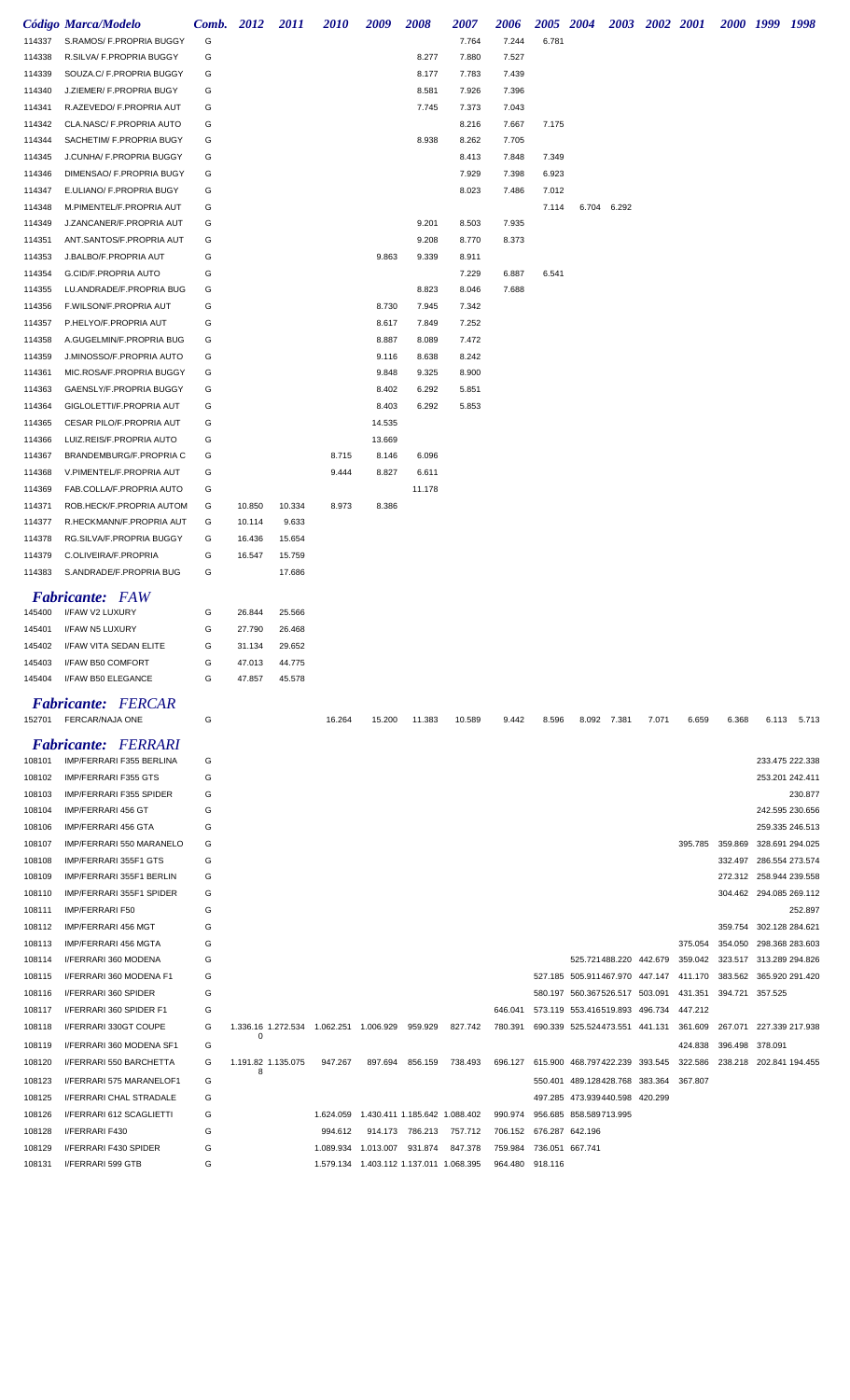| Código | Marca/Modelo | Comb. | 2012 | 2011 | 2010 | 2009 | 2008 | 2007 | 2006 | 2005 | 2004 | 2003 | 2002 | 2001 | 2000 | 1999 | 1998 |
|---|---|---|---|---|---|---|---|---|---|---|---|---|---|---|---|---|---|
| 114337 | S.RAMOS/ F.PROPRIA BUGGY | G | | | | | | 7.764 | 7.244 | 6.781 | | | | | | | |
| 114338 | R.SILVA/ F.PROPRIA BUGGY | G | | | | | 8.277 | 7.880 | 7.527 | | | | | | | | |
| 114339 | SOUZA.C/ F.PROPRIA BUGGY | G | | | | | 8.177 | 7.783 | 7.439 | | | | | | | | |
| 114340 | J.ZIEMER/ F.PROPRIA BUGY | G | | | | | 8.581 | 7.926 | 7.396 | | | | | | | | |
| 114341 | R.AZEVEDO/ F.PROPRIA AUT | G | | | | | 7.745 | 7.373 | 7.043 | | | | | | | | |
| 114342 | CLA.NASC/ F.PROPRIA AUTO | G | | | | | | 8.216 | 7.667 | 7.175 | | | | | | | |
| 114344 | SACHETIM/ F.PROPRIA BUGY | G | | | | | 8.938 | 8.262 | 7.705 | | | | | | | | |
| 114345 | J.CUNHA/ F.PROPRIA BUGGY | G | | | | | | 8.413 | 7.848 | 7.349 | | | | | | | |
| 114346 | DIMENSAO/ F.PROPRIA BUGY | G | | | | | | 7.929 | 7.398 | 6.923 | | | | | | | |
| 114347 | E.ULIANO/ F.PROPRIA BUGY | G | | | | | | 8.023 | 7.486 | 7.012 | | | | | | | |
| 114348 | M.PIMENTEL/F.PROPRIA AUT | G | | | | | | | | 7.114 | 6.704 | 6.292 | | | | | |
| 114349 | J.ZANCANER/F.PROPRIA AUT | G | | | | | 9.201 | 8.503 | 7.935 | | | | | | | | |
| 114351 | ANT.SANTOS/F.PROPRIA AUT | G | | | | | 9.208 | 8.770 | 8.373 | | | | | | | | |
| 114353 | J.BALBO/F.PROPRIA AUT | G | | | | 9.863 | 9.339 | 8.911 | | | | | | | | | |
| 114354 | G.CID/F.PROPRIA AUTO | G | | | | | | 7.229 | 6.887 | 6.541 | | | | | | | |
| 114355 | LU.ANDRADE/F.PROPRIA BUG | G | | | | | 8.823 | 8.046 | 7.688 | | | | | | | | |
| 114356 | F.WILSON/F.PROPRIA AUT | G | | | | 8.730 | 7.945 | 7.342 | | | | | | | | | |
| 114357 | P.HELYO/F.PROPRIA AUT | G | | | | 8.617 | 7.849 | 7.252 | | | | | | | | | |
| 114358 | A.GUGELMIN/F.PROPRIA BUG | G | | | | 8.887 | 8.089 | 7.472 | | | | | | | | | |
| 114359 | J.MINOSSO/F.PROPRIA AUTO | G | | | | 9.116 | 8.638 | 8.242 | | | | | | | | | |
| 114361 | MIC.ROSA/F.PROPRIA BUGGY | G | | | | 9.848 | 9.325 | 8.900 | | | | | | | | | |
| 114363 | GAENSLY/F.PROPRIA BUGGY | G | | | | 8.402 | 6.292 | 5.851 | | | | | | | | | |
| 114364 | GIGLOLETTI/F.PROPRIA AUT | G | | | | 8.403 | 6.292 | 5.853 | | | | | | | | | |
| 114365 | CESAR PILO/F.PROPRIA AUT | G | | | | 14.535 | | | | | | | | | | | |
| 114366 | LUIZ.REIS/F.PROPRIA AUTO | G | | | | 13.669 | | | | | | | | | | | |
| 114367 | BRANDEMBURG/F.PROPRIA C | G | | | 8.715 | 8.146 | 6.096 | | | | | | | | | | |
| 114368 | V.PIMENTEL/F.PROPRIA AUT | G | | | 9.444 | 8.827 | 6.611 | | | | | | | | | | |
| 114369 | FAB.COLLA/F.PROPRIA AUTO | G | | | | | 11.178 | | | | | | | | | | |
| 114371 | ROB.HECK/F.PROPRIA AUTOM | G | 10.850 | 10.334 | 8.973 | 8.386 | | | | | | | | | | | |
| 114377 | R.HECKMANN/F.PROPRIA AUT | G | 10.114 | 9.633 | | | | | | | | | | | | | |
| 114378 | RG.SILVA/F.PROPRIA BUGGY | G | 16.436 | 15.654 | | | | | | | | | | | | | |
| 114379 | C.OLIVEIRA/F.PROPRIA | G | 16.547 | 15.759 | | | | | | | | | | | | | |
| 114383 | S.ANDRADE/F.PROPRIA BUG | G | | 17.686 | | | | | | | | | | | | | |

***Fabricante: FAW***

| Código | Marca/Modelo | Comb. | 2012 | 2011 | 2010 | 2009 | 2008 | 2007 | 2006 | 2005 | 2004 | 2003 | 2002 | 2001 | 2000 | 1999 | 1998 |
|---|---|---|---|---|---|---|---|---|---|---|---|---|---|---|---|---|---|
| 145400 | I/FAW V2 LUXURY | G | 26.844 | 25.566 | | | | | | | | | | | | | |
| 145401 | I/FAW N5 LUXURY | G | 27.790 | 26.468 | | | | | | | | | | | | | |
| 145402 | I/FAW VITA SEDAN ELITE | G | 31.134 | 29.652 | | | | | | | | | | | | | |
| 145403 | I/FAW B50 COMFORT | G | 47.013 | 44.775 | | | | | | | | | | | | | |
| 145404 | I/FAW B50 ELEGANCE | G | 47.857 | 45.578 | | | | | | | | | | | | | |

***Fabricante: FERCAR***

| Código | Marca/Modelo | Comb. | 2012 | 2011 | 2010 | 2009 | 2008 | 2007 | 2006 | 2005 | 2004 | 2003 | 2002 | 2001 | 2000 | 1999 | 1998 |
|---|---|---|---|---|---|---|---|---|---|---|---|---|---|---|---|---|---|
| 152701 | FERCAR/NAJA ONE | G | | | 16.264 | 15.200 | 11.383 | 10.589 | 9.442 | 8.596 | 8.092 | 7.381 | 7.071 | 6.659 | 6.368 | 6.113 | 5.713 |

***Fabricante: FERRARI***

| Código | Marca/Modelo | Comb. | 2012 | 2011 | 2010 | 2009 | 2008 | 2007 | 2006 | 2005 | 2004 | 2003 | 2002 | 2001 | 2000 | 1999 | 1998 |
|---|---|---|---|---|---|---|---|---|---|---|---|---|---|---|---|---|---|
| 108101 | IMP/FERRARI F355 BERLINA | G | | | | | | | | | | | | | | 233.475 | 222.338 |
| 108102 | IMP/FERRARI F355 GTS | G | | | | | | | | | | | | | | 253.201 | 242.411 |
| 108103 | IMP/FERRARI F355 SPIDER | G | | | | | | | | | | | | | | | 230.877 |
| 108104 | IMP/FERRARI 456 GT | G | | | | | | | | | | | | | | 242.595 | 230.656 |
| 108106 | IMP/FERRARI 456 GTA | G | | | | | | | | | | | | | | 259.335 | 246.513 |
| 108107 | IMP/FERRARI 550 MARANELO | G | | | | | | | | | | | | 395.785 | 359.869 | 328.691 | 294.025 |
| 108108 | IMP/FERRARI 355F1 GTS | G | | | | | | | | | | | | | 332.497 | 286.554 | 273.574 |
| 108109 | IMP/FERRARI 355F1 BERLIN | G | | | | | | | | | | | | | 272.312 | 258.944 | 239.558 |
| 108110 | IMP/FERRARI 355F1 SPIDER | G | | | | | | | | | | | | | 304.462 | 294.085 | 269.112 |
| 108111 | IMP/FERRARI F50 | G | | | | | | | | | | | | | | | 252.897 |
| 108112 | IMP/FERRARI 456 MGT | G | | | | | | | | | | | | | 359.754 | 302.128 | 284.621 |
| 108113 | IMP/FERRARI 456 MGTA | G | | | | | | | | | | | | 375.054 | 354.050 | 298.368 | 283.603 |
| 108114 | I/FERRARI 360 MODENA | G | | | | | | | | | 525.721 | 488.220 | 442.679 | 359.042 | 323.517 | 313.289 | 294.826 |
| 108115 | I/FERRARI 360 MODENA F1 | G | | | | | | | | 527.185 | 505.911 | 467.970 | 447.147 | 411.170 | 383.562 | 365.920 | 291.420 |
| 108116 | I/FERRARI 360 SPIDER | G | | | | | | | | 580.197 | 560.367 | 526.517 | 503.091 | 431.351 | 394.721 | 357.525 | |
| 108117 | I/FERRARI 360 SPIDER F1 | G | | | | | | | 646.041 | 573.119 | 553.416 | 519.893 | 496.734 | 447.212 | | | |
| 108118 | I/FERRARI 330GT COUPE | G | 1.336.160 | 1.272.534 | 1.062.251 | 1.006.929 | 959.929 | 827.742 | 780.391 | 690.339 | 525.524 | 473.551 | 441.131 | 361.609 | 267.071 | 227.339 | 217.938 |
| 108119 | I/FERRARI 360 MODENA SF1 | G | | | | | | | | | | | | 424.838 | 396.498 | 378.091 | |
| 108120 | I/FERRARI 550 BARCHETTA | G | 1.191.828 | 1.135.075 | 947.267 | 897.694 | 856.159 | 738.493 | 696.127 | 615.900 | 468.797 | 422.239 | 393.545 | 322.586 | 238.218 | 202.841 | 194.455 |
| 108123 | I/FERRARI 575 MARANELOF1 | G | | | | | | | | 550.401 | 489.128 | 428.768 | 383.364 | 367.807 | | | |
| 108125 | I/FERRARI CHAL STRADALE | G | | | | | | | | 497.285 | 473.939 | 440.598 | 420.299 | | | | |
| 108126 | I/FERRARI 612 SCAGLIETTI | G | | | 1.624.059 | 1.430.411 | 1.185.642 | 1.088.402 | 990.974 | 956.685 | 858.589 | 713.995 | | | | | |
| 108128 | I/FERRARI F430 | G | | | 994.612 | 914.173 | 786.213 | 757.712 | 706.152 | 676.287 | 642.196 | | | | | | |
| 108129 | I/FERRARI F430 SPIDER | G | | | 1.089.934 | 1.013.007 | 931.874 | 847.378 | 759.984 | 736.051 | 667.741 | | | | | | |
| 108131 | I/FERRARI 599 GTB | G | | | 1.579.134 | 1.403.112 | 1.137.011 | 1.068.395 | 964.480 | 918.116 | | | | | | | |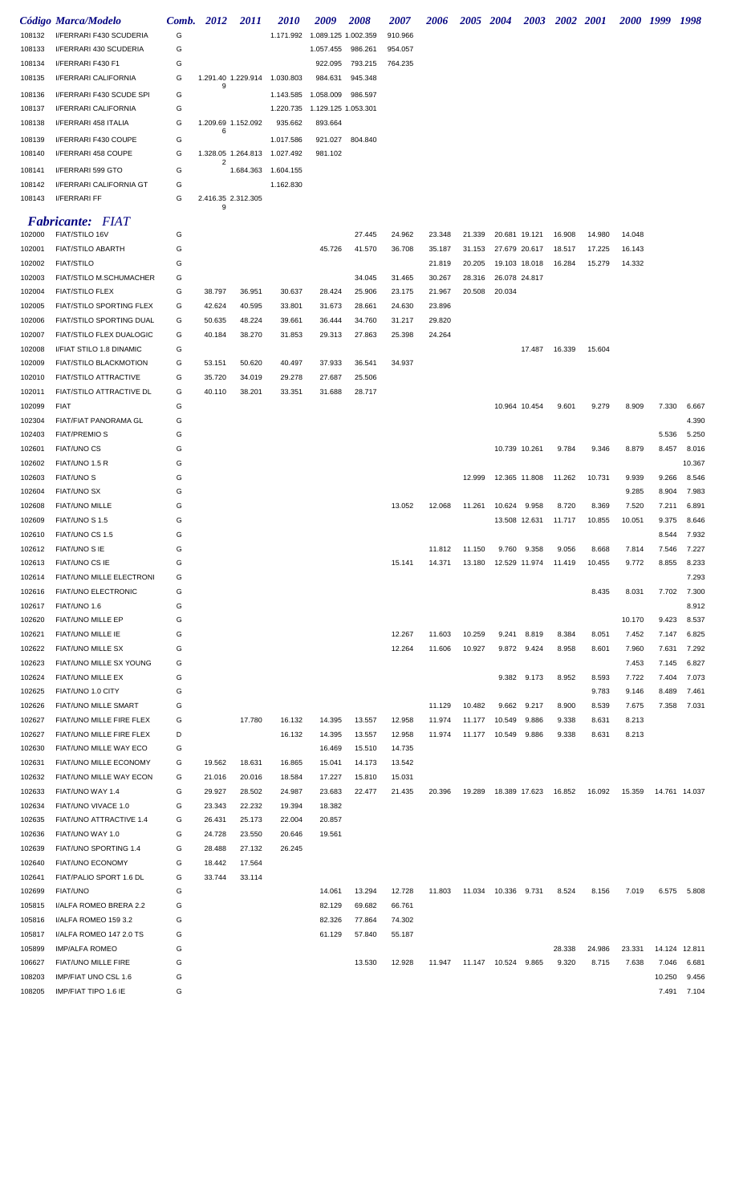| Código | Marca/Modelo | Comb. | 2012 | 2011 | 2010 | 2009 | 2008 | 2007 | 2006 | 2005 | 2004 | 2003 | 2002 | 2001 | 2000 | 1999 | 1998 |
|---|---|---|---|---|---|---|---|---|---|---|---|---|---|---|---|---|---|
| 108132 | I/FERRARI F430 SCUDERIA | G | | | 1.171.992 | 1.089.125 | 1.002.359 | 910.966 | | | | | | | | | |
| 108133 | I/FERRARI 430 SCUDERIA | G | | | | 1.057.455 | 986.261 | 954.057 | | | | | | | | | |
| 108134 | I/FERRARI F430 F1 | G | | | | 922.095 | 793.215 | 764.235 | | | | | | | | | |
| 108135 | I/FERRARI CALIFORNIA | G | 1.291.409 | 1.229.914 | 1.030.803 | 984.631 | 945.348 | | | | | | | | | | |
| 108136 | I/FERRARI F430 SCUDE SPI | G | | | 1.143.585 | 1.058.009 | 986.597 | | | | | | | | | | |
| 108137 | I/FERRARI CALIFORNIA | G | | | 1.220.735 | 1.129.125 | 1.053.301 | | | | | | | | | | |
| 108138 | I/FERRARI 458 ITALIA | G | 1.209.696 | 1.152.092 | 935.662 | 893.664 | | | | | | | | | | | |
| 108139 | I/FERRARI F430 COUPE | G | | | 1.017.586 | 921.027 | 804.840 | | | | | | | | | | |
| 108140 | I/FERRARI 458 COUPE | G | 1.328.052 | 1.264.813 | 1.027.492 | 981.102 | | | | | | | | | | | |
| 108141 | I/FERRARI 599 GTO | G | | 1.684.363 | 1.604.155 | | | | | | | | | | | | |
| 108142 | I/FERRARI CALIFORNIA GT | G | | | 1.162.830 | | | | | | | | | | | | |
| 108143 | I/FERRARI FF | G | 2.416.359 | 2.312.305 | | | | | | | | | | | | | |

## *Fabricante: FIAT*

| Código | Marca/Modelo | Comb. | 2012 | 2011 | 2010 | 2009 | 2008 | 2007 | 2006 | 2005 | 2004 | 2003 | 2002 | 2001 | 2000 | 1999 | 1998 |
|---|---|---|---|---|---|---|---|---|---|---|---|---|---|---|---|---|---|
| 102000 | FIAT/STILO 16V | G | | | | | 27.445 | 24.962 | 23.348 | 21.339 | 20.681 | 19.121 | 16.908 | 14.980 | 14.048 | | |
| 102001 | FIAT/STILO ABARTH | G | | | | 45.726 | 41.570 | 36.708 | 35.187 | 31.153 | 27.679 | 20.617 | 18.517 | 17.225 | 16.143 | | |
| 102002 | FIAT/STILO | G | | | | | | | 21.819 | 20.205 | 19.103 | 18.018 | 16.284 | 15.279 | 14.332 | | |
| 102003 | FIAT/STILO M.SCHUMACHER | G | | | | | 34.045 | 31.465 | 30.267 | 28.316 | 26.078 | 24.817 | | | | | |
| 102004 | FIAT/STILO FLEX | G | 38.797 | 36.951 | 30.637 | 28.424 | 25.906 | 23.175 | 21.967 | 20.508 | 20.034 | | | | | | |
| 102005 | FIAT/STILO SPORTING FLEX | G | 42.624 | 40.595 | 33.801 | 31.673 | 28.661 | 24.630 | 23.896 | | | | | | | | |
| 102006 | FIAT/STILO SPORTING DUAL | G | 50.635 | 48.224 | 39.661 | 36.444 | 34.760 | 31.217 | 29.820 | | | | | | | | |
| 102007 | FIAT/STILO FLEX DUALOGIC | G | 40.184 | 38.270 | 31.853 | 29.313 | 27.863 | 25.398 | 24.264 | | | | | | | | |
| 102008 | I/FIAT STILO 1.8 DINAMIC | G | | | | | | | | | | 17.487 | 16.339 | 15.604 | | | |
| 102009 | FIAT/STILO BLACKMOTION | G | 53.151 | 50.620 | 40.497 | 37.933 | 36.541 | 34.937 | | | | | | | | | |
| 102010 | FIAT/STILO ATTRACTIVE | G | 35.720 | 34.019 | 29.278 | 27.687 | 25.506 | | | | | | | | | | |
| 102011 | FIAT/STILO ATTRACTIVE DL | G | 40.110 | 38.201 | 33.351 | 31.688 | 28.717 | | | | | | | | | | |
| 102099 | FIAT | G | | | | | | | | | 10.964 | 10.454 | 9.601 | 9.279 | 8.909 | 7.330 | 6.667 |
| 102304 | FIAT/FIAT PANORAMA GL | G | | | | | | | | | | | | | | | 4.390 |
| 102403 | FIAT/PREMIO S | G | | | | | | | | | | | | | | 5.536 | 5.250 |
| 102601 | FIAT/UNO CS | G | | | | | | | | | 10.739 | 10.261 | 9.784 | 9.346 | 8.879 | 8.457 | 8.016 |
| 102602 | FIAT/UNO 1.5 R | G | | | | | | | | | | | | | | | 10.367 |
| 102603 | FIAT/UNO S | G | | | | | | | | 12.999 | 12.365 | 11.808 | 11.262 | 10.731 | 9.939 | 9.266 | 8.546 |
| 102604 | FIAT/UNO SX | G | | | | | | | | | | | | | 9.285 | 8.904 | 7.983 |
| 102608 | FIAT/UNO MILLE | G | | | | | | 13.052 | 12.068 | 11.261 | 10.624 | 9.958 | 8.720 | 8.369 | 7.520 | 7.211 | 6.891 |
| 102609 | FIAT/UNO S 1.5 | G | | | | | | | | | 13.508 | 12.631 | 11.717 | 10.855 | 10.051 | 9.375 | 8.646 |
| 102610 | FIAT/UNO CS 1.5 | G | | | | | | | | | | | | | | 8.544 | 7.932 |
| 102612 | FIAT/UNO S IE | G | | | | | | | 11.812 | 11.150 | 9.760 | 9.358 | 9.056 | 8.668 | 7.814 | 7.546 | 7.227 |
| 102613 | FIAT/UNO CS IE | G | | | | | | 15.141 | 14.371 | 13.180 | 12.529 | 11.974 | 11.419 | 10.455 | 9.772 | 8.855 | 8.233 |
| 102614 | FIAT/UNO MILLE ELECTRONI | G | | | | | | | | | | | | | | | 7.293 |
| 102616 | FIAT/UNO ELECTRONIC | G | | | | | | | | | | | | 8.435 | 8.031 | 7.702 | 7.300 |
| 102617 | FIAT/UNO 1.6 | G | | | | | | | | | | | | | | | 8.912 |
| 102620 | FIAT/UNO MILLE EP | G | | | | | | | | | | | | | 10.170 | 9.423 | 8.537 |
| 102621 | FIAT/UNO MILLE IE | G | | | | | | 12.267 | 11.603 | 10.259 | 9.241 | 8.819 | 8.384 | 8.051 | 7.452 | 7.147 | 6.825 |
| 102622 | FIAT/UNO MILLE SX | G | | | | | | 12.264 | 11.606 | 10.927 | 9.872 | 9.424 | 8.958 | 8.601 | 7.960 | 7.631 | 7.292 |
| 102623 | FIAT/UNO MILLE SX YOUNG | G | | | | | | | | | | | | | 7.453 | 7.145 | 6.827 |
| 102624 | FIAT/UNO MILLE EX | G | | | | | | | | | 9.382 | 9.173 | 8.952 | 8.593 | 7.722 | 7.404 | 7.073 |
| 102625 | FIAT/UNO 1.0 CITY | G | | | | | | | | | | | | 9.783 | 9.146 | 8.489 | 7.461 |
| 102626 | FIAT/UNO MILLE SMART | G | | | | | | | 11.129 | 10.482 | 9.662 | 9.217 | 8.900 | 8.539 | 7.675 | 7.358 | 7.031 |
| 102627 | FIAT/UNO MILLE FIRE FLEX | G | | 17.780 | 16.132 | 14.395 | 13.557 | 12.958 | 11.974 | 11.177 | 10.549 | 9.886 | 9.338 | 8.631 | 8.213 | | |
| 102627 | FIAT/UNO MILLE FIRE FLEX | D | | | 16.132 | 14.395 | 13.557 | 12.958 | 11.974 | 11.177 | 10.549 | 9.886 | 9.338 | 8.631 | 8.213 | | |
| 102630 | FIAT/UNO MILLE WAY ECO | G | | | | 16.469 | 15.510 | 14.735 | | | | | | | | | |
| 102631 | FIAT/UNO MILLE ECONOMY | G | 19.562 | 18.631 | 16.865 | 15.041 | 14.173 | 13.542 | | | | | | | | | |
| 102632 | FIAT/UNO MILLE WAY ECON | G | 21.016 | 20.016 | 18.584 | 17.227 | 15.810 | 15.031 | | | | | | | | | |
| 102633 | FIAT/UNO WAY 1.4 | G | 29.927 | 28.502 | 24.987 | 23.683 | 22.477 | 21.435 | 20.396 | 19.289 | 18.389 | 17.623 | 16.852 | 16.092 | 15.359 | 14.761 | 14.037 |
| 102634 | FIAT/UNO VIVACE 1.0 | G | 23.343 | 22.232 | 19.394 | 18.382 | | | | | | | | | | | |
| 102635 | FIAT/UNO ATTRACTIVE 1.4 | G | 26.431 | 25.173 | 22.004 | 20.857 | | | | | | | | | | | |
| 102636 | FIAT/UNO WAY 1.0 | G | 24.728 | 23.550 | 20.646 | 19.561 | | | | | | | | | | | |
| 102639 | FIAT/UNO SPORTING 1.4 | G | 28.488 | 27.132 | 26.245 | | | | | | | | | | | | |
| 102640 | FIAT/UNO ECONOMY | G | 18.442 | 17.564 | | | | | | | | | | | | | |
| 102641 | FIAT/PALIO SPORT 1.6 DL | G | 33.744 | 33.114 | | | | | | | | | | | | | |
| 102699 | FIAT/UNO | G | | | | 14.061 | 13.294 | 12.728 | 11.803 | 11.034 | 10.336 | 9.731 | 8.524 | 8.156 | 7.019 | 6.575 | 5.808 |
| 105815 | I/ALFA ROMEO BRERA 2.2 | G | | | | 82.129 | 69.682 | 66.761 | | | | | | | | | |
| 105816 | I/ALFA ROMEO 159 3.2 | G | | | | 82.326 | 77.864 | 74.302 | | | | | | | | | |
| 105817 | I/ALFA ROMEO 147 2.0 TS | G | | | | 61.129 | 57.840 | 55.187 | | | | | | | | | |
| 105899 | IMP/ALFA ROMEO | G | | | | | | | | | | | 28.338 | 24.986 | 23.331 | 14.124 | 12.811 |
| 106627 | FIAT/UNO MILLE FIRE | G | | | | | 13.530 | 12.928 | 11.947 | 11.147 | 10.524 | 9.865 | 9.320 | 8.715 | 7.638 | 7.046 | 6.681 |
| 108203 | IMP/FIAT UNO CSL 1.6 | G | | | | | | | | | | | | | | 10.250 | 9.456 |
| 108205 | IMP/FIAT TIPO 1.6 IE | G | | | | | | | | | | | | | | 7.491 | 7.104 |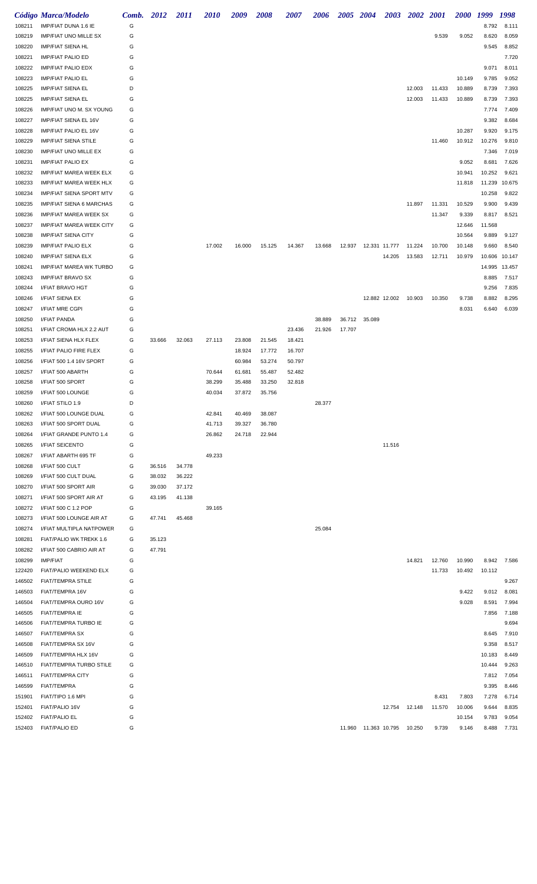| Código | Marca/Modelo | Comb. | 2012 | 2011 | 2010 | 2009 | 2008 | 2007 | 2006 | 2005 | 2004 | 2003 | 2002 | 2001 | 2000 | 1999 | 1998 |
|---|---|---|---|---|---|---|---|---|---|---|---|---|---|---|---|---|---|
| 108211 | IMP/FIAT DUNA 1.6 IE | G | | | | | | | | | | | | | | 8.792 | 8.111 |
| 108219 | IMP/FIAT UNO MILLE SX | G | | | | | | | | | | | | 9.539 | 9.052 | 8.620 | 8.059 |
| 108220 | IMP/FIAT SIENA HL | G | | | | | | | | | | | | | | 9.545 | 8.852 |
| 108221 | IMP/FIAT PALIO ED | G | | | | | | | | | | | | | | | 7.720 |
| 108222 | IMP/FIAT PALIO EDX | G | | | | | | | | | | | | | | 9.071 | 8.011 |
| 108223 | IMP/FIAT PALIO EL | G | | | | | | | | | | | | | 10.149 | 9.785 | 9.052 |
| 108225 | IMP/FIAT SIENA EL | D | | | | | | | | | | | 12.003 | 11.433 | 10.889 | 8.739 | 7.393 |
| 108225 | IMP/FIAT SIENA EL | G | | | | | | | | | | | 12.003 | 11.433 | 10.889 | 8.739 | 7.393 |
| 108226 | IMP/FIAT UNO M. SX YOUNG | G | | | | | | | | | | | | | | 7.774 | 7.409 |
| 108227 | IMP/FIAT SIENA EL 16V | G | | | | | | | | | | | | | | 9.382 | 8.684 |
| 108228 | IMP/FIAT PALIO EL 16V | G | | | | | | | | | | | | | 10.287 | 9.920 | 9.175 |
| 108229 | IMP/FIAT SIENA STILE | G | | | | | | | | | | | | 11.460 | 10.912 | 10.276 | 9.810 |
| 108230 | IMP/FIAT UNO MILLE EX | G | | | | | | | | | | | | | | 7.346 | 7.019 |
| 108231 | IMP/FIAT PALIO EX | G | | | | | | | | | | | | | 9.052 | 8.681 | 7.626 |
| 108232 | IMP/FIAT MAREA WEEK ELX | G | | | | | | | | | | | | | 10.941 | 10.252 | 9.621 |
| 108233 | IMP/FIAT MAREA WEEK HLX | G | | | | | | | | | | | | | 11.818 | 11.239 | 10.675 |
| 108234 | IMP/FIAT SIENA SPORT MTV | G | | | | | | | | | | | | | | 10.258 | 9.822 |
| 108235 | IMP/FIAT SIENA 6 MARCHAS | G | | | | | | | | | | | 11.897 | 11.331 | 10.529 | 9.900 | 9.439 |
| 108236 | IMP/FIAT MAREA WEEK SX | G | | | | | | | | | | | | 11.347 | 9.339 | 8.817 | 8.521 |
| 108237 | IMP/FIAT MAREA WEEK CITY | G | | | | | | | | | | | | | 12.646 | 11.568 | |
| 108238 | IMP/FIAT SIENA CITY | G | | | | | | | | | | | | | 10.564 | 9.889 | 9.127 |
| 108239 | IMP/FIAT PALIO ELX | G | | | 17.002 | 16.000 | 15.125 | 14.367 | 13.668 | 12.937 | 12.331 | 11.777 | 11.224 | 10.700 | 10.148 | 9.660 | 8.540 |
| 108240 | IMP/FIAT SIENA ELX | G | | | | | | | | | | 14.205 | 13.583 | 12.711 | 10.979 | 10.606 | 10.147 |
| 108241 | IMP/FIAT MAREA WK TURBO | G | | | | | | | | | | | | | | 14.995 | 13.457 |
| 108243 | IMP/FIAT BRAVO SX | G | | | | | | | | | | | | | | 8.885 | 7.517 |
| 108244 | I/FIAT BRAVO HGT | G | | | | | | | | | | | | | | 9.256 | 7.835 |
| 108246 | I/FIAT SIENA EX | G | | | | | | | | | 12.882 | 12.002 | 10.903 | 10.350 | 9.738 | 8.882 | 8.295 |
| 108247 | I/FIAT MRE CGPI | G | | | | | | | | | | | | | 8.031 | 6.640 | 6.039 |
| 108250 | I/FIAT PANDA | G | | | | | | | 38.889 | 36.712 | 35.089 | | | | | | |
| 108251 | I/FIAT CROMA HLX 2.2 AUT | G | | | | | | 23.436 | 21.926 | 17.707 | | | | | | | |
| 108253 | I/FIAT SIENA HLX FLEX | G | 33.666 | 32.063 | 27.113 | 23.808 | 21.545 | 18.421 | | | | | | | | | |
| 108255 | I/FIAT PALIO FIRE FLEX | G | | | | 18.924 | 17.772 | 16.707 | | | | | | | | | |
| 108256 | I/FIAT 500 1.4 16V SPORT | G | | | | 60.984 | 53.274 | 50.797 | | | | | | | | | |
| 108257 | I/FIAT 500 ABARTH | G | | | 70.644 | 61.681 | 55.487 | 52.482 | | | | | | | | | |
| 108258 | I/FIAT 500 SPORT | G | | | 38.299 | 35.488 | 33.250 | 32.818 | | | | | | | | | |
| 108259 | I/FIAT 500 LOUNGE | G | | | 40.034 | 37.872 | 35.756 | | | | | | | | | | |
| 108260 | I/FIAT STILO 1.9 | D | | | | | | | 28.377 | | | | | | | | |
| 108262 | I/FIAT 500 LOUNGE DUAL | G | | | 42.841 | 40.469 | 38.087 | | | | | | | | | | |
| 108263 | I/FIAT 500 SPORT DUAL | G | | | 41.713 | 39.327 | 36.780 | | | | | | | | | | |
| 108264 | I/FIAT GRANDE PUNTO 1.4 | G | | | 26.862 | 24.718 | 22.944 | | | | | | | | | | |
| 108265 | I/FIAT SEICENTO | G | | | | | | | | | | 11.516 | | | | | |
| 108267 | I/FIAT ABARTH 695 TF | G | | | 49.233 | | | | | | | | | | | | |
| 108268 | I/FIAT 500 CULT | G | 36.516 | 34.778 | | | | | | | | | | | | | |
| 108269 | I/FIAT 500 CULT DUAL | G | 38.032 | 36.222 | | | | | | | | | | | | | |
| 108270 | I/FIAT 500 SPORT AIR | G | 39.030 | 37.172 | | | | | | | | | | | | | |
| 108271 | I/FIAT 500 SPORT AIR AT | G | 43.195 | 41.138 | | | | | | | | | | | | | |
| 108272 | I/FIAT 500 C 1.2 POP | G | | | 39.165 | | | | | | | | | | | | |
| 108273 | I/FIAT 500 LOUNGE AIR AT | G | 47.741 | 45.468 | | | | | | | | | | | | | |
| 108274 | I/FIAT MULTIPLA NATPOWER | G | | | | | | | 25.084 | | | | | | | | |
| 108281 | FIAT/PALIO WK TREKK 1.6 | G | 35.123 | | | | | | | | | | | | | | |
| 108282 | I/FIAT 500 CABRIO AIR AT | G | 47.791 | | | | | | | | | | | | | | |
| 108299 | IMP/FIAT | G | | | | | | | | | | | 14.821 | 12.760 | 10.990 | 8.942 | 7.586 |
| 122420 | FIAT/PALIO WEEKEND ELX | G | | | | | | | | | | | | 11.733 | 10.492 | 10.112 | |
| 146502 | FIAT/TEMPRA STILE | G | | | | | | | | | | | | | | | 9.267 |
| 146503 | FIAT/TEMPRA 16V | G | | | | | | | | | | | | | 9.422 | 9.012 | 8.081 |
| 146504 | FIAT/TEMPRA OURO 16V | G | | | | | | | | | | | | | 9.028 | 8.591 | 7.994 |
| 146505 | FIAT/TEMPRA IE | G | | | | | | | | | | | | | | 7.856 | 7.188 |
| 146506 | FIAT/TEMPRA TURBO IE | G | | | | | | | | | | | | | | | 9.694 |
| 146507 | FIAT/TEMPRA SX | G | | | | | | | | | | | | | | 8.645 | 7.910 |
| 146508 | FIAT/TEMPRA SX 16V | G | | | | | | | | | | | | | | 9.358 | 8.517 |
| 146509 | FIAT/TEMPRA HLX 16V | G | | | | | | | | | | | | | | 10.183 | 8.449 |
| 146510 | FIAT/TEMPRA TURBO STILE | G | | | | | | | | | | | | | | 10.444 | 9.263 |
| 146511 | FIAT/TEMPRA CITY | G | | | | | | | | | | | | | | 7.812 | 7.054 |
| 146599 | FIAT/TEMPRA | G | | | | | | | | | | | | | | 9.395 | 8.446 |
| 151901 | FIAT/TIPO 1.6 MPI | G | | | | | | | | | | | | 8.431 | 7.803 | 7.278 | 6.714 |
| 152401 | FIAT/PALIO 16V | G | | | | | | | | | | 12.754 | 12.148 | 11.570 | 10.006 | 9.644 | 8.835 |
| 152402 | FIAT/PALIO EL | G | | | | | | | | | | | | | 10.154 | 9.783 | 9.054 |
| 152403 | FIAT/PALIO ED | G | | | | | | | | 11.960 | 11.363 | 10.795 | 10.250 | 9.739 | 9.146 | 8.488 | 7.731 |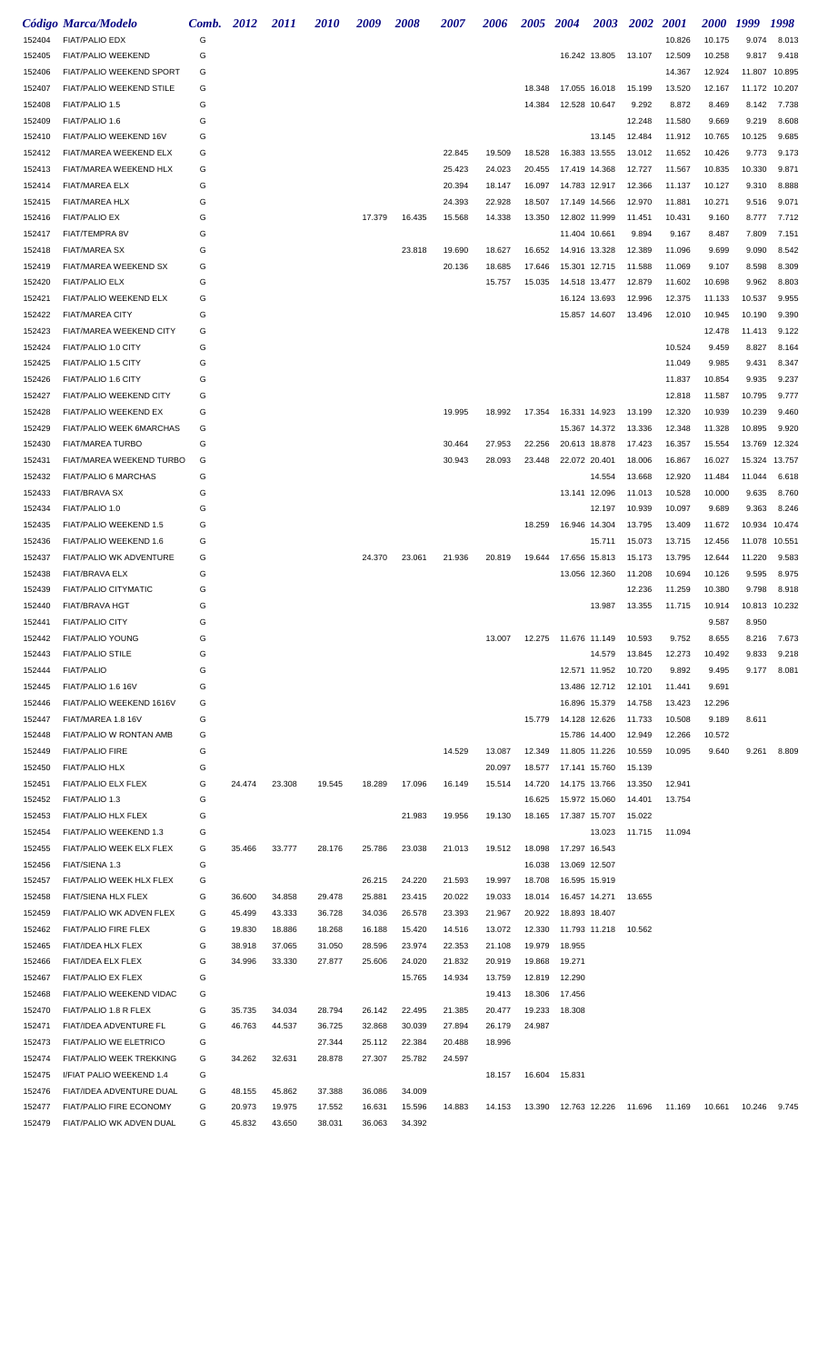| Código | Marca/Modelo | Comb. | 2012 | 2011 | 2010 | 2009 | 2008 | 2007 | 2006 | 2005 | 2004 | 2003 | 2002 | 2001 | 2000 | 1999 | 1998 |
|---|---|---|---|---|---|---|---|---|---|---|---|---|---|---|---|---|---|
| 152404 | FIAT/PALIO EDX | G | | | | | | | | | | | | 10.826 | 10.175 | 9.074 | 8.013 |
| 152405 | FIAT/PALIO WEEKEND | G | | | | | | | | | 16.242 | 13.805 | 13.107 | 12.509 | 10.258 | 9.817 | 9.418 |
| 152406 | FIAT/PALIO WEEKEND SPORT | G | | | | | | | | | | | | 14.367 | 12.924 | 11.807 | 10.895 |
| 152407 | FIAT/PALIO WEEKEND STILE | G | | | | | | | | 18.348 | 17.055 | 16.018 | 15.199 | 13.520 | 12.167 | 11.172 | 10.207 |
| 152408 | FIAT/PALIO 1.5 | G | | | | | | | | 14.384 | 12.528 | 10.647 | 9.292 | 8.872 | 8.469 | 8.142 | 7.738 |
| 152409 | FIAT/PALIO 1.6 | G | | | | | | | | | | | 12.248 | 11.580 | 9.669 | 9.219 | 8.608 |
| 152410 | FIAT/PALIO WEEKEND 16V | G | | | | | | | | | | 13.145 | 12.484 | 11.912 | 10.765 | 10.125 | 9.685 |
| 152412 | FIAT/MAREA WEEKEND ELX | G | | | | | | 22.845 | 19.509 | 18.528 | 16.383 | 13.555 | 13.012 | 11.652 | 10.426 | 9.773 | 9.173 |
| 152413 | FIAT/MAREA WEEKEND HLX | G | | | | | | 25.423 | 24.023 | 20.455 | 17.419 | 14.368 | 12.727 | 11.567 | 10.835 | 10.330 | 9.871 |
| 152414 | FIAT/MAREA ELX | G | | | | | | 20.394 | 18.147 | 16.097 | 14.783 | 12.917 | 12.366 | 11.137 | 10.127 | 9.310 | 8.888 |
| 152415 | FIAT/MAREA HLX | G | | | | | | 24.393 | 22.928 | 18.507 | 17.149 | 14.566 | 12.970 | 11.881 | 10.271 | 9.516 | 9.071 |
| 152416 | FIAT/PALIO EX | G | | | | 17.379 | 16.435 | 15.568 | 14.338 | 13.350 | 12.802 | 11.999 | 11.451 | 10.431 | 9.160 | 8.777 | 7.712 |
| 152417 | FIAT/TEMPRA 8V | G | | | | | | | | | 11.404 | 10.661 | 9.894 | 9.167 | 8.487 | 7.809 | 7.151 |
| 152418 | FIAT/MAREA SX | G | | | | | 23.818 | 19.690 | 18.627 | 16.652 | 14.916 | 13.328 | 12.389 | 11.096 | 9.699 | 9.090 | 8.542 |
| 152419 | FIAT/MAREA WEEKEND SX | G | | | | | | 20.136 | 18.685 | 17.646 | 15.301 | 12.715 | 11.588 | 11.069 | 9.107 | 8.598 | 8.309 |
| 152420 | FIAT/PALIO ELX | G | | | | | | | 15.757 | 15.035 | 14.518 | 13.477 | 12.879 | 11.602 | 10.698 | 9.962 | 8.803 |
| 152421 | FIAT/PALIO WEEKEND ELX | G | | | | | | | | | 16.124 | 13.693 | 12.996 | 12.375 | 11.133 | 10.537 | 9.955 |
| 152422 | FIAT/MAREA CITY | G | | | | | | | | | 15.857 | 14.607 | 13.496 | 12.010 | 10.945 | 10.190 | 9.390 |
| 152423 | FIAT/MAREA WEEKEND CITY | G | | | | | | | | | | | | | 12.478 | 11.413 | 9.122 |
| 152424 | FIAT/PALIO 1.0 CITY | G | | | | | | | | | | | | 10.524 | 9.459 | 8.827 | 8.164 |
| 152425 | FIAT/PALIO 1.5 CITY | G | | | | | | | | | | | | 11.049 | 9.985 | 9.431 | 8.347 |
| 152426 | FIAT/PALIO 1.6 CITY | G | | | | | | | | | | | | 11.837 | 10.854 | 9.935 | 9.237 |
| 152427 | FIAT/PALIO WEEKEND CITY | G | | | | | | | | | | | | 12.818 | 11.587 | 10.795 | 9.777 |
| 152428 | FIAT/PALIO WEEKEND EX | G | | | | | | 19.995 | 18.992 | 17.354 | 16.331 | 14.923 | 13.199 | 12.320 | 10.939 | 10.239 | 9.460 |
| 152429 | FIAT/PALIO WEEK 6MARCHAS | G | | | | | | | | | 15.367 | 14.372 | 13.336 | 12.348 | 11.328 | 10.895 | 9.920 |
| 152430 | FIAT/MAREA TURBO | G | | | | | | 30.464 | 27.953 | 22.256 | 20.613 | 18.878 | 17.423 | 16.357 | 15.554 | 13.769 | 12.324 |
| 152431 | FIAT/MAREA WEEKEND TURBO | G | | | | | | 30.943 | 28.093 | 23.448 | 22.072 | 20.401 | 18.006 | 16.867 | 16.027 | 15.324 | 13.757 |
| 152432 | FIAT/PALIO 6 MARCHAS | G | | | | | | | | | | 14.554 | 13.668 | 12.920 | 11.484 | 11.044 | 6.618 |
| 152433 | FIAT/BRAVA SX | G | | | | | | | | | 13.141 | 12.096 | 11.013 | 10.528 | 10.000 | 9.635 | 8.760 |
| 152434 | FIAT/PALIO 1.0 | G | | | | | | | | | | 12.197 | 10.939 | 10.097 | 9.689 | 9.363 | 8.246 |
| 152435 | FIAT/PALIO WEEKEND 1.5 | G | | | | | | | | 18.259 | 16.946 | 14.304 | 13.795 | 13.409 | 11.672 | 10.934 | 10.474 |
| 152436 | FIAT/PALIO WEEKEND 1.6 | G | | | | | | | | | | 15.711 | 15.073 | 13.715 | 12.456 | 11.078 | 10.551 |
| 152437 | FIAT/PALIO WK ADVENTURE | G | | | | 24.370 | 23.061 | 21.936 | 20.819 | 19.644 | 17.656 | 15.813 | 15.173 | 13.795 | 12.644 | 11.220 | 9.583 |
| 152438 | FIAT/BRAVA ELX | G | | | | | | | | | 13.056 | 12.360 | 11.208 | 10.694 | 10.126 | 9.595 | 8.975 |
| 152439 | FIAT/PALIO CITYMATIC | G | | | | | | | | | | | 12.236 | 11.259 | 10.380 | 9.798 | 8.918 |
| 152440 | FIAT/BRAVA HGT | G | | | | | | | | | | 13.987 | 13.355 | 11.715 | 10.914 | 10.813 | 10.232 |
| 152441 | FIAT/PALIO CITY | G | | | | | | | | | | | | | 9.587 | 8.950 | |
| 152442 | FIAT/PALIO YOUNG | G | | | | | | | 13.007 | 12.275 | 11.676 | 11.149 | 10.593 | 9.752 | 8.655 | 8.216 | 7.673 |
| 152443 | FIAT/PALIO STILE | G | | | | | | | | | | 14.579 | 13.845 | 12.273 | 10.492 | 9.833 | 9.218 |
| 152444 | FIAT/PALIO | G | | | | | | | | | 12.571 | 11.952 | 10.720 | 9.892 | 9.495 | 9.177 | 8.081 |
| 152445 | FIAT/PALIO 1.6 16V | G | | | | | | | | | 13.486 | 12.712 | 12.101 | 11.441 | 9.691 | | |
| 152446 | FIAT/PALIO WEEKEND 1616V | G | | | | | | | | | 16.896 | 15.379 | 14.758 | 13.423 | 12.296 | | |
| 152447 | FIAT/MAREA 1.8 16V | G | | | | | | | | 15.779 | 14.128 | 12.626 | 11.733 | 10.508 | 9.189 | 8.611 | |
| 152448 | FIAT/PALIO W RONTAN AMB | G | | | | | | | | | 15.786 | 14.400 | 12.949 | 12.266 | 10.572 | | |
| 152449 | FIAT/PALIO FIRE | G | | | | | | 14.529 | 13.087 | 12.349 | 11.805 | 11.226 | 10.559 | 10.095 | 9.640 | 9.261 | 8.809 |
| 152450 | FIAT/PALIO HLX | G | | | | | | | 20.097 | 18.577 | 17.141 | 15.760 | 15.139 | | | | |
| 152451 | FIAT/PALIO ELX FLEX | G | 24.474 | 23.308 | 19.545 | 18.289 | 17.096 | 16.149 | 15.514 | 14.720 | 14.175 | 13.766 | 13.350 | 12.941 | | | |
| 152452 | FIAT/PALIO 1.3 | G | | | | | | | | 16.625 | 15.972 | 15.060 | 14.401 | 13.754 | | | |
| 152453 | FIAT/PALIO HLX FLEX | G | | | | | 21.983 | 19.956 | 19.130 | 18.165 | 17.387 | 15.707 | 15.022 | | | | |
| 152454 | FIAT/PALIO WEEKEND 1.3 | G | | | | | | | | | | 13.023 | 11.715 | 11.094 | | | |
| 152455 | FIAT/PALIO WEEK ELX FLEX | G | 35.466 | 33.777 | 28.176 | 25.786 | 23.038 | 21.013 | 19.512 | 18.098 | 17.297 | 16.543 | | | | | |
| 152456 | FIAT/SIENA 1.3 | G | | | | | | | | 16.038 | 13.069 | 12.507 | | | | | |
| 152457 | FIAT/PALIO WEEK HLX FLEX | G | | | | 26.215 | 24.220 | 21.593 | 19.997 | 18.708 | 16.595 | 15.919 | | | | | |
| 152458 | FIAT/SIENA HLX FLEX | G | 36.600 | 34.858 | 29.478 | 25.881 | 23.415 | 20.022 | 19.033 | 18.014 | 16.457 | 14.271 | 13.655 | | | | |
| 152459 | FIAT/PALIO WK ADVEN FLEX | G | 45.499 | 43.333 | 36.728 | 34.036 | 26.578 | 23.393 | 21.967 | 20.922 | 18.893 | 18.407 | | | | | |
| 152462 | FIAT/PALIO FIRE FLEX | G | 19.830 | 18.886 | 18.268 | 16.188 | 15.420 | 14.516 | 13.072 | 12.330 | 11.793 | 11.218 | 10.562 | | | | |
| 152465 | FIAT/IDEA HLX FLEX | G | 38.918 | 37.065 | 31.050 | 28.596 | 23.974 | 22.353 | 21.108 | 19.979 | 18.955 | | | | | | |
| 152466 | FIAT/IDEA ELX FLEX | G | 34.996 | 33.330 | 27.877 | 25.606 | 24.020 | 21.832 | 20.919 | 19.868 | 19.271 | | | | | | |
| 152467 | FIAT/PALIO EX FLEX | G | | | | | 15.765 | 14.934 | 13.759 | 12.819 | 12.290 | | | | | | |
| 152468 | FIAT/PALIO WEEKEND VIDAC | G | | | | | | | 19.413 | 18.306 | 17.456 | | | | | | |
| 152470 | FIAT/PALIO 1.8 R FLEX | G | 35.735 | 34.034 | 28.794 | 26.142 | 22.495 | 21.385 | 20.477 | 19.233 | 18.308 | | | | | | |
| 152471 | FIAT/IDEA ADVENTURE FL | G | 46.763 | 44.537 | 36.725 | 32.868 | 30.039 | 27.894 | 26.179 | 24.987 | | | | | | | |
| 152473 | FIAT/PALIO WE ELETRICO | G | | | 27.344 | 25.112 | 22.384 | 20.488 | 18.996 | | | | | | | | |
| 152474 | FIAT/PALIO WEEK TREKKING | G | 34.262 | 32.631 | 28.878 | 27.307 | 25.782 | 24.597 | | | | | | | | | |
| 152475 | I/FIAT PALIO WEEKEND 1.4 | G | | | | | | | 18.157 | 16.604 | 15.831 | | | | | | |
| 152476 | FIAT/IDEA ADVENTURE DUAL | G | 48.155 | 45.862 | 37.388 | 36.086 | 34.009 | | | | | | | | | | |
| 152477 | FIAT/PALIO FIRE ECONOMY | G | 20.973 | 19.975 | 17.552 | 16.631 | 15.596 | 14.883 | 14.153 | 13.390 | 12.763 | 12.226 | 11.696 | 11.169 | 10.661 | 10.246 | 9.745 |
| 152479 | FIAT/PALIO WK ADVEN DUAL | G | 45.832 | 43.650 | 38.031 | 36.063 | 34.392 | | | | | | | | | | |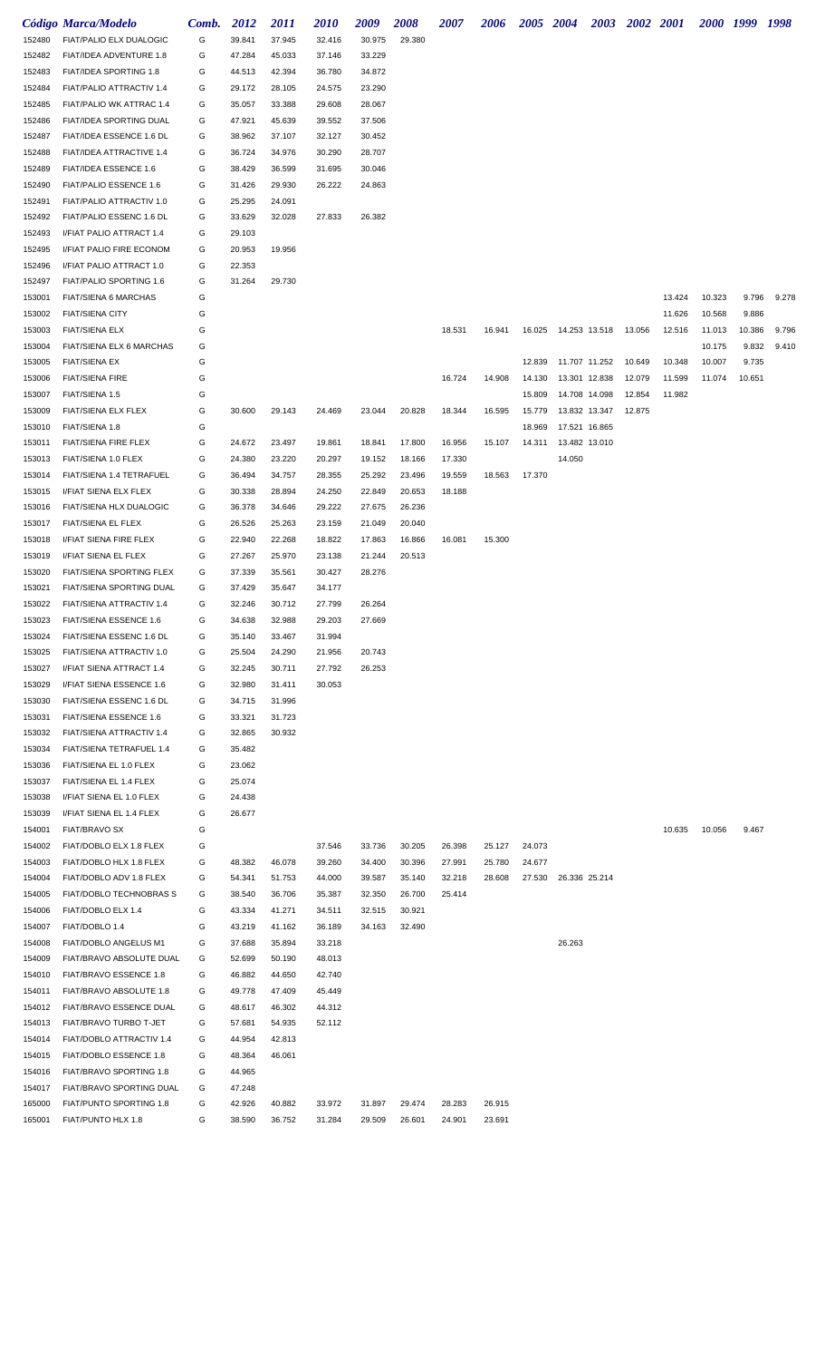| Código | Marca/Modelo | Comb. | 2012 | 2011 | 2010 | 2009 | 2008 | 2007 | 2006 | 2005 | 2004 | 2003 | 2002 | 2001 | 2000 | 1999 | 1998 |
|---|---|---|---|---|---|---|---|---|---|---|---|---|---|---|---|---|---|
| 152480 | FIAT/PALIO ELX DUALOGIC | G | 39.841 | 37.945 | 32.416 | 30.975 | 29.380 | | | | | | | | | | |
| 152482 | FIAT/IDEA ADVENTURE 1.8 | G | 47.284 | 45.033 | 37.146 | 33.229 | | | | | | | | | | | |
| 152483 | FIAT/IDEA SPORTING 1.8 | G | 44.513 | 42.394 | 36.780 | 34.872 | | | | | | | | | | | |
| 152484 | FIAT/PALIO ATTRACTIV 1.4 | G | 29.172 | 28.105 | 24.575 | 23.290 | | | | | | | | | | | |
| 152485 | FIAT/PALIO WK ATTRAC 1.4 | G | 35.057 | 33.388 | 29.608 | 28.067 | | | | | | | | | | | |
| 152486 | FIAT/IDEA SPORTING DUAL | G | 47.921 | 45.639 | 39.552 | 37.506 | | | | | | | | | | | |
| 152487 | FIAT/IDEA ESSENCE 1.6 DL | G | 38.962 | 37.107 | 32.127 | 30.452 | | | | | | | | | | | |
| 152488 | FIAT/IDEA ATTRACTIVE 1.4 | G | 36.724 | 34.976 | 30.290 | 28.707 | | | | | | | | | | | |
| 152489 | FIAT/IDEA ESSENCE 1.6 | G | 38.429 | 36.599 | 31.695 | 30.046 | | | | | | | | | | | |
| 152490 | FIAT/PALIO ESSENCE 1.6 | G | 31.426 | 29.930 | 26.222 | 24.863 | | | | | | | | | | | |
| 152491 | FIAT/PALIO ATTRACTIV 1.0 | G | 25.295 | 24.091 | | | | | | | | | | | | | |
| 152492 | FIAT/PALIO ESSENC 1.6 DL | G | 33.629 | 32.028 | 27.833 | 26.382 | | | | | | | | | | | |
| 152493 | I/FIAT PALIO ATTRACT 1.4 | G | 29.103 | | | | | | | | | | | | | | |
| 152495 | I/FIAT PALIO FIRE ECONOM | G | 20.953 | 19.956 | | | | | | | | | | | | | |
| 152496 | I/FIAT PALIO ATTRACT 1.0 | G | 22.353 | | | | | | | | | | | | | | |
| 152497 | FIAT/PALIO SPORTING 1.6 | G | 31.264 | 29.730 | | | | | | | | | | | | | |
| 153001 | FIAT/SIENA 6 MARCHAS | G | | | | | | | | | | | | 13.424 | 10.323 | 9.796 | 9.278 |
| 153002 | FIAT/SIENA CITY | G | | | | | | | | | | | | 11.626 | 10.568 | 9.886 | |
| 153003 | FIAT/SIENA ELX | G | | | | | | 18.531 | 16.941 | 16.025 | 14.253 | 13.518 | 13.056 | 12.516 | 11.013 | 10.386 | 9.796 |
| 153004 | FIAT/SIENA ELX 6 MARCHAS | G | | | | | | | | | | | | | 10.175 | 9.832 | 9.410 |
| 153005 | FIAT/SIENA EX | G | | | | | | | | 12.839 | 11.707 | 11.252 | 10.649 | 10.348 | 10.007 | 9.735 | |
| 153006 | FIAT/SIENA FIRE | G | | | | | | 16.724 | 14.908 | 14.130 | 13.301 | 12.838 | 12.079 | 11.599 | 11.074 | 10.651 | |
| 153007 | FIAT/SIENA 1.5 | G | | | | | | | | 15.809 | 14.708 | 14.098 | 12.854 | 11.982 | | | |
| 153009 | FIAT/SIENA ELX FLEX | G | 30.600 | 29.143 | 24.469 | 23.044 | 20.828 | 18.344 | 16.595 | 15.779 | 13.832 | 13.347 | 12.875 | | | | |
| 153010 | FIAT/SIENA 1.8 | G | | | | | | | | 18.969 | 17.521 | 16.865 | | | | | |
| 153011 | FIAT/SIENA FIRE FLEX | G | 24.672 | 23.497 | 19.861 | 18.841 | 17.800 | 16.956 | 15.107 | 14.311 | 13.482 | 13.010 | | | | | |
| 153013 | FIAT/SIENA 1.0 FLEX | G | 24.380 | 23.220 | 20.297 | 19.152 | 18.166 | 17.330 | | | 14.050 | | | | | | |
| 153014 | FIAT/SIENA 1.4 TETRAFUEL | G | 36.494 | 34.757 | 28.355 | 25.292 | 23.496 | 19.559 | 18.563 | 17.370 | | | | | | | |
| 153015 | I/FIAT SIENA ELX FLEX | G | 30.338 | 28.894 | 24.250 | 22.849 | 20.653 | 18.188 | | | | | | | | | |
| 153016 | FIAT/SIENA HLX DUALOGIC | G | 36.378 | 34.646 | 29.222 | 27.675 | 26.236 | | | | | | | | | | |
| 153017 | FIAT/SIENA EL FLEX | G | 26.526 | 25.263 | 23.159 | 21.049 | 20.040 | | | | | | | | | | |
| 153018 | I/FIAT SIENA FIRE FLEX | G | 22.940 | 22.268 | 18.822 | 17.863 | 16.866 | 16.081 | 15.300 | | | | | | | | |
| 153019 | I/FIAT SIENA EL FLEX | G | 27.267 | 25.970 | 23.138 | 21.244 | 20.513 | | | | | | | | | | |
| 153020 | FIAT/SIENA SPORTING FLEX | G | 37.339 | 35.561 | 30.427 | 28.276 | | | | | | | | | | | |
| 153021 | FIAT/SIENA SPORTING DUAL | G | 37.429 | 35.647 | 34.177 | | | | | | | | | | | | |
| 153022 | FIAT/SIENA ATTRACTIV 1.4 | G | 32.246 | 30.712 | 27.799 | 26.264 | | | | | | | | | | | |
| 153023 | FIAT/SIENA ESSENCE 1.6 | G | 34.638 | 32.988 | 29.203 | 27.669 | | | | | | | | | | | |
| 153024 | FIAT/SIENA ESSENC 1.6 DL | G | 35.140 | 33.467 | 31.994 | | | | | | | | | | | | |
| 153025 | FIAT/SIENA ATTRACTIV 1.0 | G | 25.504 | 24.290 | 21.956 | 20.743 | | | | | | | | | | | |
| 153027 | I/FIAT SIENA ATTRACT 1.4 | G | 32.245 | 30.711 | 27.792 | 26.253 | | | | | | | | | | | |
| 153029 | I/FIAT SIENA ESSENCE 1.6 | G | 32.980 | 31.411 | 30.053 | | | | | | | | | | | | |
| 153030 | FIAT/SIENA ESSENC 1.6 DL | G | 34.715 | 31.996 | | | | | | | | | | | | | |
| 153031 | FIAT/SIENA ESSENCE 1.6 | G | 33.321 | 31.723 | | | | | | | | | | | | | |
| 153032 | FIAT/SIENA ATTRACTIV 1.4 | G | 32.865 | 30.932 | | | | | | | | | | | | | |
| 153034 | FIAT/SIENA TETRAFUEL 1.4 | G | 35.482 | | | | | | | | | | | | | | |
| 153036 | FIAT/SIENA EL 1.0 FLEX | G | 23.062 | | | | | | | | | | | | | | |
| 153037 | FIAT/SIENA EL 1.4 FLEX | G | 25.074 | | | | | | | | | | | | | | |
| 153038 | I/FIAT SIENA EL 1.0 FLEX | G | 24.438 | | | | | | | | | | | | | | |
| 153039 | I/FIAT SIENA EL 1.4 FLEX | G | 26.677 | | | | | | | | | | | | | | |
| 154001 | FIAT/BRAVO SX | G | | | | | | | | | | | | 10.635 | 10.056 | 9.467 | |
| 154002 | FIAT/DOBLO ELX 1.8 FLEX | G | | | 37.546 | 33.736 | 30.205 | 26.398 | 25.127 | 24.073 | | | | | | | |
| 154003 | FIAT/DOBLO HLX 1.8 FLEX | G | 48.382 | 46.078 | 39.260 | 34.400 | 30.396 | 27.991 | 25.780 | 24.677 | | | | | | | |
| 154004 | FIAT/DOBLO ADV 1.8 FLEX | G | 54.341 | 51.753 | 44.000 | 39.587 | 35.140 | 32.218 | 28.608 | 27.530 | 26.336 | 25.214 | | | | | |
| 154005 | FIAT/DOBLO TECHNOBRAS S | G | 38.540 | 36.706 | 35.387 | 32.350 | 26.700 | 25.414 | | | | | | | | | |
| 154006 | FIAT/DOBLO ELX 1.4 | G | 43.334 | 41.271 | 34.511 | 32.515 | 30.921 | | | | | | | | | | |
| 154007 | FIAT/DOBLO 1.4 | G | 43.219 | 41.162 | 36.189 | 34.163 | 32.490 | | | | | | | | | | |
| 154008 | FIAT/DOBLO ANGELUS M1 | G | 37.688 | 35.894 | 33.218 | | | | | | 26.263 | | | | | | |
| 154009 | FIAT/BRAVO ABSOLUTE DUAL | G | 52.699 | 50.190 | 48.013 | | | | | | | | | | | | |
| 154010 | FIAT/BRAVO ESSENCE 1.8 | G | 46.882 | 44.650 | 42.740 | | | | | | | | | | | | |
| 154011 | FIAT/BRAVO ABSOLUTE 1.8 | G | 49.778 | 47.409 | 45.449 | | | | | | | | | | | | |
| 154012 | FIAT/BRAVO ESSENCE DUAL | G | 48.617 | 46.302 | 44.312 | | | | | | | | | | | | |
| 154013 | FIAT/BRAVO TURBO T-JET | G | 57.681 | 54.935 | 52.112 | | | | | | | | | | | | |
| 154014 | FIAT/DOBLO ATTRACTIV 1.4 | G | 44.954 | 42.813 | | | | | | | | | | | | | |
| 154015 | FIAT/DOBLO ESSENCE 1.8 | G | 48.364 | 46.061 | | | | | | | | | | | | | |
| 154016 | FIAT/BRAVO SPORTING 1.8 | G | 44.965 | | | | | | | | | | | | | | |
| 154017 | FIAT/BRAVO SPORTING DUAL | G | 47.248 | | | | | | | | | | | | | | |
| 165000 | FIAT/PUNTO SPORTING 1.8 | G | 42.926 | 40.882 | 33.972 | 31.897 | 29.474 | 28.283 | 26.915 | | | | | | | | |
| 165001 | FIAT/PUNTO HLX 1.8 | G | 38.590 | 36.752 | 31.284 | 29.509 | 26.601 | 24.901 | 23.691 | | | | | | | | |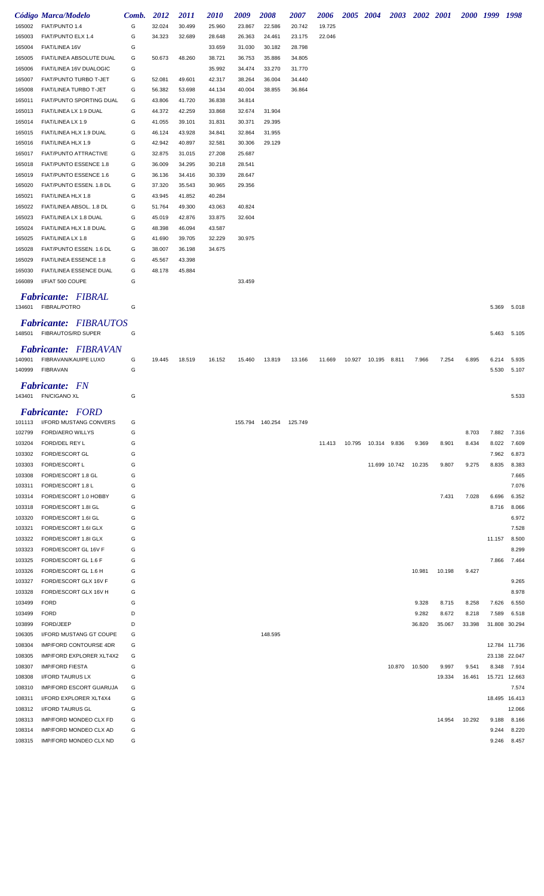| Código | Marca/Modelo | Comb. | 2012 | 2011 | 2010 | 2009 | 2008 | 2007 | 2006 | 2005 | 2004 | 2003 | 2002 | 2001 | 2000 | 1999 | 1998 |
|---|---|---|---|---|---|---|---|---|---|---|---|---|---|---|---|---|---|
| 165002 | FIAT/PUNTO 1.4 | G | 32.024 | 30.499 | 25.960 | 23.867 | 22.586 | 20.742 | 19.725 | | | | | | | | |
| 165003 | FIAT/PUNTO ELX 1.4 | G | 34.323 | 32.689 | 28.648 | 26.363 | 24.461 | 23.175 | 22.046 | | | | | | | | |
| 165004 | FIAT/LINEA 16V | G | | | 33.659 | 31.030 | 30.182 | 28.798 | | | | | | | | | |
| 165005 | FIAT/LINEA ABSOLUTE DUAL | G | 50.673 | 48.260 | 38.721 | 36.753 | 35.886 | 34.805 | | | | | | | | | |
| 165006 | FIAT/LINEA 16V DUALOGIC | G | | | 35.992 | 34.474 | 33.270 | 31.770 | | | | | | | | | |
| 165007 | FIAT/PUNTO TURBO T-JET | G | 52.081 | 49.601 | 42.317 | 38.264 | 36.004 | 34.440 | | | | | | | | | |
| 165008 | FIAT/LINEA TURBO T-JET | G | 56.382 | 53.698 | 44.134 | 40.004 | 38.855 | 36.864 | | | | | | | | | |
| 165011 | FIAT/PUNTO SPORTING DUAL | G | 43.806 | 41.720 | 36.838 | 34.814 | | | | | | | | | | | |
| 165013 | FIAT/LINEA LX 1.9 DUAL | G | 44.372 | 42.259 | 33.868 | 32.674 | 31.904 | | | | | | | | | | |
| 165014 | FIAT/LINEA LX 1.9 | G | 41.055 | 39.101 | 31.831 | 30.371 | 29.395 | | | | | | | | | | |
| 165015 | FIAT/LINEA HLX 1.9 DUAL | G | 46.124 | 43.928 | 34.841 | 32.864 | 31.955 | | | | | | | | | | |
| 165016 | FIAT/LINEA HLX 1.9 | G | 42.942 | 40.897 | 32.581 | 30.306 | 29.129 | | | | | | | | | | |
| 165017 | FIAT/PUNTO ATTRACTIVE | G | 32.875 | 31.015 | 27.208 | 25.687 | | | | | | | | | | | |
| 165018 | FIAT/PUNTO ESSENCE 1.8 | G | 36.009 | 34.295 | 30.218 | 28.541 | | | | | | | | | | | |
| 165019 | FIAT/PUNTO ESSENCE 1.6 | G | 36.136 | 34.416 | 30.339 | 28.647 | | | | | | | | | | | |
| 165020 | FIAT/PUNTO ESSEN. 1.8 DL | G | 37.320 | 35.543 | 30.965 | 29.356 | | | | | | | | | | | |
| 165021 | FIAT/LINEA HLX 1.8 | G | 43.945 | 41.852 | 40.284 | | | | | | | | | | | | |
| 165022 | FIAT/LINEA ABSOL. 1.8 DL | G | 51.764 | 49.300 | 43.063 | 40.824 | | | | | | | | | | | |
| 165023 | FIAT/LINEA LX 1.8 DUAL | G | 45.019 | 42.876 | 33.875 | 32.604 | | | | | | | | | | | |
| 165024 | FIAT/LINEA HLX 1.8 DUAL | G | 48.398 | 46.094 | 43.587 | | | | | | | | | | | | |
| 165025 | FIAT/LINEA LX 1.8 | G | 41.690 | 39.705 | 32.229 | 30.975 | | | | | | | | | | | |
| 165028 | FIAT/PUNTO ESSEN. 1.6 DL | G | 38.007 | 36.198 | 34.675 | | | | | | | | | | | | |
| 165029 | FIAT/LINEA ESSENCE 1.8 | G | 45.567 | 43.398 | | | | | | | | | | | | | |
| 165030 | FIAT/LINEA ESSENCE DUAL | G | 48.178 | 45.884 | | | | | | | | | | | | | |
| 166089 | I/FIAT 500 COUPE | G | | | | 33.459 | | | | | | | | | | | |

## *Fabricante: FIBRAL*

| Código | Marca/Modelo | Comb. | 2012 | 2011 | 2010 | 2009 | 2008 | 2007 | 2006 | 2005 | 2004 | 2003 | 2002 | 2001 | 2000 | 1999 | 1998 |
|---|---|---|---|---|---|---|---|---|---|---|---|---|---|---|---|---|---|
| 134601 | FIBRAL/POTRO | G | | | | | | | | | | | | | | 5.369 | 5.018 |

## *Fabricante: FIBRAUTOS*

| Código | Marca/Modelo | Comb. | 2012 | 2011 | 2010 | 2009 | 2008 | 2007 | 2006 | 2005 | 2004 | 2003 | 2002 | 2001 | 2000 | 1999 | 1998 |
|---|---|---|---|---|---|---|---|---|---|---|---|---|---|---|---|---|---|
| 148501 | FIBRAUTOS/RD SUPER | G | | | | | | | | | | | | | | 5.463 | 5.105 |

## *Fabricante: FIBRAVAN*

| Código | Marca/Modelo | Comb. | 2012 | 2011 | 2010 | 2009 | 2008 | 2007 | 2006 | 2005 | 2004 | 2003 | 2002 | 2001 | 2000 | 1999 | 1998 |
|---|---|---|---|---|---|---|---|---|---|---|---|---|---|---|---|---|---|
| 140901 | FIBRAVAN/KAUIPE LUXO | G | 19.445 | 18.519 | 16.152 | 15.460 | 13.819 | 13.166 | 11.669 | 10.927 | 10.195 | 8.811 | 7.966 | 7.254 | 6.895 | 6.214 | 5.935 |
| 140999 | FIBRAVAN | G | | | | | | | | | | | | | | 5.530 | 5.107 |

## *Fabricante: FN*

| Código | Marca/Modelo | Comb. | 2012 | 2011 | 2010 | 2009 | 2008 | 2007 | 2006 | 2005 | 2004 | 2003 | 2002 | 2001 | 2000 | 1999 | 1998 |
|---|---|---|---|---|---|---|---|---|---|---|---|---|---|---|---|---|---|
| 143401 | FN/CIGANO XL | G | | | | | | | | | | | | | | | 5.533 |

## *Fabricante: FORD*

| Código | Marca/Modelo | Comb. | 2012 | 2011 | 2010 | 2009 | 2008 | 2007 | 2006 | 2005 | 2004 | 2003 | 2002 | 2001 | 2000 | 1999 | 1998 |
|---|---|---|---|---|---|---|---|---|---|---|---|---|---|---|---|---|---|
| 101113 | I/FORD MUSTANG CONVERS | G | | | | 155.794 | 140.254 | 125.749 | | | | | | | | | |
| 102799 | FORD/AERO WILLYS | G | | | | | | | | | | | | | 8.703 | 7.882 | 7.316 |
| 103204 | FORD/DEL REY L | G | | | | | | | 11.413 | 10.795 | 10.314 | 9.836 | 9.369 | 8.901 | 8.434 | 8.022 | 7.609 |
| 103302 | FORD/ESCORT GL | G | | | | | | | | | | | | | | 7.962 | 6.873 |
| 103303 | FORD/ESCORT L | G | | | | | | | | | 11.699 | 10.742 | 10.235 | 9.807 | 9.275 | 8.835 | 8.383 |
| 103308 | FORD/ESCORT 1.8 GL | G | | | | | | | | | | | | | | | 7.665 |
| 103311 | FORD/ESCORT 1.8 L | G | | | | | | | | | | | | | | | 7.076 |
| 103314 | FORD/ESCORT 1.0 HOBBY | G | | | | | | | | | | | | 7.431 | 7.028 | 6.696 | 6.352 |
| 103318 | FORD/ESCORT 1.8I GL | G | | | | | | | | | | | | | | 8.716 | 8.066 |
| 103320 | FORD/ESCORT 1.6I GL | G | | | | | | | | | | | | | | | 6.972 |
| 103321 | FORD/ESCORT 1.6I GLX | G | | | | | | | | | | | | | | | 7.528 |
| 103322 | FORD/ESCORT 1.8I GLX | G | | | | | | | | | | | | | | 11.157 | 8.500 |
| 103323 | FORD/ESCORT GL 16V F | G | | | | | | | | | | | | | | | 8.299 |
| 103325 | FORD/ESCORT GL 1.6 F | G | | | | | | | | | | | | | | 7.866 | 7.464 |
| 103326 | FORD/ESCORT GL 1.6 H | G | | | | | | | | | | | 10.981 | 10.198 | 9.427 | | |
| 103327 | FORD/ESCORT GLX 16V F | G | | | | | | | | | | | | | | | 9.265 |
| 103328 | FORD/ESCORT GLX 16V H | G | | | | | | | | | | | | | | | 8.978 |
| 103499 | FORD | G | | | | | | | | | | | 9.328 | 8.715 | 8.258 | 7.626 | 6.550 |
| 103499 | FORD | D | | | | | | | | | | | 9.282 | 8.672 | 8.218 | 7.589 | 6.518 |
| 103899 | FORD/JEEP | D | | | | | | | | | | | 36.820 | 35.067 | 33.398 | 31.808 | 30.294 |
| 106305 | I/FORD MUSTANG GT COUPE | G | | | | | 148.595 | | | | | | | | | | |
| 108304 | IMP/FORD CONTOURSE 4DR | G | | | | | | | | | | | | | | 12.784 | 11.736 |
| 108305 | IMP/FORD EXPLORER XLT4X2 | G | | | | | | | | | | | | | | 23.138 | 22.047 |
| 108307 | IMP/FORD FIESTA | G | | | | | | | | | | 10.870 | 10.500 | 9.997 | 9.541 | 8.348 | 7.914 |
| 108308 | I/FORD TAURUS LX | G | | | | | | | | | | | | 19.334 | 16.461 | 15.721 | 12.663 |
| 108310 | IMP/FORD ESCORT GUARUJA | G | | | | | | | | | | | | | | | 7.574 |
| 108311 | I/FORD EXPLORER XLT4X4 | G | | | | | | | | | | | | | | 18.495 | 16.413 |
| 108312 | I/FORD TAURUS GL | G | | | | | | | | | | | | | | | 12.066 |
| 108313 | IMP/FORD MONDEO CLX FD | G | | | | | | | | | | | | 14.954 | 10.292 | 9.188 | 8.166 |
| 108314 | IMP/FORD MONDEO CLX AD | G | | | | | | | | | | | | | | 9.244 | 8.220 |
| 108315 | IMP/FORD MONDEO CLX ND | G | | | | | | | | | | | | | | 9.246 | 8.457 |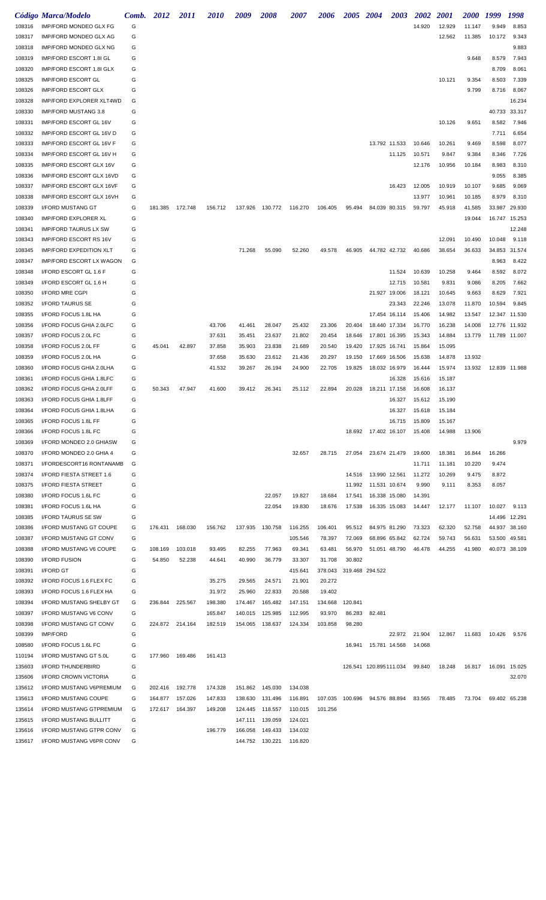| Código | Marca/Modelo | Comb. | 2012 | 2011 | 2010 | 2009 | 2008 | 2007 | 2006 | 2005 | 2004 | 2003 | 2002 | 2001 | 2000 | 1999 | 1998 |
|---|---|---|---|---|---|---|---|---|---|---|---|---|---|---|---|---|---|
| 108316 | IMP/FORD MONDEO GLX FG | G | | | | | | | | | | | 14.920 | 12.929 | 11.147 | 9.949 | 8.853 |
| 108317 | IMP/FORD MONDEO GLX AG | G | | | | | | | | | | | | 12.562 | 11.385 | 10.172 | 9.343 |
| 108318 | IMP/FORD MONDEO GLX NG | G | | | | | | | | | | | | | | | 9.883 |
| 108319 | IMP/FORD ESCORT 1.8I GL | G | | | | | | | | | | | | | 9.648 | 8.579 | 7.943 |
| 108320 | IMP/FORD ESCORT 1.8I GLX | G | | | | | | | | | | | | | | 8.709 | 8.061 |
| 108325 | IMP/FORD ESCORT GL | G | | | | | | | | | | | | 10.121 | 9.354 | 8.503 | 7.339 |
| 108326 | IMP/FORD ESCORT GLX | G | | | | | | | | | | | | | 9.799 | 8.716 | 8.067 |
| 108328 | IMP/FORD EXPLORER XLT4WD | G | | | | | | | | | | | | | | | 16.234 |
| 108330 | IMP/FORD MUSTANG 3.8 | G | | | | | | | | | | | | | | 40.733 | 33.317 |
| 108331 | IMP/FORD ESCORT GL 16V | G | | | | | | | | | | | | 10.126 | 9.651 | 8.582 | 7.946 |
| 108332 | IMP/FORD ESCORT GL 16V D | G | | | | | | | | | | | | | | 7.711 | 6.654 |
| 108333 | IMP/FORD ESCORT GL 16V F | G | | | | | | | | | 13.792 | 11.533 | 10.646 | 10.261 | 9.469 | 8.598 | 8.077 |
| 108334 | IMP/FORD ESCORT GL 16V H | G | | | | | | | | | | 11.125 | 10.571 | 9.847 | 9.384 | 8.346 | 7.726 |
| 108335 | IMP/FORD ESCORT GLX 16V | G | | | | | | | | | | | 12.176 | 10.956 | 10.184 | 8.983 | 8.310 |
| 108336 | IMP/FORD ESCORT GLX 16VD | G | | | | | | | | | | | | | | 9.055 | 8.385 |
| 108337 | IMP/FORD ESCORT GLX 16VF | G | | | | | | | | | | 16.423 | 12.005 | 10.919 | 10.107 | 9.685 | 9.069 |
| 108338 | IMP/FORD ESCORT GLX 16VH | G | | | | | | | | | | | 13.977 | 10.961 | 10.185 | 8.979 | 8.310 |
| 108339 | I/FORD MUSTANG GT | G | 181.385 | 172.748 | 156.712 | 137.926 | 130.772 | 116.270 | 106.405 | 95.494 | 84.039 | 80.315 | 59.797 | 45.918 | 41.585 | 33.987 | 29.930 |
| 108340 | IMP/FORD EXPLORER XL | G | | | | | | | | | | | | | 19.044 | 16.747 | 15.253 |
| 108341 | IMP/FORD TAURUS LX SW | G | | | | | | | | | | | | | | | 12.248 |
| 108343 | IMP/FORD ESCORT RS 16V | G | | | | | | | | | | | | 12.091 | 10.490 | 10.048 | 9.118 |
| 108345 | IMP/FORD EXPEDITION XLT | G | | | | 71.268 | 55.090 | 52.260 | 49.578 | 46.905 | 44.782 | 42.732 | 40.686 | 38.654 | 36.633 | 34.853 | 31.574 |
| 108347 | IMP/FORD ESCORT LX WAGON | G | | | | | | | | | | | | | | 8.963 | 8.422 |
| 108348 | I/FORD ESCORT GL 1.6 F | G | | | | | | | | | | 11.524 | 10.639 | 10.258 | 9.464 | 8.592 | 8.072 |
| 108349 | I/FORD ESCORT GL 1.6 H | G | | | | | | | | | | 12.715 | 10.581 | 9.831 | 9.086 | 8.205 | 7.662 |
| 108350 | I/FORD MRE CGPI | G | | | | | | | | | 21.927 | 19.006 | 18.121 | 10.645 | 9.663 | 8.629 | 7.921 |
| 108352 | I/FORD TAURUS SE | G | | | | | | | | | | 23.343 | 22.246 | 13.078 | 11.870 | 10.594 | 9.845 |
| 108355 | I/FORD FOCUS 1.8L HA | G | | | | | | | | | 17.454 | 16.114 | 15.406 | 14.982 | 13.547 | 12.347 | 11.530 |
| 108356 | I/FORD FOCUS GHIA 2.0LFC | G | | | 43.706 | 41.461 | 28.047 | 25.432 | 23.306 | 20.404 | 18.440 | 17.334 | 16.770 | 16.238 | 14.008 | 12.776 | 11.932 |
| 108357 | I/FORD FOCUS 2.0L FC | G | | | 37.631 | 35.451 | 23.637 | 21.802 | 20.454 | 18.646 | 17.801 | 16.395 | 15.343 | 14.884 | 13.779 | 11.789 | 11.007 |
| 108358 | I/FORD FOCUS 2.0L FF | G | 45.041 | 42.897 | 37.858 | 35.903 | 23.838 | 21.689 | 20.540 | 19.420 | 17.925 | 16.741 | 15.864 | 15.095 | | | |
| 108359 | I/FORD FOCUS 2.0L HA | G | | | 37.658 | 35.630 | 23.612 | 21.436 | 20.297 | 19.150 | 17.669 | 16.506 | 15.638 | 14.878 | 13.932 | | |
| 108360 | I/FORD FOCUS GHIA 2.0LHA | G | | | 41.532 | 39.267 | 26.194 | 24.900 | 22.705 | 19.825 | 18.032 | 16.979 | 16.444 | 15.974 | 13.932 | 12.839 | 11.988 |
| 108361 | I/FORD FOCUS GHIA 1.8LFC | G | | | | | | | | | | 16.328 | 15.616 | 15.187 | | | |
| 108362 | I/FORD FOCUS GHIA 2.0LFF | G | 50.343 | 47.947 | 41.600 | 39.412 | 26.341 | 25.112 | 22.894 | 20.028 | 18.211 | 17.158 | 16.608 | 16.137 | | | |
| 108363 | I/FORD FOCUS GHIA 1.8LFF | G | | | | | | | | | | 16.327 | 15.612 | 15.190 | | | |
| 108364 | I/FORD FOCUS GHIA 1.8LHA | G | | | | | | | | | | 16.327 | 15.618 | 15.184 | | | |
| 108365 | I/FORD FOCUS 1.8L FF | G | | | | | | | | | | 16.715 | 15.809 | 15.167 | | | |
| 108366 | I/FORD FOCUS 1.8L FC | G | | | | | | | | 18.692 | 17.402 | 16.107 | 15.408 | 14.988 | 13.906 | | |
| 108369 | I/FORD MONDEO 2.0 GHIASW | G | | | | | | | | | | | | | | | 9.979 |
| 108370 | I/FORD MONDEO 2.0 GHIA 4 | G | | | | | | 32.657 | 28.715 | 27.054 | 23.674 | 21.479 | 19.600 | 18.381 | 16.844 | 16.266 | |
| 108371 | I/FORDESCORT16 RONTANAMB | G | | | | | | | | | | | 11.711 | 11.181 | 10.220 | 9.474 | |
| 108374 | I/FORD FIESTA STREET 1.6 | G | | | | | | | | 14.516 | 13.990 | 12.561 | 11.272 | 10.269 | 9.475 | 8.872 | |
| 108375 | I/FORD FIESTA STREET | G | | | | | | | | 11.992 | 11.531 | 10.674 | 9.990 | 9.111 | 8.353 | 8.057 | |
| 108380 | I/FORD FOCUS 1.6L FC | G | | | | | 22.057 | 19.827 | 18.684 | 17.541 | 16.338 | 15.080 | 14.391 | | | | |
| 108381 | I/FORD FOCUS 1.6L HA | G | | | | | 22.054 | 19.830 | 18.676 | 17.538 | 16.335 | 15.083 | 14.447 | 12.177 | 11.107 | 10.027 | 9.113 |
| 108385 | I/FORD TAURUS SE SW | G | | | | | | | | | | | | | | 14.496 | 12.291 |
| 108386 | I/FORD MUSTANG GT COUPE | G | 176.431 | 168.030 | 156.762 | 137.935 | 130.758 | 116.255 | 106.401 | 95.512 | 84.975 | 81.290 | 73.323 | 62.320 | 52.758 | 44.937 | 38.160 |
| 108387 | I/FORD MUSTANG GT CONV | G | | | | | | 105.546 | 78.397 | 72.069 | 68.896 | 65.842 | 62.724 | 59.743 | 56.631 | 53.500 | 49.581 |
| 108388 | I/FORD MUSTANG V6 COUPE | G | 108.169 | 103.018 | 93.495 | 82.255 | 77.963 | 69.341 | 63.481 | 56.970 | 51.051 | 48.790 | 46.478 | 44.255 | 41.980 | 40.073 | 38.109 |
| 108390 | I/FORD FUSION | G | 54.850 | 52.238 | 44.641 | 40.990 | 36.779 | 33.307 | 31.708 | 30.802 | | | | | | | |
| 108391 | I/FORD GT | G | | | | | | 415.641 | 378.043 | 319.468 | 294.522 | | | | | | |
| 108392 | I/FORD FOCUS 1.6 FLEX FC | G | | | 35.275 | 29.565 | 24.571 | 21.901 | 20.272 | | | | | | | | |
| 108393 | I/FORD FOCUS 1.6 FLEX HA | G | | | 31.972 | 25.960 | 22.833 | 20.588 | 19.402 | | | | | | | | |
| 108394 | I/FORD MUSTANG SHELBY GT | G | 236.844 | 225.567 | 198.380 | 174.467 | 165.482 | 147.151 | 134.668 | 120.841 | | | | | | | |
| 108397 | I/FORD MUSTANG V6 CONV | G | | | 165.847 | 140.015 | 125.985 | 112.995 | 93.970 | 86.283 | 82.481 | | | | | | |
| 108398 | I/FORD MUSTANG GT CONV | G | 224.872 | 214.164 | 182.519 | 154.065 | 138.637 | 124.334 | 103.858 | 98.280 | | | | | | | |
| 108399 | IMP/FORD | G | | | | | | | | | | 22.972 | 21.904 | 12.867 | 11.683 | 10.426 | 9.576 |
| 108580 | I/FORD FOCUS 1.6L FC | G | | | | | | | | 16.941 | 15.781 | 14.568 | 14.068 | | | | |
| 110194 | I/FORD MUSTANG GT 5.0L | G | 177.960 | 169.486 | 161.413 | | | | | | | | | | | | |
| 135603 | I/FORD THUNDERBIRD | G | | | | | | | | 126.541 | 120.895 | 111.034 | 99.840 | 18.248 | 16.817 | 16.091 | 15.025 |
| 135606 | I/FORD CROWN VICTORIA | G | | | | | | | | | | | | | | | 32.070 |
| 135612 | I/FORD MUSTANG V6PREMIUM | G | 202.416 | 192.778 | 174.328 | 151.862 | 145.030 | 134.038 | | | | | | | | | |
| 135613 | I/FORD MUSTANG COUPE | G | 164.877 | 157.026 | 147.833 | 138.630 | 131.496 | 116.891 | 107.035 | 100.696 | 94.576 | 88.894 | 83.565 | 78.485 | 73.704 | 69.402 | 65.238 |
| 135614 | I/FORD MUSTANG GTPREMIUM | G | 172.617 | 164.397 | 149.208 | 124.445 | 118.557 | 110.015 | 101.256 | | | | | | | | |
| 135615 | I/FORD MUSTANG BULLITT | G | | | | 147.111 | 139.059 | 124.021 | | | | | | | | | |
| 135616 | I/FORD MUSTANG GTPR CONV | G | | | 196.779 | 166.058 | 149.433 | 134.032 | | | | | | | | | |
| 135617 | I/FORD MUSTANG V6PR CONV | G | | | | 144.752 | 130.221 | 116.820 | | | | | | | | | |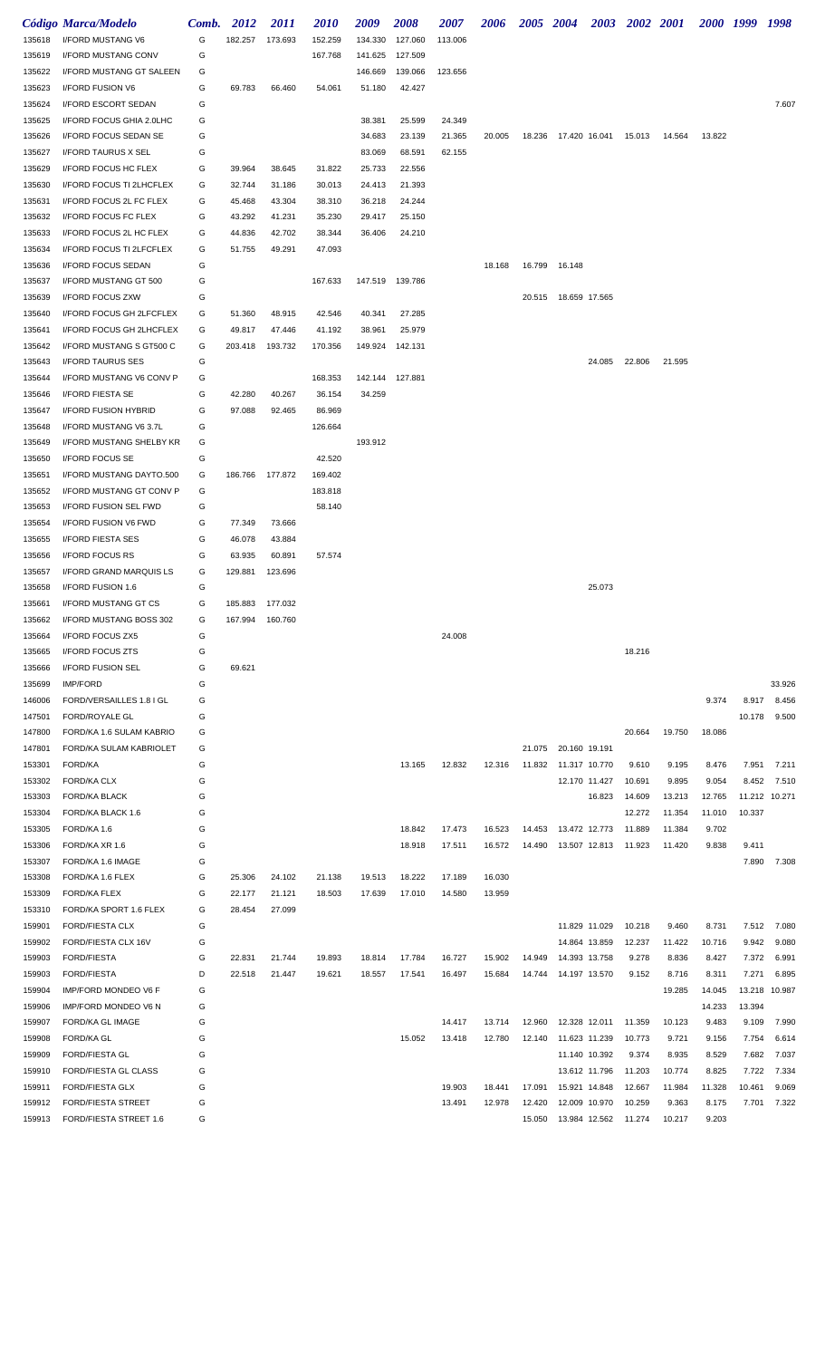| Código | Marca/Modelo | Comb. | 2012 | 2011 | 2010 | 2009 | 2008 | 2007 | 2006 | 2005 | 2004 | 2003 | 2002 | 2001 | 2000 | 1999 | 1998 |
|---|---|---|---|---|---|---|---|---|---|---|---|---|---|---|---|---|---|
| 135618 | I/FORD MUSTANG V6 | G | 182.257 | 173.693 | 152.259 | 134.330 | 127.060 | 113.006 | | | | | | | | | |
| 135619 | I/FORD MUSTANG CONV | G | | | 167.768 | 141.625 | 127.509 | | | | | | | | | | |
| 135622 | I/FORD MUSTANG GT SALEEN | G | | | | 146.669 | 139.066 | 123.656 | | | | | | | | | |
| 135623 | I/FORD FUSION V6 | G | 69.783 | 66.460 | 54.061 | 51.180 | 42.427 | | | | | | | | | | |
| 135624 | I/FORD ESCORT SEDAN | G | | | | | | | | | | | | | | | 7.607 |
| 135625 | I/FORD FOCUS GHIA 2.0LHC | G | | | | 38.381 | 25.599 | 24.349 | | | | | | | | | |
| 135626 | I/FORD FOCUS SEDAN SE | G | | | | 34.683 | 23.139 | 21.365 | 20.005 | 18.236 | 17.420 | 16.041 | 15.013 | 14.564 | 13.822 | | |
| 135627 | I/FORD TAURUS X SEL | G | | | | 83.069 | 68.591 | 62.155 | | | | | | | | | |
| 135629 | I/FORD FOCUS HC FLEX | G | 39.964 | 38.645 | 31.822 | 25.733 | 22.556 | | | | | | | | | | |
| 135630 | I/FORD FOCUS TI 2LHCFLEX | G | 32.744 | 31.186 | 30.013 | 24.413 | 21.393 | | | | | | | | | | |
| 135631 | I/FORD FOCUS 2L FC FLEX | G | 45.468 | 43.304 | 38.310 | 36.218 | 24.244 | | | | | | | | | | |
| 135632 | I/FORD FOCUS FC FLEX | G | 43.292 | 41.231 | 35.230 | 29.417 | 25.150 | | | | | | | | | | |
| 135633 | I/FORD FOCUS 2L HC FLEX | G | 44.836 | 42.702 | 38.344 | 36.406 | 24.210 | | | | | | | | | | |
| 135634 | I/FORD FOCUS TI 2LFCFLEX | G | 51.755 | 49.291 | 47.093 | | | | | | | | | | | | |
| 135636 | I/FORD FOCUS SEDAN | G | | | | | | | 18.168 | 16.799 | 16.148 | | | | | | |
| 135637 | I/FORD MUSTANG GT 500 | G | | | 167.633 | 147.519 | 139.786 | | | | | | | | | | |
| 135639 | I/FORD FOCUS ZXW | G | | | | | | | | 20.515 | 18.659 | 17.565 | | | | | |
| 135640 | I/FORD FOCUS GH 2LFCFLEX | G | 51.360 | 48.915 | 42.546 | 40.341 | 27.285 | | | | | | | | | | |
| 135641 | I/FORD FOCUS GH 2LHCFLEX | G | 49.817 | 47.446 | 41.192 | 38.961 | 25.979 | | | | | | | | | | |
| 135642 | I/FORD MUSTANG S GT500 C | G | 203.418 | 193.732 | 170.356 | 149.924 | 142.131 | | | | | | | | | | |
| 135643 | I/FORD TAURUS SES | G | | | | | | | | | | 24.085 | 22.806 | 21.595 | | | |
| 135644 | I/FORD MUSTANG V6 CONV P | G | | | 168.353 | 142.144 | 127.881 | | | | | | | | | | |
| 135646 | I/FORD FIESTA SE | G | 42.280 | 40.267 | 36.154 | 34.259 | | | | | | | | | | | |
| 135647 | I/FORD FUSION HYBRID | G | 97.088 | 92.465 | 86.969 | | | | | | | | | | | | |
| 135648 | I/FORD MUSTANG V6 3.7L | G | | | 126.664 | | | | | | | | | | | | |
| 135649 | I/FORD MUSTANG SHELBY KR | G | | | | 193.912 | | | | | | | | | | | |
| 135650 | I/FORD FOCUS SE | G | | | 42.520 | | | | | | | | | | | | |
| 135651 | I/FORD MUSTANG DAYTO.500 | G | 186.766 | 177.872 | 169.402 | | | | | | | | | | | | |
| 135652 | I/FORD MUSTANG GT CONV P | G | | | 183.818 | | | | | | | | | | | | |
| 135653 | I/FORD FUSION SEL FWD | G | | | 58.140 | | | | | | | | | | | | |
| 135654 | I/FORD FUSION V6 FWD | G | 77.349 | 73.666 | | | | | | | | | | | | | |
| 135655 | I/FORD FIESTA SES | G | 46.078 | 43.884 | | | | | | | | | | | | | |
| 135656 | I/FORD FOCUS RS | G | 63.935 | 60.891 | 57.574 | | | | | | | | | | | | |
| 135657 | I/FORD GRAND MARQUIS LS | G | 129.881 | 123.696 | | | | | | | | | | | | | |
| 135658 | I/FORD FUSION 1.6 | G | | | | | | | | | | 25.073 | | | | | |
| 135661 | I/FORD MUSTANG GT CS | G | 185.883 | 177.032 | | | | | | | | | | | | | |
| 135662 | I/FORD MUSTANG BOSS 302 | G | 167.994 | 160.760 | | | | | | | | | | | | | |
| 135664 | I/FORD FOCUS ZX5 | G | | | | | | 24.008 | | | | | | | | | |
| 135665 | I/FORD FOCUS ZTS | G | | | | | | | | | | | 18.216 | | | | |
| 135666 | I/FORD FUSION SEL | G | 69.621 | | | | | | | | | | | | | | |
| 135699 | IMP/FORD | G | | | | | | | | | | | | | | | 33.926 |
| 146006 | FORD/VERSAILLES 1.8 I GL | G | | | | | | | | | | | | | 9.374 | 8.917 | 8.456 |
| 147501 | FORD/ROYALE GL | G | | | | | | | | | | | | | | 10.178 | 9.500 |
| 147800 | FORD/KA 1.6 SULAM KABRIO | G | | | | | | | | | | | 20.664 | 19.750 | 18.086 | | |
| 147801 | FORD/KA SULAM KABRIOLET | G | | | | | | | | 21.075 | 20.160 | 19.191 | | | | | |
| 153301 | FORD/KA | G | | | | | 13.165 | 12.832 | 12.316 | 11.832 | 11.317 | 10.770 | 9.610 | 9.195 | 8.476 | 7.951 | 7.211 |
| 153302 | FORD/KA CLX | G | | | | | | | | | 12.170 | 11.427 | 10.691 | 9.895 | 9.054 | 8.452 | 7.510 |
| 153303 | FORD/KA BLACK | G | | | | | | | | | | 16.823 | 14.609 | 13.213 | 12.765 | 11.212 | 10.271 |
| 153304 | FORD/KA BLACK 1.6 | G | | | | | | | | | | | 12.272 | 11.354 | 11.010 | 10.337 | |
| 153305 | FORD/KA 1.6 | G | | | | | 18.842 | 17.473 | 16.523 | 14.453 | 13.472 | 12.773 | 11.889 | 11.384 | 9.702 | | |
| 153306 | FORD/KA XR 1.6 | G | | | | | 18.918 | 17.511 | 16.572 | 14.490 | 13.507 | 12.813 | 11.923 | 11.420 | 9.838 | 9.411 | |
| 153307 | FORD/KA 1.6 IMAGE | G | | | | | | | | | | | | | | 7.890 | 7.308 |
| 153308 | FORD/KA 1.6 FLEX | G | 25.306 | 24.102 | 21.138 | 19.513 | 18.222 | 17.189 | 16.030 | | | | | | | | |
| 153309 | FORD/KA FLEX | G | 22.177 | 21.121 | 18.503 | 17.639 | 17.010 | 14.580 | 13.959 | | | | | | | | |
| 153310 | FORD/KA SPORT 1.6 FLEX | G | 28.454 | 27.099 | | | | | | | | | | | | | |
| 159901 | FORD/FIESTA CLX | G | | | | | | | | | 11.829 | 11.029 | 10.218 | 9.460 | 8.731 | 7.512 | 7.080 |
| 159902 | FORD/FIESTA CLX 16V | G | | | | | | | | | 14.864 | 13.859 | 12.237 | 11.422 | 10.716 | 9.942 | 9.080 |
| 159903 | FORD/FIESTA | G | 22.831 | 21.744 | 19.893 | 18.814 | 17.784 | 16.727 | 15.902 | 14.949 | 14.393 | 13.758 | 9.278 | 8.836 | 8.427 | 7.372 | 6.991 |
| 159903 | FORD/FIESTA | D | 22.518 | 21.447 | 19.621 | 18.557 | 17.541 | 16.497 | 15.684 | 14.744 | 14.197 | 13.570 | 9.152 | 8.716 | 8.311 | 7.271 | 6.895 |
| 159904 | IMP/FORD MONDEO V6 F | G | | | | | | | | | | | | 19.285 | 14.045 | 13.218 | 10.987 |
| 159906 | IMP/FORD MONDEO V6 N | G | | | | | | | | | | | | | 14.233 | 13.394 | |
| 159907 | FORD/KA GL IMAGE | G | | | | | | 14.417 | 13.714 | 12.960 | 12.328 | 12.011 | 11.359 | 10.123 | 9.483 | 9.109 | 7.990 |
| 159908 | FORD/KA GL | G | | | | | 15.052 | 13.418 | 12.780 | 12.140 | 11.623 | 11.239 | 10.773 | 9.721 | 9.156 | 7.754 | 6.614 |
| 159909 | FORD/FIESTA GL | G | | | | | | | | | 11.140 | 10.392 | 9.374 | 8.935 | 8.529 | 7.682 | 7.037 |
| 159910 | FORD/FIESTA GL CLASS | G | | | | | | | | | 13.612 | 11.796 | 11.203 | 10.774 | 8.825 | 7.722 | 7.334 |
| 159911 | FORD/FIESTA GLX | G | | | | | | 19.903 | 18.441 | 17.091 | 15.921 | 14.848 | 12.667 | 11.984 | 11.328 | 10.461 | 9.069 |
| 159912 | FORD/FIESTA STREET | G | | | | | | 13.491 | 12.978 | 12.420 | 12.009 | 10.970 | 10.259 | 9.363 | 8.175 | 7.701 | 7.322 |
| 159913 | FORD/FIESTA STREET 1.6 | G | | | | | | | | 15.050 | 13.984 | 12.562 | 11.274 | 10.217 | 9.203 | | |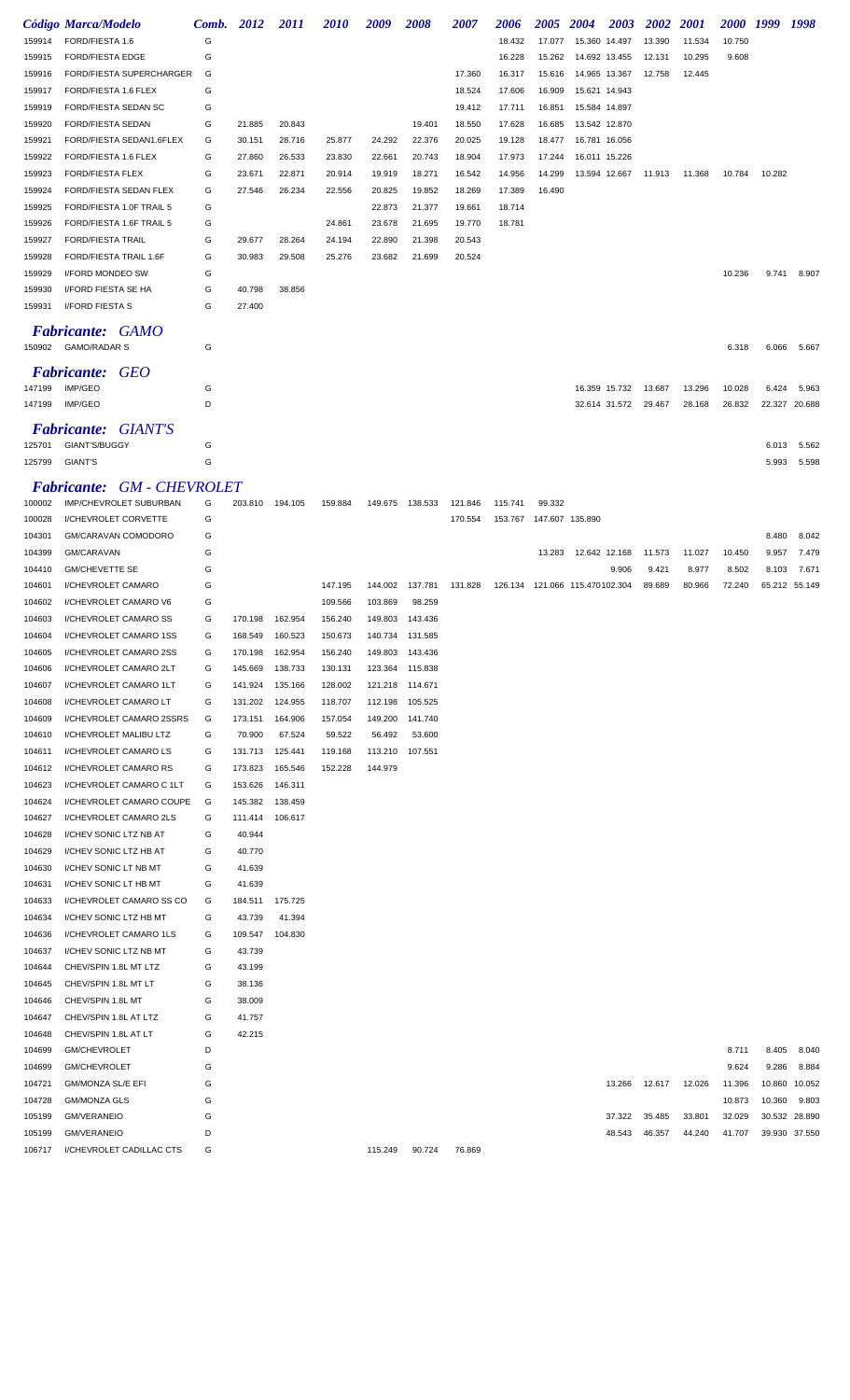| Código | Marca/Modelo | Comb. | 2012 | 2011 | 2010 | 2009 | 2008 | 2007 | 2006 | 2005 | 2004 | 2003 | 2002 | 2001 | 2000 | 1999 | 1998 |
|---|---|---|---|---|---|---|---|---|---|---|---|---|---|---|---|---|---|
| 159914 | FORD/FIESTA 1.6 | G | | | | | | | 18.432 | 17.077 | 15.360 | 14.497 | 13.390 | 11.534 | 10.750 | | |
| 159915 | FORD/FIESTA EDGE | G | | | | | | | 16.228 | 15.262 | 14.692 | 13.455 | 12.131 | 10.295 | 9.608 | | |
| 159916 | FORD/FIESTA SUPERCHARGER | G | | | | | | 17.360 | 16.317 | 15.616 | 14.965 | 13.367 | 12.758 | 12.445 | | | |
| 159917 | FORD/FIESTA 1.6 FLEX | G | | | | | | 18.524 | 17.606 | 16.909 | 15.621 | 14.943 | | | | | |
| 159919 | FORD/FIESTA SEDAN SC | G | | | | | | 19.412 | 17.711 | 16.851 | 15.584 | 14.897 | | | | | |
| 159920 | FORD/FIESTA SEDAN | G | 21.885 | 20.843 | | | 19.401 | 18.550 | 17.628 | 16.685 | 13.542 | 12.870 | | | | | |
| 159921 | FORD/FIESTA SEDAN1.6FLEX | G | 30.151 | 28.716 | 25.877 | 24.292 | 22.376 | 20.025 | 19.128 | 18.477 | 16.781 | 16.056 | | | | | |
| 159922 | FORD/FIESTA 1.6 FLEX | G | 27.860 | 26.533 | 23.830 | 22.661 | 20.743 | 18.904 | 17.973 | 17.244 | 16.011 | 15.226 | | | | | |
| 159923 | FORD/FIESTA FLEX | G | 23.671 | 22.871 | 20.914 | 19.919 | 18.271 | 16.542 | 14.956 | 14.299 | 13.594 | 12.667 | 11.913 | 11.368 | 10.784 | 10.282 | |
| 159924 | FORD/FIESTA SEDAN FLEX | G | 27.546 | 26.234 | 22.556 | 20.825 | 19.852 | 18.269 | 17.389 | 16.490 | | | | | | | |
| 159925 | FORD/FIESTA 1.0F TRAIL 5 | G | | | | 22.873 | 21.377 | 19.661 | 18.714 | | | | | | | | |
| 159926 | FORD/FIESTA 1.6F TRAIL 5 | G | | | 24.861 | 23.678 | 21.695 | 19.770 | 18.781 | | | | | | | | |
| 159927 | FORD/FIESTA TRAIL | G | 29.677 | 28.264 | 24.194 | 22.890 | 21.398 | 20.543 | | | | | | | | | |
| 159928 | FORD/FIESTA TRAIL 1.6F | G | 30.983 | 29.508 | 25.276 | 23.682 | 21.699 | 20.524 | | | | | | | | | |
| 159929 | I/FORD MONDEO SW | G | | | | | | | | | | | | | 10.236 | 9.741 | 8.907 |
| 159930 | I/FORD FIESTA SE HA | G | 40.798 | 38.856 | | | | | | | | | | | | | |
| 159931 | I/FORD FIESTA S | G | 27.400 | | | | | | | | | | | | | | |

## *Fabricante: GAMO*

| Código | Marca/Modelo | Comb. | 2012 | 2011 | 2010 | 2009 | 2008 | 2007 | 2006 | 2005 | 2004 | 2003 | 2002 | 2001 | 2000 | 1999 | 1998 |
|---|---|---|---|---|---|---|---|---|---|---|---|---|---|---|---|---|---|
| 150902 | GAMO/RADAR S | G | | | | | | | | | | | | | 6.318 | 6.066 | 5.667 |

## *Fabricante: GEO*

| Código | Marca/Modelo | Comb. | 2012 | 2011 | 2010 | 2009 | 2008 | 2007 | 2006 | 2005 | 2004 | 2003 | 2002 | 2001 | 2000 | 1999 | 1998 |
|---|---|---|---|---|---|---|---|---|---|---|---|---|---|---|---|---|---|
| 147199 | IMP/GEO | G | | | | | | | | | 16.359 | 15.732 | 13.687 | 13.296 | 10.028 | 6.424 | 5.963 |
| 147199 | IMP/GEO | D | | | | | | | | | 32.614 | 31.572 | 29.467 | 28.168 | 26.832 | 22.327 | 20.688 |

## *Fabricante: GIANT'S*

| Código | Marca/Modelo | Comb. | 2012 | 2011 | 2010 | 2009 | 2008 | 2007 | 2006 | 2005 | 2004 | 2003 | 2002 | 2001 | 2000 | 1999 | 1998 |
|---|---|---|---|---|---|---|---|---|---|---|---|---|---|---|---|---|---|
| 125701 | GIANT'S/BUGGY | G | | | | | | | | | | | | | | 6.013 | 5.562 |
| 125799 | GIANT'S | G | | | | | | | | | | | | | | 5.993 | 5.598 |

## *Fabricante: GM - CHEVROLET*

| Código | Marca/Modelo | Comb. | 2012 | 2011 | 2010 | 2009 | 2008 | 2007 | 2006 | 2005 | 2004 | 2003 | 2002 | 2001 | 2000 | 1999 | 1998 |
|---|---|---|---|---|---|---|---|---|---|---|---|---|---|---|---|---|---|
| 100002 | IMP/CHEVROLET SUBURBAN | G | 203.810 | 194.105 | 159.884 | 149.675 | 138.533 | 121.846 | 115.741 | 99.332 | | | | | | | |
| 100028 | I/CHEVROLET CORVETTE | G | | | | | | 170.554 | 153.767 | 147.607 | 135.890 | | | | | | |
| 104301 | GM/CARAVAN COMODORO | G | | | | | | | | | | | | | | 8.480 | 8.042 |
| 104399 | GM/CARAVAN | G | | | | | | | | 13.283 | 12.642 | 12.168 | 11.573 | 11.027 | 10.450 | 9.957 | 7.479 |
| 104410 | GM/CHEVETTE SE | G | | | | | | | | | | 9.906 | 9.421 | 8.977 | 8.502 | 8.103 | 7.671 |
| 104601 | I/CHEVROLET CAMARO | G | | | 147.195 | 144.002 | 137.781 | 131.828 | 126.134 | 121.066 | 115.470 | 102.304 | 89.689 | 80.966 | 72.240 | 65.212 | 55.149 |
| 104602 | I/CHEVROLET CAMARO V6 | G | | | 109.566 | 103.869 | 98.259 | | | | | | | | | | |
| 104603 | I/CHEVROLET CAMARO SS | G | 170.198 | 162.954 | 156.240 | 149.803 | 143.436 | | | | | | | | | | |
| 104604 | I/CHEVROLET CAMARO 1SS | G | 168.549 | 160.523 | 150.673 | 140.734 | 131.585 | | | | | | | | | | |
| 104605 | I/CHEVROLET CAMARO 2SS | G | 170.198 | 162.954 | 156.240 | 149.803 | 143.436 | | | | | | | | | | |
| 104606 | I/CHEVROLET CAMARO 2LT | G | 145.669 | 138.733 | 130.131 | 123.364 | 115.838 | | | | | | | | | | |
| 104607 | I/CHEVROLET CAMARO 1LT | G | 141.924 | 135.166 | 128.002 | 121.218 | 114.671 | | | | | | | | | | |
| 104608 | I/CHEVROLET CAMARO LT | G | 131.202 | 124.955 | 118.707 | 112.198 | 105.525 | | | | | | | | | | |
| 104609 | I/CHEVROLET CAMARO 2SSRS | G | 173.151 | 164.906 | 157.054 | 149.200 | 141.740 | | | | | | | | | | |
| 104610 | I/CHEVROLET MALIBU LTZ | G | 70.900 | 67.524 | 59.522 | 56.492 | 53.600 | | | | | | | | | | |
| 104611 | I/CHEVROLET CAMARO LS | G | 131.713 | 125.441 | 119.168 | 113.210 | 107.551 | | | | | | | | | | |
| 104612 | I/CHEVROLET CAMARO RS | G | 173.823 | 165.546 | 152.228 | 144.979 | | | | | | | | | | | |
| 104623 | I/CHEVROLET CAMARO C 1LT | G | 153.626 | 146.311 | | | | | | | | | | | | | |
| 104624 | I/CHEVROLET CAMARO COUPE | G | 145.382 | 138.459 | | | | | | | | | | | | | |
| 104627 | I/CHEVROLET CAMARO 2LS | G | 111.414 | 106.617 | | | | | | | | | | | | | |
| 104628 | I/CHEV SONIC LTZ NB AT | G | 40.944 | | | | | | | | | | | | | | |
| 104629 | I/CHEV SONIC LTZ HB AT | G | 40.770 | | | | | | | | | | | | | | |
| 104630 | I/CHEV SONIC LT NB MT | G | 41.639 | | | | | | | | | | | | | | |
| 104631 | I/CHEV SONIC LT HB MT | G | 41.639 | | | | | | | | | | | | | | |
| 104633 | I/CHEVROLET CAMARO SS CO | G | 184.511 | 175.725 | | | | | | | | | | | | | |
| 104634 | I/CHEV SONIC LTZ HB MT | G | 43.739 | 41.394 | | | | | | | | | | | | | |
| 104636 | I/CHEVROLET CAMARO 1LS | G | 109.547 | 104.830 | | | | | | | | | | | | | |
| 104637 | I/CHEV SONIC LTZ NB MT | G | 43.739 | | | | | | | | | | | | | | |
| 104644 | CHEV/SPIN 1.8L MT LTZ | G | 43.199 | | | | | | | | | | | | | | |
| 104645 | CHEV/SPIN 1.8L MT LT | G | 38.136 | | | | | | | | | | | | | | |
| 104646 | CHEV/SPIN 1.8L MT | G | 38.009 | | | | | | | | | | | | | | |
| 104647 | CHEV/SPIN 1.8L AT LTZ | G | 41.757 | | | | | | | | | | | | | | |
| 104648 | CHEV/SPIN 1.8L AT LT | G | 42.215 | | | | | | | | | | | | | | |
| 104699 | GM/CHEVROLET | D | | | | | | | | | | | | | 8.711 | 8.405 | 8.040 |
| 104699 | GM/CHEVROLET | G | | | | | | | | | | | | | 9.624 | 9.286 | 8.884 |
| 104721 | GM/MONZA SL/E EFI | G | | | | | | | | | | 13.266 | 12.617 | 12.026 | 11.396 | 10.860 | 10.052 |
| 104728 | GM/MONZA GLS | G | | | | | | | | | | | | | 10.873 | 10.360 | 9.803 |
| 105199 | GM/VERANEIO | G | | | | | | | | | | 37.322 | 35.485 | 33.801 | 32.029 | 30.532 | 28.890 |
| 105199 | GM/VERANEIO | D | | | | | | | | | | 48.543 | 46.357 | 44.240 | 41.707 | 39.930 | 37.550 |
| 106717 | I/CHEVROLET CADILLAC CTS | G | | | | 115.249 | 90.724 | 76.869 | | | | | | | | | |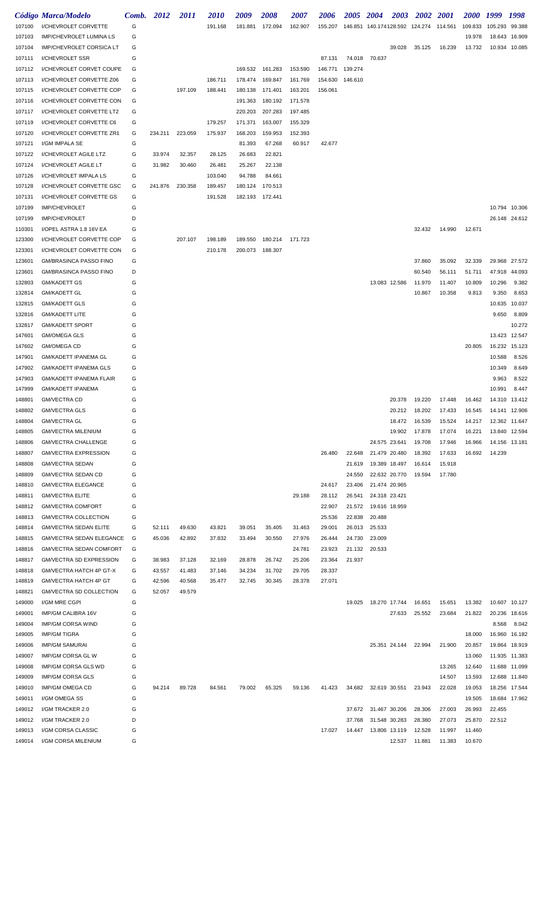| Código | Marca/Modelo | Comb. | 2012 | 2011 | 2010 | 2009 | 2008 | 2007 | 2006 | 2005 | 2004 | 2003 | 2002 | 2001 | 2000 | 1999 | 1998 |
|---|---|---|---|---|---|---|---|---|---|---|---|---|---|---|---|---|---|
| 107100 | I/CHEVROLET CORVETTE | G | | | 191.168 | 181.881 | 172.094 | 162.907 | 155.207 | 146.851 | 140.174 | 128.592 | 124.274 | 114.561 | 109.833 | 105.293 | 99.388 |
| 107103 | IMP/CHEVROLET LUMINA LS | G | | | | | | | | | | | | | 19.978 | 18.643 | 16.909 |
| 107104 | IMP/CHEVROLET CORSICA LT | G | | | | | | | | | | 39.028 | 35.125 | 16.239 | 13.732 | 10.934 | 10.085 |
| 107111 | I/CHEVROLET SSR | G | | | | | | | 87.131 | 74.018 | 70.637 | | | | | | |
| 107112 | I/CHEVROLET CORVET COUPE | G | | | | 169.532 | 161.283 | 153.590 | 146.771 | 139.274 | | | | | | | |
| 107113 | I/CHEVROLET CORVETTE Z06 | G | | | 186.711 | 178.474 | 169.847 | 161.769 | 154.630 | 146.610 | | | | | | | |
| 107115 | I/CHEVROLET CORVETTE COP | G | | 197.109 | 188.441 | 180.138 | 171.401 | 163.201 | 156.061 | | | | | | | | |
| 107116 | I/CHEVROLET CORVETTE CON | G | | | | 191.363 | 180.192 | 171.578 | | | | | | | | | |
| 107117 | I/CHEVROLET CORVETTE LT2 | G | | | | 220.203 | 207.283 | 197.485 | | | | | | | | | |
| 107119 | I/CHEVROLET CORVETTE C6 | G | | | 179.257 | 171.371 | 163.007 | 155.329 | | | | | | | | | |
| 107120 | I/CHEVROLET CORVETTE ZR1 | G | 234.211 | 223.059 | 175.937 | 168.203 | 159.953 | 152.393 | | | | | | | | | |
| 107121 | I/GM IMPALA SE | G | | | | 81.393 | 67.268 | 60.917 | 42.677 | | | | | | | | |
| 107122 | I/CHEVROLET AGILE LTZ | G | 33.974 | 32.357 | 28.125 | 26.683 | 22.821 | | | | | | | | | | |
| 107124 | I/CHEVROLET AGILE LT | G | 31.982 | 30.460 | 26.481 | 25.267 | 22.138 | | | | | | | | | | |
| 107126 | I/CHEVROLET IMPALA LS | G | | | 103.040 | 94.788 | 84.661 | | | | | | | | | | |
| 107128 | I/CHEVROLET CORVETTE GSC | G | 241.876 | 230.358 | 189.457 | 180.124 | 170.513 | | | | | | | | | | |
| 107131 | I/CHEVROLET CORVETTE GS | G | | | 191.528 | 182.193 | 172.441 | | | | | | | | | | |
| 107199 | IMP/CHEVROLET | G | | | | | | | | | | | | | | 10.794 | 10.306 |
| 107199 | IMP/CHEVROLET | D | | | | | | | | | | | | | | 26.148 | 24.612 |
| 110301 | I/OPEL ASTRA 1.8 16V EA | G | | | | | | | | | | | 32.432 | 14.990 | 12.671 | | |
| 123300 | I/CHEVROLET CORVETTE COP | G | | 207.107 | 198.189 | 189.550 | 180.214 | 171.723 | | | | | | | | | |
| 123301 | I/CHEVROLET CORVETTE CON | G | | | 210.178 | 200.073 | 188.307 | | | | | | | | | | |
| 123601 | GM/BRASINCA PASSO FINO | G | | | | | | | | | | | 37.860 | 35.092 | 32.339 | 29.968 | 27.572 |
| 123601 | GM/BRASINCA PASSO FINO | D | | | | | | | | | | | 60.540 | 56.111 | 51.711 | 47.918 | 44.093 |
| 132803 | GM/KADETT GS | G | | | | | | | | | 13.083 | 12.586 | 11.970 | 11.407 | 10.809 | 10.296 | 9.382 |
| 132814 | GM/KADETT GL | G | | | | | | | | | | | 10.867 | 10.358 | 9.813 | 9.350 | 8.653 |
| 132815 | GM/KADETT GLS | G | | | | | | | | | | | | | | 10.635 | 10.037 |
| 132816 | GM/KADETT LITE | G | | | | | | | | | | | | | | 9.650 | 8.809 |
| 132817 | GM/KADETT SPORT | G | | | | | | | | | | | | | | | 10.272 |
| 147601 | GM/OMEGA GLS | G | | | | | | | | | | | | | | 13.423 | 12.547 |
| 147602 | GM/OMEGA CD | G | | | | | | | | | | | | | 20.805 | 16.232 | 15.123 |
| 147901 | GM/KADETT IPANEMA GL | G | | | | | | | | | | | | | | 10.588 | 8.526 |
| 147902 | GM/KADETT IPANEMA GLS | G | | | | | | | | | | | | | | 10.349 | 8.649 |
| 147903 | GM/KADETT IPANEMA FLAIR | G | | | | | | | | | | | | | | 9.963 | 8.522 |
| 147999 | GM/KADETT IPANEMA | G | | | | | | | | | | | | | | 10.991 | 8.447 |
| 148801 | GM/VECTRA CD | G | | | | | | | | | | 20.378 | 19.220 | 17.448 | 16.462 | 14.310 | 13.412 |
| 148802 | GM/VECTRA GLS | G | | | | | | | | | | 20.212 | 18.202 | 17.433 | 16.545 | 14.141 | 12.906 |
| 148804 | GM/VECTRA GL | G | | | | | | | | | | 18.472 | 16.539 | 15.524 | 14.217 | 12.362 | 11.647 |
| 148805 | GM/VECTRA MILENIUM | G | | | | | | | | | | 19.902 | 17.878 | 17.074 | 16.221 | 13.840 | 12.594 |
| 148806 | GM/VECTRA CHALLENGE | G | | | | | | | | | 24.575 | 23.641 | 19.708 | 17.946 | 16.966 | 14.156 | 13.181 |
| 148807 | GM/VECTRA EXPRESSION | G | | | | | | | 26.480 | 22.648 | 21.479 | 20.480 | 18.392 | 17.633 | 16.692 | 14.239 | |
| 148808 | GM/VECTRA SEDAN | G | | | | | | | | 21.619 | 19.389 | 18.497 | 16.614 | 15.918 | | | |
| 148809 | GM/VECTRA SEDAN CD | G | | | | | | | | 24.550 | 22.632 | 20.770 | 19.594 | 17.780 | | | |
| 148810 | GM/VECTRA ELEGANCE | G | | | | | | | 24.617 | 23.406 | 21.474 | 20.965 | | | | | |
| 148811 | GM/VECTRA ELITE | G | | | | | | 29.188 | 28.112 | 26.541 | 24.318 | 23.421 | | | | | |
| 148812 | GM/VECTRA COMFORT | G | | | | | | | 22.907 | 21.572 | 19.616 | 18.959 | | | | | |
| 148813 | GM/VECTRA COLLECTION | G | | | | | | | 25.536 | 22.838 | 20.488 | | | | | | |
| 148814 | GM/VECTRA SEDAN ELITE | G | 52.111 | 49.630 | 43.821 | 39.051 | 35.405 | 31.463 | 29.001 | 26.013 | 25.533 | | | | | | |
| 148815 | GM/VECTRA SEDAN ELEGANCE | G | 45.036 | 42.892 | 37.832 | 33.494 | 30.550 | 27.976 | 26.444 | 24.730 | 23.009 | | | | | | |
| 148816 | GM/VECTRA SEDAN COMFORT | G | | | | | | 24.781 | 23.923 | 21.132 | 20.533 | | | | | | |
| 148817 | GM/VECTRA SD EXPRESSION | G | 38.983 | 37.128 | 32.169 | 28.878 | 26.742 | 25.206 | 23.364 | 21.937 | | | | | | | |
| 148818 | GM/VECTRA HATCH 4P GT-X | G | 43.557 | 41.483 | 37.146 | 34.234 | 31.702 | 29.705 | 28.337 | | | | | | | | |
| 148819 | GM/VECTRA HATCH 4P GT | G | 42.596 | 40.568 | 35.477 | 32.745 | 30.345 | 28.378 | 27.071 | | | | | | | | |
| 148821 | GM/VECTRA SD COLLECTION | G | 52.057 | 49.579 | | | | | | | | | | | | | |
| 149000 | I/GM MRE CGPI | G | | | | | | | | 19.025 | 18.270 | 17.744 | 16.651 | 15.651 | 13.382 | 10.607 | 10.127 |
| 149001 | IMP/GM CALIBRA 16V | G | | | | | | | | | | 27.633 | 25.552 | 23.684 | 21.822 | 20.236 | 18.616 |
| 149004 | IMP/GM CORSA WIND | G | | | | | | | | | | | | | | 8.568 | 8.042 |
| 149005 | IMP/GM TIGRA | G | | | | | | | | | | | | | 18.000 | 16.960 | 16.182 |
| 149006 | IMP/GM SAMURAI | G | | | | | | | | | 25.351 | 24.144 | 22.994 | 21.900 | 20.857 | 19.864 | 18.919 |
| 149007 | IMP/GM CORSA GL W | G | | | | | | | | | | | | | 13.060 | 11.935 | 11.383 |
| 149008 | IMP/GM CORSA GLS WD | G | | | | | | | | | | | | 13.265 | 12.640 | 11.688 | 11.099 |
| 149009 | IMP/GM CORSA GLS | G | | | | | | | | | | | | 14.507 | 13.593 | 12.688 | 11.840 |
| 149010 | IMP/GM OMEGA CD | G | 94.214 | 89.728 | 84.561 | 79.002 | 65.325 | 59.136 | 41.423 | 34.682 | 32.619 | 30.551 | 23.943 | 22.028 | 19.053 | 18.256 | 17.544 |
| 149011 | I/GM OMEGA SS | G | | | | | | | | | | | | | 19.505 | 18.684 | 17.962 |
| 149012 | I/GM TRACKER 2.0 | G | | | | | | | | 37.672 | 31.467 | 30.206 | 28.306 | 27.003 | 26.993 | 22.455 | |
| 149012 | I/GM TRACKER 2.0 | D | | | | | | | | 37.768 | 31.548 | 30.283 | 28.380 | 27.073 | 25.870 | 22.512 | |
| 149013 | I/GM CORSA CLASSIC | G | | | | | | | 17.027 | 14.447 | 13.806 | 13.119 | 12.528 | 11.997 | 11.460 | | |
| 149014 | I/GM CORSA MILENIUM | G | | | | | | | | | | 12.537 | 11.881 | 11.383 | 10.670 | | |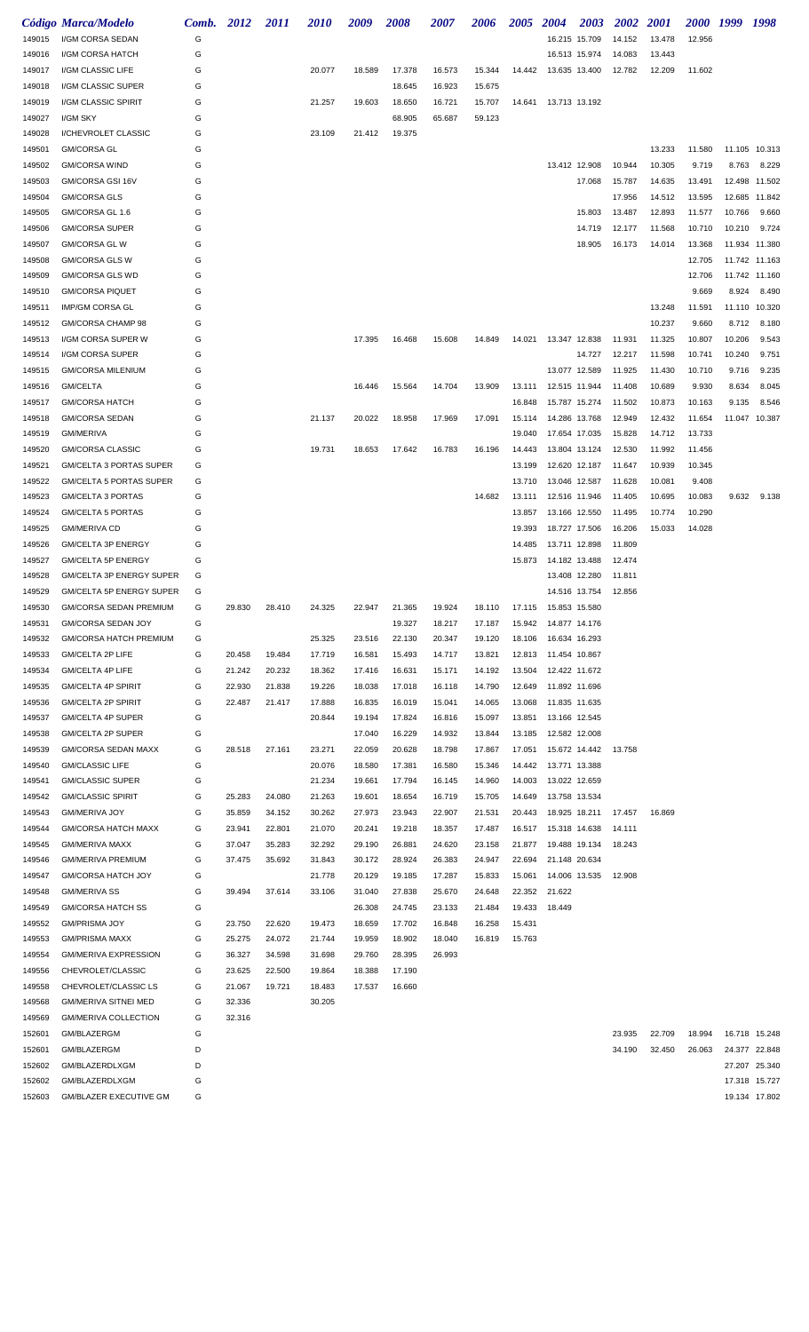| Código | Marca/Modelo | Comb. | 2012 | 2011 | 2010 | 2009 | 2008 | 2007 | 2006 | 2005 | 2004 | 2003 | 2002 | 2001 | 2000 | 1999 | 1998 |
|---|---|---|---|---|---|---|---|---|---|---|---|---|---|---|---|---|---|
| 149015 | I/GM CORSA SEDAN | G | | | | | | | | | 16.215 | 15.709 | 14.152 | 13.478 | 12.956 | | |
| 149016 | I/GM CORSA HATCH | G | | | | | | | | | 16.513 | 15.974 | 14.083 | 13.443 | | | |
| 149017 | I/GM CLASSIC LIFE | G | | | 20.077 | 18.589 | 17.378 | 16.573 | 15.344 | 14.442 | 13.635 | 13.400 | 12.782 | 12.209 | 11.602 | | |
| 149018 | I/GM CLASSIC SUPER | G | | | | | 18.645 | 16.923 | 15.675 | | | | | | | | |
| 149019 | I/GM CLASSIC SPIRIT | G | | | 21.257 | 19.603 | 18.650 | 16.721 | 15.707 | 14.641 | 13.713 | 13.192 | | | | | |
| 149027 | I/GM SKY | G | | | | | 68.905 | 65.687 | 59.123 | | | | | | | | |
| 149028 | I/CHEVROLET CLASSIC | G | | | 23.109 | 21.412 | 19.375 | | | | | | | | | | |
| 149501 | GM/CORSA GL | G | | | | | | | | | | | | 13.233 | 11.580 | 11.105 | 10.313 |
| 149502 | GM/CORSA WIND | G | | | | | | | | | 13.412 | 12.908 | 10.944 | 10.305 | 9.719 | 8.763 | 8.229 |
| 149503 | GM/CORSA GSI 16V | G | | | | | | | | | | 17.068 | 15.787 | 14.635 | 13.491 | 12.498 | 11.502 |
| 149504 | GM/CORSA GLS | G | | | | | | | | | | | 17.956 | 14.512 | 13.595 | 12.685 | 11.842 |
| 149505 | GM/CORSA GL 1.6 | G | | | | | | | | | | 15.803 | 13.487 | 12.893 | 11.577 | 10.766 | 9.660 |
| 149506 | GM/CORSA SUPER | G | | | | | | | | | | 14.719 | 12.177 | 11.568 | 10.710 | 10.210 | 9.724 |
| 149507 | GM/CORSA GL W | G | | | | | | | | | | 18.905 | 16.173 | 14.014 | 13.368 | 11.934 | 11.380 |
| 149508 | GM/CORSA GLS W | G | | | | | | | | | | | | | 12.705 | 11.742 | 11.163 |
| 149509 | GM/CORSA GLS WD | G | | | | | | | | | | | | | 12.706 | 11.742 | 11.160 |
| 149510 | GM/CORSA PIQUET | G | | | | | | | | | | | | | 9.669 | 8.924 | 8.490 |
| 149511 | IMP/GM CORSA GL | G | | | | | | | | | | | | 13.248 | 11.591 | 11.110 | 10.320 |
| 149512 | GM/CORSA CHAMP 98 | G | | | | | | | | | | | | 10.237 | 9.660 | 8.712 | 8.180 |
| 149513 | I/GM CORSA SUPER W | G | | | | 17.395 | 16.468 | 15.608 | 14.849 | 14.021 | 13.347 | 12.838 | 11.931 | 11.325 | 10.807 | 10.206 | 9.543 |
| 149514 | I/GM CORSA SUPER | G | | | | | | | | | | 14.727 | 12.217 | 11.598 | 10.741 | 10.240 | 9.751 |
| 149515 | GM/CORSA MILENIUM | G | | | | | | | | | 13.077 | 12.589 | 11.925 | 11.430 | 10.710 | 9.716 | 9.235 |
| 149516 | GM/CELTA | G | | | | 16.446 | 15.564 | 14.704 | 13.909 | 13.111 | 12.515 | 11.944 | 11.408 | 10.689 | 9.930 | 8.634 | 8.045 |
| 149517 | GM/CORSA HATCH | G | | | | | | | | 16.848 | 15.787 | 15.274 | 11.502 | 10.873 | 10.163 | 9.135 | 8.546 |
| 149518 | GM/CORSA SEDAN | G | | | 21.137 | 20.022 | 18.958 | 17.969 | 17.091 | 15.114 | 14.286 | 13.768 | 12.949 | 12.432 | 11.654 | 11.047 | 10.387 |
| 149519 | GM/MERIVA | G | | | | | | | | 19.040 | 17.654 | 17.035 | 15.828 | 14.712 | 13.733 | | |
| 149520 | GM/CORSA CLASSIC | G | | | 19.731 | 18.653 | 17.642 | 16.783 | 16.196 | 14.443 | 13.804 | 13.124 | 12.530 | 11.992 | 11.456 | | |
| 149521 | GM/CELTA 3 PORTAS SUPER | G | | | | | | | | 13.199 | 12.620 | 12.187 | 11.647 | 10.939 | 10.345 | | |
| 149522 | GM/CELTA 5 PORTAS SUPER | G | | | | | | | | 13.710 | 13.046 | 12.587 | 11.628 | 10.081 | 9.408 | | |
| 149523 | GM/CELTA 3 PORTAS | G | | | | | | | 14.682 | 13.111 | 12.516 | 11.946 | 11.405 | 10.695 | 10.083 | 9.632 | 9.138 |
| 149524 | GM/CELTA 5 PORTAS | G | | | | | | | | 13.857 | 13.166 | 12.550 | 11.495 | 10.774 | 10.290 | | |
| 149525 | GM/MERIVA CD | G | | | | | | | | 19.393 | 18.727 | 17.506 | 16.206 | 15.033 | 14.028 | | |
| 149526 | GM/CELTA 3P ENERGY | G | | | | | | | | 14.485 | 13.711 | 12.898 | 11.809 | | | | |
| 149527 | GM/CELTA 5P ENERGY | G | | | | | | | | 15.873 | 14.182 | 13.488 | 12.474 | | | | |
| 149528 | GM/CELTA 3P ENERGY SUPER | G | | | | | | | | | 13.408 | 12.280 | 11.811 | | | | |
| 149529 | GM/CELTA 5P ENERGY SUPER | G | | | | | | | | | 14.516 | 13.754 | 12.856 | | | | |
| 149530 | GM/CORSA SEDAN PREMIUM | G | 29.830 | 28.410 | 24.325 | 22.947 | 21.365 | 19.924 | 18.110 | 17.115 | 15.853 | 15.580 | | | | | |
| 149531 | GM/CORSA SEDAN JOY | G | | | | | 19.327 | 18.217 | 17.187 | 15.942 | 14.877 | 14.176 | | | | | |
| 149532 | GM/CORSA HATCH PREMIUM | G | | | 25.325 | 23.516 | 22.130 | 20.347 | 19.120 | 18.106 | 16.634 | 16.293 | | | | | |
| 149533 | GM/CELTA 2P LIFE | G | 20.458 | 19.484 | 17.719 | 16.581 | 15.493 | 14.717 | 13.821 | 12.813 | 11.454 | 10.867 | | | | | |
| 149534 | GM/CELTA 4P LIFE | G | 21.242 | 20.232 | 18.362 | 17.416 | 16.631 | 15.171 | 14.192 | 13.504 | 12.422 | 11.672 | | | | | |
| 149535 | GM/CELTA 4P SPIRIT | G | 22.930 | 21.838 | 19.226 | 18.038 | 17.018 | 16.118 | 14.790 | 12.649 | 11.892 | 11.696 | | | | | |
| 149536 | GM/CELTA 2P SPIRIT | G | 22.487 | 21.417 | 17.888 | 16.835 | 16.019 | 15.041 | 14.065 | 13.068 | 11.835 | 11.635 | | | | | |
| 149537 | GM/CELTA 4P SUPER | G | | | 20.844 | 19.194 | 17.824 | 16.816 | 15.097 | 13.851 | 13.166 | 12.545 | | | | | |
| 149538 | GM/CELTA 2P SUPER | G | | | | 17.040 | 16.229 | 14.932 | 13.844 | 13.185 | 12.582 | 12.008 | | | | | |
| 149539 | GM/CORSA SEDAN MAXX | G | 28.518 | 27.161 | 23.271 | 22.059 | 20.628 | 18.798 | 17.867 | 17.051 | 15.672 | 14.442 | 13.758 | | | | |
| 149540 | GM/CLASSIC LIFE | G | | | 20.076 | 18.580 | 17.381 | 16.580 | 15.346 | 14.442 | 13.771 | 13.388 | | | | | |
| 149541 | GM/CLASSIC SUPER | G | | | 21.234 | 19.661 | 17.794 | 16.145 | 14.960 | 14.003 | 13.022 | 12.659 | | | | | |
| 149542 | GM/CLASSIC SPIRIT | G | 25.283 | 24.080 | 21.263 | 19.601 | 18.654 | 16.719 | 15.705 | 14.649 | 13.758 | 13.534 | | | | | |
| 149543 | GM/MERIVA JOY | G | 35.859 | 34.152 | 30.262 | 27.973 | 23.943 | 22.907 | 21.531 | 20.443 | 18.925 | 18.211 | 17.457 | 16.869 | | | |
| 149544 | GM/CORSA HATCH MAXX | G | 23.941 | 22.801 | 21.070 | 20.241 | 19.218 | 18.357 | 17.487 | 16.517 | 15.318 | 14.638 | 14.111 | | | | |
| 149545 | GM/MERIVA MAXX | G | 37.047 | 35.283 | 32.292 | 29.190 | 26.881 | 24.620 | 23.158 | 21.877 | 19.488 | 19.134 | 18.243 | | | | |
| 149546 | GM/MERIVA PREMIUM | G | 37.475 | 35.692 | 31.843 | 30.172 | 28.924 | 26.383 | 24.947 | 22.694 | 21.148 | 20.634 | | | | | |
| 149547 | GM/CORSA HATCH JOY | G | | | 21.778 | 20.129 | 19.185 | 17.287 | 15.833 | 15.061 | 14.006 | 13.535 | 12.908 | | | | |
| 149548 | GM/MERIVA SS | G | 39.494 | 37.614 | 33.106 | 31.040 | 27.838 | 25.670 | 24.648 | 22.352 | 21.622 | | | | | | |
| 149549 | GM/CORSA HATCH SS | G | | | | 26.308 | 24.745 | 23.133 | 21.484 | 19.433 | 18.449 | | | | | | |
| 149552 | GM/PRISMA JOY | G | 23.750 | 22.620 | 19.473 | 18.659 | 17.702 | 16.848 | 16.258 | 15.431 | | | | | | | |
| 149553 | GM/PRISMA MAXX | G | 25.275 | 24.072 | 21.744 | 19.959 | 18.902 | 18.040 | 16.819 | 15.763 | | | | | | | |
| 149554 | GM/MERIVA EXPRESSION | G | 36.327 | 34.598 | 31.698 | 29.760 | 28.395 | 26.993 | | | | | | | | | |
| 149556 | CHEVROLET/CLASSIC | G | 23.625 | 22.500 | 19.864 | 18.388 | 17.190 | | | | | | | | | | |
| 149558 | CHEVROLET/CLASSIC LS | G | 21.067 | 19.721 | 18.483 | 17.537 | 16.660 | | | | | | | | | | |
| 149568 | GM/MERIVA SITNEI MED | G | 32.336 | | 30.205 | | | | | | | | | | | | |
| 149569 | GM/MERIVA COLLECTION | G | 32.316 | | | | | | | | | | | | | | |
| 152601 | GM/BLAZERGM | G | | | | | | | | | | | 23.935 | 22.709 | 18.994 | 16.718 | 15.248 |
| 152601 | GM/BLAZERGM | D | | | | | | | | | | | 34.190 | 32.450 | 26.063 | 24.377 | 22.848 |
| 152602 | GM/BLAZERDLXGM | D | | | | | | | | | | | | | | 27.207 | 25.340 |
| 152602 | GM/BLAZERDLXGM | G | | | | | | | | | | | | | | 17.318 | 15.727 |
| 152603 | GM/BLAZER EXECUTIVE GM | G | | | | | | | | | | | | | | 19.134 | 17.802 |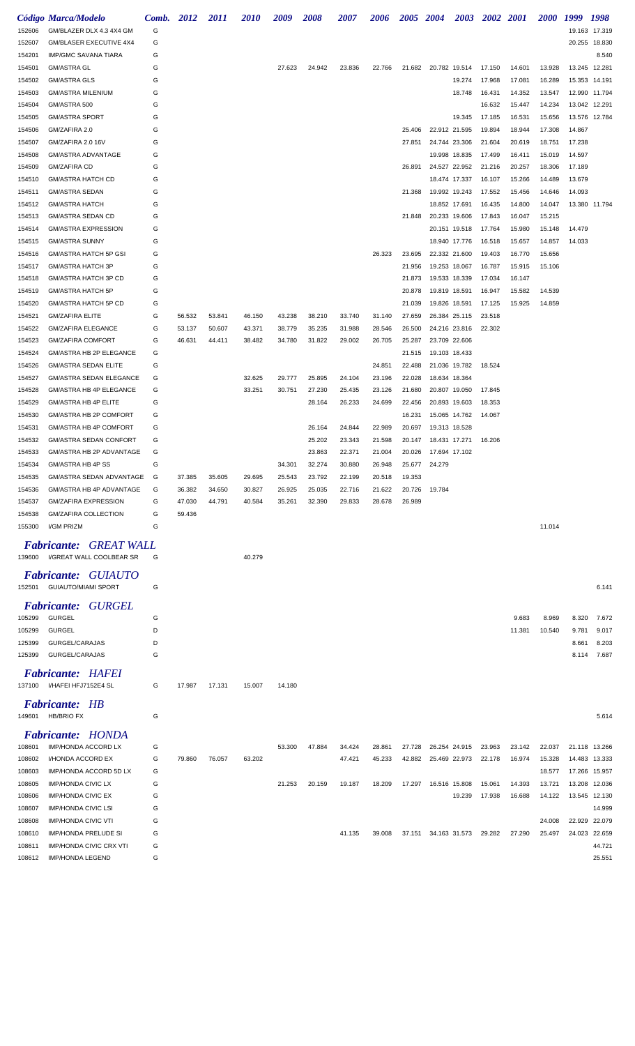| Código | Marca/Modelo | Comb. | 2012 | 2011 | 2010 | 2009 | 2008 | 2007 | 2006 | 2005 | 2004 | 2003 | 2002 | 2001 | 2000 | 1999 | 1998 |
|---|---|---|---|---|---|---|---|---|---|---|---|---|---|---|---|---|---|
| 152606 | GM/BLAZER DLX 4.3 4X4 GM | G | | | | | | | | | | | | | | 19.163 | 17.319 |
| 152607 | GM/BLASER EXECUTIVE 4X4 | G | | | | | | | | | | | | | | 20.255 | 18.830 |
| 154201 | IMP/GMC SAVANA TIARA | G | | | | | | | | | | | | | | | 8.540 |
| 154501 | GM/ASTRA GL | G | | | | 27.623 | 24.942 | 23.836 | 22.766 | 21.682 | 20.782 | 19.514 | 17.150 | 14.601 | 13.928 | 13.245 | 12.281 |
| 154502 | GM/ASTRA GLS | G | | | | | | | | | | 19.274 | 17.968 | 17.081 | 16.289 | 15.353 | 14.191 |
| 154503 | GM/ASTRA MILENIUM | G | | | | | | | | | | 18.748 | 16.431 | 14.352 | 13.547 | 12.990 | 11.794 |
| 154504 | GM/ASTRA 500 | G | | | | | | | | | | | 16.632 | 15.447 | 14.234 | 13.042 | 12.291 |
| 154505 | GM/ASTRA SPORT | G | | | | | | | | | | 19.345 | 17.185 | 16.531 | 15.656 | 13.576 | 12.784 |
| 154506 | GM/ZAFIRA 2.0 | G | | | | | | | | 25.406 | 22.912 | 21.595 | 19.894 | 18.944 | 17.308 | 14.867 | |
| 154507 | GM/ZAFIRA 2.0 16V | G | | | | | | | | 27.851 | 24.744 | 23.306 | 21.604 | 20.619 | 18.751 | 17.238 | |
| 154508 | GM/ASTRA ADVANTAGE | G | | | | | | | | | 19.998 | 18.835 | 17.499 | 16.411 | 15.019 | 14.597 | |
| 154509 | GM/ZAFIRA CD | G | | | | | | | | 26.891 | 24.527 | 22.952 | 21.216 | 20.257 | 18.306 | 17.189 | |
| 154510 | GM/ASTRA HATCH CD | G | | | | | | | | | 18.474 | 17.337 | 16.107 | 15.266 | 14.489 | 13.679 | |
| 154511 | GM/ASTRA SEDAN | G | | | | | | | | 21.368 | 19.992 | 19.243 | 17.552 | 15.456 | 14.646 | 14.093 | |
| 154512 | GM/ASTRA HATCH | G | | | | | | | | | 18.852 | 17.691 | 16.435 | 14.800 | 14.047 | 13.380 | 11.794 |
| 154513 | GM/ASTRA SEDAN CD | G | | | | | | | | 21.848 | 20.233 | 19.606 | 17.843 | 16.047 | 15.215 | | |
| 154514 | GM/ASTRA EXPRESSION | G | | | | | | | | | 20.151 | 19.518 | 17.764 | 15.980 | 15.148 | 14.479 | |
| 154515 | GM/ASTRA SUNNY | G | | | | | | | | | 18.940 | 17.776 | 16.518 | 15.657 | 14.857 | 14.033 | |
| 154516 | GM/ASTRA HATCH 5P GSI | G | | | | | | | 26.323 | 23.695 | 22.332 | 21.600 | 19.403 | 16.770 | 15.656 | | |
| 154517 | GM/ASTRA HATCH 3P | G | | | | | | | | 21.956 | 19.253 | 18.067 | 16.787 | 15.915 | 15.106 | | |
| 154518 | GM/ASTRA HATCH 3P CD | G | | | | | | | | 21.873 | 19.533 | 18.339 | 17.034 | 16.147 | | | |
| 154519 | GM/ASTRA HATCH 5P | G | | | | | | | | 20.878 | 19.819 | 18.591 | 16.947 | 15.582 | 14.539 | | |
| 154520 | GM/ASTRA HATCH 5P CD | G | | | | | | | | 21.039 | 19.826 | 18.591 | 17.125 | 15.925 | 14.859 | | |
| 154521 | GM/ZAFIRA ELITE | G | 56.532 | 53.841 | 46.150 | 43.238 | 38.210 | 33.740 | 31.140 | 27.659 | 26.384 | 25.115 | 23.518 | | | | |
| 154522 | GM/ZAFIRA ELEGANCE | G | 53.137 | 50.607 | 43.371 | 38.779 | 35.235 | 31.988 | 28.546 | 26.500 | 24.216 | 23.816 | 22.302 | | | | |
| 154523 | GM/ZAFIRA COMFORT | G | 46.631 | 44.411 | 38.482 | 34.780 | 31.822 | 29.002 | 26.705 | 25.287 | 23.709 | 22.606 | | | | | |
| 154524 | GM/ASTRA HB 2P ELEGANCE | G | | | | | | | | 21.515 | 19.103 | 18.433 | | | | | |
| 154526 | GM/ASTRA SEDAN ELITE | G | | | | | | | 24.851 | 22.488 | 21.036 | 19.782 | 18.524 | | | | |
| 154527 | GM/ASTRA SEDAN ELEGANCE | G | | | 32.625 | 29.777 | 25.895 | 24.104 | 23.196 | 22.028 | 18.634 | 18.364 | | | | | |
| 154528 | GM/ASTRA HB 4P ELEGANCE | G | | | 33.251 | 30.751 | 27.230 | 25.435 | 23.126 | 21.680 | 20.807 | 19.050 | 17.845 | | | | |
| 154529 | GM/ASTRA HB 4P ELITE | G | | | | | 28.164 | 26.233 | 24.699 | 22.456 | 20.893 | 19.603 | 18.353 | | | | |
| 154530 | GM/ASTRA HB 2P COMFORT | G | | | | | | | | 16.231 | 15.065 | 14.762 | 14.067 | | | | |
| 154531 | GM/ASTRA HB 4P COMFORT | G | | | | | 26.164 | 24.844 | 22.989 | 20.697 | 19.313 | 18.528 | | | | | |
| 154532 | GM/ASTRA SEDAN CONFORT | G | | | | | 25.202 | 23.343 | 21.598 | 20.147 | 18.431 | 17.271 | 16.206 | | | | |
| 154533 | GM/ASTRA HB 2P ADVANTAGE | G | | | | | 23.863 | 22.371 | 21.004 | 20.026 | 17.694 | 17.102 | | | | | |
| 154534 | GM/ASTRA HB 4P SS | G | | | | 34.301 | 32.274 | 30.880 | 26.948 | 25.677 | 24.279 | | | | | | |
| 154535 | GM/ASTRA SEDAN ADVANTAGE | G | 37.385 | 35.605 | 29.695 | 25.543 | 23.792 | 22.199 | 20.518 | 19.353 | | | | | | | |
| 154536 | GM/ASTRA HB 4P ADVANTAGE | G | 36.382 | 34.650 | 30.827 | 26.925 | 25.035 | 22.716 | 21.622 | 20.726 | 19.784 | | | | | | |
| 154537 | GM/ZAFIRA EXPRESSION | G | 47.030 | 44.791 | 40.584 | 35.261 | 32.390 | 29.833 | 28.678 | 26.989 | | | | | | | |
| 154538 | GM/ZAFIRA COLLECTION | G | 59.436 | | | | | | | | | | | | | | |
| 155300 | I/GM PRIZM | G | | | | | | | | | | | | | 11.014 | | |

### *Fabricante: GREAT WALL*

| Código | Marca/Modelo | Comb. | 2012 | 2011 | 2010 | 2009 | 2008 | 2007 | 2006 | 2005 | 2004 | 2003 | 2002 | 2001 | 2000 | 1999 | 1998 |
|---|---|---|---|---|---|---|---|---|---|---|---|---|---|---|---|---|---|
| 139600 | I/GREAT WALL COOLBEAR SR | G | | | 40.279 | | | | | | | | | | | | |

### *Fabricante: GUIAUTO*

| Código | Marca/Modelo | Comb. | 2012 | 2011 | 2010 | 2009 | 2008 | 2007 | 2006 | 2005 | 2004 | 2003 | 2002 | 2001 | 2000 | 1999 | 1998 |
|---|---|---|---|---|---|---|---|---|---|---|---|---|---|---|---|---|---|
| 152501 | GUIAUTO/MIAMI SPORT | G | | | | | | | | | | | | | | | 6.141 |

### *Fabricante: GURGEL*

| Código | Marca/Modelo | Comb. | 2012 | 2011 | 2010 | 2009 | 2008 | 2007 | 2006 | 2005 | 2004 | 2003 | 2002 | 2001 | 2000 | 1999 | 1998 |
|---|---|---|---|---|---|---|---|---|---|---|---|---|---|---|---|---|---|
| 105299 | GURGEL | G | | | | | | | | | | | | 9.683 | 8.969 | 8.320 | 7.672 |
| 105299 | GURGEL | D | | | | | | | | | | | | 11.381 | 10.540 | 9.781 | 9.017 |
| 125399 | GURGEL/CARAJAS | D | | | | | | | | | | | | | | 8.661 | 8.203 |
| 125399 | GURGEL/CARAJAS | G | | | | | | | | | | | | | | 8.114 | 7.687 |

### *Fabricante: HAFEI*

| Código | Marca/Modelo | Comb. | 2012 | 2011 | 2010 | 2009 | 2008 | 2007 | 2006 | 2005 | 2004 | 2003 | 2002 | 2001 | 2000 | 1999 | 1998 |
|---|---|---|---|---|---|---|---|---|---|---|---|---|---|---|---|---|---|
| 137100 | I/HAFEI HFJ7152E4 SL | G | 17.987 | 17.131 | 15.007 | 14.180 | | | | | | | | | | | |

### *Fabricante: HB*

| Código | Marca/Modelo | Comb. | 2012 | 2011 | 2010 | 2009 | 2008 | 2007 | 2006 | 2005 | 2004 | 2003 | 2002 | 2001 | 2000 | 1999 | 1998 |
|---|---|---|---|---|---|---|---|---|---|---|---|---|---|---|---|---|---|
| 149601 | HB/BRIO FX | G | | | | | | | | | | | | | | | 5.614 |

### *Fabricante: HONDA*

| Código | Marca/Modelo | Comb. | 2012 | 2011 | 2010 | 2009 | 2008 | 2007 | 2006 | 2005 | 2004 | 2003 | 2002 | 2001 | 2000 | 1999 | 1998 |
|---|---|---|---|---|---|---|---|---|---|---|---|---|---|---|---|---|---|
| 108601 | IMP/HONDA ACCORD LX | G | | | | 53.300 | 47.884 | 34.424 | 28.861 | 27.728 | 26.254 | 24.915 | 23.963 | 23.142 | 22.037 | 21.118 | 13.266 |
| 108602 | I/HONDA ACCORD EX | G | 79.860 | 76.057 | 63.202 | | | 47.421 | 45.233 | 42.882 | 25.469 | 22.973 | 22.178 | 16.974 | 15.328 | 14.483 | 13.333 |
| 108603 | IMP/HONDA ACCORD 5D LX | G | | | | | | | | | | | | | 18.577 | 17.266 | 15.957 |
| 108605 | IMP/HONDA CIVIC LX | G | | | | 21.253 | 20.159 | 19.187 | 18.209 | 17.297 | 16.516 | 15.808 | 15.061 | 14.393 | 13.721 | 13.208 | 12.036 |
| 108606 | IMP/HONDA CIVIC EX | G | | | | | | | | | | 19.239 | 17.938 | 16.688 | 14.122 | 13.545 | 12.130 |
| 108607 | IMP/HONDA CIVIC LSI | G | | | | | | | | | | | | | | | 14.999 |
| 108608 | IMP/HONDA CIVIC VTI | G | | | | | | | | | | | | | 24.008 | 22.929 | 22.079 |
| 108610 | IMP/HONDA PRELUDE SI | G | | | | | | 41.135 | 39.008 | 37.151 | 34.163 | 31.573 | 29.282 | 27.290 | 25.497 | 24.023 | 22.659 |
| 108611 | IMP/HONDA CIVIC CRX VTI | G | | | | | | | | | | | | | | | 44.721 |
| 108612 | IMP/HONDA LEGEND | G | | | | | | | | | | | | | | | 25.551 |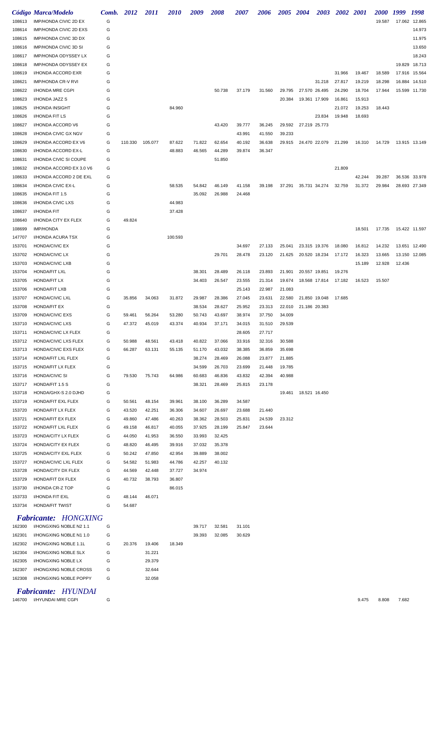| Código | Marca/Modelo | Comb. | 2012 | 2011 | 2010 | 2009 | 2008 | 2007 | 2006 | 2005 | 2004 | 2003 | 2002 | 2001 | 2000 | 1999 | 1998 |
|---|---|---|---|---|---|---|---|---|---|---|---|---|---|---|---|---|---|
| 108613 | IMP/HONDA CIVIC 2D EX | G | | | | | | | | | | | | | 19.587 | 17.062 | 12.865 |
| 108614 | IMP/HONDA CIVIC 2D EXS | G | | | | | | | | | | | | | | | 14.973 |
| 108615 | IMP/HONDA CIVIC 3D DX | G | | | | | | | | | | | | | | | 11.975 |
| 108616 | IMP/HONDA CIVIC 3D SI | G | | | | | | | | | | | | | | | 13.650 |
| 108617 | IMP/HONDA ODYSSEY LX | G | | | | | | | | | | | | | | | 18.243 |
| 108618 | IMP/HONDA ODYSSEY EX | G | | | | | | | | | | | | | | 19.829 | 18.713 |
| 108619 | I/HONDA ACCORD EXR | G | | | | | | | | | | | 31.966 | 19.467 | 18.589 | 17.916 | 15.564 |
| 108621 | IMP/HONDA CR-V RVI | G | | | | | | | | | | 31.218 | 27.817 | 19.219 | 18.298 | 16.884 | 14.510 |
| 108622 | I/HONDA MRE CGPI | G | | | | | 50.738 | 37.179 | 31.560 | 29.795 | 27.570 | 26.495 | 24.290 | 18.704 | 17.944 | 15.599 | 11.730 |
| 108623 | I/HONDA JAZZ S | G | | | | | | | | 20.384 | 19.361 | 17.909 | 16.861 | 15.913 | | | |
| 108625 | I/HONDA INSIGHT | G | | | 84.960 | | | | | | | | 21.072 | 19.253 | 18.443 | | |
| 108626 | I/HONDA FIT LS | G | | | | | | | | | | 23.834 | 19.948 | 18.693 | | | |
| 108627 | I/HONDA ACCORD V6 | G | | | | | 43.420 | 39.777 | 36.245 | 29.592 | 27.219 | 25.773 | | | | | |
| 108628 | I/HONDA CIVIC GX NGV | G | | | | | | 43.991 | 41.550 | 39.233 | | | | | | | |
| 108629 | I/HONDA ACCORD EX V6 | G | 110.330 | 105.077 | 87.622 | 71.822 | 62.654 | 40.192 | 36.638 | 29.915 | 24.470 | 22.079 | 21.299 | 16.310 | 14.729 | 13.915 | 13.149 |
| 108630 | I/HONDA ACCORD EX-L | G | | | 48.883 | 46.565 | 44.289 | 39.874 | 36.347 | | | | | | | | |
| 108631 | I/HONDA CIVIC SI COUPE | G | | | | | 51.850 | | | | | | | | | | |
| 108632 | I/HONDA ACCORD EX 3.0 V6 | G | | | | | | | | | | | 21.809 | | | | |
| 108633 | I/HONDA ACCORD 2 DE EXL | G | | | | | | | | | | | | 42.244 | 39.287 | 36.536 | 33.978 |
| 108634 | I/HONDA CIVIC EX-L | G | | | 58.535 | 54.842 | 46.149 | 41.158 | 39.198 | 37.291 | 35.731 | 34.274 | 32.759 | 31.372 | 29.984 | 28.693 | 27.349 |
| 108635 | I/HONDA FIT 1.5 | G | | | | 35.092 | 26.988 | 24.468 | | | | | | | | | |
| 108636 | I/HONDA CIVIC LXS | G | | | 44.983 | | | | | | | | | | | | |
| 108637 | I/HONDA FIT | G | | | 37.428 | | | | | | | | | | | | |
| 108640 | I/HONDA CITY EX FLEX | G | 49.824 | | | | | | | | | | | | | | |
| 108699 | IMP/HONDA | G | | | | | | | | | | | | 18.501 | 17.735 | 15.422 | 11.597 |
| 147707 | I/HONDA ACURA TSX | G | | | 100.593 | | | | | | | | | | | | |
| 153701 | HONDA/CIVIC EX | G | | | | | | 34.697 | 27.133 | 25.041 | 23.315 | 19.376 | 18.080 | 16.812 | 14.232 | 13.651 | 12.490 |
| 153702 | HONDA/CIVIC LX | G | | | | | 29.701 | 28.478 | 23.120 | 21.625 | 20.520 | 18.234 | 17.172 | 16.323 | 13.665 | 13.150 | 12.085 |
| 153703 | HONDA/CIVIC LXB | G | | | | | | | | | | | | 15.189 | 12.928 | 12.436 | |
| 153704 | HONDA/FIT LXL | G | | | | 38.301 | 28.489 | 26.118 | 23.893 | 21.901 | 20.557 | 19.851 | 19.276 | | | | |
| 153705 | HONDA/FIT LX | G | | | | 34.403 | 26.547 | 23.555 | 21.314 | 19.674 | 18.568 | 17.814 | 17.182 | 16.523 | 15.507 | | |
| 153706 | HONDA/FIT LXB | G | | | | | | 25.143 | 22.987 | 21.083 | | | | | | | |
| 153707 | HONDA/CIVIC LXL | G | 35.856 | 34.063 | 31.872 | 29.987 | 28.386 | 27.045 | 23.631 | 22.580 | 21.850 | 19.048 | 17.685 | | | | |
| 153708 | HONDA/FIT EX | G | | | | 38.534 | 28.627 | 25.952 | 23.313 | 22.010 | 21.186 | 20.383 | | | | | |
| 153709 | HONDA/CIVIC EXS | G | 59.461 | 56.264 | 53.280 | 50.743 | 43.697 | 38.974 | 37.750 | 34.009 | | | | | | | |
| 153710 | HONDA/CIVIC LXS | G | 47.372 | 45.019 | 43.374 | 40.934 | 37.171 | 34.015 | 31.510 | 29.539 | | | | | | | |
| 153711 | HONDA/CIVIC LX FLEX | G | | | | | | 28.605 | 27.717 | | | | | | | | |
| 153712 | HONDA/CIVIC LXS FLEX | G | 50.988 | 48.561 | 43.418 | 40.822 | 37.066 | 33.916 | 32.316 | 30.588 | | | | | | | |
| 153713 | HONDA/CIVIC EXS FLEX | G | 66.287 | 63.131 | 55.135 | 51.170 | 43.032 | 38.385 | 36.859 | 35.698 | | | | | | | |
| 153714 | HONDA/FIT LXL FLEX | G | | | | 38.274 | 28.469 | 26.088 | 23.877 | 21.885 | | | | | | | |
| 153715 | HONDA/FIT LX FLEX | G | | | | 34.599 | 26.703 | 23.699 | 21.448 | 19.785 | | | | | | | |
| 153716 | HONDA/CIVIC SI | G | 79.530 | 75.743 | 64.986 | 60.683 | 46.836 | 43.832 | 42.394 | 40.988 | | | | | | | |
| 153717 | HONDA/FIT 1.5 S | G | | | | 38.321 | 28.469 | 25.815 | 23.178 | | | | | | | | |
| 153718 | HONDA/GHX-S 2.0 DJHD | G | | | | | | | | 19.461 | 18.521 | 16.450 | | | | | |
| 153719 | HONDA/FIT EXL FLEX | G | 50.561 | 48.154 | 39.961 | 38.100 | 36.289 | 34.587 | | | | | | | | | |
| 153720 | HONDA/FIT LX FLEX | G | 43.520 | 42.251 | 36.306 | 34.607 | 26.697 | 23.688 | 21.440 | | | | | | | | |
| 153721 | HONDA/FIT EX FLEX | G | 49.860 | 47.486 | 40.263 | 38.362 | 28.503 | 25.831 | 24.539 | 23.312 | | | | | | | |
| 153722 | HONDA/FIT LXL FLEX | G | 49.158 | 46.817 | 40.055 | 37.925 | 28.199 | 25.847 | 23.644 | | | | | | | | |
| 153723 | HONDA/CITY LX FLEX | G | 44.050 | 41.953 | 36.550 | 33.993 | 32.425 | | | | | | | | | | |
| 153724 | HONDA/CITY EX FLEX | G | 48.820 | 46.495 | 39.916 | 37.032 | 35.378 | | | | | | | | | | |
| 153725 | HONDA/CITY EXL FLEX | G | 50.242 | 47.850 | 42.954 | 39.889 | 38.002 | | | | | | | | | | |
| 153727 | HONDA/CIVIC LXL FLEX | G | 54.582 | 51.983 | 44.786 | 42.257 | 40.132 | | | | | | | | | | |
| 153728 | HONDA/CITY DX FLEX | G | 44.569 | 42.448 | 37.727 | 34.974 | | | | | | | | | | | |
| 153729 | HONDA/FIT DX FLEX | G | 40.732 | 38.793 | 36.807 | | | | | | | | | | | | |
| 153730 | I/HONDA CR-Z TOP | G | | | 86.015 | | | | | | | | | | | | |
| 153733 | I/HONDA FIT EXL | G | 48.144 | 46.071 | | | | | | | | | | | | | |
| 153734 | HONDA/FIT TWIST | G | 54.687 | | | | | | | | | | | | | | |

## *Fabricante: HONGXING*

| Código | Marca/Modelo | Comb. | 2012 | 2011 | 2010 | 2009 | 2008 | 2007 | 2006 | 2005 | 2004 | 2003 | 2002 | 2001 | 2000 | 1999 | 1998 |
|---|---|---|---|---|---|---|---|---|---|---|---|---|---|---|---|---|---|
| 162300 | I/HONGXING NOBLE N2 1.1 | G | | | | 39.717 | 32.581 | 31.101 | | | | | | | | | |
| 162301 | I/HONGXING NOBLE N1 1.0 | G | | | | 39.393 | 32.085 | 30.629 | | | | | | | | | |
| 162302 | I/HONGXING NOBLE 1.1L | G | 20.376 | 19.406 | 18.349 | | | | | | | | | | | | |
| 162304 | I/HONGXING NOBLE SLX | G | | 31.221 | | | | | | | | | | | | | |
| 162305 | I/HONGXING NOBLE LX | G | | 29.379 | | | | | | | | | | | | | |
| 162307 | I/HONGXING NOBLE CROSS | G | | 32.644 | | | | | | | | | | | | | |
| 162308 | I/HONGXING NOBLE POPPY | G | | 32.058 | | | | | | | | | | | | | |

## *Fabricante: HYUNDAI*

| Código | Marca/Modelo | Comb. | 2012 | 2011 | 2010 | 2009 | 2008 | 2007 | 2006 | 2005 | 2004 | 2003 | 2002 | 2001 | 2000 | 1999 | 1998 |
|---|---|---|---|---|---|---|---|---|---|---|---|---|---|---|---|---|---|
| 146700 | I/HYUNDAI MRE CGPI | G | | | | | | | | | | | | 9.475 | 8.808 | 7.682 | |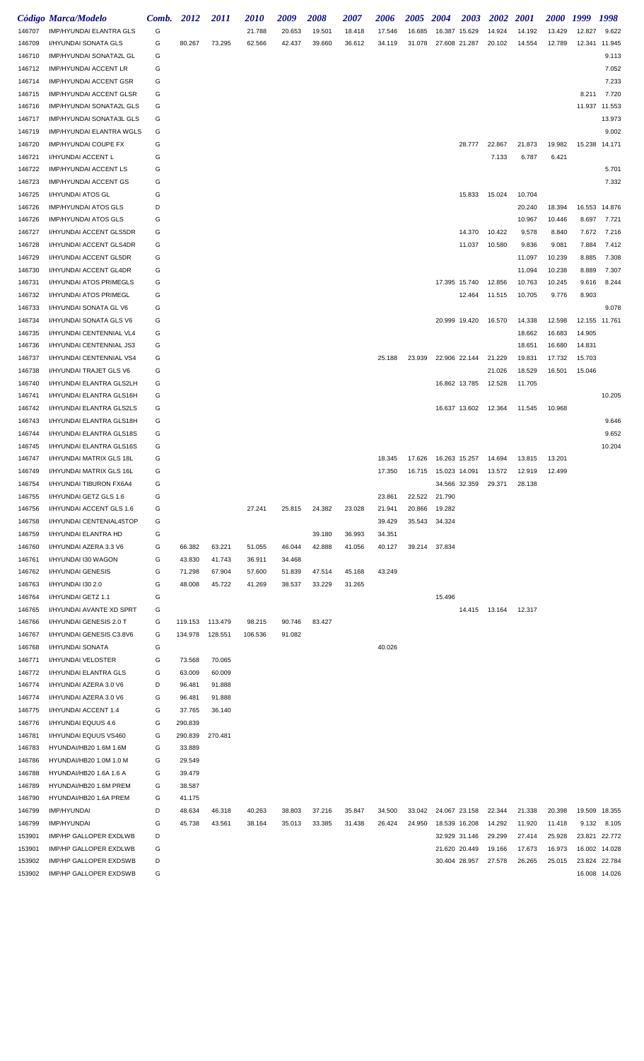| Código | Marca/Modelo | Comb. | 2012 | 2011 | 2010 | 2009 | 2008 | 2007 | 2006 | 2005 | 2004 | 2003 | 2002 | 2001 | 2000 | 1999 | 1998 |
|---|---|---|---|---|---|---|---|---|---|---|---|---|---|---|---|---|---|
| 146707 | IMP/HYUNDAI ELANTRA GLS | G | | | 21.788 | 20.653 | 19.501 | 18.418 | 17.546 | 16.685 | 16.387 | 15.629 | 14.924 | 14.192 | 13.429 | 12.827 | 9.622 |
| 146709 | I/HYUNDAI SONATA GLS | G | 80.267 | 73.295 | 62.566 | 42.437 | 39.660 | 36.612 | 34.119 | 31.078 | 27.608 | 21.287 | 20.102 | 14.554 | 12.789 | 12.341 | 11.945 |
| 146710 | IMP/HYUNDAI SONATA2L GL | G | | | | | | | | | | | | | | | 9.113 |
| 146712 | IMP/HYUNDAI ACCENT LR | G | | | | | | | | | | | | | | | 7.052 |
| 146714 | IMP/HYUNDAI ACCENT GSR | G | | | | | | | | | | | | | | | 7.233 |
| 146715 | IMP/HYUNDAI ACCENT GLSR | G | | | | | | | | | | | | | | 8.211 | 7.720 |
| 146716 | IMP/HYUNDAI SONATA2L GLS | G | | | | | | | | | | | | | | 11.937 | 11.553 |
| 146717 | IMP/HYUNDAI SONATA3L GLS | G | | | | | | | | | | | | | | | 13.973 |
| 146719 | IMP/HYUNDAI ELANTRA WGLS | G | | | | | | | | | | | | | | | 9.002 |
| 146720 | IMP/HYUNDAI COUPE FX | G | | | | | | | | | | 28.777 | 22.867 | 21.873 | 19.982 | 15.238 | 14.171 |
| 146721 | I/HYUNDAI ACCENT L | G | | | | | | | | | | | 7.133 | 6.787 | 6.421 | | |
| 146722 | IMP/HYUNDAI ACCENT LS | G | | | | | | | | | | | | | | | 5.701 |
| 146723 | IMP/HYUNDAI ACCENT GS | G | | | | | | | | | | | | | | | 7.332 |
| 146725 | I/HYUNDAI ATOS GL | G | | | | | | | | | | 15.833 | 15.024 | 10.704 | | | |
| 146726 | IMP/HYUNDAI ATOS GLS | D | | | | | | | | | | | | 20.240 | 18.394 | 16.553 | 14.876 |
| 146726 | IMP/HYUNDAI ATOS GLS | G | | | | | | | | | | | | 10.967 | 10.446 | 8.697 | 7.721 |
| 146727 | I/HYUNDAI ACCENT GLS5DR | G | | | | | | | | | | 14.370 | 10.422 | 9.578 | 8.840 | 7.672 | 7.216 |
| 146728 | I/HYUNDAI ACCENT GLS4DR | G | | | | | | | | | | 11.037 | 10.580 | 9.836 | 9.081 | 7.884 | 7.412 |
| 146729 | I/HYUNDAI ACCENT GL5DR | G | | | | | | | | | | | | 11.097 | 10.239 | 8.885 | 7.308 |
| 146730 | I/HYUNDAI ACCENT GL4DR | G | | | | | | | | | | | | 11.094 | 10.238 | 8.889 | 7.307 |
| 146731 | I/HYUNDAI ATOS PRIMEGLS | G | | | | | | | | | 17.395 | 15.740 | 12.856 | 10.763 | 10.245 | 9.616 | 8.244 |
| 146732 | I/HYUNDAI ATOS PRIMEGL | G | | | | | | | | | | 12.464 | 11.515 | 10.705 | 9.776 | 8.903 | |
| 146733 | I/HYUNDAI SONATA GL V6 | G | | | | | | | | | | | | | | | 9.078 |
| 146734 | I/HYUNDAI SONATA GLS V6 | G | | | | | | | | | 20.999 | 19.420 | 16.570 | 14.338 | 12.598 | 12.155 | 11.761 |
| 146735 | I/HYUNDAI CENTENNIAL VL4 | G | | | | | | | | | | | | 18.662 | 16.683 | 14.905 | |
| 146736 | I/HYUNDAI CENTENNIAL JS3 | G | | | | | | | | | | | | 18.651 | 16.680 | 14.831 | |
| 146737 | I/HYUNDAI CENTENNIAL VS4 | G | | | | | | | 25.188 | 23.939 | 22.906 | 22.144 | 21.229 | 19.831 | 17.732 | 15.703 | |
| 146738 | I/HYUNDAI TRAJET GLS V6 | G | | | | | | | | | | | 21.026 | 18.529 | 16.501 | 15.046 | |
| 146740 | I/HYUNDAI ELANTRA GLS2LH | G | | | | | | | | | 16.862 | 13.785 | 12.528 | 11.705 | | | |
| 146741 | I/HYUNDAI ELANTRA GLS16H | G | | | | | | | | | | | | | | | 10.205 |
| 146742 | I/HYUNDAI ELANTRA GLS2LS | G | | | | | | | | | 16.637 | 13.602 | 12.364 | 11.545 | 10.968 | | |
| 146743 | I/HYUNDAI ELANTRA GLS18H | G | | | | | | | | | | | | | | | 9.646 |
| 146744 | I/HYUNDAI ELANTRA GLS18S | G | | | | | | | | | | | | | | | 9.652 |
| 146745 | I/HYUNDAI ELANTRA GLS16S | G | | | | | | | | | | | | | | | 10.204 |
| 146747 | I/HYUNDAI MATRIX GLS 18L | G | | | | | | | 18.345 | 17.626 | 16.263 | 15.257 | 14.694 | 13.815 | 13.201 | | |
| 146749 | I/HYUNDAI MATRIX GLS 16L | G | | | | | | | 17.350 | 16.715 | 15.023 | 14.091 | 13.572 | 12.919 | 12.499 | | |
| 146754 | I/HYUNDAI TIBURON FX6A4 | G | | | | | | | | | 34.566 | 32.359 | 29.371 | 28.138 | | | |
| 146755 | I/HYUNDAI GETZ GLS 1.6 | G | | | | | | | 23.861 | 22.522 | 21.790 | | | | | | |
| 146756 | I/HYUNDAI ACCENT GLS 1.6 | G | | | 27.241 | 25.815 | 24.382 | 23.028 | 21.941 | 20.866 | 19.282 | | | | | | |
| 146758 | I/HYUNDAI CENTENIAL45TOP | G | | | | | | | 39.429 | 35.543 | 34.324 | | | | | | |
| 146759 | I/HYUNDAI ELANTRA HD | G | | | | | 39.180 | 36.993 | 34.351 | | | | | | | | |
| 146760 | I/HYUNDAI AZERA 3.3 V6 | G | 66.382 | 63.221 | 51.055 | 46.044 | 42.888 | 41.056 | 40.127 | 39.214 | 37.834 | | | | | | |
| 146761 | I/HYUNDAI I30 WAGON | G | 43.830 | 41.743 | 36.911 | 34.468 | | | | | | | | | | | |
| 146762 | I/HYUNDAI GENESIS | G | 71.298 | 67.904 | 57.600 | 51.839 | 47.514 | 45.168 | 43.249 | | | | | | | | |
| 146763 | I/HYUNDAI I30 2.0 | G | 48.008 | 45.722 | 41.269 | 38.537 | 33.229 | 31.265 | | | | | | | | | |
| 146764 | I/HYUNDAI GETZ 1.1 | G | | | | | | | | | 15.496 | | | | | | |
| 146765 | I/HYUNDAI AVANTE XD SPRT | G | | | | | | | | | | 14.415 | 13.164 | 12.317 | | | |
| 146766 | I/HYUNDAI GENESIS 2.0 T | G | 119.153 | 113.479 | 98.215 | 90.746 | 83.427 | | | | | | | | | | |
| 146767 | I/HYUNDAI GENESIS C3.8V6 | G | 134.978 | 128.551 | 106.536 | 91.082 | | | | | | | | | | | |
| 146768 | I/HYUNDAI SONATA | G | | | | | | | 40.026 | | | | | | | | |
| 146771 | I/HYUNDAI VELOSTER | G | 73.568 | 70.065 | | | | | | | | | | | | | |
| 146772 | I/HYUNDAI ELANTRA GLS | G | 63.009 | 60.009 | | | | | | | | | | | | | |
| 146774 | I/HYUNDAI AZERA 3.0 V6 | D | 96.481 | 91.888 | | | | | | | | | | | | | |
| 146774 | I/HYUNDAI AZERA 3.0 V6 | G | 96.481 | 91.888 | | | | | | | | | | | | | |
| 146775 | I/HYUNDAI ACCENT 1.4 | G | 37.765 | 36.140 | | | | | | | | | | | | | |
| 146776 | I/HYUNDAI EQUUS 4.6 | G | 290.839 | | | | | | | | | | | | | | |
| 146781 | I/HYUNDAI EQUUS VS460 | G | 290.839 | 270.481 | | | | | | | | | | | | | |
| 146783 | HYUNDAI/HB20 1.6M 1.6M | G | 33.889 | | | | | | | | | | | | | | |
| 146786 | HYUNDAI/HB20 1.0M 1.0 M | G | 29.549 | | | | | | | | | | | | | | |
| 146788 | HYUNDAI/HB20 1.6A 1.6 A | G | 39.479 | | | | | | | | | | | | | | |
| 146789 | HYUNDAI/HB20 1.6M PREM | G | 38.587 | | | | | | | | | | | | | | |
| 146790 | HYUNDAI/HB20 1.6A PREM | G | 41.175 | | | | | | | | | | | | | | |
| 146799 | IMP/HYUNDAI | D | 48.634 | 46.318 | 40.263 | 38.803 | 37.216 | 35.847 | 34.500 | 33.042 | 24.067 | 23.158 | 22.344 | 21.338 | 20.398 | 19.509 | 18.355 |
| 146799 | IMP/HYUNDAI | G | 45.738 | 43.561 | 38.164 | 35.013 | 33.385 | 31.438 | 26.424 | 24.950 | 18.539 | 16.208 | 14.292 | 11.920 | 11.418 | 9.132 | 8.105 |
| 153901 | IMP/HP GALLOPER EXDLWB | D | | | | | | | | | 32.929 | 31.146 | 29.299 | 27.414 | 25.928 | 23.821 | 22.772 |
| 153901 | IMP/HP GALLOPER EXDLWB | G | | | | | | | | | 21.620 | 20.449 | 19.166 | 17.673 | 16.973 | 16.002 | 14.028 |
| 153902 | IMP/HP GALLOPER EXDSWB | D | | | | | | | | | 30.404 | 28.957 | 27.578 | 26.265 | 25.015 | 23.824 | 22.784 |
| 153902 | IMP/HP GALLOPER EXDSWB | G | | | | | | | | | | | | | | 16.008 | 14.026 |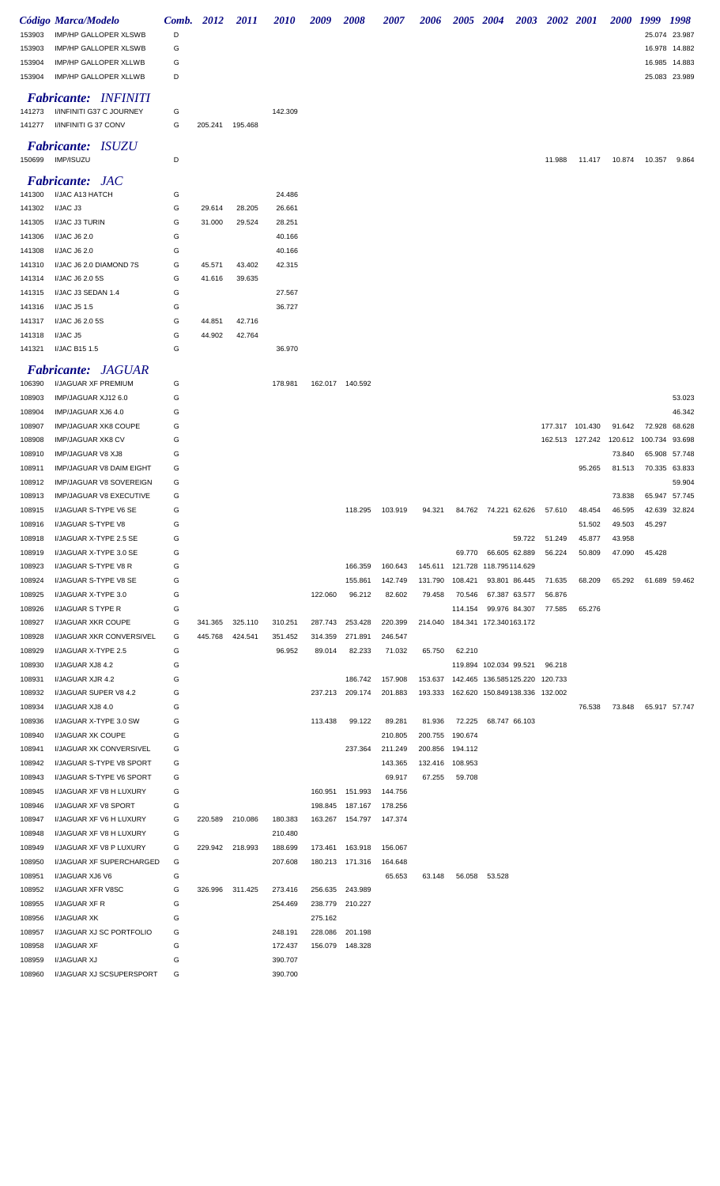| Código | Marca/Modelo | Comb. | 2012 | 2011 | 2010 | 2009 | 2008 | 2007 | 2006 | 2005 | 2004 | 2003 | 2002 | 2001 | 2000 | 1999 | 1998 |
|---|---|---|---|---|---|---|---|---|---|---|---|---|---|---|---|---|---|
| 153903 | IMP/HP GALLOPER XLSWB | D | | | | | | | | | | | | | | 25.074 | 23.987 |
| 153903 | IMP/HP GALLOPER XLSWB | G | | | | | | | | | | | | | | 16.978 | 14.882 |
| 153904 | IMP/HP GALLOPER XLLWB | G | | | | | | | | | | | | | | 16.985 | 14.883 |
| 153904 | IMP/HP GALLOPER XLLWB | D | | | | | | | | | | | | | | 25.083 | 23.989 |
| | ***Fabricante: INFINITI*** | | | | | | | | | | | | | | | | |
| 141273 | I/INFINITI G37 C JOURNEY | G | | | 142.309 | | | | | | | | | | | | |
| 141277 | I/INFINITI G 37 CONV | G | 205.241 | 195.468 | | | | | | | | | | | | | |
| | ***Fabricante: ISUZU*** | | | | | | | | | | | | | | | | |
| 150699 | IMP/ISUZU | D | | | | | | | | | | | 11.988 | 11.417 | 10.874 | 10.357 | 9.864 |
| | ***Fabricante: JAC*** | | | | | | | | | | | | | | | | |
| 141300 | I/JAC A13 HATCH | G | | | 24.486 | | | | | | | | | | | | |
| 141302 | I/JAC J3 | G | 29.614 | 28.205 | 26.661 | | | | | | | | | | | | |
| 141305 | I/JAC J3 TURIN | G | 31.000 | 29.524 | 28.251 | | | | | | | | | | | | |
| 141306 | I/JAC J6 2.0 | G | | | 40.166 | | | | | | | | | | | | |
| 141308 | I/JAC J6 2.0 | G | | | 40.166 | | | | | | | | | | | | |
| 141310 | I/JAC J6 2.0 DIAMOND 7S | G | 45.571 | 43.402 | 42.315 | | | | | | | | | | | | |
| 141314 | I/JAC J6 2.0 5S | G | 41.616 | 39.635 | | | | | | | | | | | | | |
| 141315 | I/JAC J3 SEDAN 1.4 | G | | | 27.567 | | | | | | | | | | | | |
| 141316 | I/JAC J5 1.5 | G | | | 36.727 | | | | | | | | | | | | |
| 141317 | I/JAC J6 2.0 5S | G | 44.851 | 42.716 | | | | | | | | | | | | | |
| 141318 | I/JAC J5 | G | 44.902 | 42.764 | | | | | | | | | | | | | |
| 141321 | I/JAC B15 1.5 | G | | | 36.970 | | | | | | | | | | | | |
| | ***Fabricante: JAGUAR*** | | | | | | | | | | | | | | | | |
| 106390 | I/JAGUAR XF PREMIUM | G | | | 178.981 | 162.017 | 140.592 | | | | | | | | | | |
| 108903 | IMP/JAGUAR XJ12 6.0 | G | | | | | | | | | | | | | | | 53.023 |
| 108904 | IMP/JAGUAR XJ6 4.0 | G | | | | | | | | | | | | | | | 46.342 |
| 108907 | IMP/JAGUAR XK8 COUPE | G | | | | | | | | | | | 177.317 | 101.430 | 91.642 | 72.928 | 68.628 |
| 108908 | IMP/JAGUAR XK8 CV | G | | | | | | | | | | | 162.513 | 127.242 | 120.612 | 100.734 | 93.698 |
| 108910 | IMP/JAGUAR V8 XJ8 | G | | | | | | | | | | | | | 73.840 | 65.908 | 57.748 |
| 108911 | IMP/JAGUAR V8 DAIM EIGHT | G | | | | | | | | | | | | 95.265 | 81.513 | 70.335 | 63.833 |
| 108912 | IMP/JAGUAR V8 SOVEREIGN | G | | | | | | | | | | | | | | | 59.904 |
| 108913 | IMP/JAGUAR V8 EXECUTIVE | G | | | | | | | | | | | | | 73.838 | 65.947 | 57.745 |
| 108915 | I/JAGUAR S-TYPE V6 SE | G | | | | | 118.295 | 103.919 | 94.321 | 84.762 | 74.221 | 62.626 | 57.610 | 48.454 | 46.595 | 42.639 | 32.824 |
| 108916 | I/JAGUAR S-TYPE V8 | G | | | | | | | | | | | | 51.502 | 49.503 | 45.297 | |
| 108918 | I/JAGUAR X-TYPE 2.5 SE | G | | | | | | | | | | 59.722 | 51.249 | 45.877 | 43.958 | | |
| 108919 | I/JAGUAR X-TYPE 3.0 SE | G | | | | | | | | 69.770 | 66.605 | 62.889 | 56.224 | 50.809 | 47.090 | 45.428 | |
| 108923 | I/JAGUAR S-TYPE V8 R | G | | | | | 166.359 | 160.643 | 145.611 | 121.728 | 118.795 | 114.629 | | | | | |
| 108924 | I/JAGUAR S-TYPE V8 SE | G | | | | | 155.861 | 142.749 | 131.790 | 108.421 | 93.801 | 86.445 | 71.635 | 68.209 | 65.292 | 61.689 | 59.462 |
| 108925 | I/JAGUAR X-TYPE 3.0 | G | | | | 122.060 | 96.212 | 82.602 | 79.458 | 70.546 | 67.387 | 63.577 | 56.876 | | | | |
| 108926 | I/JAGUAR S TYPE R | G | | | | | | | | 114.154 | 99.976 | 84.307 | 77.585 | 65.276 | | | |
| 108927 | I/JAGUAR XKR COUPE | G | 341.365 | 325.110 | 310.251 | 287.743 | 253.428 | 220.399 | 214.040 | 184.341 | 172.340 | 163.172 | | | | | |
| 108928 | I/JAGUAR XKR CONVERSIVEL | G | 445.768 | 424.541 | 351.452 | 314.359 | 271.891 | 246.547 | | | | | | | | | |
| 108929 | I/JAGUAR X-TYPE 2.5 | G | | | 96.952 | 89.014 | 82.233 | 71.032 | 65.750 | 62.210 | | | | | | | |
| 108930 | I/JAGUAR XJ8 4.2 | G | | | | | | | | 119.894 | 102.034 | 99.521 | 96.218 | | | | |
| 108931 | I/JAGUAR XJR 4.2 | G | | | | | 186.742 | 157.908 | 153.637 | 142.465 | 136.585 | 125.220 | 120.733 | | | | |
| 108932 | I/JAGUAR SUPER V8 4.2 | G | | | | 237.213 | 209.174 | 201.883 | 193.333 | 162.620 | 150.849 | 138.336 | 132.002 | | | | |
| 108934 | I/JAGUAR XJ8 4.0 | G | | | | | | | | | | | | 76.538 | 73.848 | 65.917 | 57.747 |
| 108936 | I/JAGUAR X-TYPE 3.0 SW | G | | | | 113.438 | 99.122 | 89.281 | 81.936 | 72.225 | 68.747 | 66.103 | | | | | |
| 108940 | I/JAGUAR XK COUPE | G | | | | | | 210.805 | 200.755 | 190.674 | | | | | | | |
| 108941 | I/JAGUAR XK CONVERSIVEL | G | | | | | 237.364 | 211.249 | 200.856 | 194.112 | | | | | | | |
| 108942 | I/JAGUAR S-TYPE V8 SPORT | G | | | | | | 143.365 | 132.416 | 108.953 | | | | | | | |
| 108943 | I/JAGUAR S-TYPE V6 SPORT | G | | | | | | 69.917 | 67.255 | 59.708 | | | | | | | |
| 108945 | I/JAGUAR XF V8 H LUXURY | G | | | | 160.951 | 151.993 | 144.756 | | | | | | | | | |
| 108946 | I/JAGUAR XF V8 SPORT | G | | | | 198.845 | 187.167 | 178.256 | | | | | | | | | |
| 108947 | I/JAGUAR XF V6 H LUXURY | G | 220.589 | 210.086 | 180.383 | 163.267 | 154.797 | 147.374 | | | | | | | | | |
| 108948 | I/JAGUAR XF V8 H LUXURY | G | | | 210.480 | | | | | | | | | | | | |
| 108949 | I/JAGUAR XF V8 P LUXURY | G | 229.942 | 218.993 | 188.699 | 173.461 | 163.918 | 156.067 | | | | | | | | | |
| 108950 | I/JAGUAR XF SUPERCHARGED | G | | | 207.608 | 180.213 | 171.316 | 164.648 | | | | | | | | | |
| 108951 | I/JAGUAR XJ6 V6 | G | | | | | | 65.653 | 63.148 | 56.058 | 53.528 | | | | | | |
| 108952 | I/JAGUAR XFR V8SC | G | 326.996 | 311.425 | 273.416 | 256.635 | 243.989 | | | | | | | | | | |
| 108955 | I/JAGUAR XF R | G | | | 254.469 | 238.779 | 210.227 | | | | | | | | | | |
| 108956 | I/JAGUAR XK | G | | | | 275.162 | | | | | | | | | | | |
| 108957 | I/JAGUAR XJ SC PORTFOLIO | G | | | 248.191 | 228.086 | 201.198 | | | | | | | | | | |
| 108958 | I/JAGUAR XF | G | | | 172.437 | 156.079 | 148.328 | | | | | | | | | | |
| 108959 | I/JAGUAR XJ | G | | | 390.707 | | | | | | | | | | | | |
| 108960 | I/JAGUAR XJ SCSUPERSPORT | G | | | 390.700 | | | | | | | | | | | | |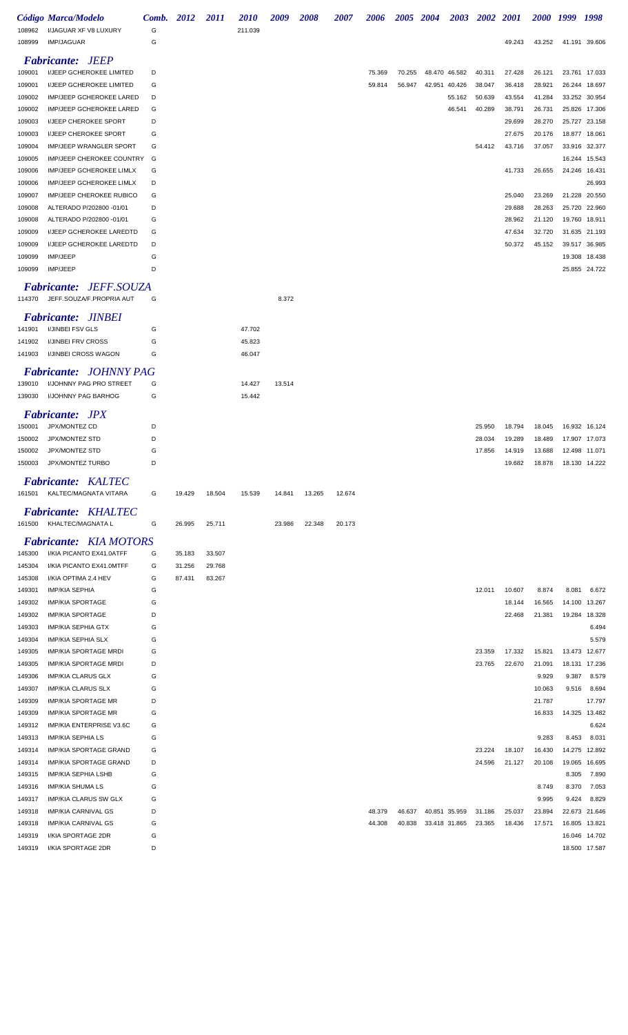| Código | Marca/Modelo | Comb. | 2012 | 2011 | 2010 | 2009 | 2008 | 2007 | 2006 | 2005 | 2004 | 2003 | 2002 | 2001 | 2000 | 1999 | 1998 |
|---|---|---|---|---|---|---|---|---|---|---|---|---|---|---|---|---|---|
| 108962 | I/JAGUAR XF V8 LUXURY | G | | | 211.039 | | | | | | | | | | | | |
| 108999 | IMP/JAGUAR | G | | | | | | | | | | | | 49.243 | 43.252 | 41.191 | 39.606 |

***Fabricante: JEEP***

| Código | Marca/Modelo | Comb. | 2012 | 2011 | 2010 | 2009 | 2008 | 2007 | 2006 | 2005 | 2004 | 2003 | 2002 | 2001 | 2000 | 1999 | 1998 |
|---|---|---|---|---|---|---|---|---|---|---|---|---|---|---|---|---|---|
| 109001 | I/JEEP GCHEROKEE LIMITED | D | | | | | | | 75.369 | 70.255 | 48.470 | 46.582 | 40.311 | 27.428 | 26.121 | 23.761 | 17.033 |
| 109001 | I/JEEP GCHEROKEE LIMITED | G | | | | | | | 59.814 | 56.947 | 42.951 | 40.426 | 38.047 | 36.418 | 28.921 | 26.244 | 18.697 |
| 109002 | IMP/JEEP GCHEROKEE LARED | D | | | | | | | | | | 55.162 | 50.639 | 43.554 | 41.284 | 33.252 | 30.954 |
| 109002 | IMP/JEEP GCHEROKEE LARED | G | | | | | | | | | | 46.541 | 40.289 | 38.791 | 26.731 | 25.826 | 17.306 |
| 109003 | I/JEEP CHEROKEE SPORT | D | | | | | | | | | | | | 29.699 | 28.270 | 25.727 | 23.158 |
| 109003 | I/JEEP CHEROKEE SPORT | G | | | | | | | | | | | | 27.675 | 20.176 | 18.877 | 18.061 |
| 109004 | IMP/JEEP WRANGLER SPORT | G | | | | | | | | | | | 54.412 | 43.716 | 37.057 | 33.916 | 32.377 |
| 109005 | IMP/JEEP CHEROKEE COUNTRY | G | | | | | | | | | | | | | | 16.244 | 15.543 |
| 109006 | IMP/JEEP GCHEROKEE LIMLX | G | | | | | | | | | | | | 41.733 | 26.655 | 24.246 | 16.431 |
| 109006 | IMP/JEEP GCHEROKEE LIMLX | D | | | | | | | | | | | | | | | 26.993 |
| 109007 | IMP/JEEP CHEROKEE RUBICO | G | | | | | | | | | | | | 25.040 | 23.269 | 21.228 | 20.550 |
| 109008 | ALTERADO P/202800 -01/01 | D | | | | | | | | | | | | 29.688 | 28.263 | 25.720 | 22.960 |
| 109008 | ALTERADO P/202800 -01/01 | G | | | | | | | | | | | | 28.962 | 21.120 | 19.760 | 18.911 |
| 109009 | I/JEEP GCHEROKEE LAREDTD | G | | | | | | | | | | | | 47.634 | 32.720 | 31.635 | 21.193 |
| 109009 | I/JEEP GCHEROKEE LAREDTD | D | | | | | | | | | | | | 50.372 | 45.152 | 39.517 | 36.985 |
| 109099 | IMP/JEEP | G | | | | | | | | | | | | | | 19.308 | 18.438 |
| 109099 | IMP/JEEP | D | | | | | | | | | | | | | | 25.855 | 24.722 |

***Fabricante: JEFF.SOUZA***

| Código | Marca/Modelo | Comb. | 2012 | 2011 | 2010 | 2009 | 2008 | 2007 | 2006 | 2005 | 2004 | 2003 | 2002 | 2001 | 2000 | 1999 | 1998 |
|---|---|---|---|---|---|---|---|---|---|---|---|---|---|---|---|---|---|
| 114370 | JEFF.SOUZA/F.PROPRIA AUT | G | | | | 8.372 | | | | | | | | | | | |

***Fabricante: JINBEI***

| Código | Marca/Modelo | Comb. | 2012 | 2011 | 2010 | 2009 | 2008 | 2007 | 2006 | 2005 | 2004 | 2003 | 2002 | 2001 | 2000 | 1999 | 1998 |
|---|---|---|---|---|---|---|---|---|---|---|---|---|---|---|---|---|---|
| 141901 | I/JINBEI FSV GLS | G | | | 47.702 | | | | | | | | | | | | |
| 141902 | I/JINBEI FRV CROSS | G | | | 45.823 | | | | | | | | | | | | |
| 141903 | I/JINBEI CROSS WAGON | G | | | 46.047 | | | | | | | | | | | | |

***Fabricante: JOHNNY PAG***

| Código | Marca/Modelo | Comb. | 2012 | 2011 | 2010 | 2009 | 2008 | 2007 | 2006 | 2005 | 2004 | 2003 | 2002 | 2001 | 2000 | 1999 | 1998 |
|---|---|---|---|---|---|---|---|---|---|---|---|---|---|---|---|---|---|
| 139010 | I/JOHNNY PAG PRO STREET | G | | | 14.427 | 13.514 | | | | | | | | | | | |
| 139030 | I/JOHNNY PAG BARHOG | G | | | 15.442 | | | | | | | | | | | | |

***Fabricante: JPX***

| Código | Marca/Modelo | Comb. | 2012 | 2011 | 2010 | 2009 | 2008 | 2007 | 2006 | 2005 | 2004 | 2003 | 2002 | 2001 | 2000 | 1999 | 1998 |
|---|---|---|---|---|---|---|---|---|---|---|---|---|---|---|---|---|---|
| 150001 | JPX/MONTEZ CD | D | | | | | | | | | | | 25.950 | 18.794 | 18.045 | 16.932 | 16.124 |
| 150002 | JPX/MONTEZ STD | D | | | | | | | | | | | 28.034 | 19.289 | 18.489 | 17.907 | 17.073 |
| 150002 | JPX/MONTEZ STD | G | | | | | | | | | | | 17.856 | 14.919 | 13.688 | 12.498 | 11.071 |
| 150003 | JPX/MONTEZ TURBO | D | | | | | | | | | | | | 19.682 | 18.878 | 18.130 | 14.222 |

***Fabricante: KALTEC***

| Código | Marca/Modelo | Comb. | 2012 | 2011 | 2010 | 2009 | 2008 | 2007 | 2006 | 2005 | 2004 | 2003 | 2002 | 2001 | 2000 | 1999 | 1998 |
|---|---|---|---|---|---|---|---|---|---|---|---|---|---|---|---|---|---|
| 161501 | KALTEC/MAGNATA VITARA | G | 19.429 | 18.504 | 15.539 | 14.841 | 13.265 | 12.674 | | | | | | | | | |

***Fabricante: KHALTEC***

| Código | Marca/Modelo | Comb. | 2012 | 2011 | 2010 | 2009 | 2008 | 2007 | 2006 | 2005 | 2004 | 2003 | 2002 | 2001 | 2000 | 1999 | 1998 |
|---|---|---|---|---|---|---|---|---|---|---|---|---|---|---|---|---|---|
| 161500 | KHALTEC/MAGNATA L | G | 26.995 | 25.711 | | 23.986 | 22.348 | 20.173 | | | | | | | | | |

***Fabricante: KIA MOTORS***

| Código | Marca/Modelo | Comb. | 2012 | 2011 | 2010 | 2009 | 2008 | 2007 | 2006 | 2005 | 2004 | 2003 | 2002 | 2001 | 2000 | 1999 | 1998 |
|---|---|---|---|---|---|---|---|---|---|---|---|---|---|---|---|---|---|
| 145300 | I/KIA PICANTO EX41.0ATFF | G | 35.183 | 33.507 | | | | | | | | | | | | | |
| 145304 | I/KIA PICANTO EX41.0MTFF | G | 31.256 | 29.768 | | | | | | | | | | | | | |
| 145308 | I/KIA OPTIMA 2.4 HEV | G | 87.431 | 83.267 | | | | | | | | | | | | | |
| 149301 | IMP/KIA SEPHIA | G | | | | | | | | | | | 12.011 | 10.607 | 8.874 | 8.081 | 6.672 |
| 149302 | IMP/KIA SPORTAGE | G | | | | | | | | | | | | 18.144 | 16.565 | 14.100 | 13.267 |
| 149302 | IMP/KIA SPORTAGE | D | | | | | | | | | | | | 22.468 | 21.381 | 19.284 | 18.328 |
| 149303 | IMP/KIA SEPHIA GTX | G | | | | | | | | | | | | | | | 6.494 |
| 149304 | IMP/KIA SEPHIA SLX | G | | | | | | | | | | | | | | | 5.579 |
| 149305 | IMP/KIA SPORTAGE MRDI | G | | | | | | | | | | | 23.359 | 17.332 | 15.821 | 13.473 | 12.677 |
| 149305 | IMP/KIA SPORTAGE MRDI | D | | | | | | | | | | | 23.765 | 22.670 | 21.091 | 18.131 | 17.236 |
| 149306 | IMP/KIA CLARUS GLX | G | | | | | | | | | | | | | 9.929 | 9.387 | 8.579 |
| 149307 | IMP/KIA CLARUS SLX | G | | | | | | | | | | | | | 10.063 | 9.516 | 8.694 |
| 149309 | IMP/KIA SPORTAGE MR | D | | | | | | | | | | | | | 21.787 | | 17.797 |
| 149309 | IMP/KIA SPORTAGE MR | G | | | | | | | | | | | | | 16.833 | 14.325 | 13.482 |
| 149312 | IMP/KIA ENTERPRISE V3.6C | G | | | | | | | | | | | | | | | 6.624 |
| 149313 | IMP/KIA SEPHIA LS | G | | | | | | | | | | | | | 9.283 | 8.453 | 8.031 |
| 149314 | IMP/KIA SPORTAGE GRAND | G | | | | | | | | | | | 23.224 | 18.107 | 16.430 | 14.275 | 12.892 |
| 149314 | IMP/KIA SPORTAGE GRAND | D | | | | | | | | | | | 24.596 | 21.127 | 20.108 | 19.065 | 16.695 |
| 149315 | IMP/KIA SEPHIA LSHB | G | | | | | | | | | | | | | | 8.305 | 7.890 |
| 149316 | IMP/KIA SHUMA LS | G | | | | | | | | | | | | | 8.749 | 8.370 | 7.053 |
| 149317 | IMP/KIA CLARUS SW GLX | G | | | | | | | | | | | | | 9.995 | 9.424 | 8.829 |
| 149318 | IMP/KIA CARNIVAL GS | D | | | | | | | 48.379 | 46.637 | 40.851 | 35.959 | 31.186 | 25.037 | 23.894 | 22.673 | 21.646 |
| 149318 | IMP/KIA CARNIVAL GS | G | | | | | | | 44.308 | 40.838 | 33.418 | 31.865 | 23.365 | 18.436 | 17.571 | 16.805 | 13.821 |
| 149319 | I/KIA SPORTAGE 2DR | G | | | | | | | | | | | | | | 16.046 | 14.702 |
| 149319 | I/KIA SPORTAGE 2DR | D | | | | | | | | | | | | | | 18.500 | 17.587 |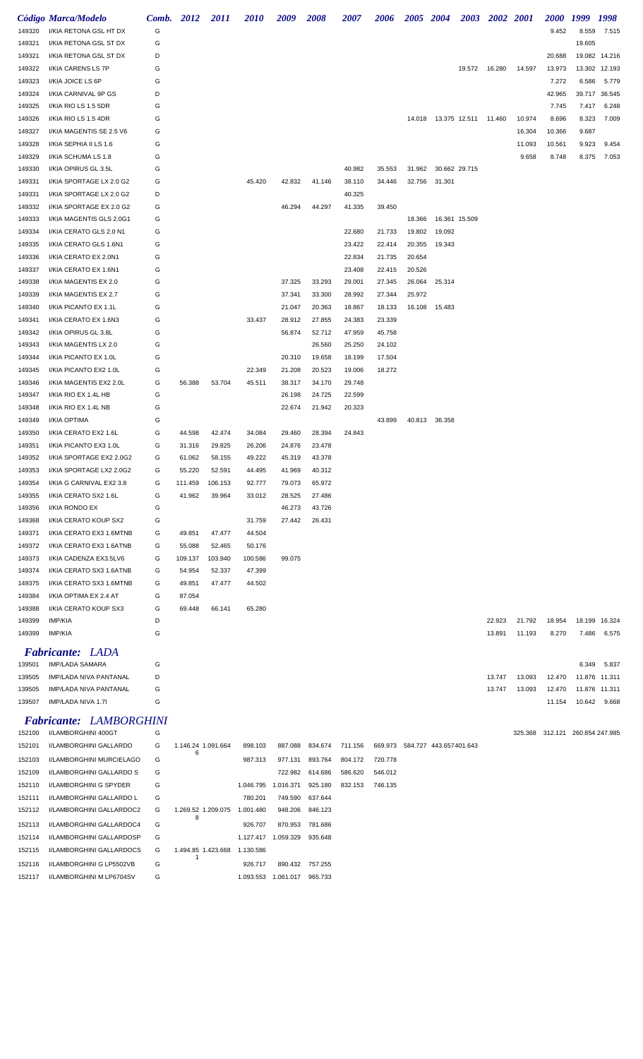| Código | Marca/Modelo | Comb. | 2012 | 2011 | 2010 | 2009 | 2008 | 2007 | 2006 | 2005 | 2004 | 2003 | 2002 | 2001 | 2000 | 1999 | 1998 |
|---|---|---|---|---|---|---|---|---|---|---|---|---|---|---|---|---|---|
| 149320 | I/KIA RETONA GSL HT DX | G | | | | | | | | | | | | | 9.452 | 8.559 | 7.515 |
| 149321 | I/KIA RETONA GSL ST DX | G | | | | | | | | | | | | | | 19.605 | |
| 149321 | I/KIA RETONA GSL ST DX | D | | | | | | | | | | | | | 20.688 | 19.082 | 14.216 |
| 149322 | I/KIA CARENS LS 7P | G | | | | | | | | | | 19.572 | 16.280 | 14.597 | 13.973 | 13.302 | 12.193 |
| 149323 | I/KIA JOICE LS 6P | G | | | | | | | | | | | | | 7.272 | 6.586 | 5.779 |
| 149324 | I/KIA CARNIVAL 9P GS | D | | | | | | | | | | | | | 42.965 | 39.717 | 36.545 |
| 149325 | I/KIA RIO LS 1.5 5DR | G | | | | | | | | | | | | | 7.745 | 7.417 | 6.248 |
| 149326 | I/KIA RIO LS 1.5 4DR | G | | | | | | | | 14.018 | 13.375 | 12.511 | 11.460 | 10.974 | 8.696 | 8.323 | 7.009 |
| 149327 | I/KIA MAGENTIS SE 2.5 V6 | G | | | | | | | | | | | | 16.304 | 10.366 | 9.687 | |
| 149328 | I/KIA SEPHIA II LS 1.6 | G | | | | | | | | | | | | 11.093 | 10.561 | 9.923 | 9.454 |
| 149329 | I/KIA SCHUMA LS 1.8 | G | | | | | | | | | | | | 9.658 | 8.748 | 8.375 | 7.053 |
| 149330 | I/KIA OPIRUS GL 3.5L | G | | | | | | 40.982 | 35.553 | 31.962 | 30.662 | 29.715 | | | | | |
| 149331 | I/KIA SPORTAGE LX 2.0 G2 | G | | | 45.420 | 42.832 | 41.146 | 38.110 | 34.446 | 32.756 | 31.301 | | | | | | |
| 149331 | I/KIA SPORTAGE LX 2.0 G2 | D | | | | | | 40.325 | | | | | | | | | |
| 149332 | I/KIA SPORTAGE EX 2.0 G2 | G | | | | 46.294 | 44.297 | 41.335 | 39.450 | | | | | | | | |
| 149333 | I/KIA MAGENTIS GLS 2.0G1 | G | | | | | | | | 18.366 | 16.361 | 15.509 | | | | | |
| 149334 | I/KIA CERATO GLS 2.0 N1 | G | | | | | | 22.680 | 21.733 | 19.802 | 19.092 | | | | | | |
| 149335 | I/KIA CERATO GLS 1.6N1 | G | | | | | | 23.422 | 22.414 | 20.355 | 19.343 | | | | | | |
| 149336 | I/KIA CERATO EX 2.0N1 | G | | | | | | 22.834 | 21.735 | 20.654 | | | | | | | |
| 149337 | I/KIA CERATO EX 1.6N1 | G | | | | | | 23.408 | 22.415 | 20.526 | | | | | | | |
| 149338 | I/KIA MAGENTIS EX 2.0 | G | | | | 37.325 | 33.293 | 29.001 | 27.345 | 26.064 | 25.314 | | | | | | |
| 149339 | I/KIA MAGENTIS EX 2.7 | G | | | | 37.341 | 33.300 | 28.992 | 27.344 | 25.972 | | | | | | | |
| 149340 | I/KIA PICANTO EX 1.1L | G | | | | 21.047 | 20.363 | 18.867 | 18.133 | 16.108 | 15.483 | | | | | | |
| 149341 | I/KIA CERATO EX 1.6N3 | G | | | 33.437 | 28.912 | 27.855 | 24.383 | 23.339 | | | | | | | | |
| 149342 | I/KIA OPIRUS GL 3.8L | G | | | | 56.874 | 52.712 | 47.959 | 45.758 | | | | | | | | |
| 149343 | I/KIA MAGENTIS LX 2.0 | G | | | | | 26.560 | 25.250 | 24.102 | | | | | | | | |
| 149344 | I/KIA PICANTO EX 1.0L | G | | | | 20.310 | 19.658 | 18.199 | 17.504 | | | | | | | | |
| 149345 | I/KIA PICANTO EX2 1.0L | G | | | 22.349 | 21.208 | 20.523 | 19.006 | 18.272 | | | | | | | | |
| 149346 | I/KIA MAGENTIS EX2 2.0L | G | 56.388 | 53.704 | 45.511 | 38.317 | 34.170 | 29.748 | | | | | | | | | |
| 149347 | I/KIA RIO EX 1.4L HB | G | | | | 26.198 | 24.725 | 22.599 | | | | | | | | | |
| 149348 | I/KIA RIO EX 1.4L NB | G | | | | 22.674 | 21.942 | 20.323 | | | | | | | | | |
| 149349 | I/KIA OPTIMA | G | | | | | | | 43.899 | 40.813 | 36.358 | | | | | | |
| 149350 | I/KIA CERATO EX2 1.6L | G | 44.598 | 42.474 | 34.084 | 29.460 | 28.394 | 24.843 | | | | | | | | | |
| 149351 | I/KIA PICANTO EX3 1.0L | G | 31.316 | 29.825 | 26.206 | 24.876 | 23.478 | | | | | | | | | | |
| 149352 | I/KIA SPORTAGE EX2 2.0G2 | G | 61.062 | 58.155 | 49.222 | 45.319 | 43.378 | | | | | | | | | | |
| 149353 | I/KIA SPORTAGE LX2 2.0G2 | G | 55.220 | 52.591 | 44.495 | 41.969 | 40.312 | | | | | | | | | | |
| 149354 | I/KIA G CARNIVAL EX2 3.8 | G | 111.459 | 106.153 | 92.777 | 79.073 | 65.972 | | | | | | | | | | |
| 149355 | I/KIA CERATO SX2 1.6L | G | 41.962 | 39.964 | 33.012 | 28.525 | 27.486 | | | | | | | | | | |
| 149356 | I/KIA RONDO EX | G | | | | 46.273 | 43.726 | | | | | | | | | | |
| 149368 | I/KIA CERATO KOUP SX2 | G | | | 31.759 | 27.442 | 26.431 | | | | | | | | | | |
| 149371 | I/KIA CERATO EX3 1.6MTNB | G | 49.851 | 47.477 | 44.504 | | | | | | | | | | | | |
| 149372 | I/KIA CERATO EX3 1.6ATNB | G | 55.088 | 52.465 | 50.176 | | | | | | | | | | | | |
| 149373 | I/KIA CADENZA EX3.5LV6 | G | 109.137 | 103.940 | 100.586 | 99.075 | | | | | | | | | | | |
| 149374 | I/KIA CERATO SX3 1.6ATNB | G | 54.954 | 52.337 | 47.399 | | | | | | | | | | | | |
| 149375 | I/KIA CERATO SX3 1.6MTNB | G | 49.851 | 47.477 | 44.502 | | | | | | | | | | | | |
| 149384 | I/KIA OPTIMA EX 2.4 AT | G | 87.054 | | | | | | | | | | | | | | |
| 149388 | I/KIA CERATO KOUP SX3 | G | 69.448 | 66.141 | 65.280 | | | | | | | | | | | | |
| 149399 | IMP/KIA | D | | | | | | | | | | | 22.923 | 21.792 | 18.954 | 18.199 | 16.324 |
| 149399 | IMP/KIA | G | | | | | | | | | | | 13.891 | 11.193 | 8.270 | 7.486 | 6.575 |

## *Fabricante: LADA*

| Código | Marca/Modelo | Comb. | 2012 | 2011 | 2010 | 2009 | 2008 | 2007 | 2006 | 2005 | 2004 | 2003 | 2002 | 2001 | 2000 | 1999 | 1998 |
|---|---|---|---|---|---|---|---|---|---|---|---|---|---|---|---|---|---|
| 139501 | IMP/LADA SAMARA | G | | | | | | | | | | | | | | 6.349 | 5.837 |
| 139505 | IMP/LADA NIVA PANTANAL | D | | | | | | | | | | | 13.747 | 13.093 | 12.470 | 11.876 | 11.311 |
| 139505 | IMP/LADA NIVA PANTANAL | G | | | | | | | | | | | 13.747 | 13.093 | 12.470 | 11.876 | 11.311 |
| 139507 | IMP/LADA NIVA 1.7I | G | | | | | | | | | | | | | 11.154 | 10.642 | 9.668 |

## *Fabricante: LAMBORGHINI*

| Código | Marca/Modelo | Comb. | 2012 | 2011 | 2010 | 2009 | 2008 | 2007 | 2006 | 2005 | 2004 | 2003 | 2002 | 2001 | 2000 | 1999 | 1998 |
|---|---|---|---|---|---|---|---|---|---|---|---|---|---|---|---|---|---|
| 152100 | I/LAMBORGHINI 400GT | G | | | | | | | | | | | | 325.368 | 312.121 | 260.854 | 247.985 |
| 152101 | I/LAMBORGHINI GALLARDO | G | 1.146.246 | 1.091.664 | 898.103 | 887.088 | 834.674 | 711.156 | 669.973 | 584.727 | 443.657 | 401.643 | | | | | |
| 152103 | I/LAMBORGHINI MURCIELAGO | G | | | 987.313 | 977.131 | 893.764 | 804.172 | 720.778 | | | | | | | | |
| 152109 | I/LAMBORGHINI GALLARDO S | G | | | | 722.982 | 614.686 | 586.620 | 546.012 | | | | | | | | |
| 152110 | I/LAMBORGHINI G SPYDER | G | | | 1.046.795 | 1.016.371 | 925.180 | 832.153 | 746.135 | | | | | | | | |
| 152111 | I/LAMBORGHINI GALLARDO L | G | | | 780.201 | 749.590 | 637.644 | | | | | | | | | | |
| 152112 | I/LAMBORGHINI GALLARDOC2 | G | 1.269.528 | 1.209.075 | 1.001.480 | 948.206 | 846.123 | | | | | | | | | | |
| 152113 | I/LAMBORGHINI GALLARDOC4 | G | | | 926.707 | 870.953 | 781.686 | | | | | | | | | | |
| 152114 | I/LAMBORGHINI GALLARDOSP | G | | | 1.127.417 | 1.059.329 | 935.648 | | | | | | | | | | |
| 152115 | I/LAMBORGHINI GALLARDOCS | G | 1.494.851 | 1.423.668 | 1.130.586 | | | | | | | | | | | | |
| 152116 | I/LAMBORGHINI G LP5502VB | G | | | 926.717 | 890.432 | 757.255 | | | | | | | | | | |
| 152117 | I/LAMBORGHINI M LP6704SV | G | | | 1.093.553 | 1.061.017 | 965.733 | | | | | | | | | | |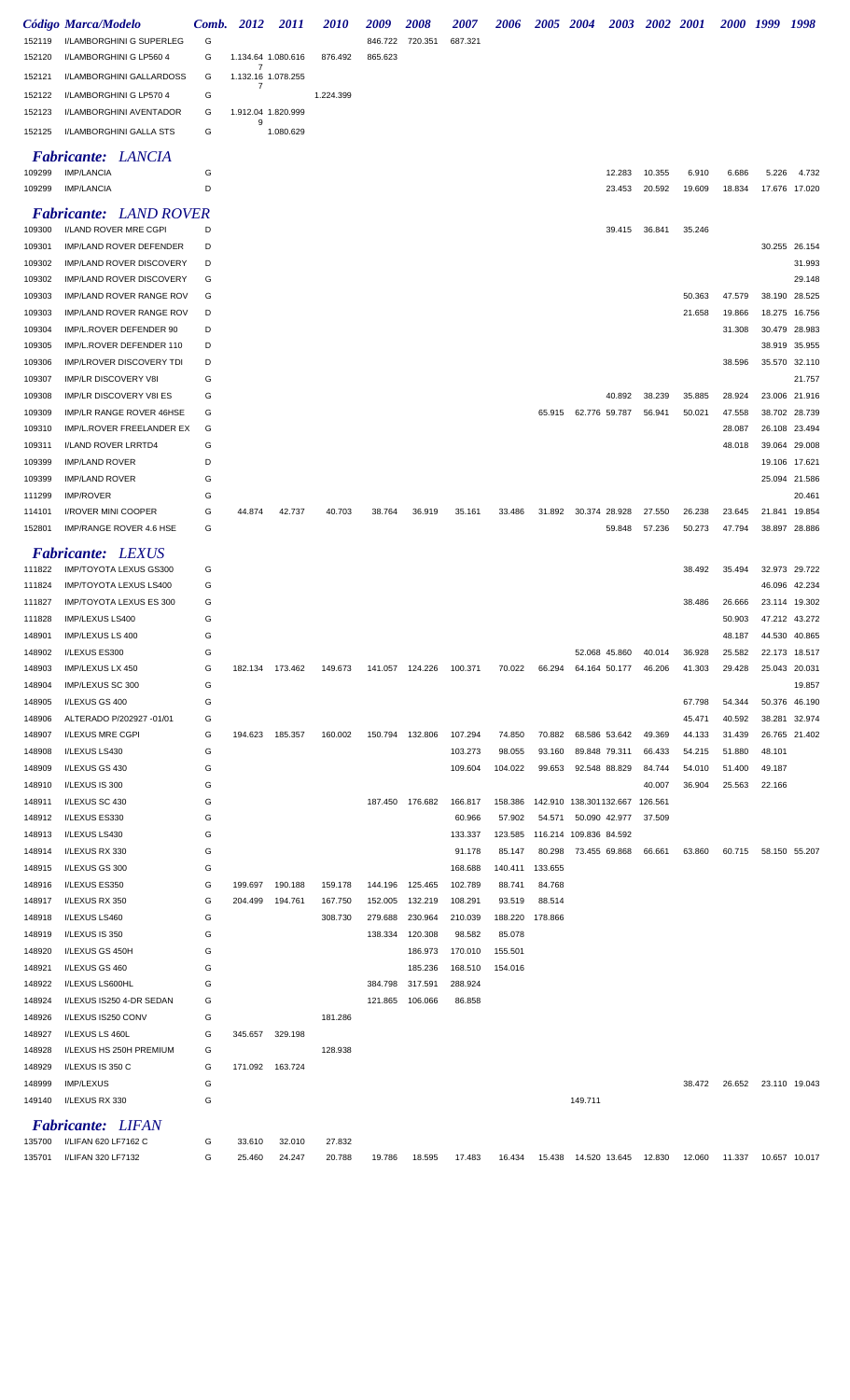| Código | Marca/Modelo | Comb. | 2012 | 2011 | 2010 | 2009 | 2008 | 2007 | 2006 | 2005 | 2004 | 2003 | 2002 | 2001 | 2000 | 1999 | 1998 |
|---|---|---|---|---|---|---|---|---|---|---|---|---|---|---|---|---|---|
| 152119 | I/LAMBORGHINI G SUPERLEG | G | | | | 846.722 | 720.351 | 687.321 | | | | | | | | | |
| 152120 | I/LAMBORGHINI G LP560 4 | G | 1.134.647 | 1.080.616 | 876.492 | 865.623 | | | | | | | | | | | |
| 152121 | I/LAMBORGHINI GALLARDOSS | G | 1.132.167 | 1.078.255 | | | | | | | | | | | | | |
| 152122 | I/LAMBORGHINI G LP570 4 | G | | | 1.224.399 | | | | | | | | | | | | |
| 152123 | I/LAMBORGHINI AVENTADOR | G | 1.912.049 | 1.820.999 | | | | | | | | | | | | | |
| 152125 | I/LAMBORGHINI GALLA STS | G | | 1.080.629 | | | | | | | | | | | | | |

## *Fabricante: LANCIA*

| Código | Marca/Modelo | Comb. | 2012 | 2011 | 2010 | 2009 | 2008 | 2007 | 2006 | 2005 | 2004 | 2003 | 2002 | 2001 | 2000 | 1999 | 1998 |
|---|---|---|---|---|---|---|---|---|---|---|---|---|---|---|---|---|---|
| 109299 | IMP/LANCIA | G | | | | | | | | | | 12.283 | 10.355 | 6.910 | 6.686 | 5.226 | 4.732 |
| 109299 | IMP/LANCIA | D | | | | | | | | | | 23.453 | 20.592 | 19.609 | 18.834 | 17.676 | 17.020 |

## *Fabricante: LAND ROVER*

| Código | Marca/Modelo | Comb. | 2012 | 2011 | 2010 | 2009 | 2008 | 2007 | 2006 | 2005 | 2004 | 2003 | 2002 | 2001 | 2000 | 1999 | 1998 |
|---|---|---|---|---|---|---|---|---|---|---|---|---|---|---|---|---|---|
| 109300 | I/LAND ROVER MRE CGPI | D | | | | | | | | | | 39.415 | 36.841 | 35.246 | | | |
| 109301 | IMP/LAND ROVER DEFENDER | D | | | | | | | | | | | | | | 30.255 | 26.154 |
| 109302 | IMP/LAND ROVER DISCOVERY | D | | | | | | | | | | | | | | | 31.993 |
| 109302 | IMP/LAND ROVER DISCOVERY | G | | | | | | | | | | | | | | | 29.148 |
| 109303 | IMP/LAND ROVER RANGE ROV | G | | | | | | | | | | | | 50.363 | 47.579 | 38.190 | 28.525 |
| 109303 | IMP/LAND ROVER RANGE ROV | D | | | | | | | | | | | | 21.658 | 19.866 | 18.275 | 16.756 |
| 109304 | IMP/L.ROVER DEFENDER 90 | D | | | | | | | | | | | | | 31.308 | 30.479 | 28.983 |
| 109305 | IMP/L.ROVER DEFENDER 110 | D | | | | | | | | | | | | | | 38.919 | 35.955 |
| 109306 | IMP/LROVER DISCOVERY TDI | D | | | | | | | | | | | | | 38.596 | 35.570 | 32.110 |
| 109307 | IMP/LR DISCOVERY V8I | G | | | | | | | | | | | | | | | 21.757 |
| 109308 | IMP/LR DISCOVERY V8I ES | G | | | | | | | | | | 40.892 | 38.239 | 35.885 | 28.924 | 23.006 | 21.916 |
| 109309 | IMP/LR RANGE ROVER 46HSE | G | | | | | | | | 65.915 | 62.776 | 59.787 | 56.941 | 50.021 | 47.558 | 38.702 | 28.739 |
| 109310 | IMP/L.ROVER FREELANDER EX | G | | | | | | | | | | | | | 28.087 | 26.108 | 23.494 |
| 109311 | I/LAND ROVER LRRTD4 | G | | | | | | | | | | | | | 48.018 | 39.064 | 29.008 |
| 109399 | IMP/LAND ROVER | D | | | | | | | | | | | | | | 19.106 | 17.621 |
| 109399 | IMP/LAND ROVER | G | | | | | | | | | | | | | | 25.094 | 21.586 |
| 111299 | IMP/ROVER | G | | | | | | | | | | | | | | | 20.461 |
| 114101 | I/ROVER MINI COOPER | G | 44.874 | 42.737 | 40.703 | 38.764 | 36.919 | 35.161 | 33.486 | 31.892 | 30.374 | 28.928 | 27.550 | 26.238 | 23.645 | 21.841 | 19.854 |
| 152801 | IMP/RANGE ROVER 4.6 HSE | G | | | | | | | | | | 59.848 | 57.236 | 50.273 | 47.794 | 38.897 | 28.886 |

## *Fabricante: LEXUS*

| Código | Marca/Modelo | Comb. | 2012 | 2011 | 2010 | 2009 | 2008 | 2007 | 2006 | 2005 | 2004 | 2003 | 2002 | 2001 | 2000 | 1999 | 1998 |
|---|---|---|---|---|---|---|---|---|---|---|---|---|---|---|---|---|---|
| 111822 | IMP/TOYOTA LEXUS GS300 | G | | | | | | | | | | | | 38.492 | 35.494 | 32.973 | 29.722 |
| 111824 | IMP/TOYOTA LEXUS LS400 | G | | | | | | | | | | | | | | 46.096 | 42.234 |
| 111827 | IMP/TOYOTA LEXUS ES 300 | G | | | | | | | | | | | | 38.486 | 26.666 | 23.114 | 19.302 |
| 111828 | IMP/LEXUS LS400 | G | | | | | | | | | | | | | 50.903 | 47.212 | 43.272 |
| 148901 | IMP/LEXUS LS 400 | G | | | | | | | | | | | | | 48.187 | 44.530 | 40.865 |
| 148902 | I/LEXUS ES300 | G | | | | | | | | | 52.068 | 45.860 | 40.014 | 36.928 | 25.582 | 22.173 | 18.517 |
| 148903 | IMP/LEXUS LX 450 | G | 182.134 | 173.462 | 149.673 | 141.057 | 124.226 | 100.371 | 70.022 | 66.294 | 64.164 | 50.177 | 46.206 | 41.303 | 29.428 | 25.043 | 20.031 |
| 148904 | IMP/LEXUS SC 300 | G | | | | | | | | | | | | | | | 19.857 |
| 148905 | I/LEXUS GS 400 | G | | | | | | | | | | | | 67.798 | 54.344 | 50.376 | 46.190 |
| 148906 | ALTERADO P/202927 -01/01 | G | | | | | | | | | | | | 45.471 | 40.592 | 38.281 | 32.974 |
| 148907 | I/LEXUS MRE CGPI | G | 194.623 | 185.357 | 160.002 | 150.794 | 132.806 | 107.294 | 74.850 | 70.882 | 68.586 | 53.642 | 49.369 | 44.133 | 31.439 | 26.765 | 21.402 |
| 148908 | I/LEXUS LS430 | G | | | | | | 103.273 | 98.055 | 93.160 | 89.848 | 79.311 | 66.433 | 54.215 | 51.880 | 48.101 | |
| 148909 | I/LEXUS GS 430 | G | | | | | | 109.604 | 104.022 | 99.653 | 92.548 | 88.829 | 84.744 | 54.010 | 51.400 | 49.187 | |
| 148910 | I/LEXUS IS 300 | G | | | | | | | | | | | 40.007 | 36.904 | 25.563 | 22.166 | |
| 148911 | I/LEXUS SC 430 | G | | | | 187.450 | 176.682 | 166.817 | 158.386 | 142.910 | 138.301 | 132.667 | 126.561 | | | | |
| 148912 | I/LEXUS ES330 | G | | | | | | 60.966 | 57.902 | 54.571 | 50.090 | 42.977 | 37.509 | | | | |
| 148913 | I/LEXUS LS430 | G | | | | | | 133.337 | 123.585 | 116.214 | 109.836 | 84.592 | | | | | |
| 148914 | I/LEXUS RX 330 | G | | | | | | 91.178 | 85.147 | 80.298 | 73.455 | 69.868 | 66.661 | 63.860 | 60.715 | 58.150 | 55.207 |
| 148915 | I/LEXUS GS 300 | G | | | | | | 168.688 | 140.411 | 133.655 | | | | | | | |
| 148916 | I/LEXUS ES350 | G | 199.697 | 190.188 | 159.178 | 144.196 | 125.465 | 102.789 | 88.741 | 84.768 | | | | | | | |
| 148917 | I/LEXUS RX 350 | G | 204.499 | 194.761 | 167.750 | 152.005 | 132.219 | 108.291 | 93.519 | 88.514 | | | | | | | |
| 148918 | I/LEXUS LS460 | G | | | 308.730 | 279.688 | 230.964 | 210.039 | 188.220 | 178.866 | | | | | | | |
| 148919 | I/LEXUS IS 350 | G | | | | 138.334 | 120.308 | 98.582 | 85.078 | | | | | | | | |
| 148920 | I/LEXUS GS 450H | G | | | | | 186.973 | 170.010 | 155.501 | | | | | | | | |
| 148921 | I/LEXUS GS 460 | G | | | | | 185.236 | 168.510 | 154.016 | | | | | | | | |
| 148922 | I/LEXUS LS600HL | G | | | | 384.798 | 317.591 | 288.924 | | | | | | | | | |
| 148924 | I/LEXUS IS250 4-DR SEDAN | G | | | | 121.865 | 106.066 | 86.858 | | | | | | | | | |
| 148926 | I/LEXUS IS250 CONV | G | | | 181.286 | | | | | | | | | | | | |
| 148927 | I/LEXUS LS 460L | G | 345.657 | 329.198 | | | | | | | | | | | | | |
| 148928 | I/LEXUS HS 250H PREMIUM | G | | | 128.938 | | | | | | | | | | | | |
| 148929 | I/LEXUS IS 350 C | G | 171.092 | 163.724 | | | | | | | | | | | | | |
| 148999 | IMP/LEXUS | G | | | | | | | | | | | | 38.472 | 26.652 | 23.110 | 19.043 |
| 149140 | I/LEXUS RX 330 | G | | | | | | | | | 149.711 | | | | | | |

## *Fabricante: LIFAN*

| Código | Marca/Modelo | Comb. | 2012 | 2011 | 2010 | 2009 | 2008 | 2007 | 2006 | 2005 | 2004 | 2003 | 2002 | 2001 | 2000 | 1999 | 1998 |
|---|---|---|---|---|---|---|---|---|---|---|---|---|---|---|---|---|---|
| 135700 | I/LIFAN 620 LF7162 C | G | 33.610 | 32.010 | 27.832 | | | | | | | | | | | | |
| 135701 | I/LIFAN 320 LF7132 | G | 25.460 | 24.247 | 20.788 | 19.786 | 18.595 | 17.483 | 16.434 | 15.438 | 14.520 | 13.645 | 12.830 | 12.060 | 11.337 | 10.657 | 10.017 |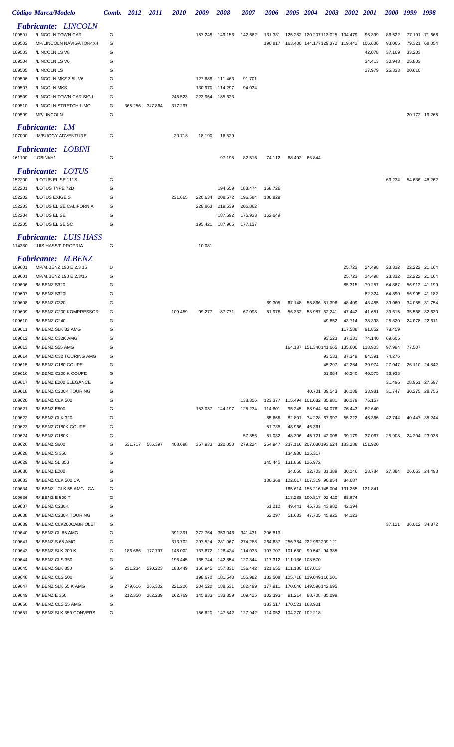| Código | Marca/Modelo | Comb. | 2012 | 2011 | 2010 | 2009 | 2008 | 2007 | 2006 | 2005 | 2004 | 2003 | 2002 | 2001 | 2000 | 1999 | 1998 |
|---|---|---|---|---|---|---|---|---|---|---|---|---|---|---|---|---|---|
| | ***Fabricante: LINCOLN*** | | | | | | | | | | | | | | | | |
| 109501 | I/LINCOLN TOWN CAR | G | | | | 157.245 | 149.156 | 142.662 | 131.331 | 125.282 | 120.207 | 113.025 | 104.479 | 96.399 | 86.522 | 77.191 | 71.666 |
| 109502 | IMP/LINCOLN NAVIGATOR4X4 | G | | | | | | | 190.817 | 163.400 | 144.177 | 129.372 | 119.442 | 106.636 | 93.065 | 79.321 | 68.054 |
| 109503 | I/LINCOLN LS V8 | G | | | | | | | | | | | | 42.078 | 37.169 | 33.203 | |
| 109504 | I/LINCOLN LS V6 | G | | | | | | | | | | | | 34.413 | 30.943 | 25.803 | |
| 109505 | I/LINCOLN LS | G | | | | | | | | | | | | 27.979 | 25.333 | 20.610 | |
| 109506 | I/LINCOLN MKZ 3.5L V6 | G | | | | 127.688 | 111.463 | 91.701 | | | | | | | | | |
| 109507 | I/LINCOLN MKS | G | | | | 130.970 | 114.297 | 94.034 | | | | | | | | | |
| 109509 | I/LINCOLN TOWN CAR SIG L | G | | | 246.523 | 223.964 | 185.623 | | | | | | | | | | |
| 109510 | I/LINCOLN STRETCH LIMO | G | 365.256 | 347.864 | 317.297 | | | | | | | | | | | | |
| 109599 | IMP/LINCOLN | G | | | | | | | | | | | | | | 20.172 | 19.268 |
| | ***Fabricante: LM*** | | | | | | | | | | | | | | | | |
| 107000 | LM/BUGGY ADVENTURE | G | | | 20.718 | 18.190 | 16.529 | | | | | | | | | | |
| | ***Fabricante: LOBINI*** | | | | | | | | | | | | | | | | |
| 161100 | LOBINI/H1 | G | | | | | 97.195 | 82.515 | 74.112 | 68.492 | 66.844 | | | | | | |
| | ***Fabricante: LOTUS*** | | | | | | | | | | | | | | | | |
| 152200 | I/LOTUS ELISE 111S | G | | | | | | | | | | | | | 63.234 | 54.636 | 48.262 |
| 152201 | I/LOTUS TYPE 72D | G | | | | | 194.659 | 183.474 | 168.726 | | | | | | | | |
| 152202 | I/LOTUS EXIGE S | G | | | 231.665 | 220.634 | 208.572 | 196.584 | 180.829 | | | | | | | | |
| 152203 | I/LOTUS ELISE CALIFORNIA | G | | | | 228.863 | 219.539 | 206.862 | | | | | | | | | |
| 152204 | I/LOTUS ELISE | G | | | | | 187.692 | 176.933 | 162.649 | | | | | | | | |
| 152205 | I/LOTUS ELISE SC | G | | | | 195.421 | 187.966 | 177.137 | | | | | | | | | |
| | ***Fabricante: LUIS HASS*** | | | | | | | | | | | | | | | | |
| 114380 | LUIS HASS/F.PROPRIA | G | | | | 10.081 | | | | | | | | | | | |
| | ***Fabricante: M.BENZ*** | | | | | | | | | | | | | | | | |
| 109601 | IMP/M.BENZ 190 E 2.3 16 | D | | | | | | | | | | | 25.723 | 24.498 | 23.332 | 22.222 | 21.164 |
| 109601 | IMP/M.BENZ 190 E 2.3/16 | G | | | | | | | | | | | 25.723 | 24.498 | 23.332 | 22.222 | 21.164 |
| 109606 | I/M.BENZ S320 | G | | | | | | | | | | | 85.315 | 79.257 | 64.867 | 56.913 | 41.199 |
| 109607 | I/M.BENZ S320L | G | | | | | | | | | | | | 82.324 | 64.890 | 56.905 | 41.182 |
| 109608 | I/M.BENZ C320 | G | | | | | | | 69.305 | 67.148 | 55.866 | 51.396 | 48.409 | 43.485 | 39.060 | 34.055 | 31.754 |
| 109609 | I/M.BENZ C200 KOMPRESSOR | G | | | 109.459 | 99.277 | 87.771 | 67.098 | 61.978 | 56.332 | 53.987 | 52.241 | 47.442 | 41.651 | 39.615 | 35.558 | 32.630 |
| 109610 | I/M.BENZ C240 | G | | | | | | | | | | 49.652 | 43.714 | 38.393 | 25.820 | 24.078 | 22.611 |
| 109611 | I/M.BENZ SLK 32 AMG | G | | | | | | | | | | | 117.588 | 91.852 | 78.459 | | |
| 109612 | I/M.BENZ C32K AMG | G | | | | | | | | | | 93.523 | 87.331 | 74.140 | 69.605 | | |
| 109613 | I/M.BENZ S55 AMG | G | | | | | | | | 164.137 | 151.340 | 141.665 | 135.600 | 118.903 | 97.994 | 77.507 | |
| 109614 | I/M.BENZ C32 TOURING AMG | G | | | | | | | | | | 93.533 | 87.349 | 84.391 | 74.276 | | |
| 109615 | I/M.BENZ C180 COUPE | G | | | | | | | | | | 45.297 | 42.264 | 39.974 | 27.947 | 26.110 | 24.842 |
| 109616 | I/M.BENZ C200 K COUPE | G | | | | | | | | | | 51.684 | 46.240 | 40.575 | 38.938 | | |
| 109617 | I/M.BENZ E200 ELEGANCE | G | | | | | | | | | | | | | 31.496 | 28.951 | 27.597 |
| 109618 | I/M.BENZ C200K TOURING | G | | | | | | | | | 40.701 | 39.543 | 36.188 | 33.981 | 31.747 | 30.275 | 28.756 |
| 109620 | I/M.BENZ CLK 500 | G | | | | | | 138.356 | 123.377 | 115.494 | 101.632 | 85.981 | 80.179 | 76.157 | | | |
| 109621 | I/M.BENZ E500 | G | | | | 153.037 | 144.197 | 125.234 | 114.601 | 95.245 | 88.944 | 84.076 | 76.443 | 62.640 | | | |
| 109622 | I/M.BENZ CLK 320 | G | | | | | | | 85.668 | 82.801 | 74.228 | 67.997 | 55.222 | 45.366 | 42.744 | 40.447 | 35.244 |
| 109623 | I/M.BENZ C180K COUPE | G | | | | | | | 51.738 | 48.966 | 46.361 | | | | | | |
| 109624 | I/M.BENZ C180K | G | | | | | | 57.356 | 51.032 | 48.306 | 45.721 | 42.008 | 39.179 | 37.067 | 25.908 | 24.204 | 23.038 |
| 109626 | I/M.BENZ S600 | G | 531.717 | 506.397 | 408.698 | 357.933 | 320.050 | 279.224 | 254.947 | 237.116 | 207.030 | 193.624 | 183.288 | 151.920 | | | |
| 109628 | I/M.BENZ S 350 | G | | | | | | | | 134.930 | 125.317 | | | | | | |
| 109629 | I/M.BENZ SL 350 | G | | | | | | | 145.445 | 131.868 | 126.972 | | | | | | |
| 109630 | I/M.BENZ E200 | G | | | | | | | | 34.050 | 32.703 | 31.389 | 30.146 | 28.784 | 27.384 | 26.063 | 24.493 |
| 109633 | I/M.BENZ CLK 500 CA | G | | | | | | | 130.368 | 122.017 | 107.319 | 90.854 | 84.687 | | | | |
| 109634 | I/M.BENZ CLK 55 AMG CA | G | | | | | | | | 165.614 | 155.216 | 145.004 | 131.255 | 121.841 | | | |
| 109636 | I/M.BENZ E 500 T | G | | | | | | | | 113.288 | 100.817 | 92.420 | 88.674 | | | | |
| 109637 | I/M.BENZ C230K | G | | | | | | | 61.212 | 49.441 | 45.703 | 43.982 | 42.394 | | | | |
| 109638 | I/M.BENZ C230K TOURING | G | | | | | | | 62.297 | 51.633 | 47.705 | 45.925 | 44.123 | | | | |
| 109639 | I/M.BENZ CLK200CABRIOLET | G | | | | | | | | | | | | | 37.121 | 36.012 | 34.372 |
| 109640 | I/M.BENZ CL 65 AMG | G | | | 391.391 | 372.764 | 353.046 | 341.431 | 306.813 | | | | | | | | |
| 109641 | I/M.BENZ S 65 AMG | G | | | 313.702 | 297.524 | 281.067 | 274.288 | 264.637 | 256.764 | 222.962 | 209.121 | | | | | |
| 109643 | I/M.BENZ SLK 200 K | G | 186.686 | 177.797 | 148.002 | 137.672 | 126.424 | 114.033 | 107.707 | 101.680 | 99.542 | 94.385 | | | | | |
| 109644 | I/M.BENZ CLS 350 | G | | | 196.445 | 165.744 | 142.854 | 127.344 | 117.312 | 111.136 | 108.570 | | | | | | |
| 109645 | I/M.BENZ SLK 350 | G | 231.234 | 220.223 | 183.449 | 166.945 | 157.331 | 136.442 | 121.655 | 111.180 | 107.013 | | | | | | |
| 109646 | I/M.BENZ CLS 500 | G | | | | 198.670 | 181.540 | 155.982 | 132.508 | 125.718 | 119.049 | 116.501 | | | | | |
| 109647 | I/M.BENZ SLK 55 K AMG | G | 279.616 | 266.302 | 221.226 | 204.520 | 188.531 | 182.499 | 177.911 | 170.046 | 149.596 | 142.695 | | | | | |
| 109649 | I/M.BENZ E 350 | G | 212.350 | 202.239 | 162.769 | 145.833 | 133.359 | 109.425 | 102.393 | 91.214 | 88.708 | 85.099 | | | | | |
| 109650 | I/M.BENZ CLS 55 AMG | G | | | | | | | 183.517 | 170.521 | 163.901 | | | | | | |
| 109651 | I/M.BENZ SLK 350 CONVERS | G | | | | 156.620 | 147.542 | 127.942 | 114.052 | 104.270 | 102.218 | | | | | | |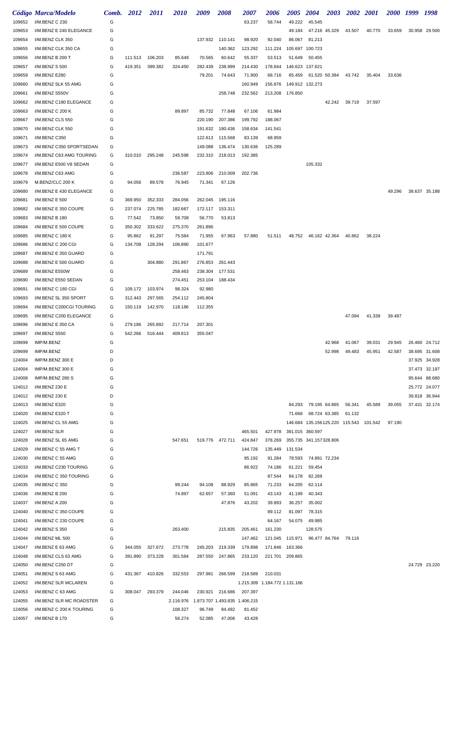| Código | Marca/Modelo | Comb. | 2012 | 2011 | 2010 | 2009 | 2008 | 2007 | 2006 | 2005 | 2004 | 2003 | 2002 | 2001 | 2000 | 1999 | 1998 |
|---|---|---|---|---|---|---|---|---|---|---|---|---|---|---|---|---|---|
| 109652 | I/M.BENZ C 230 | G | | | | | | 63.237 | 58.744 | 49.222 | 45.545 | | | | | | |
| 109653 | I/M.BENZ E 240 ELEGANCE | G | | | | | | | | 49.184 | 47.216 | 45.329 | 43.507 | 40.770 | 33.659 | 30.958 | 29.500 |
| 109654 | I/M.BENZ CLK 350 | G | | | | 137.932 | 110.141 | 98.920 | 92.040 | 86.067 | 81.213 | | | | | | |
| 109655 | I/M.BENZ CLK 350 CA | G | | | | | 140.362 | 123.292 | 111.224 | 105.697 | 100.723 | | | | | | |
| 109656 | I/M.BENZ B 200 T | G | 111.513 | 106.203 | 85.649 | 70.565 | 60.642 | 55.337 | 53.513 | 51.649 | 50.455 | | | | | | |
| 109657 | I/M.BENZ S 500 | G | 419.351 | 399.382 | 324.450 | 282.439 | 238.999 | 214.430 | 178.844 | 146.623 | 137.621 | | | | | | |
| 109659 | I/M.BENZ E280 | G | | | | 79.201 | 74.643 | 71.900 | 68.716 | 65.459 | 61.520 | 50.384 | 43.742 | 35.404 | 33.636 | | |
| 109660 | I/M.BENZ SLK 55 AMG | G | | | | | | 160.949 | 156.876 | 149.912 | 132.273 | | | | | | |
| 109661 | I/M.BENZ S550V | G | | | | | 258.748 | 232.562 | 213.208 | 176.850 | | | | | | | |
| 109662 | I/M.BENZ C180 ELEGANCE | G | | | | | | | | | | 42.242 | 39.719 | 37.597 | | | |
| 109663 | I/M.BENZ C 200 K | G | | | 89.897 | 85.732 | 77.848 | 67.106 | 61.984 | | | | | | | | |
| 109667 | I/M.BENZ CLS 550 | G | | | | 220.190 | 207.386 | 199.792 | 188.067 | | | | | | | | |
| 109670 | I/M.BENZ CLK 550 | G | | | | 191.632 | 180.436 | 158.634 | 141.541 | | | | | | | | |
| 109671 | I/M.BENZ C350 | G | | | | 122.613 | 115.568 | 83.139 | 68.959 | | | | | | | | |
| 109673 | I/M.BENZ C350 SPORTSEDAN | G | | | | 149.088 | 136.474 | 130.636 | 125.289 | | | | | | | | |
| 109674 | I/M.BENZ C63 AMG TOURING | G | 310.010 | 295.248 | 245.598 | 232.310 | 218.013 | 192.385 | | | | | | | | | |
| 109677 | I/M.BENZ E500 V8 SEDAN | G | | | | | | | | | 105.332 | | | | | | |
| 109678 | I/M.BENZ C63 AMG | G | | | 236.587 | 223.806 | 210.009 | 202.736 | | | | | | | | | |
| 109679 | M.BENZ/CLC 200 K | G | 94.056 | 89.578 | 76.945 | 71.341 | 67.126 | | | | | | | | | | |
| 109680 | I/M.BENZ E 430 ELEGANCE | G | | | | | | | | | | | | | 49.296 | 38.637 | 35.188 |
| 109681 | I/M.BENZ E 500 | G | 369.950 | 352.333 | 284.056 | 262.045 | 195.116 | | | | | | | | | | |
| 109682 | I/M.BENZ E 350 COUPE | G | 237.074 | 225.785 | 182.667 | 172.117 | 153.311 | | | | | | | | | | |
| 109683 | I/M.BENZ B 180 | G | 77.542 | 73.850 | 59.708 | 56.770 | 53.813 | | | | | | | | | | |
| 109684 | I/M.BENZ E 500 COUPE | G | 350.302 | 333.622 | 275.370 | 261.896 | | | | | | | | | | | |
| 109685 | I/M.BENZ C 180 K | G | 95.862 | 91.297 | 75.584 | 71.955 | 67.963 | 57.880 | 51.511 | 48.752 | 46.162 | 42.364 | 40.862 | 38.224 | | | |
| 109686 | I/M.BENZ C 200 CGI | G | 134.708 | 128.294 | 106.890 | 101.677 | | | | | | | | | | | |
| 109687 | I/M.BENZ E 350 GUARD | G | | | | 171.791 | | | | | | | | | | | |
| 109688 | I/M.BENZ E 500 GUARD | G | | 304.880 | 291.867 | 276.853 | 261.443 | | | | | | | | | | |
| 109689 | I/M.BENZ E550W | G | | | 258.463 | 238.304 | 177.531 | | | | | | | | | | |
| 109690 | I/M.BENZ E550 SEDAN | G | | | 274.451 | 253.104 | 188.434 | | | | | | | | | | |
| 109691 | I/M.BENZ C 180 CGI | G | 109.172 | 103.974 | 98.324 | 92.980 | | | | | | | | | | | |
| 109693 | I/M.BENZ SL 350 SPORT | G | 312.443 | 297.565 | 254.112 | 245.804 | | | | | | | | | | | |
| 109694 | I/M.BENZ C200CGI TOURING | G | 150.119 | 142.970 | 118.186 | 112.355 | | | | | | | | | | | |
| 109695 | I/M.BENZ C200 ELEGANCE | G | | | | | | | | | | | 47.094 | 41.339 | 39.487 | | |
| 109696 | I/M.BENZ E 350 CA | G | 279.186 | 265.892 | 217.714 | 207.301 | | | | | | | | | | | |
| 109697 | I/M.BENZ S550 | G | 542.266 | 516.444 | 409.813 | 355.047 | | | | | | | | | | | |
| 109699 | IMP/M.BENZ | G | | | | | | | | | | 42.968 | 41.067 | 39.031 | 29.945 | 26.460 | 24.712 |
| 109699 | IMP/M.BENZ | D | | | | | | | | | | 52.998 | 49.483 | 45.951 | 42.587 | 38.695 | 31.608 |
| 124004 | IMP/M.BENZ 300 E | D | | | | | | | | | | | | | | 37.925 | 34.928 |
| 124004 | IMP/M.BENZ 300 E | G | | | | | | | | | | | | | | 37.473 | 32.197 |
| 124008 | IMP/M.BENZ 280 S | G | | | | | | | | | | | | | | 95.644 | 88.680 |
| 124012 | I/M.BENZ 230 E | G | | | | | | | | | | | | | | 25.772 | 24.077 |
| 124012 | I/M.BENZ 230 E | D | | | | | | | | | | | | | | 39.818 | 36.944 |
| 124013 | I/M.BENZ E320 | G | | | | | | | | 84.293 | 79.195 | 64.865 | 56.341 | 45.589 | 39.055 | 37.431 | 32.174 |
| 124020 | I/M.BENZ E320 T | G | | | | | | | | 71.668 | 68.724 | 63.385 | 61.132 | | | | |
| 124025 | I/M.BENZ CL 55 AMG | G | | | | | | | | 146.684 | 135.156 | 125.220 | 115.543 | 101.542 | 97.190 | | |
| 124027 | I/M.BENZ SLR | G | | | | | | 465.501 | 427.978 | 391.015 | 360.597 | | | | | | |
| 124028 | I/M.BENZ SL 65 AMG | G | | | 547.651 | 519.776 | 472.711 | 424.847 | 378.269 | 355.735 | 341.157 | 328.806 | | | | | |
| 124029 | I/M.BENZ C 55 AMG T | G | | | | | | 144.726 | 135.449 | 131.534 | | | | | | | |
| 124030 | I/M.BENZ C 55 AMG | G | | | | | | 95.192 | 91.284 | 78.593 | 74.891 | 72.234 | | | | | |
| 124033 | I/M.BENZ C230 TOURING | G | | | | | | 86.922 | 74.186 | 61.221 | 59.454 | | | | | | |
| 124034 | I/M.BENZ C 350 TOURING | G | | | | | | | 87.544 | 84.178 | 82.269 | | | | | | |
| 124035 | I/M.BENZ C 350 | G | | | 99.244 | 94.108 | 88.929 | 85.865 | 71.233 | 64.205 | 62.114 | | | | | | |
| 124036 | I/M.BENZ B 200 | G | | | 74.897 | 62.657 | 57.360 | 51.091 | 43.143 | 41.199 | 40.343 | | | | | | |
| 124037 | I/M.BENZ A 200 | G | | | | | 47.876 | 43.202 | 39.893 | 36.257 | 35.002 | | | | | | |
| 124040 | I/M.BENZ C 350 COUPE | G | | | | | | | 89.112 | 81.097 | 78.315 | | | | | | |
| 124041 | I/M.BENZ C 230 COUPE | G | | | | | | | 64.167 | 54.075 | 49.985 | | | | | | |
| 124042 | I/M.BENZ S 350 | G | | | 263.400 | | 215.835 | 205.461 | 161.230 | | 128.575 | | | | | | |
| 124044 | I/M.BENZ ML 500 | G | | | | | | 147.462 | 121.045 | 115.971 | 96.477 | 84.764 | 79.116 | | | | |
| 124047 | I/M.BENZ E 63 AMG | G | 344.055 | 327.672 | 273.778 | 245.203 | 219.339 | 179.898 | 171.846 | 163.366 | | | | | | | |
| 124048 | I/M.BENZ CLS 63 AMG | G | 391.890 | 373.228 | 301.584 | 287.550 | 247.865 | 233.120 | 221.701 | 209.865 | | | | | | | |
| 124050 | I/M.BENZ C250 DT | G | | | | | | | | | | | | | | 24.729 | 23.220 |
| 124051 | I/M.BENZ S 63 AMG | G | 431.367 | 410.826 | 332.553 | 297.981 | 266.599 | 218.589 | 210.031 | | | | | | | | |
| 124052 | I/M.BENZ SLR MCLAREN | G | | | | | | 1.215.309 | 1.184.772 | 1.131.166 | | | | | | | |
| 124053 | I/M.BENZ C 63 AMG | G | 308.047 | 293.379 | 244.046 | 230.921 | 216.686 | 207.397 | | | | | | | | | |
| 124055 | I/M.BENZ SLR MC ROADSTER | G | | | 2.116.976 | 1.873.707 | 1.493.835 | 1.406.215 | | | | | | | | | |
| 124056 | I/M.BENZ C 200 K TOURING | G | | | 108.327 | 96.749 | 84.492 | 81.452 | | | | | | | | | |
| 124057 | I/M.BENZ B 170 | G | | | 56.274 | 52.085 | 47.006 | 43.428 | | | | | | | | | |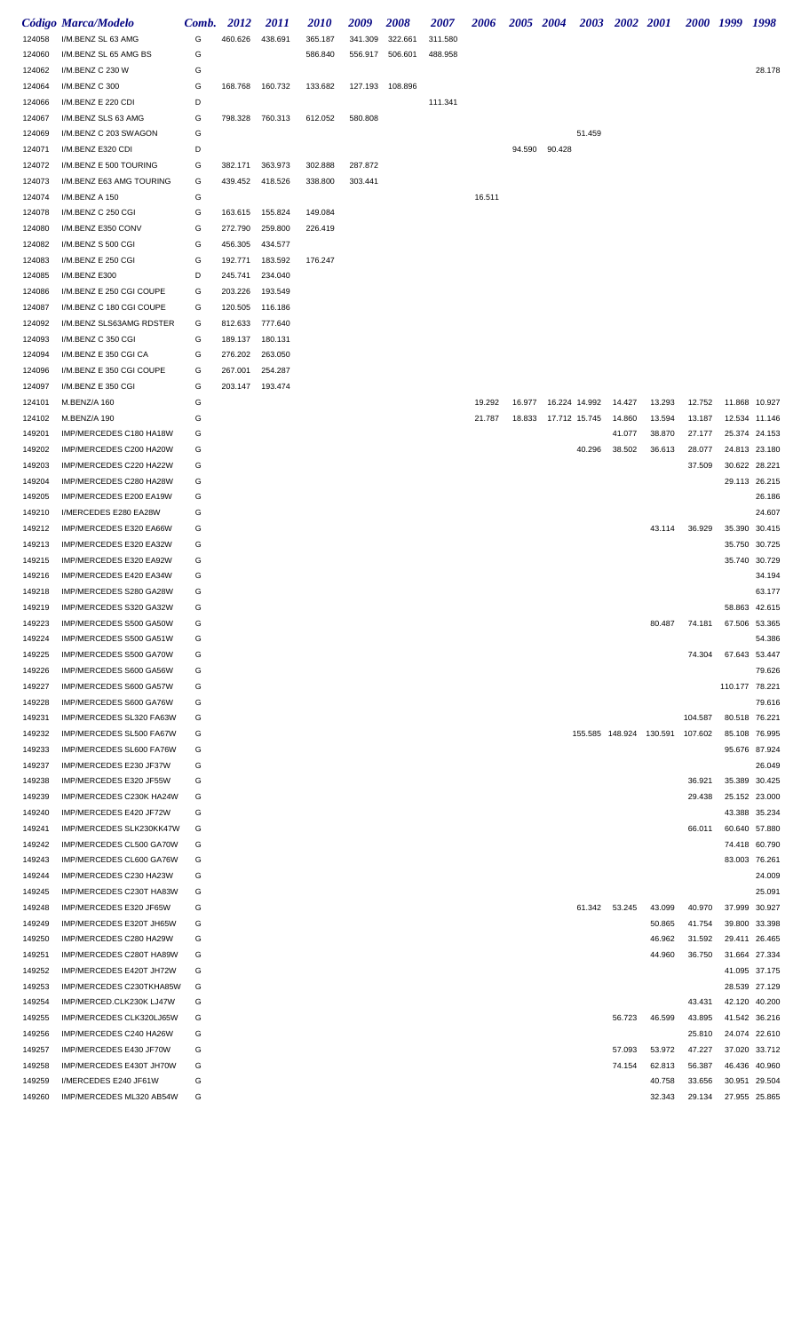| Código | Marca/Modelo | Comb. | 2012 | 2011 | 2010 | 2009 | 2008 | 2007 | 2006 | 2005 | 2004 | 2003 | 2002 | 2001 | 2000 | 1999 | 1998 |
|---|---|---|---|---|---|---|---|---|---|---|---|---|---|---|---|---|---|
| 124058 | I/M.BENZ SL 63 AMG | G | 460.626 | 438.691 | 365.187 | 341.309 | 322.661 | 311.580 | | | | | | | | | |
| 124060 | I/M.BENZ SL 65 AMG BS | G | | | 586.840 | 556.917 | 506.601 | 488.958 | | | | | | | | | |
| 124062 | I/M.BENZ C 230 W | G | | | | | | | | | | | | | | | 28.178 |
| 124064 | I/M.BENZ C 300 | G | 168.768 | 160.732 | 133.682 | 127.193 | 108.896 | | | | | | | | | | |
| 124066 | I/M.BENZ E 220 CDI | D | | | | | | 111.341 | | | | | | | | | |
| 124067 | I/M.BENZ SLS 63 AMG | G | 798.328 | 760.313 | 612.052 | 580.808 | | | | | | | | | | | |
| 124069 | I/M.BENZ C 203 SWAGON | G | | | | | | | | | | 51.459 | | | | | |
| 124071 | I/M.BENZ E320 CDI | D | | | | | | | | 94.590 | 90.428 | | | | | | |
| 124072 | I/M.BENZ E 500 TOURING | G | 382.171 | 363.973 | 302.888 | 287.872 | | | | | | | | | | | |
| 124073 | I/M.BENZ E63 AMG TOURING | G | 439.452 | 418.526 | 338.800 | 303.441 | | | | | | | | | | | |
| 124074 | I/M.BENZ A 150 | G | | | | | | | 16.511 | | | | | | | | |
| 124078 | I/M.BENZ C 250 CGI | G | 163.615 | 155.824 | 149.084 | | | | | | | | | | | | |
| 124080 | I/M.BENZ E350 CONV | G | 272.790 | 259.800 | 226.419 | | | | | | | | | | | | |
| 124082 | I/M.BENZ S 500 CGI | G | 456.305 | 434.577 | | | | | | | | | | | | | |
| 124083 | I/M.BENZ E 250 CGI | G | 192.771 | 183.592 | 176.247 | | | | | | | | | | | | |
| 124085 | I/M.BENZ E300 | D | 245.741 | 234.040 | | | | | | | | | | | | | |
| 124086 | I/M.BENZ E 250 CGI COUPE | G | 203.226 | 193.549 | | | | | | | | | | | | | |
| 124087 | I/M.BENZ C 180 CGI COUPE | G | 120.505 | 116.186 | | | | | | | | | | | | | |
| 124092 | I/M.BENZ SLS63AMG RDSTER | G | 812.633 | 777.640 | | | | | | | | | | | | | |
| 124093 | I/M.BENZ C 350 CGI | G | 189.137 | 180.131 | | | | | | | | | | | | | |
| 124094 | I/M.BENZ E 350 CGI CA | G | 276.202 | 263.050 | | | | | | | | | | | | | |
| 124096 | I/M.BENZ E 350 CGI COUPE | G | 267.001 | 254.287 | | | | | | | | | | | | | |
| 124097 | I/M.BENZ E 350 CGI | G | 203.147 | 193.474 | | | | | | | | | | | | | |
| 124101 | M.BENZ/A 160 | G | | | | | | | 19.292 | 16.977 | 16.224 | 14.992 | 14.427 | 13.293 | 12.752 | 11.868 | 10.927 |
| 124102 | M.BENZ/A 190 | G | | | | | | | 21.787 | 18.833 | 17.712 | 15.745 | 14.860 | 13.594 | 13.187 | 12.534 | 11.146 |
| 149201 | IMP/MERCEDES C180 HA18W | G | | | | | | | | | | | 41.077 | 38.870 | 27.177 | 25.374 | 23.153 |
| 149202 | IMP/MERCEDES C200 HA20W | G | | | | | | | | | | 40.296 | 38.502 | 36.613 | 28.077 | 24.813 | 23.180 |
| 149203 | IMP/MERCEDES C220 HA22W | G | | | | | | | | | | | | | 37.509 | 30.622 | 28.221 |
| 149204 | IMP/MERCEDES C280 HA28W | G | | | | | | | | | | | | | | 29.113 | 26.215 |
| 149205 | IMP/MERCEDES E200 EA19W | G | | | | | | | | | | | | | | | 26.186 |
| 149210 | I/MERCEDES E280 EA28W | G | | | | | | | | | | | | | | | 24.607 |
| 149212 | IMP/MERCEDES E320 EA66W | G | | | | | | | | | | | | 43.114 | 36.929 | 35.390 | 30.415 |
| 149213 | IMP/MERCEDES E320 EA32W | G | | | | | | | | | | | | | | 35.750 | 30.725 |
| 149215 | IMP/MERCEDES E320 EA92W | G | | | | | | | | | | | | | | 35.740 | 30.729 |
| 149216 | IMP/MERCEDES E420 EA34W | G | | | | | | | | | | | | | | | 34.194 |
| 149218 | IMP/MERCEDES S280 GA28W | G | | | | | | | | | | | | | | | 63.177 |
| 149219 | IMP/MERCEDES S320 GA32W | G | | | | | | | | | | | | | | 58.863 | 42.615 |
| 149223 | IMP/MERCEDES S500 GA50W | G | | | | | | | | | | | | 80.487 | 74.181 | 67.506 | 53.365 |
| 149224 | IMP/MERCEDES S500 GA51W | G | | | | | | | | | | | | | | | 54.386 |
| 149225 | IMP/MERCEDES S500 GA70W | G | | | | | | | | | | | | | 74.304 | 67.643 | 53.447 |
| 149226 | IMP/MERCEDES S600 GA56W | G | | | | | | | | | | | | | | | 79.626 |
| 149227 | IMP/MERCEDES S600 GA57W | G | | | | | | | | | | | | | | 110.177 | 78.221 |
| 149228 | IMP/MERCEDES S600 GA76W | G | | | | | | | | | | | | | | | 79.616 |
| 149231 | IMP/MERCEDES SL320 FA63W | G | | | | | | | | | | | | | 104.587 | 80.518 | 76.221 |
| 149232 | IMP/MERCEDES SL500 FA67W | G | | | | | | | | | | 155.585 | 148.924 | 130.591 | 107.602 | 85.108 | 76.995 |
| 149233 | IMP/MERCEDES SL600 FA76W | G | | | | | | | | | | | | | | 95.676 | 87.924 |
| 149237 | IMP/MERCEDES E230 JF37W | G | | | | | | | | | | | | | | | 26.049 |
| 149238 | IMP/MERCEDES E320 JF55W | G | | | | | | | | | | | | | 36.921 | 35.389 | 30.425 |
| 149239 | IMP/MERCEDES C230K HA24W | G | | | | | | | | | | | | | 29.438 | 25.152 | 23.000 |
| 149240 | IMP/MERCEDES E420 JF72W | G | | | | | | | | | | | | | | 43.388 | 35.234 |
| 149241 | IMP/MERCEDES SLK230KK47W | G | | | | | | | | | | | | | 66.011 | 60.640 | 57.880 |
| 149242 | IMP/MERCEDES CL500 GA70W | G | | | | | | | | | | | | | | 74.418 | 60.790 |
| 149243 | IMP/MERCEDES CL600 GA76W | G | | | | | | | | | | | | | | 83.003 | 76.261 |
| 149244 | IMP/MERCEDES C230 HA23W | G | | | | | | | | | | | | | | | 24.009 |
| 149245 | IMP/MERCEDES C230T HA83W | G | | | | | | | | | | | | | | | 25.091 |
| 149248 | IMP/MERCEDES E320 JF65W | G | | | | | | | | | | 61.342 | 53.245 | 43.099 | 40.970 | 37.999 | 30.927 |
| 149249 | IMP/MERCEDES E320T JH65W | G | | | | | | | | | | | | 50.865 | 41.754 | 39.800 | 33.398 |
| 149250 | IMP/MERCEDES C280 HA29W | G | | | | | | | | | | | | 46.962 | 31.592 | 29.411 | 26.465 |
| 149251 | IMP/MERCEDES C280T HA89W | G | | | | | | | | | | | | 44.960 | 36.750 | 31.664 | 27.334 |
| 149252 | IMP/MERCEDES E420T JH72W | G | | | | | | | | | | | | | | 41.095 | 37.175 |
| 149253 | IMP/MERCEDES C230TKHA85W | G | | | | | | | | | | | | | | 28.539 | 27.129 |
| 149254 | IMP/MERCED.CLK230K LJ47W | G | | | | | | | | | | | | | 43.431 | 42.120 | 40.200 |
| 149255 | IMP/MERCEDES CLK320LJ65W | G | | | | | | | | | | | 56.723 | 46.599 | 43.895 | 41.542 | 36.216 |
| 149256 | IMP/MERCEDES C240 HA26W | G | | | | | | | | | | | | | 25.810 | 24.074 | 22.610 |
| 149257 | IMP/MERCEDES E430 JF70W | G | | | | | | | | | | | 57.093 | 53.972 | 47.227 | 37.020 | 33.712 |
| 149258 | IMP/MERCEDES E430T JH70W | G | | | | | | | | | | | 74.154 | 62.813 | 56.387 | 46.436 | 40.960 |
| 149259 | I/MERCEDES E240 JF61W | G | | | | | | | | | | | | 40.758 | 33.656 | 30.951 | 29.504 |
| 149260 | IMP/MERCEDES ML320 AB54W | G | | | | | | | | | | | | 32.343 | 29.134 | 27.955 | 25.865 |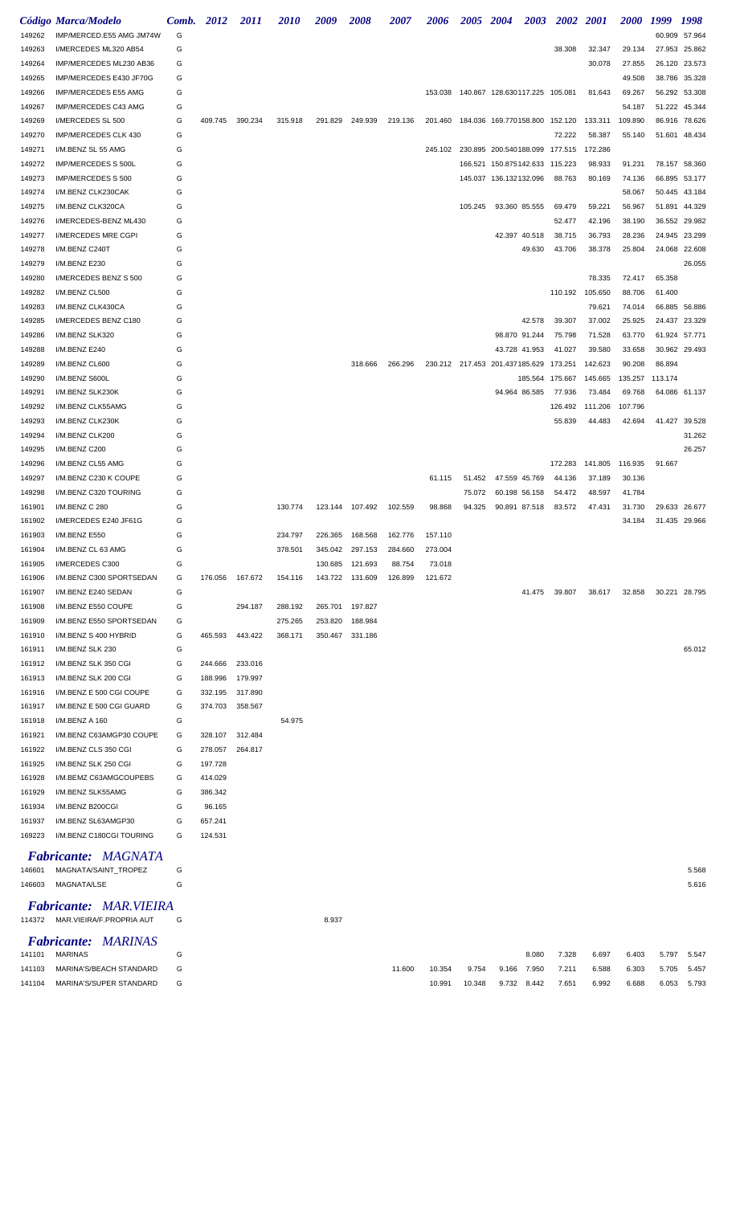| Código | Marca/Modelo | Comb. | 2012 | 2011 | 2010 | 2009 | 2008 | 2007 | 2006 | 2005 | 2004 | 2003 | 2002 | 2001 | 2000 | 1999 | 1998 |
|---|---|---|---|---|---|---|---|---|---|---|---|---|---|---|---|---|---|
| 149262 | IMP/MERCED.E55 AMG JM74W | G | | | | | | | | | | | | | | 60.909 | 57.964 |
| 149263 | I/MERCEDES ML320 AB54 | G | | | | | | | | | | | 38.308 | 32.347 | 29.134 | 27.953 | 25.862 |
| 149264 | IMP/MERCEDES ML230 AB36 | G | | | | | | | | | | | | 30.078 | 27.855 | 26.120 | 23.573 |
| 149265 | IMP/MERCEDES E430 JF70G | G | | | | | | | | | | | | | 49.508 | 38.786 | 35.328 |
| 149266 | IMP/MERCEDES E55 AMG | G | | | | | | | 153.038 | 140.867 | 128.630 | 117.225 | 105.081 | 81.643 | 69.267 | 56.292 | 53.308 |
| 149267 | IMP/MERCEDES C43 AMG | G | | | | | | | | | | | | | 54.187 | 51.222 | 45.344 |
| 149269 | I/MERCEDES SL 500 | G | 409.745 | 390.234 | 315.918 | 291.829 | 249.939 | 219.136 | 201.460 | 184.036 | 169.770 | 158.800 | 152.120 | 133.311 | 109.890 | 86.916 | 78.626 |
| 149270 | IMP/MERCEDES CLK 430 | G | | | | | | | | | | | 72.222 | 58.387 | 55.140 | 51.601 | 48.434 |
| 149271 | I/M.BENZ SL 55 AMG | G | | | | | | | 245.102 | 230.895 | 200.540 | 188.099 | 177.515 | 172.286 | | | |
| 149272 | IMP/MERCEDES S 500L | G | | | | | | | | 166.521 | 150.875 | 142.633 | 115.223 | 98.933 | 91.231 | 78.157 | 58.360 |
| 149273 | IMP/MERCEDES S 500 | G | | | | | | | | 145.037 | 136.132 | 132.096 | 88.763 | 80.169 | 74.136 | 66.895 | 53.177 |
| 149274 | I/M.BENZ CLK230CAK | G | | | | | | | | | | | | | 58.067 | 50.445 | 43.184 |
| 149275 | I/M.BENZ CLK320CA | G | | | | | | | | 105.245 | 93.360 | 85.555 | 69.479 | 59.221 | 56.967 | 51.891 | 44.329 |
| 149276 | I/MERCEDES-BENZ ML430 | G | | | | | | | | | | | 52.477 | 42.196 | 38.190 | 36.552 | 29.982 |
| 149277 | I/MERCEDES MRE CGPI | G | | | | | | | | | 42.397 | 40.518 | 38.715 | 36.793 | 28.236 | 24.945 | 23.299 |
| 149278 | I/M.BENZ C240T | G | | | | | | | | | | 49.630 | 43.706 | 38.378 | 25.804 | 24.068 | 22.608 |
| 149279 | I/M.BENZ E230 | G | | | | | | | | | | | | | | | 26.055 |
| 149280 | I/MERCEDES BENZ S 500 | G | | | | | | | | | | | | 78.335 | 72.417 | 65.358 | |
| 149282 | I/M.BENZ CL500 | G | | | | | | | | | | | 110.192 | 105.650 | 88.706 | 61.400 | |
| 149283 | I/M.BENZ CLK430CA | G | | | | | | | | | | | | 79.621 | 74.014 | 66.885 | 56.886 |
| 149285 | I/MERCEDES BENZ C180 | G | | | | | | | | | | 42.578 | 39.307 | 37.002 | 25.925 | 24.437 | 23.329 |
| 149286 | I/M.BENZ SLK320 | G | | | | | | | | | 98.870 | 91.244 | 75.798 | 71.528 | 63.770 | 61.924 | 57.771 |
| 149288 | I/M.BENZ E240 | G | | | | | | | | | 43.728 | 41.953 | 41.027 | 39.580 | 33.658 | 30.962 | 29.493 |
| 149289 | I/M.BENZ CL600 | G | | | | | 318.666 | 266.296 | 230.212 | 217.453 | 201.437 | 185.629 | 173.251 | 142.623 | 90.208 | 86.894 | |
| 149290 | I/M.BENZ S600L | G | | | | | | | | | | 185.564 | 175.667 | 145.665 | 135.257 | 113.174 | |
| 149291 | I/M.BENZ SLK230K | G | | | | | | | | | 94.964 | 86.585 | 77.936 | 73.484 | 69.768 | 64.086 | 61.137 |
| 149292 | I/M.BENZ CLK55AMG | G | | | | | | | | | | | 126.492 | 111.206 | 107.796 | | |
| 149293 | I/M.BENZ CLK230K | G | | | | | | | | | | | 55.839 | 44.483 | 42.694 | 41.427 | 39.528 |
| 149294 | I/M.BENZ CLK200 | G | | | | | | | | | | | | | | | 31.262 |
| 149295 | I/M.BENZ C200 | G | | | | | | | | | | | | | | | 26.257 |
| 149296 | I/M.BENZ CL55 AMG | G | | | | | | | | | | | 172.283 | 141.805 | 116.935 | 91.667 | |
| 149297 | I/M.BENZ C230 K COUPE | G | | | | | | | 61.115 | 51.452 | 47.559 | 45.769 | 44.136 | 37.189 | 30.136 | | |
| 149298 | I/M.BENZ C320 TOURING | G | | | | | | | | 75.072 | 60.198 | 56.158 | 54.472 | 48.597 | 41.784 | | |
| 161901 | I/M.BENZ C 280 | G | | | 130.774 | 123.144 | 107.492 | 102.559 | 98.868 | 94.325 | 90.891 | 87.518 | 83.572 | 47.431 | 31.730 | 29.633 | 26.677 |
| 161902 | I/MERCEDES E240 JF61G | G | | | | | | | | | | | | | 34.184 | 31.435 | 29.966 |
| 161903 | I/M.BENZ E550 | G | | | 234.797 | 226.365 | 168.568 | 162.776 | 157.110 | | | | | | | | |
| 161904 | I/M.BENZ CL 63 AMG | G | | | 378.501 | 345.042 | 297.153 | 284.660 | 273.004 | | | | | | | | |
| 161905 | I/MERCEDES C300 | G | | | | 130.685 | 121.693 | 88.754 | 73.018 | | | | | | | | |
| 161906 | I/M.BENZ C300 SPORTSEDAN | G | 176.056 | 167.672 | 154.116 | 143.722 | 131.609 | 126.899 | 121.672 | | | | | | | | |
| 161907 | I/M.BENZ E240 SEDAN | G | | | | | | | | | | 41.475 | 39.807 | 38.617 | 32.858 | 30.221 | 28.795 |
| 161908 | I/M.BENZ E550 COUPE | G | | 294.187 | 288.192 | 265.701 | 197.827 | | | | | | | | | | |
| 161909 | I/M.BENZ E550 SPORTSEDAN | G | | | 275.265 | 253.820 | 188.984 | | | | | | | | | | |
| 161910 | I/M.BENZ S 400 HYBRID | G | 465.593 | 443.422 | 368.171 | 350.467 | 331.186 | | | | | | | | | | |
| 161911 | I/M.BENZ SLK 230 | G | | | | | | | | | | | | | | | 65.012 |
| 161912 | I/M.BENZ SLK 350 CGI | G | 244.666 | 233.016 | | | | | | | | | | | | | |
| 161913 | I/M.BENZ SLK 200 CGI | G | 188.996 | 179.997 | | | | | | | | | | | | | |
| 161916 | I/M.BENZ E 500 CGI COUPE | G | 332.195 | 317.890 | | | | | | | | | | | | | |
| 161917 | I/M.BENZ E 500 CGI GUARD | G | 374.703 | 358.567 | | | | | | | | | | | | | |
| 161918 | I/M.BENZ A 160 | G | | | 54.975 | | | | | | | | | | | | |
| 161921 | I/M.BENZ C63AMGP30 COUPE | G | 328.107 | 312.484 | | | | | | | | | | | | | |
| 161922 | I/M.BENZ CLS 350 CGI | G | 278.057 | 264.817 | | | | | | | | | | | | | |
| 161925 | I/M.BENZ SLK 250 CGI | G | 197.728 | | | | | | | | | | | | | | |
| 161928 | I/M.BEMZ C63AMGCOUPEBS | G | 414.029 | | | | | | | | | | | | | | |
| 161929 | I/M.BENZ SLK55AMG | G | 386.342 | | | | | | | | | | | | | | |
| 161934 | I/M.BENZ B200CGI | G | 96.165 | | | | | | | | | | | | | | |
| 161937 | I/M.BENZ SL63AMGP30 | G | 657.241 | | | | | | | | | | | | | | |
| 169223 | I/M.BENZ C180CGI TOURING | G | 124.531 | | | | | | | | | | | | | | |

## *Fabricante: MAGNATA*

| Código | Marca/Modelo | Comb. | 2012 | 2011 | 2010 | 2009 | 2008 | 2007 | 2006 | 2005 | 2004 | 2003 | 2002 | 2001 | 2000 | 1999 | 1998 |
|---|---|---|---|---|---|---|---|---|---|---|---|---|---|---|---|---|---|
| 146601 | MAGNATA/SAINT_TROPEZ | G | | | | | | | | | | | | | | | 5.568 |
| 146603 | MAGNATA/LSE | G | | | | | | | | | | | | | | | 5.616 |

## *Fabricante: MAR.VIEIRA*

| Código | Marca/Modelo | Comb. | 2012 | 2011 | 2010 | 2009 | 2008 | 2007 | 2006 | 2005 | 2004 | 2003 | 2002 | 2001 | 2000 | 1999 | 1998 |
|---|---|---|---|---|---|---|---|---|---|---|---|---|---|---|---|---|---|
| 114372 | MAR.VIEIRA/F.PROPRIA AUT | G | | | | 8.937 | | | | | | | | | | | |

## *Fabricante: MARINAS*

| Código | Marca/Modelo | Comb. | 2012 | 2011 | 2010 | 2009 | 2008 | 2007 | 2006 | 2005 | 2004 | 2003 | 2002 | 2001 | 2000 | 1999 | 1998 |
|---|---|---|---|---|---|---|---|---|---|---|---|---|---|---|---|---|---|
| 141101 | MARINAS | G | | | | | | | | | | 8.080 | 7.328 | 6.697 | 6.403 | 5.797 | 5.547 |
| 141103 | MARINA'S/BEACH STANDARD | G | | | | | | 11.600 | 10.354 | 9.754 | 9.166 | 7.950 | 7.211 | 6.588 | 6.303 | 5.705 | 5.457 |
| 141104 | MARINA'S/SUPER STANDARD | G | | | | | | | 10.991 | 10.348 | 9.732 | 8.442 | 7.651 | 6.992 | 6.688 | 6.053 | 5.793 |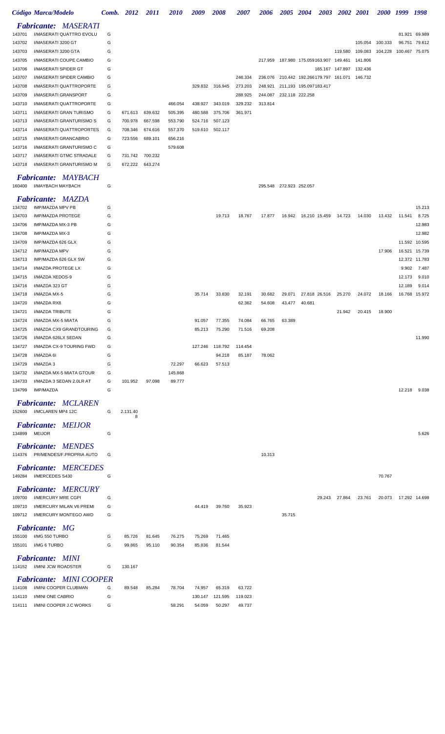| Código | Marca/Modelo | Comb. | 2012 | 2011 | 2010 | 2009 | 2008 | 2007 | 2006 | 2005 | 2004 | 2003 | 2002 | 2001 | 2000 | 1999 | 1998 |
|---|---|---|---|---|---|---|---|---|---|---|---|---|---|---|---|---|---|
| | ***Fabricante: MASERATI*** | | | | | | | | | | | | | | | | |
| 143701 | I/MASERATI QUATTRO EVOLU | G | | | | | | | | | | | | | | 81.921 | 69.989 |
| 143702 | I/MASERATI 3200 GT | G | | | | | | | | | | | | 105.054 | 100.333 | 96.751 | 79.612 |
| 143703 | I/MASERATI 3200 GTA | G | | | | | | | | | | | 119.580 | 109.083 | 104.228 | 100.467 | 75.075 |
| 143705 | I/MASERATI COUPE CAMBIO | G | | | | | | | 217.959 | 187.980 | 175.059 | 163.907 | 149.461 | 141.806 | | | |
| 143706 | I/MASERATI SPIDER GT | G | | | | | | | | | | 165.167 | 147.897 | 132.436 | | | |
| 143707 | I/MASERATI SPIDER CAMBIO | G | | | | | | 246.334 | 236.076 | 210.442 | 192.266 | 179.797 | 161.071 | 146.732 | | | |
| 143708 | I/MASERATI QUATTROPORTE | G | | | | 329.832 | 316.945 | 273.203 | 248.921 | 211.193 | 195.097 | 183.417 | | | | | |
| 143709 | I/MASERATI GRANSPORT | G | | | | | | 288.925 | 244.087 | 232.118 | 222.258 | | | | | | |
| 143710 | I/MASERATI QUATTROPORTE | G | | | 466.054 | 438.927 | 343.019 | 329.232 | 313.814 | | | | | | | | |
| 143711 | I/MASERATI GRAN TURISMO | G | 671.613 | 639.632 | 505.395 | 480.588 | 375.706 | 361.971 | | | | | | | | | |
| 143713 | I/MASERATI GRANTURISMO S | G | 700.978 | 667.598 | 553.790 | 524.716 | 507.123 | | | | | | | | | | |
| 143714 | I/MASERATI QUATTROPORTES | G | 708.346 | 674.616 | 557.370 | 519.610 | 502.117 | | | | | | | | | | |
| 143715 | I/MASERATI GRANCABRIO | G | 723.556 | 689.101 | 656.216 | | | | | | | | | | | | |
| 143716 | I/MASERATI GRANTURISMO C | G | | | 579.608 | | | | | | | | | | | | |
| 143717 | I/MASERATI GTMC STRADALE | G | 731.742 | 700.232 | | | | | | | | | | | | | |
| 143718 | I/MASERATI GRANTURISMO M | G | 672.222 | 643.274 | | | | | | | | | | | | | |
| | ***Fabricante: MAYBACH*** | | | | | | | | | | | | | | | | |
| 160400 | I/MAYBACH MAYBACH | G | | | | | | | 295.548 | 272.923 | 252.057 | | | | | | |
| | ***Fabricante: MAZDA*** | | | | | | | | | | | | | | | | |
| 134702 | IMP/MAZDA MPV PB | G | | | | | | | | | | | | | | | 15.213 |
| 134703 | IMP/MAZDA PROTEGE | G | | | | | 19.713 | 18.767 | 17.877 | 16.942 | 16.210 | 15.459 | 14.723 | 14.030 | 13.432 | 11.541 | 8.725 |
| 134706 | IMP/MAZDA MX-3 PB | G | | | | | | | | | | | | | | | 12.983 |
| 134708 | IMP/MAZDA MX-3 | G | | | | | | | | | | | | | | | 12.982 |
| 134709 | IMP/MAZDA 626 GLX | G | | | | | | | | | | | | | | 11.592 | 10.595 |
| 134712 | IMP/MAZDA MPV | G | | | | | | | | | | | | | 17.906 | 16.521 | 15.739 |
| 134713 | IMP/MAZDA 626 GLX SW | G | | | | | | | | | | | | | | 12.372 | 11.783 |
| 134714 | I/MAZDA PROTEGE LX | G | | | | | | | | | | | | | | 9.902 | 7.487 |
| 134715 | I/MAZDA XEDOS-9 | G | | | | | | | | | | | | | | 12.173 | 9.010 |
| 134716 | I/MAZDA 323 GT | G | | | | | | | | | | | | | | 12.189 | 9.014 |
| 134718 | I/MAZDA MX-5 | G | | | | 35.714 | 33.830 | 32.191 | 30.682 | 29.071 | 27.818 | 26.516 | 25.270 | 24.072 | 18.166 | 16.768 | 15.972 |
| 134720 | I/MAZDA RX8 | G | | | | | | 62.362 | 54.608 | 43.477 | 40.681 | | | | | | |
| 134721 | I/MAZDA TRIBUTE | G | | | | | | | | | | | 21.942 | 20.415 | 18.900 | | |
| 134724 | I/MAZDA MX-5 MIATA | G | | | | 91.057 | 77.355 | 74.084 | 66.765 | 63.389 | | | | | | | |
| 134725 | I/MAZDA CX9 GRANDTOURING | G | | | | 85.213 | 75.290 | 71.516 | 69.208 | | | | | | | | |
| 134726 | I/MAZDA 626LX SEDAN | G | | | | | | | | | | | | | | | 11.990 |
| 134727 | I/MAZDA CX-9 TOURING FWD | G | | | | 127.246 | 118.792 | 114.454 | | | | | | | | | |
| 134728 | I/MAZDA 6I | G | | | | | 94.218 | 85.187 | 78.062 | | | | | | | | |
| 134729 | I/MAZDA 3 | G | | | 72.297 | 66.623 | 57.513 | | | | | | | | | | |
| 134732 | I/MAZDA MX-5 MIATA GTOUR | G | | | 145.868 | | | | | | | | | | | | |
| 134733 | I/MAZDA 3 SEDAN 2.0LR AT | G | 101.952 | 97.098 | 89.777 | | | | | | | | | | | | |
| 134799 | IMP/MAZDA | G | | | | | | | | | | | | | | 12.218 | 9.038 |
| | ***Fabricante: MCLAREN*** | | | | | | | | | | | | | | | | |
| 152600 | I/MCLAREN MP4 12C | G | 2.131.408 | | | | | | | | | | | | | | |
| | ***Fabricante: MEIJOR*** | | | | | | | | | | | | | | | | |
| 134899 | MEIJOR | G | | | | | | | | | | | | | | | 5.626 |
| | ***Fabricante: MENDES*** | | | | | | | | | | | | | | | | |
| 114376 | PR/MENDES/F.PROPRIA AUTO | G | | | | | | | 10.313 | | | | | | | | |
| | ***Fabricante: MERCEDES*** | | | | | | | | | | | | | | | | |
| 149284 | I/MERCEDES S430 | G | | | | | | | | | | | | | 70.767 | | |
| | ***Fabricante: MERCURY*** | | | | | | | | | | | | | | | | |
| 109700 | I/MERCURY MRE CGPI | G | | | | | | | | | | 29.243 | 27.864 | 23.761 | 20.073 | 17.292 | 14.698 |
| 109710 | I/MERCURY MILAN V6 PREMI | G | | | | 44.419 | 39.760 | 35.923 | | | | | | | | | |
| 109712 | I/MERCURY MONTEGO AWD | G | | | | | | | | 35.715 | | | | | | | |
| | ***Fabricante: MG*** | | | | | | | | | | | | | | | | |
| 155100 | I/MG 550 TURBO | G | 85.726 | 81.645 | 76.275 | 75.269 | 71.465 | | | | | | | | | | |
| 155101 | I/MG 6 TURBO | G | 99.865 | 95.110 | 90.354 | 85.836 | 81.544 | | | | | | | | | | |
| | ***Fabricante: MINI*** | | | | | | | | | | | | | | | | |
| 114152 | I/MINI JCW ROADSTER | G | 130.167 | | | | | | | | | | | | | | |
| | ***Fabricante: MINI COOPER*** | | | | | | | | | | | | | | | | |
| 114108 | I/MINI COOPER CLUBMAN | G | 89.548 | 85.284 | 78.704 | 74.957 | 65.319 | 63.722 | | | | | | | | | |
| 114110 | I/MINI ONE CABRIO | G | | | | 130.147 | 121.595 | 119.023 | | | | | | | | | |
| 114111 | I/MINI COOPER J.C WORKS | G | | | 58.291 | 54.059 | 50.297 | 49.737 | | | | | | | | | |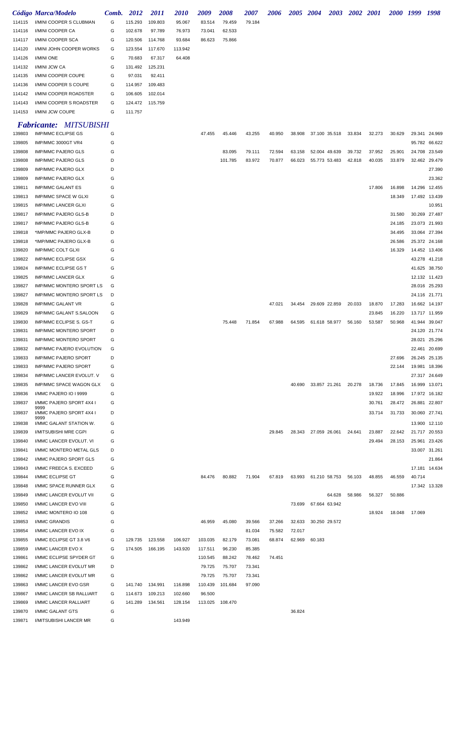| Código | Marca/Modelo | Comb. | 2012 | 2011 | 2010 | 2009 | 2008 | 2007 | 2006 | 2005 | 2004 | 2003 | 2002 | 2001 | 2000 | 1999 | 1998 |
|---|---|---|---|---|---|---|---|---|---|---|---|---|---|---|---|---|---|
| 114115 | I/MINI COOPER S CLUBMAN | G | 115.293 | 109.803 | 95.067 | 83.514 | 79.459 | 79.184 | | | | | | | | | |
| 114116 | I/MINI COOPER CA | G | 102.678 | 97.789 | 76.973 | 73.041 | 62.533 | | | | | | | | | | |
| 114117 | I/MINI COOPER SCA | G | 120.506 | 114.768 | 93.684 | 86.623 | 75.866 | | | | | | | | | | |
| 114120 | I/MINI JOHN COOPER WORKS | G | 123.554 | 117.670 | 113.942 | | | | | | | | | | | | |
| 114126 | I/MINI ONE | G | 70.683 | 67.317 | 64.408 | | | | | | | | | | | | |
| 114132 | I/MINI JCW CA | G | 131.492 | 125.231 | | | | | | | | | | | | | |
| 114135 | I/MINI COOPER COUPE | G | 97.031 | 92.411 | | | | | | | | | | | | | |
| 114136 | I/MINI COOPER S COUPE | G | 114.957 | 109.483 | | | | | | | | | | | | | |
| 114142 | I/MINI COOPER ROADSTER | G | 106.605 | 102.014 | | | | | | | | | | | | | |
| 114143 | I/MINI COOPER S ROADSTER | G | 124.472 | 115.759 | | | | | | | | | | | | | |
| 114153 | I/MINI JCW COUPE | G | 111.757 | | | | | | | | | | | | | | |

## *Fabricante: MITSUBISHI*

| Código | Marca/Modelo | Comb. | 2012 | 2011 | 2010 | 2009 | 2008 | 2007 | 2006 | 2005 | 2004 | 2003 | 2002 | 2001 | 2000 | 1999 | 1998 |
|---|---|---|---|---|---|---|---|---|---|---|---|---|---|---|---|---|---|
| 139803 | IMP/MMC ECLIPSE GS | G | | | | 47.455 | 45.446 | 43.255 | 40.950 | 38.908 | 37.100 | 35.518 | 33.834 | 32.273 | 30.629 | 29.341 | 24.969 |
| 139805 | IMP/MMC 3000GT VR4 | G | | | | | | | | | | | | | | 95.782 | 66.622 |
| 139808 | IMP/MMC PAJERO GLS | G | | | | | 83.095 | 79.111 | 72.594 | 63.158 | 52.004 | 49.639 | 39.732 | 37.952 | 25.901 | 24.708 | 23.549 |
| 139808 | IMP/MMC PAJERO GLS | D | | | | | 101.785 | 83.972 | 70.877 | 66.023 | 55.773 | 53.483 | 42.818 | 40.035 | 33.879 | 32.462 | 29.479 |
| 139809 | IMP/MMC PAJERO GLX | D | | | | | | | | | | | | | | | 27.390 |
| 139809 | IMP/MMC PAJERO GLX | G | | | | | | | | | | | | | | | 23.362 |
| 139811 | IMP/MMC GALANT ES | G | | | | | | | | | | | | 17.806 | 16.898 | 14.296 | 12.455 |
| 139813 | IMP/MMC SPACE W GLXI | G | | | | | | | | | | | | | 18.349 | 17.492 | 13.439 |
| 139815 | IMP/MMC LANCER GLXI | G | | | | | | | | | | | | | | | 10.951 |
| 139817 | IMP/MMC PAJERO GLS-B | D | | | | | | | | | | | | | 31.580 | 30.269 | 27.487 |
| 139817 | IMP/MMC PAJERO GLS-B | G | | | | | | | | | | | | | 24.185 | 23.073 | 21.993 |
| 139818 | *IMP/MMC PAJERO GLX-B | D | | | | | | | | | | | | | 34.495 | 33.064 | 27.394 |
| 139818 | *IMP/MMC PAJERO GLX-B | G | | | | | | | | | | | | | 26.586 | 25.372 | 24.168 |
| 139820 | IMP/MMC COLT GLXI | G | | | | | | | | | | | | | 16.329 | 14.452 | 13.406 |
| 139822 | IMP/MMC ECLIPSE GSX | G | | | | | | | | | | | | | | 43.278 | 41.218 |
| 139824 | IMP/MMC ECLIPSE GS T | G | | | | | | | | | | | | | | 41.625 | 38.750 |
| 139825 | IMP/MMC LANCER GLX | G | | | | | | | | | | | | | | 12.132 | 11.423 |
| 139827 | IMP/MMC MONTERO SPORT LS | G | | | | | | | | | | | | | | 28.016 | 25.293 |
| 139827 | IMP/MMC MONTERO SPORT LS | D | | | | | | | | | | | | | | 24.116 | 21.771 |
| 139828 | IMP/MMC GALANT VR | G | | | | | | | 47.021 | 34.454 | 29.609 | 22.859 | 20.033 | 18.870 | 17.283 | 16.662 | 14.197 |
| 139829 | IMP/MMC GALANT S.SALOON | G | | | | | | | | | | | | 23.845 | 16.220 | 13.717 | 11.959 |
| 139830 | IMP/MMC ECLIPSE S. GS-T | G | | | | | 75.448 | 71.854 | 67.988 | 64.595 | 61.618 | 58.977 | 56.160 | 53.587 | 50.968 | 41.944 | 39.047 |
| 139831 | IMP/MMC MONTERO SPORT | D | | | | | | | | | | | | | | 24.120 | 21.774 |
| 139831 | IMP/MMC MONTERO SPORT | G | | | | | | | | | | | | | | 28.021 | 25.296 |
| 139832 | IMP/MMC PAJERO EVOLUTION | G | | | | | | | | | | | | | | 22.461 | 20.699 |
| 139833 | IMP/MMC PAJERO SPORT | D | | | | | | | | | | | | | 27.696 | 26.245 | 25.135 |
| 139833 | IMP/MMC PAJERO SPORT | G | | | | | | | | | | | | | 22.144 | 19.981 | 18.396 |
| 139834 | IMP/MMC LANCER EVOLUT. V | G | | | | | | | | | | | | | | 27.317 | 24.649 |
| 139835 | IMP/MMC SPACE WAGON GLX | G | | | | | | | | 40.690 | 33.857 | 21.261 | 20.278 | 18.736 | 17.845 | 16.999 | 13.071 |
| 139836 | I/MMC PAJERO IO I 9999 | G | | | | | | | | | | | | 19.922 | 18.996 | 17.972 | 16.182 |
| 139837 | I/MMC PAJERO SPORT 4X4 I 9999 | G | | | | | | | | | | | | 30.761 | 28.472 | 26.881 | 22.807 |
| 139837 | I/MMC PAJERO SPORT 4X4 I 9999 | D | | | | | | | | | | | | 33.714 | 31.733 | 30.060 | 27.741 |
| 139838 | I/MMC GALANT STATION W. | G | | | | | | | | | | | | | | 13.900 | 12.110 |
| 139839 | I/MITSUBISHI MRE CGPI | G | | | | | | | 29.845 | 28.343 | 27.059 | 26.061 | 24.641 | 23.887 | 22.642 | 21.717 | 20.553 |
| 139840 | I/MMC LANCER EVOLUT. VI | G | | | | | | | | | | | | 29.494 | 28.153 | 25.961 | 23.426 |
| 139841 | I/MMC MONTERO METAL GLS | D | | | | | | | | | | | | | | 33.007 | 31.261 |
| 139842 | I/MMC PAJERO SPORT GLS | G | | | | | | | | | | | | | | | 21.864 |
| 139843 | I/MMC FREECA S. EXCEED | G | | | | | | | | | | | | | | 17.181 | 14.634 |
| 139844 | I/MMC ECLIPSE GT | G | | | | 84.476 | 80.882 | 71.904 | 67.819 | 63.993 | 61.210 | 58.753 | 56.103 | 48.855 | 46.559 | 40.714 | |
| 139848 | I/MMC SPACE RUNNER GLX | G | | | | | | | | | | | | | | 17.342 | 13.328 |
| 139849 | I/MMC LANCER EVOLUT VII | G | | | | | | | | | | 64.628 | 58.986 | 56.327 | 50.886 | | |
| 139850 | I/MMC LANCER EVO VIII | G | | | | | | | | 73.699 | 67.664 | 63.942 | | | | | |
| 139852 | I/MMC MONTERO IO 108 | G | | | | | | | | | | | | 18.924 | 18.048 | 17.069 | |
| 139853 | I/MMC GRANDIS | G | | | | 46.959 | 45.080 | 39.566 | 37.266 | 32.633 | 30.250 | 29.572 | | | | | |
| 139854 | I/MMC LANCER EVO IX | G | | | | | | 81.034 | 75.582 | 72.017 | | | | | | | |
| 139855 | I/MMC ECLIPSE GT 3.8 V6 | G | 129.735 | 123.558 | 106.927 | 103.035 | 82.179 | 73.081 | 68.874 | 62.969 | 60.183 | | | | | | |
| 139859 | I/MMC LANCER EVO X | G | 174.505 | 166.195 | 143.920 | 117.511 | 96.230 | 85.385 | | | | | | | | | |
| 139861 | I/MMC ECLIPSE SPYDER GT | G | | | | 110.545 | 88.242 | 78.462 | 74.451 | | | | | | | | |
| 139862 | I/MMC LANCER EVOLUT MR | D | | | | 79.725 | 75.707 | 73.341 | | | | | | | | | |
| 139862 | I/MMC LANCER EVOLUT MR | G | | | | 79.725 | 75.707 | 73.341 | | | | | | | | | |
| 139863 | I/MMC LANCER EVO GSR | G | 141.740 | 134.991 | 116.898 | 110.439 | 101.684 | 97.090 | | | | | | | | | |
| 139867 | I/MMC LANCER SB RALLIART | G | 114.673 | 109.213 | 102.660 | 96.500 | | | | | | | | | | | |
| 139869 | I/MMC LANCER RALLIART | G | 141.289 | 134.561 | 128.154 | 113.025 | 108.470 | | | | | | | | | | |
| 139870 | I/MMC GALANT GTS | G | | | | | | | | 36.824 | | | | | | | |
| 139871 | I/MITSUBISHI LANCER MR | G | | | 143.949 | | | | | | | | | | | | |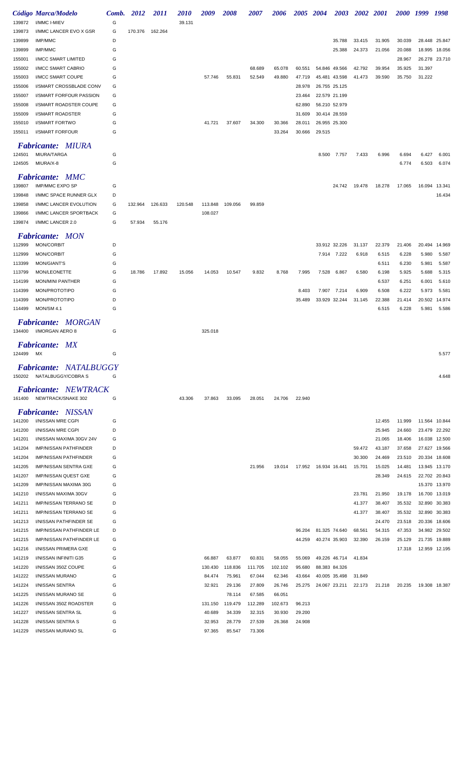| Código | Marca/Modelo | Comb. | 2012 | 2011 | 2010 | 2009 | 2008 | 2007 | 2006 | 2005 | 2004 | 2003 | 2002 | 2001 | 2000 | 1999 | 1998 |
|---|---|---|---|---|---|---|---|---|---|---|---|---|---|---|---|---|---|
| 139872 | I/MMC I-MIEV | G | | | 39.131 | | | | | | | | | | | | |
| 139873 | I/MMC LANCER EVO X GSR | G | 170.376 | 162.264 | | | | | | | | | | | | | |
| 139899 | IMP/MMC | D | | | | | | | | | | 35.788 | 33.415 | 31.905 | 30.039 | 28.448 | 25.847 |
| 139899 | IMP/MMC | G | | | | | | | | | | 25.388 | 24.373 | 21.056 | 20.088 | 18.995 | 18.056 |
| 155001 | I/MCC SMART LIMITED | G | | | | | | | | | | | | | 28.967 | 26.278 | 23.710 |
| 155002 | I/MCC SMART CABRIO | G | | | | | | 68.689 | 65.078 | 60.551 | 54.846 | 49.566 | 42.792 | 39.954 | 35.925 | 31.397 | |
| 155003 | I/MCC SMART COUPE | G | | | | 57.746 | 55.831 | 52.549 | 49.880 | 47.719 | 45.481 | 43.598 | 41.473 | 39.590 | 35.750 | 31.222 | |
| 155006 | I/SMART CROSSBLADE CONV | G | | | | | | | | 28.978 | 26.755 | 25.125 | | | | | |
| 155007 | I/SMART FORFOUR PASSION | G | | | | | | | | 23.464 | 22.579 | 21.199 | | | | | |
| 155008 | I/SMART ROADSTER COUPE | G | | | | | | | | 62.890 | 56.210 | 52.979 | | | | | |
| 155009 | I/SMART ROADSTER | G | | | | | | | | 31.609 | 30.414 | 28.559 | | | | | |
| 155010 | I/SMART FORTWO | G | | | | 41.721 | 37.607 | 34.300 | 30.366 | 28.011 | 26.955 | 25.300 | | | | | |
| 155011 | I/SMART FORFOUR | G | | | | | | | 33.264 | 30.666 | 29.515 | | | | | | |
| | ***Fabricante: MIURA*** | | | | | | | | | | | | | | | | |
| 124501 | MIURA/TARGA | G | | | | | | | | | 8.500 | 7.757 | 7.433 | 6.996 | 6.694 | 6.427 | 6.001 |
| 124505 | MIURA/X-8 | G | | | | | | | | | | | | | 6.774 | 6.503 | 6.074 |
| | ***Fabricante: MMC*** | | | | | | | | | | | | | | | | |
| 139807 | IMP/MMC EXPO SP | G | | | | | | | | | | 24.742 | 19.478 | 18.278 | 17.065 | 16.094 | 13.341 |
| 139848 | I/MMC SPACE RUNNER GLX | D | | | | | | | | | | | | | | | 16.434 |
| 139858 | I/MMC LANCER EVOLUTION | G | 132.964 | 126.633 | 120.548 | 113.848 | 109.056 | 99.859 | | | | | | | | | |
| 139866 | I/MMC LANCER SPORTBACK | G | | | | 108.027 | | | | | | | | | | | |
| 139874 | I/MMC LANCER 2.0 | G | 57.934 | 55.176 | | | | | | | | | | | | | |
| | ***Fabricante: MON*** | | | | | | | | | | | | | | | | |
| 112999 | MON/CORBIT | D | | | | | | | | | 33.912 | 32.226 | 31.137 | 22.379 | 21.406 | 20.494 | 14.969 |
| 112999 | MON/CORBIT | G | | | | | | | | | 7.914 | 7.222 | 6.918 | 6.515 | 6.228 | 5.980 | 5.587 |
| 113399 | MON/GIANT'S | G | | | | | | | | | | | | 6.511 | 6.230 | 5.981 | 5.587 |
| 113799 | MON/LEONETTE | G | 18.786 | 17.892 | 15.056 | 14.053 | 10.547 | 9.832 | 8.768 | 7.995 | 7.528 | 6.867 | 6.580 | 6.198 | 5.925 | 5.688 | 5.315 |
| 114199 | MON/MINI PANTHER | G | | | | | | | | | | | | 6.537 | 6.251 | 6.001 | 5.610 |
| 114399 | MON/PROTOTIPO | G | | | | | | | | 8.403 | 7.907 | 7.214 | 6.909 | 6.508 | 6.222 | 5.973 | 5.581 |
| 114399 | MON/PROTOTIPO | D | | | | | | | | 35.489 | 33.929 | 32.244 | 31.145 | 22.388 | 21.414 | 20.502 | 14.974 |
| 114499 | MON/SM 4.1 | G | | | | | | | | | | | | 6.515 | 6.228 | 5.981 | 5.586 |
| | ***Fabricante: MORGAN*** | | | | | | | | | | | | | | | | |
| 134400 | I/MORGAN AERO 8 | G | | | | 325.018 | | | | | | | | | | | |
| | ***Fabricante: MX*** | | | | | | | | | | | | | | | | |
| 124499 | MX | G | | | | | | | | | | | | | | | 5.577 |
| | ***Fabricante: NATALBUGGY*** | | | | | | | | | | | | | | | | |
| 150202 | NATALBUGGY/COBRA S | G | | | | | | | | | | | | | | | 4.648 |
| | ***Fabricante: NEWTRACK*** | | | | | | | | | | | | | | | | |
| 161400 | NEWTRACK/SNAKE 302 | G | | | 43.306 | 37.863 | 33.095 | 28.051 | 24.706 | 22.940 | | | | | | | |
| | ***Fabricante: NISSAN*** | | | | | | | | | | | | | | | | |
| 141200 | I/NISSAN MRE CGPI | G | | | | | | | | | | | | 12.455 | 11.999 | 11.564 | 10.844 |
| 141200 | I/NISSAN MRE CGPI | D | | | | | | | | | | | | 25.945 | 24.660 | 23.479 | 22.292 |
| 141201 | I/NISSAN MAXIMA 30GV 24V | G | | | | | | | | | | | | 21.065 | 18.406 | 16.038 | 12.500 |
| 141204 | IMP/NISSAN PATHFINDER | D | | | | | | | | | | | 59.472 | 43.187 | 37.658 | 27.627 | 19.566 |
| 141204 | IMP/NISSAN PATHFINDER | G | | | | | | | | | | | 30.300 | 24.469 | 23.510 | 20.334 | 18.608 |
| 141205 | IMP/NISSAN SENTRA GXE | G | | | | | | 21.956 | 19.014 | 17.952 | 16.934 | 16.441 | 15.701 | 15.025 | 14.481 | 13.945 | 13.170 |
| 141207 | IMP/NISSAN QUEST GXE | G | | | | | | | | | | | | 28.349 | 24.615 | 22.702 | 20.843 |
| 141209 | IMP/NISSAN MAXIMA 30G | G | | | | | | | | | | | | | | 15.370 | 13.970 |
| 141210 | I/NISSAN MAXIMA 30GV | G | | | | | | | | | | | 23.781 | 21.950 | 19.178 | 16.700 | 13.019 |
| 141211 | IMP/NISSAN TERRANO SE | D | | | | | | | | | | | 41.377 | 38.407 | 35.532 | 32.890 | 30.383 |
| 141211 | IMP/NISSAN TERRANO SE | G | | | | | | | | | | | 41.377 | 38.407 | 35.532 | 32.890 | 30.383 |
| 141213 | I/NISSAN PATHFINDER SE | G | | | | | | | | | | | | 24.470 | 23.518 | 20.336 | 18.606 |
| 141215 | IMP/NISSAN PATHFINDER LE | D | | | | | | | | 96.204 | 81.325 | 74.640 | 68.561 | 54.315 | 47.353 | 34.982 | 29.502 |
| 141215 | IMP/NISSAN PATHFINDER LE | G | | | | | | | | 44.259 | 40.274 | 35.903 | 32.390 | 26.159 | 25.129 | 21.735 | 19.889 |
| 141216 | I/NISSAN PRIMERA GXE | G | | | | | | | | | | | | | 17.318 | 12.959 | 12.195 |
| 141219 | I/NISSAN INFINITI G35 | G | | | | 66.887 | 63.877 | 60.831 | 58.055 | 55.069 | 49.226 | 46.714 | 41.834 | | | | |
| 141220 | I/NISSAN 350Z COUPE | G | | | | 130.430 | 118.836 | 111.705 | 102.102 | 95.680 | 88.383 | 84.326 | | | | | |
| 141222 | I/NISSAN MURANO | G | | | | 84.474 | 75.961 | 67.044 | 62.346 | 43.664 | 40.005 | 35.498 | 31.849 | | | | |
| 141224 | I/NISSAN SENTRA | G | | | | 32.921 | 29.136 | 27.809 | 26.746 | 25.275 | 24.067 | 23.211 | 22.173 | 21.218 | 20.235 | 19.308 | 18.387 |
| 141225 | I/NISSAN MURANO SE | G | | | | | 78.114 | 67.585 | 66.051 | | | | | | | | |
| 141226 | I/NISSAN 350Z ROADSTER | G | | | | 131.150 | 119.479 | 112.289 | 102.673 | 96.213 | | | | | | | |
| 141227 | I/NISSAN SENTRA SL | G | | | | 40.689 | 34.339 | 32.315 | 30.930 | 29.200 | | | | | | | |
| 141228 | I/NISSAN SENTRA S | G | | | | 32.953 | 28.779 | 27.539 | 26.368 | 24.908 | | | | | | | |
| 141229 | I/NISSAN MURANO SL | G | | | | 97.365 | 85.547 | 73.306 | | | | | | | | | |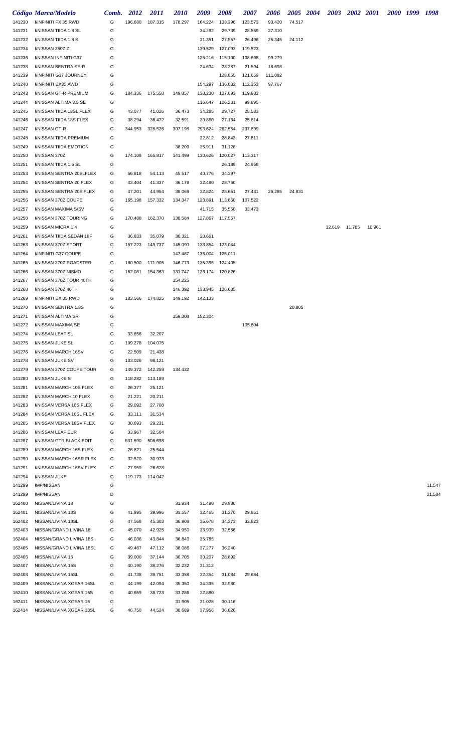| Código | Marca/Modelo | Comb. | 2012 | 2011 | 2010 | 2009 | 2008 | 2007 | 2006 | 2005 | 2004 | 2003 | 2002 | 2001 | 2000 | 1999 | 1998 |
|---|---|---|---|---|---|---|---|---|---|---|---|---|---|---|---|---|---|
| 141230 | I/INFINITI FX 35 RWD | G | 196.680 | 187.315 | 178.297 | 164.224 | 133.396 | 123.573 | 93.420 | 74.517 | | | | | | | |
| 141231 | I/NISSAN TIIDA 1.8 SL | G | | | | 34.292 | 29.739 | 28.559 | 27.310 | | | | | | | | |
| 141232 | I/NISSAN TIIDA 1.8 S | G | | | | 31.351 | 27.557 | 26.496 | 25.345 | 24.112 | | | | | | | |
| 141234 | I/NISSAN 350Z Z | G | | | | 139.529 | 127.093 | 119.523 | | | | | | | | | |
| 141236 | I/NISSAN INFINITI G37 | G | | | | 125.216 | 115.100 | 108.698 | 99.279 | | | | | | | | |
| 141238 | I/NISSAN SENTRA SE-R | G | | | | 24.634 | 23.287 | 21.594 | 18.698 | | | | | | | | |
| 141239 | I/INFINITI G37 JOURNEY | G | | | | | 128.855 | 121.659 | 111.082 | | | | | | | | |
| 141240 | I/INFINITI EX35 AWD | G | | | | 154.297 | 136.032 | 112.353 | 97.767 | | | | | | | | |
| 141243 | I/NISSAN GT-R PREMIUM | G | 184.336 | 175.558 | 149.857 | 138.230 | 127.093 | 119.932 | | | | | | | | | |
| 141244 | I/NISSAN ALTIMA 3.5 SE | G | | | | 116.647 | 106.231 | 99.895 | | | | | | | | | |
| 141245 | I/NISSAN TIIDA 18SL FLEX | G | 43.077 | 41.026 | 36.473 | 34.285 | 29.727 | 28.533 | | | | | | | | | |
| 141246 | I/NISSAN TIIDA 18S FLEX | G | 38.294 | 36.472 | 32.591 | 30.860 | 27.134 | 25.814 | | | | | | | | | |
| 141247 | I/NISSAN GT-R | G | 344.953 | 328.526 | 307.198 | 293.624 | 262.554 | 237.899 | | | | | | | | | |
| 141248 | I/NISSAN TIIDA PREMIUM | G | | | | 32.812 | 28.843 | 27.811 | | | | | | | | | |
| 141249 | I/NISSAN TIIDA EMOTION | G | | | 38.209 | 35.911 | 31.128 | | | | | | | | | | |
| 141250 | I/NISSAN 370Z | G | 174.108 | 165.817 | 141.499 | 130.626 | 120.027 | 113.317 | | | | | | | | | |
| 141251 | I/NISSAN TIIDA 1.6 SL | G | | | | | 26.189 | 24.958 | | | | | | | | | |
| 141253 | I/NISSAN SENTRA 20SLFLEX | G | 56.818 | 54.113 | 45.517 | 40.776 | 34.397 | | | | | | | | | | |
| 141254 | I/NISSAN SENTRA 20 FLEX | G | 43.404 | 41.337 | 36.179 | 32.490 | 28.760 | | | | | | | | | | |
| 141255 | I/NISSAN SENTRA 20S FLEX | G | 47.201 | 44.954 | 38.069 | 32.824 | 28.651 | 27.431 | 26.285 | 24.831 | | | | | | | |
| 141256 | I/NISSAN 370Z COUPE | G | 165.198 | 157.332 | 134.347 | 123.891 | 113.860 | 107.522 | | | | | | | | | |
| 141257 | I/NISSAN MAXIMA S/SV | G | | | | 41.715 | 35.550 | 33.473 | | | | | | | | | |
| 141258 | I/NISSAN 370Z TOURING | G | 170.488 | 162.370 | 138.584 | 127.867 | 117.557 | | | | | | | | | | |
| 141259 | I/NISSAN MICRA 1.4 | G | | | | | | | | | | 12.619 | 11.785 | 10.961 | | | |
| 141261 | I/NISSAN TIIDA SEDAN 18F | G | 36.833 | 35.079 | 30.321 | 28.661 | | | | | | | | | | | |
| 141263 | I/NISSAN 370Z SPORT | G | 157.223 | 149.737 | 145.090 | 133.854 | 123.044 | | | | | | | | | | |
| 141264 | I/INFINITI G37 COUPE | G | | | 147.487 | 136.004 | 125.011 | | | | | | | | | | |
| 141265 | I/NISSAN 370Z ROADSTER | G | 180.500 | 171.905 | 146.773 | 135.395 | 124.405 | | | | | | | | | | |
| 141266 | I/NISSAN 370Z NISMO | G | 162.081 | 154.363 | 131.747 | 126.174 | 120.826 | | | | | | | | | | |
| 141267 | I/NISSAN 370Z TOUR 40TH | G | | | 154.225 | | | | | | | | | | | | |
| 141268 | I/NISSAN 370Z 40TH | G | | | 146.392 | 133.945 | 126.685 | | | | | | | | | | |
| 141269 | I/INFINITI EX 35 RWD | G | 183.566 | 174.825 | 149.192 | 142.133 | | | | | | | | | | | |
| 141270 | I/NISSAN SENTRA 1.8S | G | | | | | | | | 20.805 | | | | | | | |
| 141271 | I/NISSAN ALTIMA SR | G | | | 159.308 | 152.304 | | | | | | | | | | | |
| 141272 | I/NISSAN MAXIMA SE | G | | | | | | 105.604 | | | | | | | | | |
| 141274 | I/NISSAN LEAF SL | G | 33.656 | 32.207 | | | | | | | | | | | | | |
| 141275 | I/NISSAN JUKE SL | G | 109.278 | 104.075 | | | | | | | | | | | | | |
| 141276 | I/NISSAN MARCH 16SV | G | 22.509 | 21.438 | | | | | | | | | | | | | |
| 141278 | I/NISSAN JUKE SV | G | 103.026 | 98.121 | | | | | | | | | | | | | |
| 141279 | I/NISSAN 370Z COUPE TOUR | G | 149.372 | 142.259 | 134.432 | | | | | | | | | | | | |
| 141280 | I/NISSAN JUKE S | G | 118.282 | 113.189 | | | | | | | | | | | | | |
| 141281 | I/NISSAN MARCH 10S FLEX | G | 26.377 | 25.121 | | | | | | | | | | | | | |
| 141282 | I/NISSAN MARCH 10 FLEX | G | 21.221 | 20.211 | | | | | | | | | | | | | |
| 141283 | I/NISSAN VERSA 16S FLEX | G | 29.092 | 27.708 | | | | | | | | | | | | | |
| 141284 | I/NISSAN VERSA 16SL FLEX | G | 33.111 | 31.534 | | | | | | | | | | | | | |
| 141285 | I/NISSAN VERSA 16SV FLEX | G | 30.693 | 29.231 | | | | | | | | | | | | | |
| 141286 | I/NISSAN LEAF EUR | G | 33.967 | 32.504 | | | | | | | | | | | | | |
| 141287 | I/NISSAN GTR BLACK EDIT | G | 531.590 | 508.698 | | | | | | | | | | | | | |
| 141289 | I/NISSAN MARCH 16S FLEX | G | 26.821 | 25.544 | | | | | | | | | | | | | |
| 141290 | I/NISSAN MARCH 16SR FLEX | G | 32.520 | 30.973 | | | | | | | | | | | | | |
| 141291 | I/NISSAN MARCH 16SV FLEX | G | 27.959 | 26.628 | | | | | | | | | | | | | |
| 141294 | I/NISSAN JUKE | G | 119.173 | 114.042 | | | | | | | | | | | | | |
| 141299 | IMP/NISSAN | G | | | | | | | | | | | | | | | 11.547 |
| 141299 | IMP/NISSAN | D | | | | | | | | | | | | | | | 21.504 |
| 162400 | NISSAN/LIVINA 18 | G | | | 31.934 | 31.490 | 29.980 | | | | | | | | | | |
| 162401 | NISSAN/LIVINA 18S | G | 41.995 | 39.996 | 33.557 | 32.465 | 31.270 | 29.851 | | | | | | | | | |
| 162402 | NISSAN/LIVINA 18SL | G | 47.568 | 45.303 | 36.908 | 35.678 | 34.373 | 32.823 | | | | | | | | | |
| 162403 | NISSAN/GRAND LIVINA 18 | G | 45.070 | 42.925 | 34.950 | 33.939 | 32.566 | | | | | | | | | | |
| 162404 | NISSAN/GRAND LIVINA 18S | G | 46.036 | 43.844 | 36.840 | 35.785 | | | | | | | | | | | |
| 162405 | NISSAN/GRAND LIVINA 18SL | G | 49.467 | 47.112 | 38.086 | 37.277 | 36.240 | | | | | | | | | | |
| 162406 | NISSAN/LIVINA 16 | G | 39.000 | 37.144 | 30.705 | 30.207 | 28.892 | | | | | | | | | | |
| 162407 | NISSAN/LIVINA 16S | G | 40.190 | 38.276 | 32.232 | 31.312 | | | | | | | | | | | |
| 162408 | NISSAN/LIVINA 16SL | G | 41.738 | 39.751 | 33.358 | 32.354 | 31.084 | 29.684 | | | | | | | | | |
| 162409 | NISSAN/LIVINA XGEAR 16SL | G | 44.199 | 42.094 | 35.350 | 34.335 | 32.980 | | | | | | | | | | |
| 162410 | NISSAN/LIVINA XGEAR 16S | G | 40.659 | 38.723 | 33.286 | 32.880 | | | | | | | | | | | |
| 162411 | NISSAN/LIVINA XGEAR 16 | G | | | 31.905 | 31.028 | 30.116 | | | | | | | | | | |
| 162414 | NISSAN/LIVINA XGEAR 18SL | G | 46.750 | 44.524 | 38.689 | 37.956 | 36.826 | | | | | | | | | | |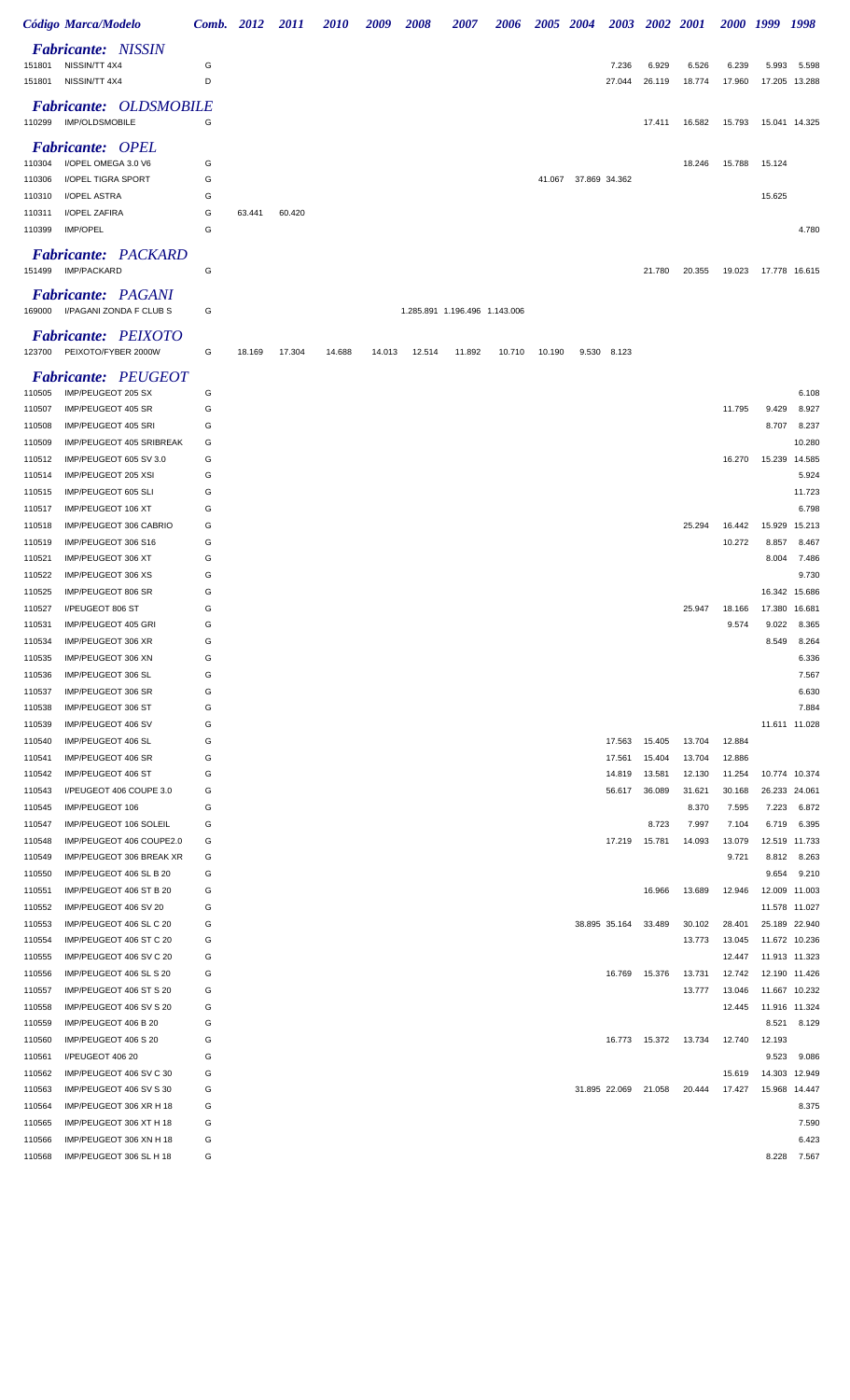| Código | Marca/Modelo | Comb. | 2012 | 2011 | 2010 | 2009 | 2008 | 2007 | 2006 | 2005 | 2004 | 2003 | 2002 | 2001 | 2000 | 1999 | 1998 |
|---|---|---|---|---|---|---|---|---|---|---|---|---|---|---|---|---|---|
| ***Fabricante: NISSIN*** | | | | | | | | | | | | | | | | | |
| 151801 | NISSIN/TT 4X4 | G | | | | | | | | | | 7.236 | 6.929 | 6.526 | 6.239 | 5.993 | 5.598 |
| 151801 | NISSIN/TT 4X4 | D | | | | | | | | | | 27.044 | 26.119 | 18.774 | 17.960 | 17.205 | 13.288 |
| ***Fabricante: OLDSMOBILE*** | | | | | | | | | | | | | | | | | |
| 110299 | IMP/OLDSMOBILE | G | | | | | | | | | | | 17.411 | 16.582 | 15.793 | 15.041 | 14.325 |
| ***Fabricante: OPEL*** | | | | | | | | | | | | | | | | | |
| 110304 | I/OPEL OMEGA 3.0 V6 | G | | | | | | | | | | | | 18.246 | 15.788 | 15.124 | |
| 110306 | I/OPEL TIGRA SPORT | G | | | | | | | | 41.067 | 37.869 | 34.362 | | | | | |
| 110310 | I/OPEL ASTRA | G | | | | | | | | | | | | | | 15.625 | |
| 110311 | I/OPEL ZAFIRA | G | 63.441 | 60.420 | | | | | | | | | | | | | |
| 110399 | IMP/OPEL | G | | | | | | | | | | | | | | | 4.780 |
| ***Fabricante: PACKARD*** | | | | | | | | | | | | | | | | | |
| 151499 | IMP/PACKARD | G | | | | | | | | | | | 21.780 | 20.355 | 19.023 | 17.778 | 16.615 |
| ***Fabricante: PAGANI*** | | | | | | | | | | | | | | | | | |
| 169000 | I/PAGANI ZONDA F CLUB S | G | | | | | 1.285.891 | 1.196.496 | 1.143.006 | | | | | | | | |
| ***Fabricante: PEIXOTO*** | | | | | | | | | | | | | | | | | |
| 123700 | PEIXOTO/FYBER 2000W | G | 18.169 | 17.304 | 14.688 | 14.013 | 12.514 | 11.892 | 10.710 | 10.190 | 9.530 | 8.123 | | | | | |
| ***Fabricante: PEUGEOT*** | | | | | | | | | | | | | | | | | |
| 110505 | IMP/PEUGEOT 205 SX | G | | | | | | | | | | | | | | | 6.108 |
| 110507 | IMP/PEUGEOT 405 SR | G | | | | | | | | | | | | | 11.795 | 9.429 | 8.927 |
| 110508 | IMP/PEUGEOT 405 SRI | G | | | | | | | | | | | | | | 8.707 | 8.237 |
| 110509 | IMP/PEUGEOT 405 SRIBREAK | G | | | | | | | | | | | | | | | 10.280 |
| 110512 | IMP/PEUGEOT 605 SV 3.0 | G | | | | | | | | | | | | | 16.270 | 15.239 | 14.585 |
| 110514 | IMP/PEUGEOT 205 XSI | G | | | | | | | | | | | | | | | 5.924 |
| 110515 | IMP/PEUGEOT 605 SLI | G | | | | | | | | | | | | | | | 11.723 |
| 110517 | IMP/PEUGEOT 106 XT | G | | | | | | | | | | | | | | | 6.798 |
| 110518 | IMP/PEUGEOT 306 CABRIO | G | | | | | | | | | | | | 25.294 | 16.442 | 15.929 | 15.213 |
| 110519 | IMP/PEUGEOT 306 S16 | G | | | | | | | | | | | | | 10.272 | 8.857 | 8.467 |
| 110521 | IMP/PEUGEOT 306 XT | G | | | | | | | | | | | | | | 8.004 | 7.486 |
| 110522 | IMP/PEUGEOT 306 XS | G | | | | | | | | | | | | | | | 9.730 |
| 110525 | IMP/PEUGEOT 806 SR | G | | | | | | | | | | | | | | 16.342 | 15.686 |
| 110527 | I/PEUGEOT 806 ST | G | | | | | | | | | | | | 25.947 | 18.166 | 17.380 | 16.681 |
| 110531 | IMP/PEUGEOT 405 GRI | G | | | | | | | | | | | | | 9.574 | 9.022 | 8.365 |
| 110534 | IMP/PEUGEOT 306 XR | G | | | | | | | | | | | | | | 8.549 | 8.264 |
| 110535 | IMP/PEUGEOT 306 XN | G | | | | | | | | | | | | | | | 6.336 |
| 110536 | IMP/PEUGEOT 306 SL | G | | | | | | | | | | | | | | | 7.567 |
| 110537 | IMP/PEUGEOT 306 SR | G | | | | | | | | | | | | | | | 6.630 |
| 110538 | IMP/PEUGEOT 306 ST | G | | | | | | | | | | | | | | | 7.884 |
| 110539 | IMP/PEUGEOT 406 SV | G | | | | | | | | | | | | | | 11.611 | 11.028 |
| 110540 | IMP/PEUGEOT 406 SL | G | | | | | | | | | | 17.563 | 15.405 | 13.704 | 12.884 | | |
| 110541 | IMP/PEUGEOT 406 SR | G | | | | | | | | | | 17.561 | 15.404 | 13.704 | 12.886 | | |
| 110542 | IMP/PEUGEOT 406 ST | G | | | | | | | | | | 14.819 | 13.581 | 12.130 | 11.254 | 10.774 | 10.374 |
| 110543 | I/PEUGEOT 406 COUPE 3.0 | G | | | | | | | | | | 56.617 | 36.089 | 31.621 | 30.168 | 26.233 | 24.061 |
| 110545 | IMP/PEUGEOT 106 | G | | | | | | | | | | | | 8.370 | 7.595 | 7.223 | 6.872 |
| 110547 | IMP/PEUGEOT 106 SOLEIL | G | | | | | | | | | | | 8.723 | 7.997 | 7.104 | 6.719 | 6.395 |
| 110548 | IMP/PEUGEOT 406 COUPE2.0 | G | | | | | | | | | | 17.219 | 15.781 | 14.093 | 13.079 | 12.519 | 11.733 |
| 110549 | IMP/PEUGEOT 306 BREAK XR | G | | | | | | | | | | | | | 9.721 | 8.812 | 8.263 |
| 110550 | IMP/PEUGEOT 406 SL B 20 | G | | | | | | | | | | | | | | 9.654 | 9.210 |
| 110551 | IMP/PEUGEOT 406 ST B 20 | G | | | | | | | | | | | 16.966 | 13.689 | 12.946 | 12.009 | 11.003 |
| 110552 | IMP/PEUGEOT 406 SV 20 | G | | | | | | | | | | | | | | 11.578 | 11.027 |
| 110553 | IMP/PEUGEOT 406 SL C 20 | G | | | | | | | | | 38.895 | 35.164 | 33.489 | 30.102 | 28.401 | 25.189 | 22.940 |
| 110554 | IMP/PEUGEOT 406 ST C 20 | G | | | | | | | | | | | | 13.773 | 13.045 | 11.672 | 10.236 |
| 110555 | IMP/PEUGEOT 406 SV C 20 | G | | | | | | | | | | | | | 12.447 | 11.913 | 11.323 |
| 110556 | IMP/PEUGEOT 406 SL S 20 | G | | | | | | | | | | 16.769 | 15.376 | 13.731 | 12.742 | 12.190 | 11.426 |
| 110557 | IMP/PEUGEOT 406 ST S 20 | G | | | | | | | | | | | | 13.777 | 13.046 | 11.667 | 10.232 |
| 110558 | IMP/PEUGEOT 406 SV S 20 | G | | | | | | | | | | | | | 12.445 | 11.916 | 11.324 |
| 110559 | IMP/PEUGEOT 406 B 20 | G | | | | | | | | | | | | | | 8.521 | 8.129 |
| 110560 | IMP/PEUGEOT 406 S 20 | G | | | | | | | | | | 16.773 | 15.372 | 13.734 | 12.740 | 12.193 | |
| 110561 | I/PEUGEOT 406 20 | G | | | | | | | | | | | | | | 9.523 | 9.086 |
| 110562 | IMP/PEUGEOT 406 SV C 30 | G | | | | | | | | | | | | | 15.619 | 14.303 | 12.949 |
| 110563 | IMP/PEUGEOT 406 SV S 30 | G | | | | | | | | | 31.895 | 22.069 | 21.058 | 20.444 | 17.427 | 15.968 | 14.447 |
| 110564 | IMP/PEUGEOT 306 XR H 18 | G | | | | | | | | | | | | | | | 8.375 |
| 110565 | IMP/PEUGEOT 306 XT H 18 | G | | | | | | | | | | | | | | | 7.590 |
| 110566 | IMP/PEUGEOT 306 XN H 18 | G | | | | | | | | | | | | | | | 6.423 |
| 110568 | IMP/PEUGEOT 306 SL H 18 | G | | | | | | | | | | | | | | 8.228 | 7.567 |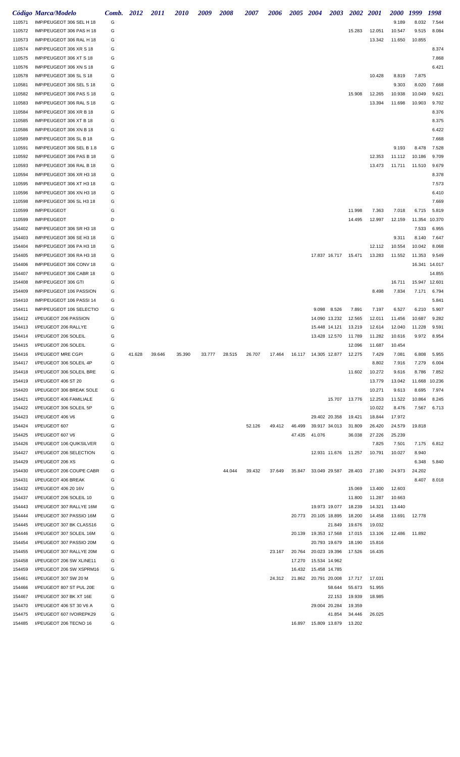| Código | Marca/Modelo | Comb. | 2012 | 2011 | 2010 | 2009 | 2008 | 2007 | 2006 | 2005 | 2004 | 2003 | 2002 | 2001 | 2000 | 1999 | 1998 |
|---|---|---|---|---|---|---|---|---|---|---|---|---|---|---|---|---|---|
| 110571 | IMP/PEUGEOT 306 SEL H 18 | G | | | | | | | | | | | | | 9.189 | 8.032 | 7.544 |
| 110572 | IMP/PEUGEOT 306 PAS H 18 | G | | | | | | | | | | | 15.283 | 12.051 | 10.547 | 9.515 | 8.084 |
| 110573 | IMP/PEUGEOT 306 RAL H 18 | G | | | | | | | | | | | | 13.342 | 11.650 | 10.855 | |
| 110574 | IMP/PEUGEOT 306 XR S 18 | G | | | | | | | | | | | | | | | 8.374 |
| 110575 | IMP/PEUGEOT 306 XT S 18 | G | | | | | | | | | | | | | | | 7.868 |
| 110576 | IMP/PEUGEOT 306 XN S 18 | G | | | | | | | | | | | | | | | 6.421 |
| 110578 | IMP/PEUGEOT 306 SL S 18 | G | | | | | | | | | | | | 10.428 | 8.819 | 7.875 | |
| 110581 | IMP/PEUGEOT 306 SEL S 18 | G | | | | | | | | | | | | | 9.303 | 8.020 | 7.668 |
| 110582 | IMP/PEUGEOT 306 PAS S 18 | G | | | | | | | | | | | 15.908 | 12.265 | 10.938 | 10.049 | 9.621 |
| 110583 | IMP/PEUGEOT 306 RAL S 18 | G | | | | | | | | | | | | 13.394 | 11.698 | 10.903 | 9.702 |
| 110584 | IMP/PEUGEOT 306 XR B 18 | G | | | | | | | | | | | | | | | 8.376 |
| 110585 | IMP/PEUGEOT 306 XT B 18 | G | | | | | | | | | | | | | | | 8.375 |
| 110586 | IMP/PEUGEOT 306 XN B 18 | G | | | | | | | | | | | | | | | 6.422 |
| 110589 | IMP/PEUGEOT 306 SL B 18 | G | | | | | | | | | | | | | | | 7.668 |
| 110591 | IMP/PEUGEOT 306 SEL B 1.8 | G | | | | | | | | | | | | | 9.193 | 8.478 | 7.528 |
| 110592 | IMP/PEUGEOT 306 PAS B 18 | G | | | | | | | | | | | | 12.353 | 11.112 | 10.186 | 9.709 |
| 110593 | IMP/PEUGEOT 306 RAL B 18 | G | | | | | | | | | | | | 13.473 | 11.711 | 11.510 | 9.679 |
| 110594 | IMP/PEUGEOT 306 XR H3 18 | G | | | | | | | | | | | | | | | 8.378 |
| 110595 | IMP/PEUGEOT 306 XT H3 18 | G | | | | | | | | | | | | | | | 7.573 |
| 110596 | IMP/PEUGEOT 306 XN H3 18 | G | | | | | | | | | | | | | | | 6.410 |
| 110598 | IMP/PEUGEOT 306 SL H3 18 | G | | | | | | | | | | | | | | | 7.669 |
| 110599 | IMP/PEUGEOT | G | | | | | | | | | | | 11.998 | 7.363 | 7.018 | 6.715 | 5.819 |
| 110599 | IMP/PEUGEOT | D | | | | | | | | | | | 14.495 | 12.997 | 12.159 | 11.354 | 10.370 |
| 154402 | IMP/PEUGEOT 306 SR H3 18 | G | | | | | | | | | | | | | | 7.533 | 6.955 |
| 154403 | IMP/PEUGEOT 306 SE H3 18 | G | | | | | | | | | | | | | 9.311 | 8.140 | 7.647 |
| 154404 | IMP/PEUGEOT 306 PA H3 18 | G | | | | | | | | | | | | 12.112 | 10.554 | 10.042 | 8.068 |
| 154405 | IMP/PEUGEOT 306 RA H3 18 | G | | | | | | | | | 17.837 | 16.717 | 15.471 | 13.283 | 11.552 | 11.353 | 9.549 |
| 154406 | IMP/PEUGEOT 306 CONV 18 | G | | | | | | | | | | | | | | 16.341 | 14.017 |
| 154407 | IMP/PEUGEOT 306 CABR 18 | G | | | | | | | | | | | | | | | 14.855 |
| 154408 | IMP/PEUGEOT 306 GTI | G | | | | | | | | | | | | | 16.711 | 15.947 | 12.601 |
| 154409 | IMP/PEUGEOT 106 PASSION | G | | | | | | | | | | | | 8.498 | 7.834 | 7.171 | 6.794 |
| 154410 | IMP/PEUGEOT 106 PASSI 14 | G | | | | | | | | | | | | | | | 5.841 |
| 154411 | IMP/PEUGEOT 106 SELECTIO | G | | | | | | | | | 9.098 | 8.526 | 7.891 | 7.197 | 6.527 | 6.210 | 5.907 |
| 154412 | I/PEUGEOT 206 PASSION | G | | | | | | | | | 14.090 | 13.232 | 12.565 | 12.011 | 11.456 | 10.687 | 9.282 |
| 154413 | I/PEUGEOT 206 RALLYE | G | | | | | | | | | 15.448 | 14.121 | 13.219 | 12.614 | 12.040 | 11.228 | 9.591 |
| 154414 | I/PEUGEOT 206 SOLEIL | G | | | | | | | | | 13.428 | 12.570 | 11.789 | 11.282 | 10.616 | 9.972 | 8.954 |
| 154415 | I/PEUGEOT 206 SOLEIL | G | | | | | | | | | | | 12.096 | 11.687 | 10.454 | | |
| 154416 | I/PEUGEOT MRE CGPI | G | 41.628 | 39.646 | 35.390 | 33.777 | 28.515 | 26.707 | 17.464 | 16.117 | 14.305 | 12.877 | 12.275 | 7.429 | 7.081 | 6.808 | 5.955 |
| 154417 | I/PEUGEOT 306 SOLEIL 4P | G | | | | | | | | | | | | 8.802 | 7.916 | 7.279 | 6.004 |
| 154418 | I/PEUGEOT 306 SOLEIL BRE | G | | | | | | | | | | | 11.602 | 10.272 | 9.616 | 8.786 | 7.852 |
| 154419 | I/PEUGEOT 406 ST 20 | G | | | | | | | | | | | | 13.779 | 13.042 | 11.668 | 10.236 |
| 154420 | I/PEUGEOT 306 BREAK SOLE | G | | | | | | | | | | | | 10.271 | 9.613 | 8.695 | 7.974 |
| 154421 | I/PEUGEOT 406 FAMILIALE | G | | | | | | | | | | 15.707 | 13.776 | 12.253 | 11.522 | 10.864 | 8.245 |
| 154422 | I/PEUGEOT 306 SOLEIL 5P | G | | | | | | | | | | | | 10.022 | 8.476 | 7.567 | 6.713 |
| 154423 | I/PEUGEOT 406 V6 | G | | | | | | | | | 29.402 | 20.358 | 19.421 | 18.844 | 17.972 | | |
| 154424 | I/PEUGEOT 607 | G | | | | | | 52.126 | 49.412 | 46.499 | 39.917 | 34.013 | 31.809 | 26.420 | 24.579 | 19.818 | |
| 154425 | I/PEUGEOT 607 V6 | G | | | | | | | | 47.435 | 41.076 | | 36.038 | 27.226 | 25.239 | | |
| 154426 | I/PEUGEOT 106 QUIKSILVER | G | | | | | | | | | | | | 7.825 | 7.501 | 7.175 | 6.812 |
| 154427 | I/PEUGEOT 206 SELECTION | G | | | | | | | | | 12.931 | 11.676 | 11.257 | 10.791 | 10.027 | 8.940 | |
| 154429 | I/PEUGEOT 206 XS | G | | | | | | | | | | | | | | 6.348 | 5.840 |
| 154430 | I/PEUGEOT 206 COUPE CABR | G | | | | | 44.044 | 39.432 | 37.649 | 35.847 | 33.049 | 29.587 | 28.403 | 27.180 | 24.973 | 24.202 | |
| 154431 | I/PEUGEOT 406 BREAK | G | | | | | | | | | | | | | | 8.407 | 8.018 |
| 154432 | I/PEUGEOT 406 20 16V | G | | | | | | | | | | | 15.069 | 13.400 | 12.603 | | |
| 154437 | I/PEUGEOT 206 SOLEIL 10 | G | | | | | | | | | | | 11.800 | 11.287 | 10.663 | | |
| 154443 | I/PEUGEOT 307 RALLYE 16M | G | | | | | | | | | 19.973 | 19.077 | 18.239 | 14.321 | 13.440 | | |
| 154444 | I/PEUGEOT 307 PASSIO 16M | G | | | | | | | | 20.773 | 20.105 | 18.895 | 18.200 | 14.458 | 13.691 | 12.778 | |
| 154445 | I/PEUGEOT 307 BK CLASS16 | G | | | | | | | | | | 21.849 | 19.676 | 19.032 | | | |
| 154446 | I/PEUGEOT 307 SOLEIL 16M | G | | | | | | | | 20.139 | 19.353 | 17.568 | 17.015 | 13.106 | 12.486 | 11.892 | |
| 154454 | I/PEUGEOT 307 PASSIO 20M | G | | | | | | | | | 20.793 | 19.679 | 18.190 | 15.816 | | | |
| 154455 | I/PEUGEOT 307 RALLYE 20M | G | | | | | | | 23.167 | 20.764 | 20.023 | 19.396 | 17.526 | 16.435 | | | |
| 154458 | I/PEUGEOT 206 SW XLINE11 | G | | | | | | | | 17.270 | 15.534 | 14.962 | | | | | |
| 154459 | I/PEUGEOT 206 SW XSPRM16 | G | | | | | | | | 16.432 | 15.458 | 14.785 | | | | | |
| 154461 | I/PEUGEOT 307 SW 20 M | G | | | | | | | 24.312 | 21.862 | 20.791 | 20.008 | 17.717 | 17.031 | | | |
| 154466 | I/PEUGEOT 807 ST PUL 20E | G | | | | | | | | | | 58.644 | 55.673 | 51.955 | | | |
| 154467 | I/PEUGEOT 307 BK XT 16E | G | | | | | | | | | | 22.153 | 19.939 | 18.985 | | | |
| 154470 | I/PEUGEOT 406 ST 30 V6 A | G | | | | | | | | | 29.004 | 20.284 | 19.359 | | | | |
| 154475 | I/PEUGEOT 607 IVOIREPK29 | G | | | | | | | | | | 41.854 | 34.446 | 26.025 | | | |
| 154485 | I/PEUGEOT 206 TECNO 16 | G | | | | | | | | 16.897 | 15.809 | 13.879 | 13.202 | | | | |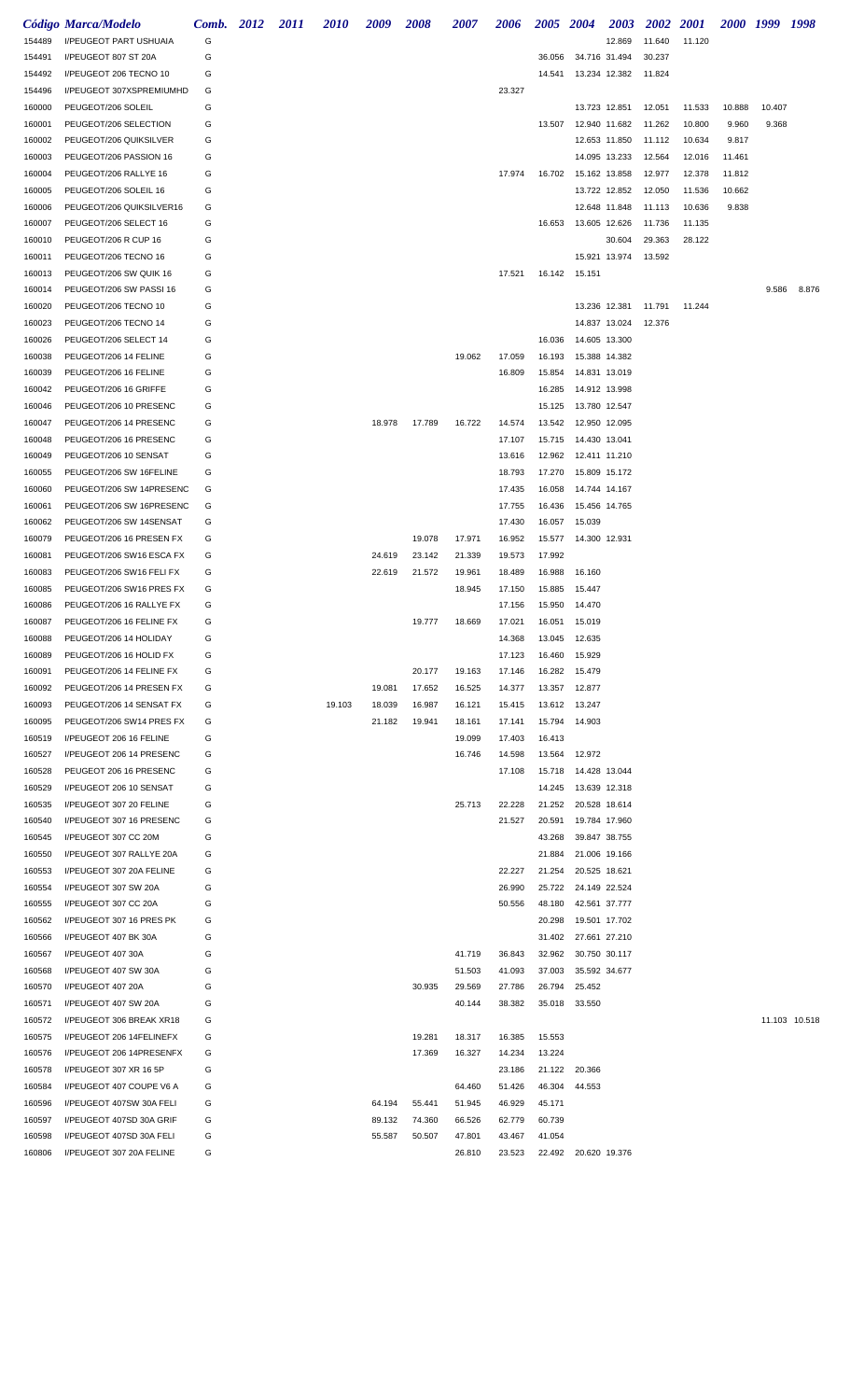| Código | Marca/Modelo | Comb. | 2012 | 2011 | 2010 | 2009 | 2008 | 2007 | 2006 | 2005 | 2004 | 2003 | 2002 | 2001 | 2000 | 1999 | 1998 |
|---|---|---|---|---|---|---|---|---|---|---|---|---|---|---|---|---|---|
| 154489 | I/PEUGEOT PART USHUAIA | G | | | | | | | | | | 12.869 | 11.640 | 11.120 | | | |
| 154491 | I/PEUGEOT 807 ST 20A | G | | | | | | | | 36.056 | 34.716 | 31.494 | 30.237 | | | | |
| 154492 | I/PEUGEOT 206 TECNO 10 | G | | | | | | | | 14.541 | 13.234 | 12.382 | 11.824 | | | | |
| 154496 | I/PEUGEOT 307XSPREMIUMHD | G | | | | | | | 23.327 | | | | | | | | |
| 160000 | PEUGEOT/206 SOLEIL | G | | | | | | | | | 13.723 | 12.851 | 12.051 | 11.533 | 10.888 | 10.407 | |
| 160001 | PEUGEOT/206 SELECTION | G | | | | | | | | 13.507 | 12.940 | 11.682 | 11.262 | 10.800 | 9.960 | 9.368 | |
| 160002 | PEUGEOT/206 QUIKSILVER | G | | | | | | | | | 12.653 | 11.850 | 11.112 | 10.634 | 9.817 | | |
| 160003 | PEUGEOT/206 PASSION 16 | G | | | | | | | | | 14.095 | 13.233 | 12.564 | 12.016 | 11.461 | | |
| 160004 | PEUGEOT/206 RALLYE 16 | G | | | | | | | 17.974 | 16.702 | 15.162 | 13.858 | 12.977 | 12.378 | 11.812 | | |
| 160005 | PEUGEOT/206 SOLEIL 16 | G | | | | | | | | | 13.722 | 12.852 | 12.050 | 11.536 | 10.662 | | |
| 160006 | PEUGEOT/206 QUIKSILVER16 | G | | | | | | | | | 12.648 | 11.848 | 11.113 | 10.636 | 9.838 | | |
| 160007 | PEUGEOT/206 SELECT 16 | G | | | | | | | | 16.653 | 13.605 | 12.626 | 11.736 | 11.135 | | | |
| 160010 | PEUGEOT/206 R CUP 16 | G | | | | | | | | | | 30.604 | 29.363 | 28.122 | | | |
| 160011 | PEUGEOT/206 TECNO 16 | G | | | | | | | | | 15.921 | 13.974 | 13.592 | | | | |
| 160013 | PEUGEOT/206 SW QUIK 16 | G | | | | | | | 17.521 | 16.142 | 15.151 | | | | | | |
| 160014 | PEUGEOT/206 SW PASSI 16 | G | | | | | | | | | | | | | | 9.586 | 8.876 |
| 160020 | PEUGEOT/206 TECNO 10 | G | | | | | | | | | 13.236 | 12.381 | 11.791 | 11.244 | | | |
| 160023 | PEUGEOT/206 TECNO 14 | G | | | | | | | | | 14.837 | 13.024 | 12.376 | | | | |
| 160026 | PEUGEOT/206 SELECT 14 | G | | | | | | | | 16.036 | 14.605 | 13.300 | | | | | |
| 160038 | PEUGEOT/206 14 FELINE | G | | | | | | 19.062 | 17.059 | 16.193 | 15.388 | 14.382 | | | | | |
| 160039 | PEUGEOT/206 16 FELINE | G | | | | | | | 16.809 | 15.854 | 14.831 | 13.019 | | | | | |
| 160042 | PEUGEOT/206 16 GRIFFE | G | | | | | | | | 16.285 | 14.912 | 13.998 | | | | | |
| 160046 | PEUGEOT/206 10 PRESENC | G | | | | | | | | 15.125 | 13.780 | 12.547 | | | | | |
| 160047 | PEUGEOT/206 14 PRESENC | G | | | | 18.978 | 17.789 | 16.722 | 14.574 | 13.542 | 12.950 | 12.095 | | | | | |
| 160048 | PEUGEOT/206 16 PRESENC | G | | | | | | | 17.107 | 15.715 | 14.430 | 13.041 | | | | | |
| 160049 | PEUGEOT/206 10 SENSAT | G | | | | | | | 13.616 | 12.962 | 12.411 | 11.210 | | | | | |
| 160055 | PEUGEOT/206 SW 16FELINE | G | | | | | | | 18.793 | 17.270 | 15.809 | 15.172 | | | | | |
| 160060 | PEUGEOT/206 SW 14PRESENC | G | | | | | | | 17.435 | 16.058 | 14.744 | 14.167 | | | | | |
| 160061 | PEUGEOT/206 SW 16PRESENC | G | | | | | | | 17.755 | 16.436 | 15.456 | 14.765 | | | | | |
| 160062 | PEUGEOT/206 SW 14SENSAT | G | | | | | | | 17.430 | 16.057 | 15.039 | | | | | | |
| 160079 | PEUGEOT/206 16 PRESEN FX | G | | | | | 19.078 | 17.971 | 16.952 | 15.577 | 14.300 | 12.931 | | | | | |
| 160081 | PEUGEOT/206 SW16 ESCA FX | G | | | | 24.619 | 23.142 | 21.339 | 19.573 | 17.992 | | | | | | | |
| 160083 | PEUGEOT/206 SW16 FELI FX | G | | | | 22.619 | 21.572 | 19.961 | 18.489 | 16.988 | 16.160 | | | | | | |
| 160085 | PEUGEOT/206 SW16 PRES FX | G | | | | | | 18.945 | 17.150 | 15.885 | 15.447 | | | | | | |
| 160086 | PEUGEOT/206 16 RALLYE FX | G | | | | | | | 17.156 | 15.950 | 14.470 | | | | | | |
| 160087 | PEUGEOT/206 16 FELINE FX | G | | | | | 19.777 | 18.669 | 17.021 | 16.051 | 15.019 | | | | | | |
| 160088 | PEUGEOT/206 14 HOLIDAY | G | | | | | | | 14.368 | 13.045 | 12.635 | | | | | | |
| 160089 | PEUGEOT/206 16 HOLID FX | G | | | | | | | 17.123 | 16.460 | 15.929 | | | | | | |
| 160091 | PEUGEOT/206 14 FELINE FX | G | | | | | 20.177 | 19.163 | 17.146 | 16.282 | 15.479 | | | | | | |
| 160092 | PEUGEOT/206 14 PRESEN FX | G | | | | 19.081 | 17.652 | 16.525 | 14.377 | 13.357 | 12.877 | | | | | | |
| 160093 | PEUGEOT/206 14 SENSAT FX | G | | | 19.103 | 18.039 | 16.987 | 16.121 | 15.415 | 13.612 | 13.247 | | | | | | |
| 160095 | PEUGEOT/206 SW14 PRES FX | G | | | | 21.182 | 19.941 | 18.161 | 17.141 | 15.794 | 14.903 | | | | | | |
| 160519 | I/PEUGEOT 206 16 FELINE | G | | | | | | 19.099 | 17.403 | 16.413 | | | | | | | |
| 160527 | I/PEUGEOT 206 14 PRESENC | G | | | | | | 16.746 | 14.598 | 13.564 | 12.972 | | | | | | |
| 160528 | PEUGEOT 206 16 PRESENC | G | | | | | | | 17.108 | 15.718 | 14.428 | 13.044 | | | | | |
| 160529 | I/PEUGEOT 206 10 SENSAT | G | | | | | | | | 14.245 | 13.639 | 12.318 | | | | | |
| 160535 | I/PEUGEOT 307 20 FELINE | G | | | | | | 25.713 | 22.228 | 21.252 | 20.528 | 18.614 | | | | | |
| 160540 | I/PEUGEOT 307 16 PRESENC | G | | | | | | | 21.527 | 20.591 | 19.784 | 17.960 | | | | | |
| 160545 | I/PEUGEOT 307 CC 20M | G | | | | | | | | 43.268 | 39.847 | 38.755 | | | | | |
| 160550 | I/PEUGEOT 307 RALLYE 20A | G | | | | | | | | 21.884 | 21.006 | 19.166 | | | | | |
| 160553 | I/PEUGEOT 307 20A FELINE | G | | | | | | | 22.227 | 21.254 | 20.525 | 18.621 | | | | | |
| 160554 | I/PEUGEOT 307 SW 20A | G | | | | | | | 26.990 | 25.722 | 24.149 | 22.524 | | | | | |
| 160555 | I/PEUGEOT 307 CC 20A | G | | | | | | | 50.556 | 48.180 | 42.561 | 37.777 | | | | | |
| 160562 | I/PEUGEOT 307 16 PRES PK | G | | | | | | | | 20.298 | 19.501 | 17.702 | | | | | |
| 160566 | I/PEUGEOT 407 BK 30A | G | | | | | | | | 31.402 | 27.661 | 27.210 | | | | | |
| 160567 | I/PEUGEOT 407 30A | G | | | | | | 41.719 | 36.843 | 32.962 | 30.750 | 30.117 | | | | | |
| 160568 | I/PEUGEOT 407 SW 30A | G | | | | | | 51.503 | 41.093 | 37.003 | 35.592 | 34.677 | | | | | |
| 160570 | I/PEUGEOT 407 20A | G | | | | | 30.935 | 29.569 | 27.786 | 26.794 | 25.452 | | | | | | |
| 160571 | I/PEUGEOT 407 SW 20A | G | | | | | | 40.144 | 38.382 | 35.018 | 33.550 | | | | | | |
| 160572 | I/PEUGEOT 306 BREAK XR18 | G | | | | | | | | | | | | | | 11.103 | 10.518 |
| 160575 | I/PEUGEOT 206 14FELINEFX | G | | | | | 19.281 | 18.317 | 16.385 | 15.553 | | | | | | | |
| 160576 | I/PEUGEOT 206 14PRESENFX | G | | | | | 17.369 | 16.327 | 14.234 | 13.224 | | | | | | | |
| 160578 | I/PEUGEOT 307 XR 16 5P | G | | | | | | | 23.186 | 21.122 | 20.366 | | | | | | |
| 160584 | I/PEUGEOT 407 COUPE V6 A | G | | | | | | 64.460 | 51.426 | 46.304 | 44.553 | | | | | | |
| 160596 | I/PEUGEOT 407SW 30A FELI | G | | | | 64.194 | 55.441 | 51.945 | 46.929 | 45.171 | | | | | | | |
| 160597 | I/PEUGEOT 407SD 30A GRIF | G | | | | 89.132 | 74.360 | 66.526 | 62.779 | 60.739 | | | | | | | |
| 160598 | I/PEUGEOT 407SD 30A FELI | G | | | | 55.587 | 50.507 | 47.801 | 43.467 | 41.054 | | | | | | | |
| 160806 | I/PEUGEOT 307 20A FELINE | G | | | | | | 26.810 | 23.523 | 22.492 | 20.620 | 19.376 | | | | | |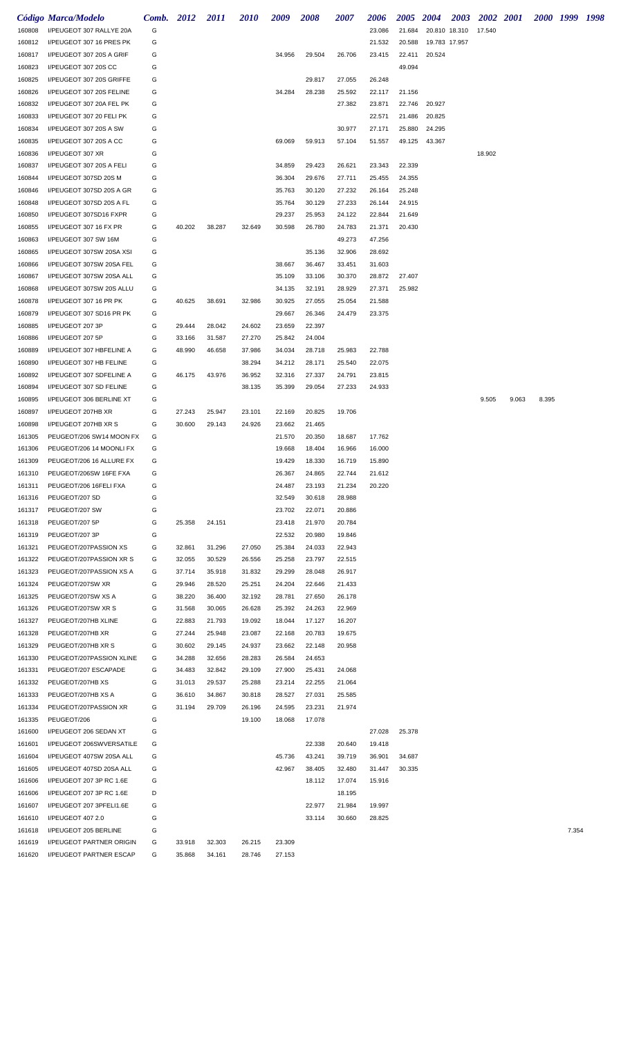| Código | Marca/Modelo | Comb. | 2012 | 2011 | 2010 | 2009 | 2008 | 2007 | 2006 | 2005 | 2004 | 2003 | 2002 | 2001 | 2000 | 1999 | 1998 |
|---|---|---|---|---|---|---|---|---|---|---|---|---|---|---|---|---|---|
| 160808 | I/PEUGEOT 307 RALLYE 20A | G | | | | | | | 23.086 | 21.684 | 20.810 | 18.310 | 17.540 | | | | |
| 160812 | I/PEUGEOT 307 16 PRES PK | G | | | | | | | 21.532 | 20.588 | 19.783 | 17.957 | | | | | |
| 160817 | I/PEUGEOT 307 20S A GRIF | G | | | | 34.956 | 29.504 | 26.706 | 23.415 | 22.411 | 20.524 | | | | | | |
| 160823 | I/PEUGEOT 307 20S CC | G | | | | | | | | 49.094 | | | | | | | |
| 160825 | I/PEUGEOT 307 20S GRIFFE | G | | | | | 29.817 | 27.055 | 26.248 | | | | | | | | |
| 160826 | I/PEUGEOT 307 20S FELINE | G | | | | 34.284 | 28.238 | 25.592 | 22.117 | 21.156 | | | | | | | |
| 160832 | I/PEUGEOT 307 20A FEL PK | G | | | | | | 27.382 | 23.871 | 22.746 | 20.927 | | | | | | |
| 160833 | I/PEUGEOT 307 20 FELI PK | G | | | | | | | 22.571 | 21.486 | 20.825 | | | | | | |
| 160834 | I/PEUGEOT 307 20S A SW | G | | | | | | 30.977 | 27.171 | 25.880 | 24.295 | | | | | | |
| 160835 | I/PEUGEOT 307 20S A CC | G | | | | 69.069 | 59.913 | 57.104 | 51.557 | 49.125 | 43.367 | | | | | | |
| 160836 | I/PEUGEOT 307 XR | G | | | | | | | | | | | 18.902 | | | | |
| 160837 | I/PEUGEOT 307 20S A FELI | G | | | | 34.859 | 29.423 | 26.621 | 23.343 | 22.339 | | | | | | | |
| 160844 | I/PEUGEOT 307SD 20S M | G | | | | 36.304 | 29.676 | 27.711 | 25.455 | 24.355 | | | | | | | |
| 160846 | I/PEUGEOT 307SD 20S A GR | G | | | | 35.763 | 30.120 | 27.232 | 26.164 | 25.248 | | | | | | | |
| 160848 | I/PEUGEOT 307SD 20S A FL | G | | | | 35.764 | 30.129 | 27.233 | 26.144 | 24.915 | | | | | | | |
| 160850 | I/PEUGEOT 307SD16 FXPR | G | | | | 29.237 | 25.953 | 24.122 | 22.844 | 21.649 | | | | | | | |
| 160855 | I/PEUGEOT 307 16 FX PR | G | 40.202 | 38.287 | 32.649 | 30.598 | 26.780 | 24.783 | 21.371 | 20.430 | | | | | | | |
| 160863 | I/PEUGEOT 307 SW 16M | G | | | | | | 49.273 | 47.256 | | | | | | | | |
| 160865 | I/PEUGEOT 307SW 20SA XSI | G | | | | | 35.136 | 32.906 | 28.692 | | | | | | | | |
| 160866 | I/PEUGEOT 307SW 20SA FEL | G | | | | 38.667 | 36.467 | 33.451 | 31.603 | | | | | | | | |
| 160867 | I/PEUGEOT 307SW 20SA ALL | G | | | | 35.109 | 33.106 | 30.370 | 28.872 | 27.407 | | | | | | | |
| 160868 | I/PEUGEOT 307SW 20S ALLU | G | | | | 34.135 | 32.191 | 28.929 | 27.371 | 25.982 | | | | | | | |
| 160878 | I/PEUGEOT 307 16 PR PK | G | 40.625 | 38.691 | 32.986 | 30.925 | 27.055 | 25.054 | 21.588 | | | | | | | | |
| 160879 | I/PEUGEOT 307 SD16 PR PK | G | | | | 29.667 | 26.346 | 24.479 | 23.375 | | | | | | | | |
| 160885 | I/PEUGEOT 207 3P | G | 29.444 | 28.042 | 24.602 | 23.659 | 22.397 | | | | | | | | | | |
| 160886 | I/PEUGEOT 207 5P | G | 33.166 | 31.587 | 27.270 | 25.842 | 24.004 | | | | | | | | | | |
| 160889 | I/PEUGEOT 307 HBFELINE A | G | 48.990 | 46.658 | 37.986 | 34.034 | 28.718 | 25.983 | 22.788 | | | | | | | | |
| 160890 | I/PEUGEOT 307 HB FELINE | G | | | 38.294 | 34.212 | 28.171 | 25.540 | 22.075 | | | | | | | | |
| 160892 | I/PEUGEOT 307 SDFELINE A | G | 46.175 | 43.976 | 36.952 | 32.316 | 27.337 | 24.791 | 23.815 | | | | | | | | |
| 160894 | I/PEUGEOT 307 SD FELINE | G | | | 38.135 | 35.399 | 29.054 | 27.233 | 24.933 | | | | | | | | |
| 160895 | I/PEUGEOT 306 BERLINE XT | G | | | | | | | | | | | 9.505 | 9.063 | 8.395 | | |
| 160897 | I/PEUGEOT 207HB XR | G | 27.243 | 25.947 | 23.101 | 22.169 | 20.825 | 19.706 | | | | | | | | | |
| 160898 | I/PEUGEOT 207HB XR S | G | 30.600 | 29.143 | 24.926 | 23.662 | 21.465 | | | | | | | | | | |
| 161305 | PEUGEOT/206 SW14 MOON FX | G | | | | 21.570 | 20.350 | 18.687 | 17.762 | | | | | | | | |
| 161306 | PEUGEOT/206 14 MOONLI FX | G | | | | 19.668 | 18.404 | 16.966 | 16.000 | | | | | | | | |
| 161309 | PEUGEOT/206 16 ALLURE FX | G | | | | 19.429 | 18.330 | 16.719 | 15.890 | | | | | | | | |
| 161310 | PEUGEOT/206SW 16FE FXA | G | | | | 26.367 | 24.865 | 22.744 | 21.612 | | | | | | | | |
| 161311 | PEUGEOT/206 16FELI FXA | G | | | | 24.487 | 23.193 | 21.234 | 20.220 | | | | | | | | |
| 161316 | PEUGEOT/207 SD | G | | | | 32.549 | 30.618 | 28.988 | | | | | | | | | |
| 161317 | PEUGEOT/207 SW | G | | | | 23.702 | 22.071 | 20.886 | | | | | | | | | |
| 161318 | PEUGEOT/207 5P | G | 25.358 | 24.151 | | 23.418 | 21.970 | 20.784 | | | | | | | | | |
| 161319 | PEUGEOT/207 3P | G | | | | 22.532 | 20.980 | 19.846 | | | | | | | | | |
| 161321 | PEUGEOT/207PASSION XS | G | 32.861 | 31.296 | 27.050 | 25.384 | 24.033 | 22.943 | | | | | | | | | |
| 161322 | PEUGEOT/207PASSION XR S | G | 32.055 | 30.529 | 26.556 | 25.258 | 23.797 | 22.515 | | | | | | | | | |
| 161323 | PEUGEOT/207PASSION XS A | G | 37.714 | 35.918 | 31.832 | 29.299 | 28.048 | 26.917 | | | | | | | | | |
| 161324 | PEUGEOT/207SW XR | G | 29.946 | 28.520 | 25.251 | 24.204 | 22.646 | 21.433 | | | | | | | | | |
| 161325 | PEUGEOT/207SW XS A | G | 38.220 | 36.400 | 32.192 | 28.781 | 27.650 | 26.178 | | | | | | | | | |
| 161326 | PEUGEOT/207SW XR S | G | 31.568 | 30.065 | 26.628 | 25.392 | 24.263 | 22.969 | | | | | | | | | |
| 161327 | PEUGEOT/207HB XLINE | G | 22.883 | 21.793 | 19.092 | 18.044 | 17.127 | 16.207 | | | | | | | | | |
| 161328 | PEUGEOT/207HB XR | G | 27.244 | 25.948 | 23.087 | 22.168 | 20.783 | 19.675 | | | | | | | | | |
| 161329 | PEUGEOT/207HB XR S | G | 30.602 | 29.145 | 24.937 | 23.662 | 22.148 | 20.958 | | | | | | | | | |
| 161330 | PEUGEOT/207PASSION XLINE | G | 34.288 | 32.656 | 28.283 | 26.584 | 24.653 | | | | | | | | | | |
| 161331 | PEUGEOT/207 ESCAPADE | G | 34.483 | 32.842 | 29.109 | 27.900 | 25.431 | 24.068 | | | | | | | | | |
| 161332 | PEUGEOT/207HB XS | G | 31.013 | 29.537 | 25.288 | 23.214 | 22.255 | 21.064 | | | | | | | | | |
| 161333 | PEUGEOT/207HB XS A | G | 36.610 | 34.867 | 30.818 | 28.527 | 27.031 | 25.585 | | | | | | | | | |
| 161334 | PEUGEOT/207PASSION XR | G | 31.194 | 29.709 | 26.196 | 24.595 | 23.231 | 21.974 | | | | | | | | | |
| 161335 | PEUGEOT/206 | G | | | 19.100 | 18.068 | 17.078 | | | | | | | | | | |
| 161600 | I/PEUGEOT 206 SEDAN XT | G | | | | | | | 27.028 | 25.378 | | | | | | | |
| 161601 | I/PEUGEOT 206SWVERSATILE | G | | | | | 22.338 | 20.640 | 19.418 | | | | | | | | |
| 161604 | I/PEUGEOT 407SW 20SA ALL | G | | | | 45.736 | 43.241 | 39.719 | 36.901 | 34.687 | | | | | | | |
| 161605 | I/PEUGEOT 407SD 20SA ALL | G | | | | 42.967 | 38.405 | 32.480 | 31.447 | 30.335 | | | | | | | |
| 161606 | I/PEUGEOT 207 3P RC 1.6E | G | | | | | 18.112 | 17.074 | 15.916 | | | | | | | | |
| 161606 | I/PEUGEOT 207 3P RC 1.6E | D | | | | | | 18.195 | | | | | | | | | |
| 161607 | I/PEUGEOT 207 3PFELI1.6E | G | | | | | 22.977 | 21.984 | 19.997 | | | | | | | | |
| 161610 | I/PEUGEOT 407 2.0 | G | | | | | 33.114 | 30.660 | 28.825 | | | | | | | | |
| 161618 | I/PEUGEOT 205 BERLINE | G | | | | | | | | | | | | | | 7.354 | |
| 161619 | I/PEUGEOT PARTNER ORIGIN | G | 33.918 | 32.303 | 26.215 | 23.309 | | | | | | | | | | | |
| 161620 | I/PEUGEOT PARTNER ESCAP | G | 35.868 | 34.161 | 28.746 | 27.153 | | | | | | | | | | | |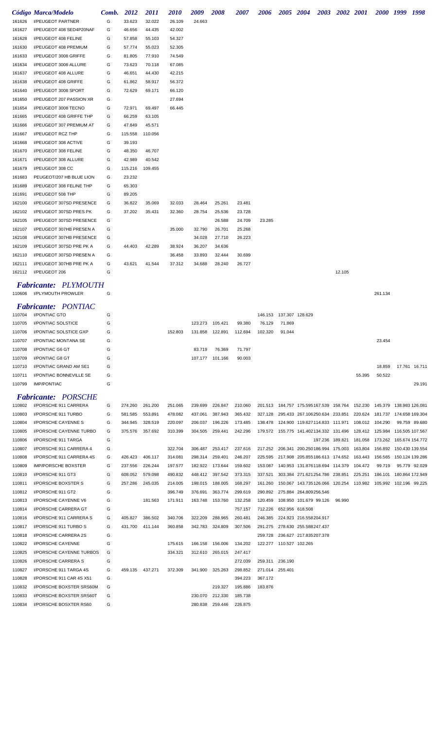| Código | Marca/Modelo | Comb. | 2012 | 2011 | 2010 | 2009 | 2008 | 2007 | 2006 | 2005 | 2004 | 2003 | 2002 | 2001 | 2000 | 1999 | 1998 |
|---|---|---|---|---|---|---|---|---|---|---|---|---|---|---|---|---|---|
| 161626 | I/PEUGEOT PARTNER | G | 33.623 | 32.022 | 26.109 | 24.663 | | | | | | | | | | | |
| 161627 | I/PEUGEOT 408 SED4P20NAF | G | 46.656 | 44.435 | 42.002 | | | | | | | | | | | | |
| 161628 | I/PEUGEOT 408 FELINE | G | 57.858 | 55.103 | 54.327 | | | | | | | | | | | | |
| 161630 | I/PEUGEOT 408 PREMIUM | G | 57.774 | 55.023 | 52.305 | | | | | | | | | | | | |
| 161633 | I/PEUGEOT 3008 GRIFFE | G | 81.805 | 77.910 | 74.549 | | | | | | | | | | | | |
| 161634 | I/PEUGEOT 3008 ALLURE | G | 73.623 | 70.118 | 67.085 | | | | | | | | | | | | |
| 161637 | I/PEUGEOT 408 ALLURE | G | 46.651 | 44.430 | 42.215 | | | | | | | | | | | | |
| 161638 | I/PEUGEOT 408 GRIFFE | G | 61.862 | 58.917 | 56.372 | | | | | | | | | | | | |
| 161640 | I/PEUGEOT 3008 SPORT | G | 72.629 | 69.171 | 66.120 | | | | | | | | | | | | |
| 161650 | I/PEUGEOT 207 PASSION XR | G | | | 27.694 | | | | | | | | | | | | |
| 161654 | I/PEUGEOT 3008 TECNO | G | 72.971 | 69.497 | 66.445 | | | | | | | | | | | | |
| 161665 | I/PEUGEOT 408 GRIFFE THP | G | 66.259 | 63.105 | | | | | | | | | | | | | |
| 161666 | I/PEUGEOT 307 PREMIUM AT | G | 47.849 | 45.571 | | | | | | | | | | | | | |
| 161667 | I/PEUGEOT RCZ THP | G | 115.558 | 110.056 | | | | | | | | | | | | | |
| 161668 | I/PEUGEOT 308 ACTIVE | G | 39.193 | | | | | | | | | | | | | | |
| 161670 | I/PEUGEOT 308 FELINE | G | 48.350 | 46.707 | | | | | | | | | | | | | |
| 161671 | I/PEUGEOT 308 ALLURE | G | 42.989 | 40.542 | | | | | | | | | | | | | |
| 161679 | I/PEUGEOT 308 CC | G | 115.216 | 109.455 | | | | | | | | | | | | | |
| 161683 | PEUGEOT/207 HB BLUE LION | G | 23.232 | | | | | | | | | | | | | | |
| 161689 | I/PEUGEOT 308 FELINE THP | G | 65.303 | | | | | | | | | | | | | | |
| 161691 | I/PEUGEOT 508 THP | G | 89.205 | | | | | | | | | | | | | | |
| 162100 | I/PEUGEOT 307SD PRESENCE | G | 36.822 | 35.069 | 32.033 | 28.464 | 25.261 | 23.481 | | | | | | | | | |
| 162102 | I/PEUGEOT 307SD PRES PK | G | 37.202 | 35.431 | 32.360 | 28.754 | 25.536 | 23.728 | | | | | | | | | |
| 162105 | I/PEUGEOT 307SD PRESENCE | G | | | | | 26.588 | 24.709 | 23.285 | | | | | | | | |
| 162107 | I/PEUGEOT 307HB PRESEN A | G | | | 35.000 | 32.790 | 26.701 | 25.268 | | | | | | | | | |
| 162108 | I/PEUGEOT 307HB PRESENCE | G | | | | 34.028 | 27.710 | 26.223 | | | | | | | | | |
| 162109 | I/PEUGEOT 307SD PRE PK A | G | 44.403 | 42.289 | 38.924 | 36.207 | 34.636 | | | | | | | | | | |
| 162110 | I/PEUGEOT 307SD PRESEN A | G | | | 36.458 | 33.893 | 32.444 | 30.699 | | | | | | | | | |
| 162111 | I/PEUGEOT 307HB PRE PK A | G | 43.621 | 41.544 | 37.312 | 34.688 | 28.240 | 26.727 | | | | | | | | | |
| 162112 | I/PEUGEOT 206 | G | | | | | | | | | | | 12.105 | | | | |

## *Fabricante: PLYMOUTH*

| Código | Marca/Modelo | Comb. | 2012 | 2011 | 2010 | 2009 | 2008 | 2007 | 2006 | 2005 | 2004 | 2003 | 2002 | 2001 | 2000 | 1999 | 1998 |
|---|---|---|---|---|---|---|---|---|---|---|---|---|---|---|---|---|---|
| 110606 | I/PLYMOUTH PROWLER | G | | | | | | | | | | | | | 261.134 | | |

## *Fabricante: PONTIAC*

| Código | Marca/Modelo | Comb. | 2012 | 2011 | 2010 | 2009 | 2008 | 2007 | 2006 | 2005 | 2004 | 2003 | 2002 | 2001 | 2000 | 1999 | 1998 |
|---|---|---|---|---|---|---|---|---|---|---|---|---|---|---|---|---|---|
| 110704 | I/PONTIAC GTO | G | | | | | | | 146.153 | 137.307 | 128.629 | | | | | | |
| 110705 | I/PONTIAC SOLSTICE | G | | | | 123.273 | 105.421 | 99.380 | 76.129 | 71.869 | | | | | | | |
| 110706 | I/PONTIAC SOLSTICE GXP | G | | | 152.803 | 131.858 | 122.891 | 112.694 | 102.320 | 91.044 | | | | | | | |
| 110707 | I/PONTIAC MONTANA SE | G | | | | | | | | | | | | | 23.454 | | |
| 110708 | I/PONTIAC G6 GT | G | | | | 83.719 | 76.369 | 71.797 | | | | | | | | | |
| 110709 | I/PONTIAC G8 GT | G | | | | 107.177 | 101.166 | 90.003 | | | | | | | | | |
| 110710 | I/PONTIAC GRAND AM SE1 | G | | | | | | | | | | | | | 18.859 | 17.761 | 16.711 |
| 110711 | I/PONTIAC BONNEVILLE SE | G | | | | | | | | | | | | 55.395 | 50.522 | | |
| 110799 | IMP/PONTIAC | G | | | | | | | | | | | | | | | 29.191 |

## *Fabricante: PORSCHE*

| Código | Marca/Modelo | Comb. | 2012 | 2011 | 2010 | 2009 | 2008 | 2007 | 2006 | 2005 | 2004 | 2003 | 2002 | 2001 | 2000 | 1999 | 1998 |
|---|---|---|---|---|---|---|---|---|---|---|---|---|---|---|---|---|---|
| 110802 | I/PORSCHE 911 CARRERA | G | 274.260 | 261.200 | 251.065 | 239.699 | 226.847 | 210.060 | 201.513 | 184.757 | 175.595 | 167.539 | 158.764 | 152.230 | 145.379 | 138.983 | 126.081 |
| 110803 | I/PORSCHE 911 TURBO | G | 581.585 | 553.891 | 478.082 | 437.061 | 387.943 | 365.432 | 327.128 | 295.433 | 267.106 | 250.634 | 233.851 | 220.624 | 181.737 | 174.658 | 169.304 |
| 110804 | I/PORSCHE CAYENNE S | G | 344.945 | 328.519 | 220.097 | 206.037 | 196.226 | 173.485 | 138.478 | 124.900 | 119.627 | 114.833 | 111.971 | 108.012 | 104.290 | 99.759 | 89.680 |
| 110805 | I/PORSCHE CAYENNE TURBO | G | 375.576 | 357.692 | 310.399 | 304.505 | 259.441 | 242.296 | 179.572 | 155.775 | 141.402 | 134.332 | 131.496 | 128.412 | 125.984 | 116.505 | 107.567 |
| 110806 | I/PORSCHE 911 TARGA | G | | | | | | | | | | 197.236 | 189.821 | 181.058 | 173.262 | 165.674 | 154.772 |
| 110807 | I/PORSCHE 911 CARRERA 4 | G | | | 322.704 | 306.487 | 253.417 | 237.616 | 217.252 | 206.341 | 200.250 | 186.994 | 175.003 | 163.804 | 156.892 | 150.430 | 139.554 |
| 110808 | I/PORSCHE 911 CARRERA 4S | G | 426.423 | 406.117 | 314.081 | 298.314 | 259.401 | 246.207 | 225.595 | 217.908 | 205.855 | 186.613 | 174.652 | 163.443 | 156.565 | 150.124 | 139.286 |
| 110809 | IMP/PORSCHE BOXSTER | G | 237.556 | 226.244 | 197.577 | 182.922 | 173.644 | 159.602 | 153.087 | 140.953 | 131.876 | 118.694 | 114.379 | 104.472 | 99.719 | 95.779 | 92.029 |
| 110810 | I/PORSCHE 911 GT3 | G | 608.052 | 579.098 | 490.832 | 448.412 | 397.542 | 373.315 | 337.521 | 303.384 | 271.621 | 254.786 | 238.851 | 225.251 | 186.101 | 180.864 | 162.949 |
| 110811 | I/PORSCHE BOXSTER S | G | 257.286 | 245.035 | 214.005 | 198.015 | 188.005 | 168.297 | 161.260 | 150.067 | 143.735 | 126.066 | 120.254 | 110.982 | 105.992 | 102.196 | 99.225 |
| 110812 | I/PORSCHE 911 GT2 | G | | | 396.749 | 376.691 | 363.774 | 299.619 | 290.892 | 275.884 | 264.809 | 256.546 | | | | | |
| 110813 | I/PORSCHE CAYENNE V6 | G | | 181.563 | 171.911 | 163.748 | 153.760 | 132.258 | 120.459 | 108.950 | 101.679 | 99.126 | 96.990 | | | | |
| 110814 | I/PORSCHE CARRERA GT | G | | | | | | 757.157 | 712.226 | 652.956 | 618.508 | | | | | | |
| 110816 | I/PORSCHE 911 CARRERA S | G | 405.827 | 386.502 | 340.706 | 322.209 | 288.965 | 260.481 | 246.385 | 224.923 | 216.558 | 204.917 | | | | | |
| 110817 | I/PORSCHE 911 TURBO S | G | 431.700 | 411.144 | 360.858 | 342.783 | 324.809 | 307.506 | 291.275 | 278.630 | 255.588 | 247.437 | | | | | |
| 110818 | I/PORSCHE CARRERA 2S | G | | | | | | | 259.728 | 236.627 | 217.835 | 207.378 | | | | | |
| 110822 | I/PORSCHE CAYENNE | G | | | 175.615 | 166.158 | 156.006 | 134.202 | 122.277 | 110.527 | 102.265 | | | | | | |
| 110825 | I/PORSCHE CAYENNE TURBOS | G | | | 334.321 | 312.610 | 265.015 | 247.417 | | | | | | | | | |
| 110826 | I/PORSCHE CARRERA S | G | | | | | | 272.039 | 259.311 | 236.190 | | | | | | | |
| 110827 | I/PORSCHE 911 TARGA 4S | G | 459.135 | 437.271 | 372.309 | 341.900 | 325.263 | 298.852 | 271.014 | 255.401 | | | | | | | |
| 110828 | I/PORSCHE 911 CAR 4S X51 | G | | | | | | 394.223 | 367.172 | | | | | | | | |
| 110832 | I/PORSCHE BOXSTER SRS60M | G | | | | | 219.327 | 195.886 | 183.876 | | | | | | | | |
| 110833 | I/PORSCHE BOXSTER SRS60T | G | | | | 230.070 | 212.330 | 185.738 | | | | | | | | | |
| 110834 | I/PORSCHE BOSXTER RS60 | G | | | | 280.838 | 259.446 | 226.875 | | | | | | | | | |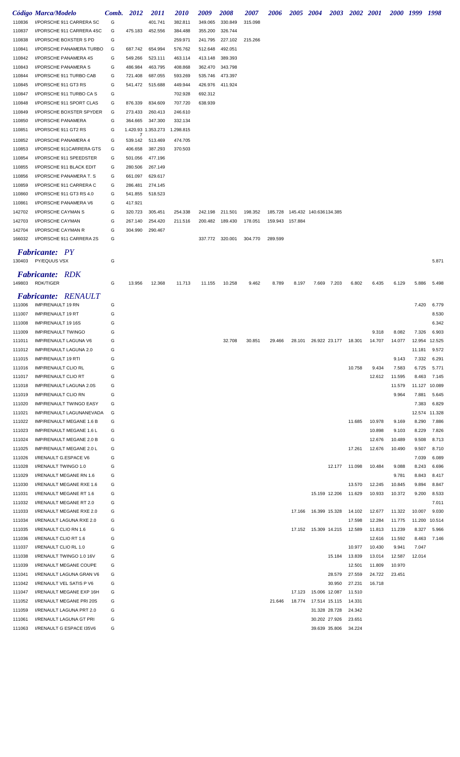| Código | Marca/Modelo | Comb. | 2012 | 2011 | 2010 | 2009 | 2008 | 2007 | 2006 | 2005 | 2004 | 2003 | 2002 | 2001 | 2000 | 1999 | 1998 |
|---|---|---|---|---|---|---|---|---|---|---|---|---|---|---|---|---|---|
| 110836 | I/PORSCHE 911 CARRERA SC | G | | 401.741 | 382.811 | 349.065 | 330.849 | 315.098 | | | | | | | | | |
| 110837 | I/PORSCHE 911 CARRERA 4SC | G | 475.183 | 452.556 | 384.488 | 355.200 | 326.744 | | | | | | | | | | |
| 110838 | I/PORSCHE BOXSTER S PD | G | | | 259.971 | 241.795 | 227.102 | 215.266 | | | | | | | | | |
| 110841 | I/PORSCHE PANAMERA TURBO | G | 687.742 | 654.994 | 576.762 | 512.648 | 492.051 | | | | | | | | | | |
| 110842 | I/PORSCHE PANAMERA 4S | G | 549.266 | 523.111 | 463.114 | 413.148 | 389.393 | | | | | | | | | | |
| 110843 | I/PORSCHE PANAMERA S | G | 486.984 | 463.795 | 408.868 | 362.470 | 343.798 | | | | | | | | | | |
| 110844 | I/PORSCHE 911 TURBO CAB | G | 721.408 | 687.055 | 593.269 | 535.746 | 473.397 | | | | | | | | | | |
| 110845 | I/PORSCHE 911 GT3 RS | G | 541.472 | 515.688 | 449.944 | 426.976 | 411.924 | | | | | | | | | | |
| 110847 | I/PORSCHE 911 TURBO CA S | G | | | 702.928 | 692.312 | | | | | | | | | | | |
| 110848 | I/PORSCHE 911 SPORT CLAS | G | 876.339 | 834.609 | 707.720 | 638.939 | | | | | | | | | | | |
| 110849 | I/PORSCHE BOXSTER SPYDER | G | 273.433 | 260.413 | 246.610 | | | | | | | | | | | | |
| 110850 | I/PORSCHE PANAMERA | G | 364.665 | 347.300 | 332.134 | | | | | | | | | | | | |
| 110851 | I/PORSCHE 911 GT2 RS | G | 1.420.937 | 1.353.273 | 1.298.815 | | | | | | | | | | | | |
| 110852 | I/PORSCHE PANAMERA 4 | G | 539.142 | 513.469 | 474.705 | | | | | | | | | | | | |
| 110853 | I/PORSCHE 911CARRERA GTS | G | 406.658 | 387.293 | 370.503 | | | | | | | | | | | | |
| 110854 | I/PORSCHE 911 SPEEDSTER | G | 501.056 | 477.196 | | | | | | | | | | | | | |
| 110855 | I/PORSCHE 911 BLACK EDIT | G | 280.506 | 267.149 | | | | | | | | | | | | | |
| 110856 | I/PORSCHE PANAMERA T. S | G | 661.097 | 629.617 | | | | | | | | | | | | | |
| 110859 | I/PORSCHE 911 CARRERA C | G | 286.481 | 274.145 | | | | | | | | | | | | | |
| 110860 | I/PORSCHE 911 GT3 RS 4.0 | G | 541.855 | 518.523 | | | | | | | | | | | | | |
| 110861 | I/PORSCHE PANAMERA V6 | G | 417.921 | | | | | | | | | | | | | | |
| 142702 | I/PORSCHE CAYMAN S | G | 320.723 | 305.451 | 254.338 | 242.198 | 211.501 | 198.352 | 185.728 | 145.432 | 140.636 | 134.385 | | | | | |
| 142703 | I/PORSCHE CAYMAN | G | 267.140 | 254.420 | 211.516 | 200.482 | 189.430 | 178.051 | 159.943 | 157.884 | | | | | | | |
| 142704 | I/PORSCHE CAYMAN R | G | 304.990 | 290.467 | | | | | | | | | | | | | |
| 166032 | I/PORSCHE 911 CARRERA 2S | G | | | | 337.772 | 320.001 | 304.770 | 289.599 | | | | | | | | |

## *Fabricante: PY*

| Código | Marca/Modelo | Comb. | 2012 | 2011 | 2010 | 2009 | 2008 | 2007 | 2006 | 2005 | 2004 | 2003 | 2002 | 2001 | 2000 | 1999 | 1998 |
|---|---|---|---|---|---|---|---|---|---|---|---|---|---|---|---|---|---|
| 130403 | PY/EQUUS VSX | G | | | | | | | | | | | | | | | 5.871 |

## *Fabricante: RDK*

| Código | Marca/Modelo | Comb. | 2012 | 2011 | 2010 | 2009 | 2008 | 2007 | 2006 | 2005 | 2004 | 2003 | 2002 | 2001 | 2000 | 1999 | 1998 |
|---|---|---|---|---|---|---|---|---|---|---|---|---|---|---|---|---|---|
| 149803 | RDK/TIGER | G | 13.956 | 12.368 | 11.713 | 11.155 | 10.258 | 9.462 | 8.789 | 8.197 | 7.669 | 7.203 | 6.802 | 6.435 | 6.129 | 5.886 | 5.498 |

## *Fabricante: RENAULT*

| Código | Marca/Modelo | Comb. | 2012 | 2011 | 2010 | 2009 | 2008 | 2007 | 2006 | 2005 | 2004 | 2003 | 2002 | 2001 | 2000 | 1999 | 1998 |
|---|---|---|---|---|---|---|---|---|---|---|---|---|---|---|---|---|---|
| 111006 | IMP/RENAULT 19 RN | G | | | | | | | | | | | | | | 7.420 | 6.779 |
| 111007 | IMP/RENAULT 19 RT | G | | | | | | | | | | | | | | | 8.530 |
| 111008 | IMP/RENAULT 19 16S | G | | | | | | | | | | | | | | | 6.342 |
| 111009 | IMP/RENAULT TWINGO | G | | | | | | | | | | | | 9.318 | 8.082 | 7.326 | 6.903 |
| 111011 | IMP/RENAULT LAGUNA V6 | G | | | | | 32.708 | 30.851 | 29.466 | 28.101 | 26.922 | 23.177 | 18.301 | 14.707 | 14.077 | 12.954 | 12.525 |
| 111012 | IMP/RENAULT LAGUNA 2.0 | G | | | | | | | | | | | | | | 11.181 | 9.572 |
| 111015 | IMP/RENAULT 19 RTI | G | | | | | | | | | | | | | 9.143 | 7.332 | 6.291 |
| 111016 | IMP/RENAULT CLIO RL | G | | | | | | | | | | | 10.758 | 9.434 | 7.583 | 6.725 | 5.771 |
| 111017 | IMP/RENAULT CLIO RT | G | | | | | | | | | | | | 12.612 | 11.595 | 8.463 | 7.145 |
| 111018 | IMP/RENAULT LAGUNA 2.0S | G | | | | | | | | | | | | | 11.579 | 11.127 | 10.089 |
| 111019 | IMP/RENAULT CLIO RN | G | | | | | | | | | | | | | 9.964 | 7.881 | 5.645 |
| 111020 | IMP/RENAULT TWINGO EASY | G | | | | | | | | | | | | | | 7.383 | 6.829 |
| 111021 | IMP/RENAULT LAGUNANEVADA | G | | | | | | | | | | | | | | 12.574 | 11.328 |
| 111022 | IMP/RENAULT MEGANE 1.6 B | G | | | | | | | | | | | 11.685 | 10.978 | 9.169 | 8.290 | 7.886 |
| 111023 | IMP/RENAULT MEGANE 1.6 L | G | | | | | | | | | | | | 10.898 | 9.103 | 8.229 | 7.826 |
| 111024 | IMP/RENAULT MEGANE 2.0 B | G | | | | | | | | | | | | 12.676 | 10.489 | 9.508 | 8.713 |
| 111025 | IMP/RENAULT MEGANE 2.0 L | G | | | | | | | | | | | 17.261 | 12.676 | 10.490 | 9.507 | 8.710 |
| 111026 | I/RENAULT G.ESPACE V6 | G | | | | | | | | | | | | | | 7.039 | 6.089 |
| 111028 | I/RENAULT TWINGO 1.0 | G | | | | | | | | | | 12.177 | 11.098 | 10.484 | 9.088 | 8.243 | 6.696 |
| 111029 | I/RENAULT MEGANE RN 1.6 | G | | | | | | | | | | | | | 9.781 | 8.843 | 8.417 |
| 111030 | I/RENAULT MEGANE RXE 1.6 | G | | | | | | | | | | | 13.570 | 12.245 | 10.845 | 9.894 | 8.847 |
| 111031 | I/RENAULT MEGANE RT 1.6 | G | | | | | | | | | 15.159 | 12.206 | 11.629 | 10.933 | 10.372 | 9.200 | 8.533 |
| 111032 | I/RENAULT MEGANE RT 2.0 | G | | | | | | | | | | | | | | | 7.011 |
| 111033 | I/RENAULT MEGANE RXE 2.0 | G | | | | | | | | 17.166 | 16.399 | 15.328 | 14.102 | 12.677 | 11.322 | 10.007 | 9.030 |
| 111034 | I/RENAULT LAGUNA RXE 2.0 | G | | | | | | | | | | | 17.598 | 12.284 | 11.775 | 11.200 | 10.514 |
| 111035 | I/RENAULT CLIO RN 1.6 | G | | | | | | | | 17.152 | 15.309 | 14.215 | 12.589 | 11.813 | 11.239 | 8.327 | 5.966 |
| 111036 | I/RENAULT CLIO RT 1.6 | G | | | | | | | | | | | | 12.616 | 11.592 | 8.463 | 7.146 |
| 111037 | I/RENAULT CLIO RL 1.0 | G | | | | | | | | | | | 10.977 | 10.430 | 9.941 | 7.047 | |
| 111038 | I/RENAULT TWINGO 1.0 16V | G | | | | | | | | | | 15.184 | 13.839 | 13.014 | 12.587 | 12.014 | |
| 111039 | I/RENAULT MEGANE COUPE | G | | | | | | | | | | | 12.501 | 11.809 | 10.970 | | |
| 111041 | I/RENAULT LAGUNA GRAN V6 | G | | | | | | | | | | 28.579 | 27.559 | 24.722 | 23.451 | | |
| 111042 | I/RENAULT VEL SATIS P V6 | G | | | | | | | | | | 30.950 | 27.231 | 16.718 | | | |
| 111047 | I/RENAULT MEGANE EXP 16H | G | | | | | | | | 17.123 | 15.006 | 12.087 | 11.510 | | | | |
| 111052 | I/RENAULT MEGANE PRI 20S | G | | | | | | | 21.646 | 18.774 | 17.514 | 15.115 | 14.331 | | | | |
| 111059 | I/RENAULT LAGUNA PRT 2.0 | G | | | | | | | | | 31.328 | 28.728 | 24.342 | | | | |
| 111061 | I/RENAULT LAGUNA GT PRI | G | | | | | | | | | 30.202 | 27.926 | 23.651 | | | | |
| 111063 | I/RENAULT G ESPACE I35V6 | G | | | | | | | | | 39.639 | 35.806 | 34.224 | | | | |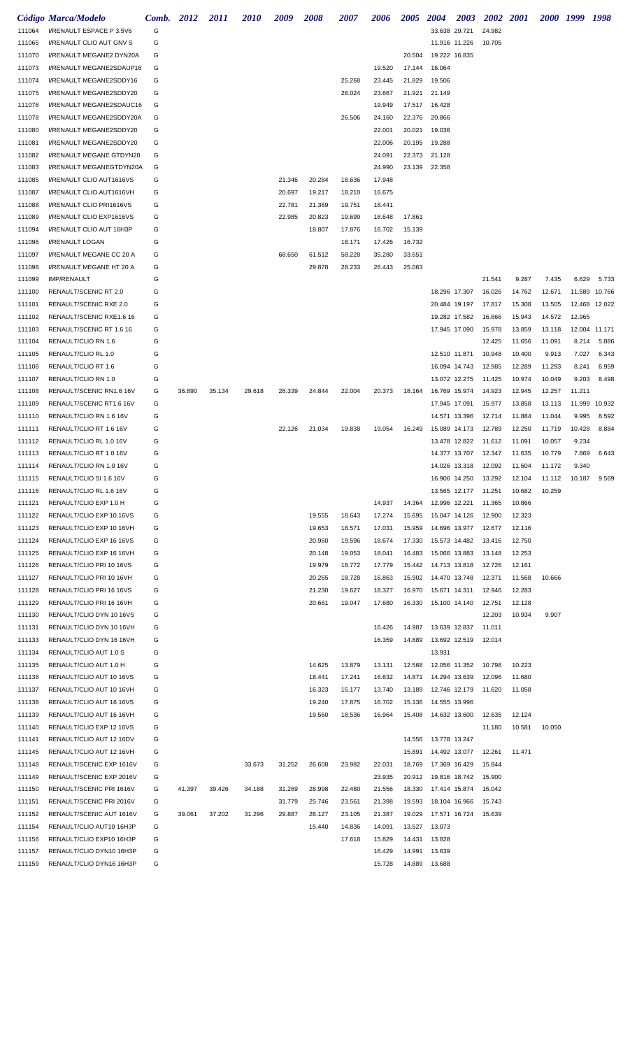| Código | Marca/Modelo | Comb. | 2012 | 2011 | 2010 | 2009 | 2008 | 2007 | 2006 | 2005 | 2004 | 2003 | 2002 | 2001 | 2000 | 1999 | 1998 |
|---|---|---|---|---|---|---|---|---|---|---|---|---|---|---|---|---|---|
| 111064 | I/RENAULT ESPACE P 3.5V6 | G | | | | | | | | | 33.638 | 29.721 | 24.982 | | | | |
| 111065 | I/RENAULT CLIO AUT GNV S | G | | | | | | | | | 11.916 | 11.226 | 10.705 | | | | |
| 111070 | I/RENAULT MEGANE2 DYN20A | G | | | | | | | | 20.504 | 19.222 | 16.835 | | | | | |
| 111073 | I/RENAULT MEGANE2SDAUP16 | G | | | | | | | 19.520 | 17.144 | 16.064 | | | | | | |
| 111074 | I/RENAULT MEGANE2SDDY16 | G | | | | | | 25.268 | 23.445 | 21.829 | 19.506 | | | | | | |
| 111075 | I/RENAULT MEGANE2SDDY20 | G | | | | | | 26.024 | 23.667 | 21.921 | 21.149 | | | | | | |
| 111076 | I/RENAULT MEGANE2SDAUC16 | G | | | | | | | 19.949 | 17.517 | 16.428 | | | | | | |
| 111078 | I/RENAULT MEGANE2SDDY20A | G | | | | | | 26.506 | 24.160 | 22.376 | 20.866 | | | | | | |
| 111080 | I/RENAULT MEGANE2SDDY20 | G | | | | | | | 22.001 | 20.021 | 19.036 | | | | | | |
| 111081 | I/RENAULT MEGANE2SDDY20 | G | | | | | | | 22.006 | 20.195 | 19.288 | | | | | | |
| 111082 | I/RENAULT MEGANE GTDYN20 | G | | | | | | | 24.091 | 22.373 | 21.128 | | | | | | |
| 111083 | I/RENAULT MEGANEGTDYN20A | G | | | | | | | 24.990 | 23.139 | 22.358 | | | | | | |
| 111085 | I/RENAULT CLIO AUT1616VS | G | | | | 21.346 | 20.284 | 18.636 | 17.948 | | | | | | | | |
| 111087 | I/RENAULT CLIO AUT1616VH | G | | | | 20.697 | 19.217 | 18.210 | 16.675 | | | | | | | | |
| 111088 | I/RENAULT CLIO PRI1616VS | G | | | | 22.781 | 21.369 | 19.751 | 18.441 | | | | | | | | |
| 111089 | I/RENAULT CLIO EXP1616VS | G | | | | 22.985 | 20.823 | 19.699 | 18.648 | 17.861 | | | | | | | |
| 111094 | I/RENAULT CLIO AUT 16H3P | G | | | | | 18.807 | 17.876 | 16.702 | 15.139 | | | | | | | |
| 111096 | I/RENAULT LOGAN | G | | | | | | 18.171 | 17.426 | 16.732 | | | | | | | |
| 111097 | I/RENAULT MEGANE CC 20 A | G | | | | 68.650 | 61.512 | 58.228 | 35.280 | 33.651 | | | | | | | |
| 111098 | I/RENAULT MEGANE HT 20 A | G | | | | | 29.878 | 28.233 | 26.443 | 25.063 | | | | | | | |
| 111099 | IMP/RENAULT | G | | | | | | | | | | | 21.541 | 9.287 | 7.435 | 6.629 | 5.733 |
| 111100 | RENAULT/SCENIC RT 2.0 | G | | | | | | | | | 18.296 | 17.307 | 16.026 | 14.762 | 12.671 | 11.589 | 10.766 |
| 111101 | RENAULT/SCENIC RXE 2.0 | G | | | | | | | | | 20.484 | 19.197 | 17.817 | 15.308 | 13.505 | 12.468 | 12.022 |
| 111102 | RENAULT/SCENIC RXE1.6 16 | G | | | | | | | | | 19.282 | 17.582 | 16.666 | 15.943 | 14.572 | 12.965 | |
| 111103 | RENAULT/SCENIC RT 1.6 16 | G | | | | | | | | | 17.945 | 17.090 | 15.978 | 13.859 | 13.118 | 12.004 | 11.171 |
| 111104 | RENAULT/CLIO RN 1.6 | G | | | | | | | | | | | 12.425 | 11.656 | 11.091 | 8.214 | 5.886 |
| 111105 | RENAULT/CLIO RL 1.0 | G | | | | | | | | | 12.510 | 11.871 | 10.948 | 10.400 | 9.913 | 7.027 | 6.343 |
| 111106 | RENAULT/CLIO RT 1.6 | G | | | | | | | | | 16.094 | 14.743 | 12.985 | 12.289 | 11.293 | 8.241 | 6.959 |
| 111107 | RENAULT/CLIO RN 1.0 | G | | | | | | | | | 13.072 | 12.275 | 11.425 | 10.974 | 10.049 | 9.203 | 8.498 |
| 111108 | RENAULT/SCENIC RN1.6 16V | G | 36.890 | 35.134 | 29.618 | 28.339 | 24.844 | 22.004 | 20.373 | 18.164 | 16.769 | 15.974 | 14.923 | 12.945 | 12.257 | 11.211 | |
| 111109 | RENAULT/SCENIC RT1.6 16V | G | | | | | | | | | 17.945 | 17.091 | 15.977 | 13.858 | 13.113 | 11.999 | 10.932 |
| 111110 | RENAULT/CLIO RN 1.6 16V | G | | | | | | | | | 14.571 | 13.396 | 12.714 | 11.884 | 11.044 | 9.995 | 8.592 |
| 111111 | RENAULT/CLIO RT 1.6 16V | G | | | | 22.126 | 21.034 | 19.838 | 19.054 | 16.249 | 15.089 | 14.173 | 12.789 | 12.250 | 11.719 | 10.428 | 8.884 |
| 111112 | RENAULT/CLIO RL 1.0 16V | G | | | | | | | | | 13.478 | 12.822 | 11.612 | 11.091 | 10.057 | 9.234 | |
| 111113 | RENAULT/CLIO RT 1.0 16V | G | | | | | | | | | 14.377 | 13.707 | 12.347 | 11.635 | 10.779 | 7.869 | 6.643 |
| 111114 | RENAULT/CLIO RN 1.0 16V | G | | | | | | | | | 14.026 | 13.318 | 12.092 | 11.604 | 11.172 | 9.340 | |
| 111115 | RENAULT/CLIO SI 1.6 16V | G | | | | | | | | | 16.906 | 14.250 | 13.292 | 12.104 | 11.112 | 10.187 | 9.569 |
| 111116 | RENAULT/CLIO RL 1.6 16V | G | | | | | | | | | 13.565 | 12.177 | 11.251 | 10.682 | 10.259 | | |
| 111121 | RENAULT/CLIO EXP 1.0 H | G | | | | | | | 14.937 | 14.364 | 12.996 | 12.221 | 11.365 | 10.866 | | | |
| 111122 | RENAULT/CLIO EXP 10 16VS | G | | | | | 19.555 | 18.643 | 17.274 | 15.695 | 15.047 | 14.126 | 12.900 | 12.323 | | | |
| 111123 | RENAULT/CLIO EXP 10 16VH | G | | | | | 19.653 | 18.571 | 17.031 | 15.959 | 14.696 | 13.977 | 12.677 | 12.116 | | | |
| 111124 | RENAULT/CLIO EXP 16 16VS | G | | | | | 20.960 | 19.596 | 18.674 | 17.330 | 15.573 | 14.482 | 13.416 | 12.750 | | | |
| 111125 | RENAULT/CLIO EXP 16 16VH | G | | | | | 20.148 | 19.053 | 18.041 | 16.483 | 15.066 | 13.883 | 13.148 | 12.253 | | | |
| 111126 | RENAULT/CLIO PRI 10 16VS | G | | | | | 19.979 | 18.772 | 17.779 | 15.442 | 14.713 | 13.818 | 12.726 | 12.161 | | | |
| 111127 | RENAULT/CLIO PRI 10 16VH | G | | | | | 20.265 | 18.728 | 16.863 | 15.902 | 14.470 | 13.748 | 12.371 | 11.568 | 10.666 | | |
| 111128 | RENAULT/CLIO PRI 16 16VS | G | | | | | 21.230 | 19.627 | 18.327 | 16.970 | 15.671 | 14.311 | 12.946 | 12.283 | | | |
| 111129 | RENAULT/CLIO PRI 16 16VH | G | | | | | 20.661 | 19.047 | 17.680 | 16.330 | 15.100 | 14.140 | 12.751 | 12.128 | | | |
| 111130 | RENAULT/CLIO DYN 10 16VS | G | | | | | | | | | | | 12.203 | 10.934 | 9.907 | | |
| 111131 | RENAULT/CLIO DYN 10 16VH | G | | | | | | | 16.426 | 14.987 | 13.639 | 12.837 | 11.011 | | | | |
| 111133 | RENAULT/CLIO DYN 16 16VH | G | | | | | | | 16.359 | 14.889 | 13.692 | 12.519 | 12.014 | | | | |
| 111134 | RENAULT/CLIO AUT 1.0 S | G | | | | | | | | | 13.931 | | | | | | |
| 111135 | RENAULT/CLIO AUT 1.0 H | G | | | | | 14.625 | 13.879 | 13.131 | 12.568 | 12.056 | 11.352 | 10.798 | 10.223 | | | |
| 111136 | RENAULT/CLIO AUT 10 16VS | G | | | | | 18.441 | 17.241 | 16.632 | 14.871 | 14.294 | 13.639 | 12.096 | 11.680 | | | |
| 111137 | RENAULT/CLIO AUT 10 16VH | G | | | | | 16.323 | 15.177 | 13.740 | 13.189 | 12.746 | 12.179 | 11.620 | 11.058 | | | |
| 111138 | RENAULT/CLIO AUT 16 16VS | G | | | | | 19.240 | 17.875 | 16.702 | 15.136 | 14.555 | 13.996 | | | | | |
| 111139 | RENAULT/CLIO AUT 16 16VH | G | | | | | 19.560 | 18.536 | 16.964 | 15.408 | 14.632 | 13.600 | 12.635 | 12.124 | | | |
| 111140 | RENAULT/CLIO EXP 12 16VS | G | | | | | | | | | | | 11.180 | 10.581 | 10.050 | | |
| 111141 | RENAULT/CLIO AUT 12 16DV | G | | | | | | | | 14.556 | 13.778 | 13.247 | | | | | |
| 111145 | RENAULT/CLIO AUT 12 16VH | G | | | | | | | | 15.891 | 14.492 | 13.077 | 12.261 | 11.471 | | | |
| 111148 | RENAULT/SCENIC EXP 1616V | G | | | 33.673 | 31.252 | 26.608 | 23.982 | 22.031 | 18.769 | 17.369 | 16.429 | 15.844 | | | | |
| 111149 | RENAULT/SCENIC EXP 2016V | G | | | | | | | 23.935 | 20.912 | 19.816 | 18.742 | 15.900 | | | | |
| 111150 | RENAULT/SCENIC PRI 1616V | G | 41.397 | 39.426 | 34.188 | 31.269 | 28.998 | 22.480 | 21.556 | 18.330 | 17.414 | 15.874 | 15.042 | | | | |
| 111151 | RENAULT/SCENIC PRI 2016V | G | | | | 31.779 | 25.746 | 23.561 | 21.398 | 19.593 | 18.104 | 16.966 | 15.743 | | | | |
| 111152 | RENAULT/SCENIC AUT 1616V | G | 39.061 | 37.202 | 31.296 | 29.887 | 26.127 | 23.105 | 21.387 | 19.029 | 17.571 | 16.724 | 15.639 | | | | |
| 111154 | RENAULT/CLIO AUT10 16H3P | G | | | | | 15.440 | 14.836 | 14.091 | 13.527 | 13.073 | | | | | | |
| 111156 | RENAULT/CLIO EXP10 16H3P | G | | | | | | 17.618 | 15.829 | 14.431 | 13.828 | | | | | | |
| 111157 | RENAULT/CLIO DYN10 16H3P | G | | | | | | | 16.429 | 14.991 | 13.639 | | | | | | |
| 111159 | RENAULT/CLIO DYN16 16H3P | G | | | | | | | 15.728 | 14.889 | 13.688 | | | | | | |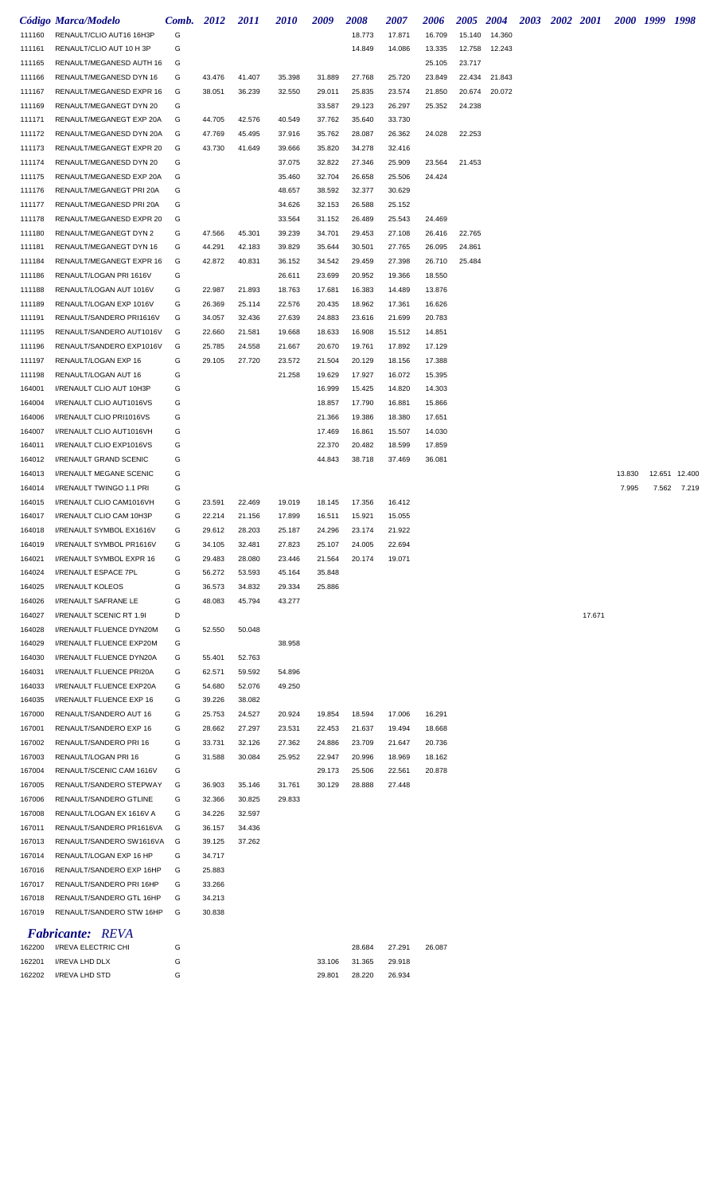| Código | Marca/Modelo | Comb. | 2012 | 2011 | 2010 | 2009 | 2008 | 2007 | 2006 | 2005 | 2004 | 2003 | 2002 | 2001 | 2000 | 1999 | 1998 |
|---|---|---|---|---|---|---|---|---|---|---|---|---|---|---|---|---|---|
| 111160 | RENAULT/CLIO AUT16 16H3P | G | | | | | 18.773 | 17.871 | 16.709 | 15.140 | 14.360 | | | | | | |
| 111161 | RENAULT/CLIO AUT 10 H 3P | G | | | | | 14.849 | 14.086 | 13.335 | 12.758 | 12.243 | | | | | | |
| 111165 | RENAULT/MEGANESD AUTH 16 | G | | | | | | | 25.105 | 23.717 | | | | | | | |
| 111166 | RENAULT/MEGANESD DYN 16 | G | 43.476 | 41.407 | 35.398 | 31.889 | 27.768 | 25.720 | 23.849 | 22.434 | 21.843 | | | | | | |
| 111167 | RENAULT/MEGANESD EXPR 16 | G | 38.051 | 36.239 | 32.550 | 29.011 | 25.835 | 23.574 | 21.850 | 20.674 | 20.072 | | | | | | |
| 111169 | RENAULT/MEGANEGT DYN 20 | G | | | | 33.587 | 29.123 | 26.297 | 25.352 | 24.238 | | | | | | | |
| 111171 | RENAULT/MEGANEGT EXP 20A | G | 44.705 | 42.576 | 40.549 | 37.762 | 35.640 | 33.730 | | | | | | | | | |
| 111172 | RENAULT/MEGANESD DYN 20A | G | 47.769 | 45.495 | 37.916 | 35.762 | 28.087 | 26.362 | 24.028 | 22.253 | | | | | | | |
| 111173 | RENAULT/MEGANEGT EXPR 20 | G | 43.730 | 41.649 | 39.666 | 35.820 | 34.278 | 32.416 | | | | | | | | | |
| 111174 | RENAULT/MEGANESD DYN 20 | G | | | 37.075 | 32.822 | 27.346 | 25.909 | 23.564 | 21.453 | | | | | | | |
| 111175 | RENAULT/MEGANESD EXP 20A | G | | | 35.460 | 32.704 | 26.658 | 25.506 | 24.424 | | | | | | | | |
| 111176 | RENAULT/MEGANEGT PRI 20A | G | | | 48.657 | 38.592 | 32.377 | 30.629 | | | | | | | | | |
| 111177 | RENAULT/MEGANESD PRI 20A | G | | | 34.626 | 32.153 | 26.588 | 25.152 | | | | | | | | | |
| 111178 | RENAULT/MEGANESD EXPR 20 | G | | | 33.564 | 31.152 | 26.489 | 25.543 | 24.469 | | | | | | | | |
| 111180 | RENAULT/MEGANEGT DYN 2 | G | 47.566 | 45.301 | 39.239 | 34.701 | 29.453 | 27.108 | 26.416 | 22.765 | | | | | | | |
| 111181 | RENAULT/MEGANEGT DYN 16 | G | 44.291 | 42.183 | 39.829 | 35.644 | 30.501 | 27.765 | 26.095 | 24.861 | | | | | | | |
| 111184 | RENAULT/MEGANEGT EXPR 16 | G | 42.872 | 40.831 | 36.152 | 34.542 | 29.459 | 27.398 | 26.710 | 25.484 | | | | | | | |
| 111186 | RENAULT/LOGAN PRI 1616V | G | | | 26.611 | 23.699 | 20.952 | 19.366 | 18.550 | | | | | | | | |
| 111188 | RENAULT/LOGAN AUT 1016V | G | 22.987 | 21.893 | 18.763 | 17.681 | 16.383 | 14.489 | 13.876 | | | | | | | | |
| 111189 | RENAULT/LOGAN EXP 1016V | G | 26.369 | 25.114 | 22.576 | 20.435 | 18.962 | 17.361 | 16.626 | | | | | | | | |
| 111191 | RENAULT/SANDERO PRI1616V | G | 34.057 | 32.436 | 27.639 | 24.883 | 23.616 | 21.699 | 20.783 | | | | | | | | |
| 111195 | RENAULT/SANDERO AUT1016V | G | 22.660 | 21.581 | 19.668 | 18.633 | 16.908 | 15.512 | 14.851 | | | | | | | | |
| 111196 | RENAULT/SANDERO EXP1016V | G | 25.785 | 24.558 | 21.667 | 20.670 | 19.761 | 17.892 | 17.129 | | | | | | | | |
| 111197 | RENAULT/LOGAN EXP 16 | G | 29.105 | 27.720 | 23.572 | 21.504 | 20.129 | 18.156 | 17.388 | | | | | | | | |
| 111198 | RENAULT/LOGAN AUT 16 | G | | | 21.258 | 19.629 | 17.927 | 16.072 | 15.395 | | | | | | | | |
| 164001 | I/RENAULT CLIO AUT 10H3P | G | | | | 16.999 | 15.425 | 14.820 | 14.303 | | | | | | | | |
| 164004 | I/RENAULT CLIO AUT1016VS | G | | | | 18.857 | 17.790 | 16.881 | 15.866 | | | | | | | | |
| 164006 | I/RENAULT CLIO PRI1016VS | G | | | | 21.366 | 19.386 | 18.380 | 17.651 | | | | | | | | |
| 164007 | I/RENAULT CLIO AUT1016VH | G | | | | 17.469 | 16.861 | 15.507 | 14.030 | | | | | | | | |
| 164011 | I/RENAULT CLIO EXP1016VS | G | | | | 22.370 | 20.482 | 18.599 | 17.859 | | | | | | | | |
| 164012 | I/RENAULT GRAND SCENIC | G | | | | 44.843 | 38.718 | 37.469 | 36.081 | | | | | | | | |
| 164013 | I/RENAULT MEGANE SCENIC | G | | | | | | | | | | | | | 13.830 | 12.651 | 12.400 |
| 164014 | I/RENAULT TWINGO 1.1 PRI | G | | | | | | | | | | | | | 7.995 | 7.562 | 7.219 |
| 164015 | I/RENAULT CLIO CAM1016VH | G | 23.591 | 22.469 | 19.019 | 18.145 | 17.356 | 16.412 | | | | | | | | | |
| 164017 | I/RENAULT CLIO CAM 10H3P | G | 22.214 | 21.156 | 17.899 | 16.511 | 15.921 | 15.055 | | | | | | | | | |
| 164018 | I/RENAULT SYMBOL EX1616V | G | 29.612 | 28.203 | 25.187 | 24.296 | 23.174 | 21.922 | | | | | | | | | |
| 164019 | I/RENAULT SYMBOL PR1616V | G | 34.105 | 32.481 | 27.823 | 25.107 | 24.005 | 22.694 | | | | | | | | | |
| 164021 | I/RENAULT SYMBOL EXPR 16 | G | 29.483 | 28.080 | 23.446 | 21.564 | 20.174 | 19.071 | | | | | | | | | |
| 164024 | I/RENAULT ESPACE 7PL | G | 56.272 | 53.593 | 45.164 | 35.848 | | | | | | | | | | | |
| 164025 | I/RENAULT KOLEOS | G | 36.573 | 34.832 | 29.334 | 25.886 | | | | | | | | | | | |
| 164026 | I/RENAULT SAFRANE LE | G | 48.083 | 45.794 | 43.277 | | | | | | | | | | | | |
| 164027 | I/RENAULT SCENIC RT 1.9I | D | | | | | | | | | | | | 17.671 | | | |
| 164028 | I/RENAULT FLUENCE DYN20M | G | 52.550 | 50.048 | | | | | | | | | | | | | |
| 164029 | I/RENAULT FLUENCE EXP20M | G | | | 38.958 | | | | | | | | | | | | |
| 164030 | I/RENAULT FLUENCE DYN20A | G | 55.401 | 52.763 | | | | | | | | | | | | | |
| 164031 | I/RENAULT FLUENCE PRI20A | G | 62.571 | 59.592 | 54.896 | | | | | | | | | | | | |
| 164033 | I/RENAULT FLUENCE EXP20A | G | 54.680 | 52.076 | 49.250 | | | | | | | | | | | | |
| 164035 | I/RENAULT FLUENCE EXP 16 | G | 39.226 | 38.082 | | | | | | | | | | | | | |
| 167000 | RENAULT/SANDERO AUT 16 | G | 25.753 | 24.527 | 20.924 | 19.854 | 18.594 | 17.006 | 16.291 | | | | | | | | |
| 167001 | RENAULT/SANDERO EXP 16 | G | 28.662 | 27.297 | 23.531 | 22.453 | 21.637 | 19.494 | 18.668 | | | | | | | | |
| 167002 | RENAULT/SANDERO PRI 16 | G | 33.731 | 32.126 | 27.362 | 24.886 | 23.709 | 21.647 | 20.736 | | | | | | | | |
| 167003 | RENAULT/LOGAN PRI 16 | G | 31.588 | 30.084 | 25.952 | 22.947 | 20.996 | 18.969 | 18.162 | | | | | | | | |
| 167004 | RENAULT/SCENIC CAM 1616V | G | | | | 29.173 | 25.506 | 22.561 | 20.878 | | | | | | | | |
| 167005 | RENAULT/SANDERO STEPWAY | G | 36.903 | 35.146 | 31.761 | 30.129 | 28.888 | 27.448 | | | | | | | | | |
| 167006 | RENAULT/SANDERO GTLINE | G | 32.366 | 30.825 | 29.833 | | | | | | | | | | | | |
| 167008 | RENAULT/LOGAN EX 1616V A | G | 34.226 | 32.597 | | | | | | | | | | | | | |
| 167011 | RENAULT/SANDERO PR1616VA | G | 36.157 | 34.436 | | | | | | | | | | | | | |
| 167013 | RENAULT/SANDERO SW1616VA | G | 39.125 | 37.262 | | | | | | | | | | | | | |
| 167014 | RENAULT/LOGAN EXP 16 HP | G | 34.717 | | | | | | | | | | | | | | |
| 167016 | RENAULT/SANDERO EXP 16HP | G | 25.883 | | | | | | | | | | | | | | |
| 167017 | RENAULT/SANDERO PRI 16HP | G | 33.266 | | | | | | | | | | | | | | |
| 167018 | RENAULT/SANDERO GTL 16HP | G | 34.213 | | | | | | | | | | | | | | |
| 167019 | RENAULT/SANDERO STW 16HP | G | 30.838 | | | | | | | | | | | | | | |

## *Fabricante: REVA*

| Código | Marca/Modelo | Comb. | 2012 | 2011 | 2010 | 2009 | 2008 | 2007 | 2006 | 2005 | 2004 | 2003 | 2002 | 2001 | 2000 | 1999 | 1998 |
|---|---|---|---|---|---|---|---|---|---|---|---|---|---|---|---|---|---|
| 162200 | I/REVA ELECTRIC CHI | G | | | | | 28.684 | 27.291 | 26.087 | | | | | | | | |
| 162201 | I/REVA LHD DLX | G | | | | 33.106 | 31.365 | 29.918 | | | | | | | | | |
| 162202 | I/REVA LHD STD | G | | | | 29.801 | 28.220 | 26.934 | | | | | | | | | |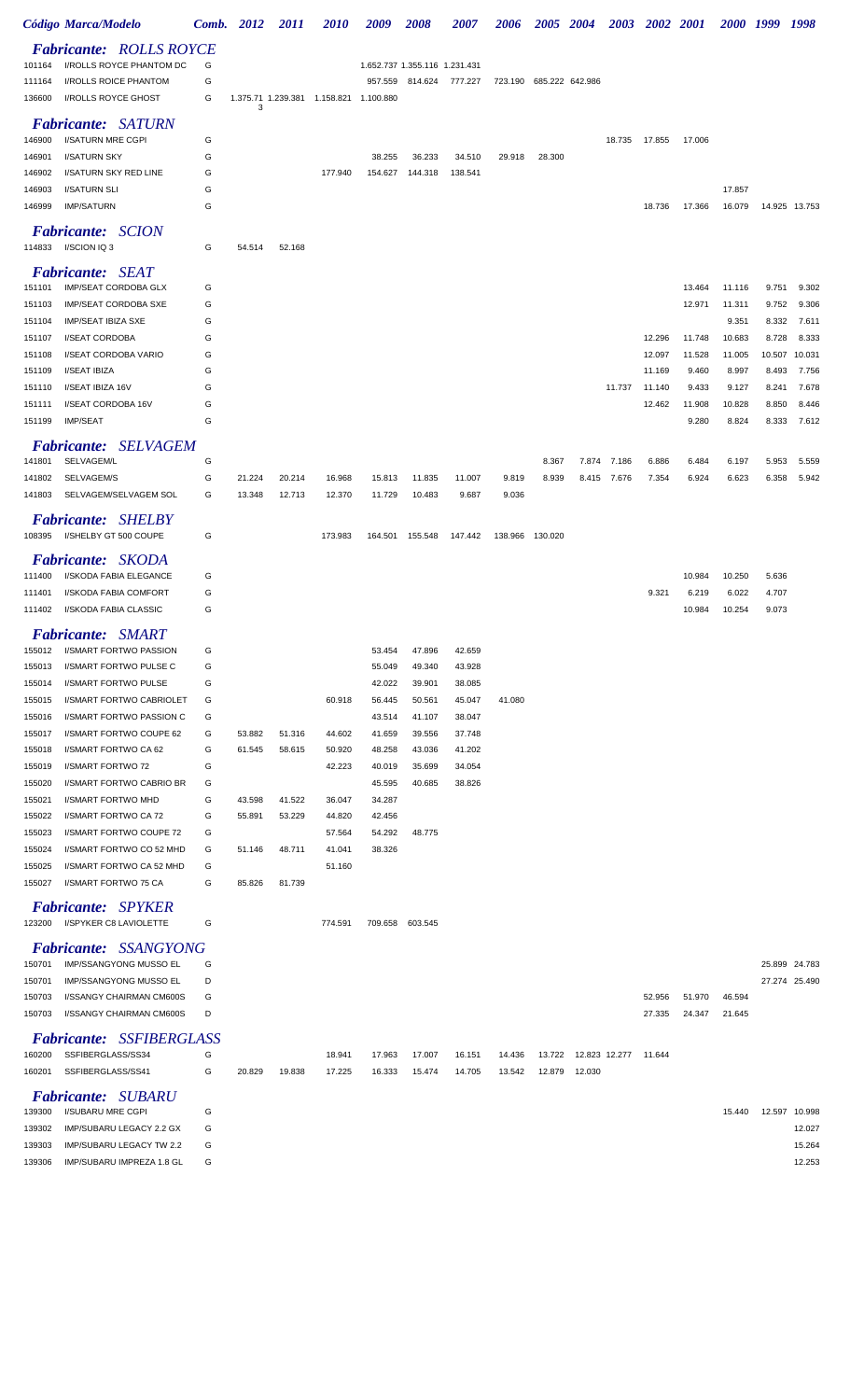| Código | Marca/Modelo | Comb. | 2012 | 2011 | 2010 | 2009 | 2008 | 2007 | 2006 | 2005 | 2004 | 2003 | 2002 | 2001 | 2000 | 1999 | 1998 |
|---|---|---|---|---|---|---|---|---|---|---|---|---|---|---|---|---|---|
| ***Fabricante: ROLLS ROYCE*** | | | | | | | | | | | | | | | | | |
| 101164 | I/ROLLS ROYCE PHANTOM DC | G | | | | 1.652.737 | 1.355.116 | 1.231.431 | | | | | | | | | |
| 111164 | I/ROLLS ROICE PHANTOM | G | | | | 957.559 | 814.624 | 777.227 | 723.190 | 685.222 | 642.986 | | | | | | |
| 136600 | I/ROLLS ROYCE GHOST | G | 1.375.713 | 1.239.381 | 1.158.821 | 1.100.880 | | | | | | | | | | | |
| ***Fabricante: SATURN*** | | | | | | | | | | | | | | | | | |
| 146900 | I/SATURN MRE CGPI | G | | | | | | | | | | 18.735 | 17.855 | 17.006 | | | |
| 146901 | I/SATURN SKY | G | | | | 38.255 | 36.233 | 34.510 | 29.918 | 28.300 | | | | | | | |
| 146902 | I/SATURN SKY RED LINE | G | | | 177.940 | 154.627 | 144.318 | 138.541 | | | | | | | | | |
| 146903 | I/SATURN SLI | G | | | | | | | | | | | | | 17.857 | | |
| 146999 | IMP/SATURN | G | | | | | | | | | | | 18.736 | 17.366 | 16.079 | 14.925 | 13.753 |
| ***Fabricante: SCION*** | | | | | | | | | | | | | | | | | |
| 114833 | I/SCION IQ 3 | G | 54.514 | 52.168 | | | | | | | | | | | | | |
| ***Fabricante: SEAT*** | | | | | | | | | | | | | | | | | |
| 151101 | IMP/SEAT CORDOBA GLX | G | | | | | | | | | | | | 13.464 | 11.116 | 9.751 | 9.302 |
| 151103 | IMP/SEAT CORDOBA SXE | G | | | | | | | | | | | | 12.971 | 11.311 | 9.752 | 9.306 |
| 151104 | IMP/SEAT IBIZA SXE | G | | | | | | | | | | | | | 9.351 | 8.332 | 7.611 |
| 151107 | I/SEAT CORDOBA | G | | | | | | | | | | | 12.296 | 11.748 | 10.683 | 8.728 | 8.333 |
| 151108 | I/SEAT CORDOBA VARIO | G | | | | | | | | | | | 12.097 | 11.528 | 11.005 | 10.507 | 10.031 |
| 151109 | I/SEAT IBIZA | G | | | | | | | | | | | 11.169 | 9.460 | 8.997 | 8.493 | 7.756 |
| 151110 | I/SEAT IBIZA 16V | G | | | | | | | | | | 11.737 | 11.140 | 9.433 | 9.127 | 8.241 | 7.678 |
| 151111 | I/SEAT CORDOBA 16V | G | | | | | | | | | | | 12.462 | 11.908 | 10.828 | 8.850 | 8.446 |
| 151199 | IMP/SEAT | G | | | | | | | | | | | | 9.280 | 8.824 | 8.333 | 7.612 |
| ***Fabricante: SELVAGEM*** | | | | | | | | | | | | | | | | | |
| 141801 | SELVAGEM/L | G | | | | | | | | 8.367 | 7.874 | 7.186 | 6.886 | 6.484 | 6.197 | 5.953 | 5.559 |
| 141802 | SELVAGEM/S | G | 21.224 | 20.214 | 16.968 | 15.813 | 11.835 | 11.007 | 9.819 | 8.939 | 8.415 | 7.676 | 7.354 | 6.924 | 6.623 | 6.358 | 5.942 |
| 141803 | SELVAGEM/SELVAGEM SOL | G | 13.348 | 12.713 | 12.370 | 11.729 | 10.483 | 9.687 | 9.036 | | | | | | | | |
| ***Fabricante: SHELBY*** | | | | | | | | | | | | | | | | | |
| 108395 | I/SHELBY GT 500 COUPE | G | | | 173.983 | 164.501 | 155.548 | 147.442 | 138.966 | 130.020 | | | | | | | |
| ***Fabricante: SKODA*** | | | | | | | | | | | | | | | | | |
| 111400 | I/SKODA FABIA ELEGANCE | G | | | | | | | | | | | | 10.984 | 10.250 | 5.636 | |
| 111401 | I/SKODA FABIA COMFORT | G | | | | | | | | | | | 9.321 | 6.219 | 6.022 | 4.707 | |
| 111402 | I/SKODA FABIA CLASSIC | G | | | | | | | | | | | | 10.984 | 10.254 | 9.073 | |
| ***Fabricante: SMART*** | | | | | | | | | | | | | | | | | |
| 155012 | I/SMART FORTWO PASSION | G | | | | 53.454 | 47.896 | 42.659 | | | | | | | | | |
| 155013 | I/SMART FORTWO PULSE C | G | | | | 55.049 | 49.340 | 43.928 | | | | | | | | | |
| 155014 | I/SMART FORTWO PULSE | G | | | | 42.022 | 39.901 | 38.085 | | | | | | | | | |
| 155015 | I/SMART FORTWO CABRIOLET | G | | | 60.918 | 56.445 | 50.561 | 45.047 | 41.080 | | | | | | | | |
| 155016 | I/SMART FORTWO PASSION C | G | | | | 43.514 | 41.107 | 38.047 | | | | | | | | | |
| 155017 | I/SMART FORTWO COUPE 62 | G | 53.882 | 51.316 | 44.602 | 41.659 | 39.556 | 37.748 | | | | | | | | | |
| 155018 | I/SMART FORTWO CA 62 | G | 61.545 | 58.615 | 50.920 | 48.258 | 43.036 | 41.202 | | | | | | | | | |
| 155019 | I/SMART FORTWO 72 | G | | | 42.223 | 40.019 | 35.699 | 34.054 | | | | | | | | | |
| 155020 | I/SMART FORTWO CABRIO BR | G | | | | 45.595 | 40.685 | 38.826 | | | | | | | | | |
| 155021 | I/SMART FORTWO MHD | G | 43.598 | 41.522 | 36.047 | 34.287 | | | | | | | | | | | |
| 155022 | I/SMART FORTWO CA 72 | G | 55.891 | 53.229 | 44.820 | 42.456 | | | | | | | | | | | |
| 155023 | I/SMART FORTWO COUPE 72 | G | | | 57.564 | 54.292 | 48.775 | | | | | | | | | | |
| 155024 | I/SMART FORTWO CO 52 MHD | G | 51.146 | 48.711 | 41.041 | 38.326 | | | | | | | | | | | |
| 155025 | I/SMART FORTWO CA 52 MHD | G | | | 51.160 | | | | | | | | | | | | |
| 155027 | I/SMART FORTWO 75 CA | G | 85.826 | 81.739 | | | | | | | | | | | | | |
| ***Fabricante: SPYKER*** | | | | | | | | | | | | | | | | | |
| 123200 | I/SPYKER C8 LAVIOLETTE | G | | | 774.591 | 709.658 | 603.545 | | | | | | | | | | |
| ***Fabricante: SSANGYONG*** | | | | | | | | | | | | | | | | | |
| 150701 | IMP/SSANGYONG MUSSO EL | G | | | | | | | | | | | | | | 25.899 | 24.783 |
| 150701 | IMP/SSANGYONG MUSSO EL | D | | | | | | | | | | | | | | 27.274 | 25.490 |
| 150703 | I/SSANGY CHAIRMAN CM600S | G | | | | | | | | | | | 52.956 | 51.970 | 46.594 | | |
| 150703 | I/SSANGY CHAIRMAN CM600S | D | | | | | | | | | | | 27.335 | 24.347 | 21.645 | | |
| ***Fabricante: SSFIBERGLASS*** | | | | | | | | | | | | | | | | | |
| 160200 | SSFIBERGLASS/SS34 | G | | | 18.941 | 17.963 | 17.007 | 16.151 | 14.436 | 13.722 | 12.823 | 12.277 | 11.644 | | | | |
| 160201 | SSFIBERGLASS/SS41 | G | 20.829 | 19.838 | 17.225 | 16.333 | 15.474 | 14.705 | 13.542 | 12.879 | 12.030 | | | | | | |
| ***Fabricante: SUBARU*** | | | | | | | | | | | | | | | | | |
| 139300 | I/SUBARU MRE CGPI | G | | | | | | | | | | | | | 15.440 | 12.597 | 10.998 |
| 139302 | IMP/SUBARU LEGACY 2.2 GX | G | | | | | | | | | | | | | | | 12.027 |
| 139303 | IMP/SUBARU LEGACY TW 2.2 | G | | | | | | | | | | | | | | | 15.264 |
| 139306 | IMP/SUBARU IMPREZA 1.8 GL | G | | | | | | | | | | | | | | | 12.253 |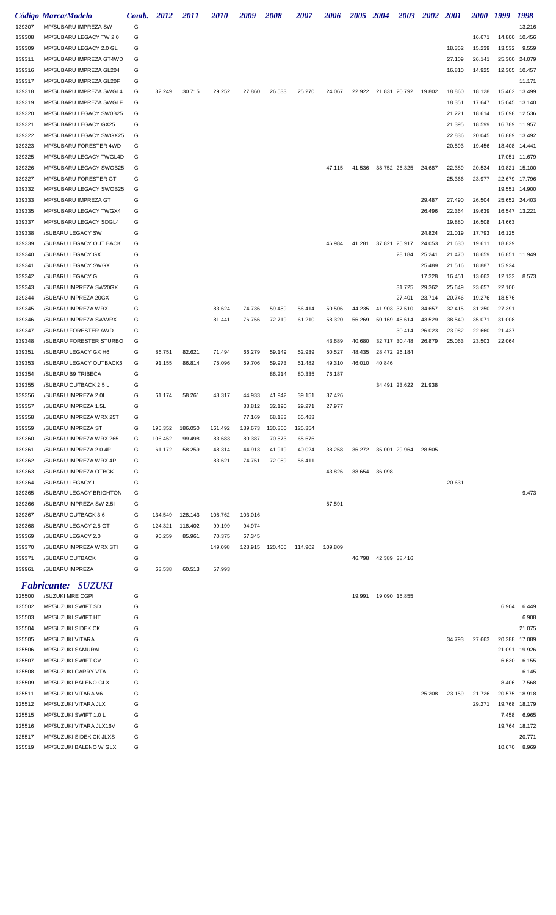| Código | Marca/Modelo | Comb. | 2012 | 2011 | 2010 | 2009 | 2008 | 2007 | 2006 | 2005 | 2004 | 2003 | 2002 | 2001 | 2000 | 1999 | 1998 |
|---|---|---|---|---|---|---|---|---|---|---|---|---|---|---|---|---|---|
| 139307 | IMP/SUBARU IMPREZA SW | G | | | | | | | | | | | | | | | 13.216 |
| 139308 | IMP/SUBARU LEGACY TW 2.0 | G | | | | | | | | | | | | | 16.671 | 14.800 | 10.456 |
| 139309 | IMP/SUBARU LEGACY 2.0 GL | G | | | | | | | | | | | | 18.352 | 15.239 | 13.532 | 9.559 |
| 139311 | IMP/SUBARU IMPREZA GT4WD | G | | | | | | | | | | | | 27.109 | 26.141 | 25.300 | 24.079 |
| 139316 | IMP/SUBARU IMPREZA GL204 | G | | | | | | | | | | | | 16.810 | 14.925 | 12.305 | 10.457 |
| 139317 | IMP/SUBARU IMPREZA GL20F | G | | | | | | | | | | | | | | | 11.171 |
| 139318 | IMP/SUBARU IMPREZA SWGL4 | G | 32.249 | 30.715 | 29.252 | 27.860 | 26.533 | 25.270 | 24.067 | 22.922 | 21.831 | 20.792 | 19.802 | 18.860 | 18.128 | 15.462 | 13.499 |
| 139319 | IMP/SUBARU IMPREZA SWGLF | G | | | | | | | | | | | | 18.351 | 17.647 | 15.045 | 13.140 |
| 139320 | IMP/SUBARU LEGACY SW0B25 | G | | | | | | | | | | | | 21.221 | 18.614 | 15.698 | 12.536 |
| 139321 | IMP/SUBARU LEGACY GX25 | G | | | | | | | | | | | | 21.395 | 18.599 | 16.789 | 11.957 |
| 139322 | IMP/SUBARU LEGACY SWGX25 | G | | | | | | | | | | | | 22.836 | 20.045 | 16.889 | 13.492 |
| 139323 | IMP/SUBARU FORESTER 4WD | G | | | | | | | | | | | | 20.593 | 19.456 | 18.408 | 14.441 |
| 139325 | IMP/SUBARU LEGACY TWGL4D | G | | | | | | | | | | | | | | 17.051 | 11.679 |
| 139326 | IMP/SUBARU LEGACY SWOB25 | G | | | | | | | 47.115 | 41.536 | 38.752 | 26.325 | 24.687 | 22.389 | 20.534 | 19.821 | 15.100 |
| 139327 | IMP/SUBARU FORESTER GT | G | | | | | | | | | | | | 25.366 | 23.977 | 22.679 | 17.796 |
| 139332 | IMP/SUBARU LEGACY SWOB25 | G | | | | | | | | | | | | | | 19.551 | 14.900 |
| 139333 | IMP/SUBARU IMPREZA GT | G | | | | | | | | | | | 29.487 | 27.490 | 26.504 | 25.652 | 24.403 |
| 139335 | IMP/SUBARU LEGACY TWGX4 | G | | | | | | | | | | | 26.496 | 22.364 | 19.639 | 16.547 | 13.221 |
| 139337 | IMP/SUBARU LEGACY SDGL4 | G | | | | | | | | | | | | 19.880 | 16.508 | 14.663 | |
| 139338 | I/SUBARU LEGACY SW | G | | | | | | | | | | | 24.824 | 21.019 | 17.793 | 16.125 | |
| 139339 | I/SUBARU LEGACY OUT BACK | G | | | | | | | 46.984 | 41.281 | 37.821 | 25.917 | 24.053 | 21.630 | 19.611 | 18.829 | |
| 139340 | I/SUBARU LEGACY GX | G | | | | | | | | | | 28.184 | 25.241 | 21.470 | 18.659 | 16.851 | 11.949 |
| 139341 | I/SUBARU LEGACY SWGX | G | | | | | | | | | | | 25.489 | 21.516 | 18.887 | 15.924 | |
| 139342 | I/SUBARU LEGACY GL | G | | | | | | | | | | | 17.328 | 16.451 | 13.663 | 12.132 | 8.573 |
| 139343 | I/SUBARU IMPREZA SW20GX | G | | | | | | | | | | 31.725 | 29.362 | 25.649 | 23.657 | 22.100 | |
| 139344 | I/SUBARU IMPREZA 20GX | G | | | | | | | | | | 27.401 | 23.714 | 20.746 | 19.276 | 18.576 | |
| 139345 | I/SUBARU IMPREZA WRX | G | | | 83.624 | 74.736 | 59.459 | 56.414 | 50.506 | 44.235 | 41.903 | 37.510 | 34.657 | 32.415 | 31.250 | 27.391 | |
| 139346 | I/SUBARU IMPREZA SWWRX | G | | | 81.441 | 76.756 | 72.719 | 61.210 | 58.320 | 56.269 | 50.169 | 45.614 | 43.529 | 38.540 | 35.071 | 31.008 | |
| 139347 | I/SUBARU FORESTER AWD | G | | | | | | | | | | 30.414 | 26.023 | 23.982 | 22.660 | 21.437 | |
| 139348 | I/SUBARU FORESTER STURBO | G | | | | | | | 43.689 | 40.680 | 32.717 | 30.448 | 26.879 | 25.063 | 23.503 | 22.064 | |
| 139351 | I/SUBARU LEGACY GX H6 | G | 86.751 | 82.621 | 71.494 | 66.279 | 59.149 | 52.939 | 50.527 | 48.435 | 28.472 | 26.184 | | | | | |
| 139353 | I/SUBARU LEGACY OUTBACK6 | G | 91.155 | 86.814 | 75.096 | 69.706 | 59.973 | 51.482 | 49.310 | 46.010 | 40.846 | | | | | | |
| 139354 | I/SUBARU B9 TRIBECA | G | | | | | 86.214 | 80.335 | 76.187 | | | | | | | | |
| 139355 | I/SUBARU OUTBACK 2.5 L | G | | | | | | | | | 34.491 | 23.622 | 21.938 | | | | |
| 139356 | I/SUBARU IMPREZA 2.0L | G | 61.174 | 58.261 | 48.317 | 44.933 | 41.942 | 39.151 | 37.426 | | | | | | | | |
| 139357 | I/SUBARU IMPREZA 1.5L | G | | | | 33.812 | 32.190 | 29.271 | 27.977 | | | | | | | | |
| 139358 | I/SUBARU IMPREZA WRX 25T | G | | | | 77.169 | 68.183 | 65.483 | | | | | | | | | |
| 139359 | I/SUBARU IMPREZA STI | G | 195.352 | 186.050 | 161.492 | 139.673 | 130.360 | 125.354 | | | | | | | | | |
| 139360 | I/SUBARU IMPREZA WRX 265 | G | 106.452 | 99.498 | 83.683 | 80.387 | 70.573 | 65.676 | | | | | | | | | |
| 139361 | I/SUBARU IMPREZA 2.0 4P | G | 61.172 | 58.259 | 48.314 | 44.913 | 41.919 | 40.024 | 38.258 | 36.272 | 35.001 | 29.964 | 28.505 | | | | |
| 139362 | I/SUBARU IMPREZA WRX 4P | G | | | 83.621 | 74.751 | 72.089 | 56.411 | | | | | | | | | |
| 139363 | I/SUBARU IMPREZA OTBCK | G | | | | | | | 43.826 | 38.654 | 36.098 | | | | | | |
| 139364 | I/SUBARU LEGACY L | G | | | | | | | | | | | | 20.631 | | | |
| 139365 | I/SUBARU LEGACY BRIGHTON | G | | | | | | | | | | | | | | | 9.473 |
| 139366 | I/SUBARU IMPREZA SW 2.5I | G | | | | | | | 57.591 | | | | | | | | |
| 139367 | I/SUBARU OUTBACK 3.6 | G | 134.549 | 128.143 | 108.762 | 103.016 | | | | | | | | | | | |
| 139368 | I/SUBARU LEGACY 2.5 GT | G | 124.321 | 118.402 | 99.199 | 94.974 | | | | | | | | | | | |
| 139369 | I/SUBARU LEGACY 2.0 | G | 90.259 | 85.961 | 70.375 | 67.345 | | | | | | | | | | | |
| 139370 | I/SUBARU IMPREZA WRX STI | G | | | 149.098 | 128.915 | 120.405 | 114.902 | 109.809 | | | | | | | | |
| 139371 | I/SUBARU OUTBACK | G | | | | | | | | 46.798 | 42.389 | 38.416 | | | | | |
| 139961 | I/SUBARU IMPREZA | G | 63.538 | 60.513 | 57.993 | | | | | | | | | | | | |

## *Fabricante: SUZUKI*

| Código | Marca/Modelo | Comb. | 2012 | 2011 | 2010 | 2009 | 2008 | 2007 | 2006 | 2005 | 2004 | 2003 | 2002 | 2001 | 2000 | 1999 | 1998 |
|---|---|---|---|---|---|---|---|---|---|---|---|---|---|---|---|---|---|
| 125500 | I/SUZUKI MRE CGPI | G | | | | | | | | 19.991 | 19.090 | 15.855 | | | | | |
| 125502 | IMP/SUZUKI SWIFT SD | G | | | | | | | | | | | | | | 6.904 | 6.449 |
| 125503 | IMP/SUZUKI SWIFT HT | G | | | | | | | | | | | | | | | 6.908 |
| 125504 | IMP/SUZUKI SIDEKICK | G | | | | | | | | | | | | | | | 21.075 |
| 125505 | IMP/SUZUKI VITARA | G | | | | | | | | | | | | 34.793 | 27.663 | 20.288 | 17.089 |
| 125506 | IMP/SUZUKI SAMURAI | G | | | | | | | | | | | | | | 21.091 | 19.926 |
| 125507 | IMP/SUZUKI SWIFT CV | G | | | | | | | | | | | | | | 6.630 | 6.155 |
| 125508 | IMP/SUZUKI CARRY VTA | G | | | | | | | | | | | | | | | 6.145 |
| 125509 | IMP/SUZUKI BALENO GLX | G | | | | | | | | | | | | | | 8.406 | 7.568 |
| 125511 | IMP/SUZUKI VITARA V6 | G | | | | | | | | | | | 25.208 | 23.159 | 21.726 | 20.575 | 18.918 |
| 125512 | IMP/SUZUKI VITARA JLX | G | | | | | | | | | | | | | 29.271 | 19.768 | 18.179 |
| 125515 | IMP/SUZUKI SWIFT 1.0 L | G | | | | | | | | | | | | | | 7.458 | 6.965 |
| 125516 | IMP/SUZUKI VITARA JLX16V | G | | | | | | | | | | | | | | 19.764 | 18.172 |
| 125517 | IMP/SUZUKI SIDEKICK JLXS | G | | | | | | | | | | | | | | | 20.771 |
| 125519 | IMP/SUZUKI BALENO W GLX | G | | | | | | | | | | | | | | 10.670 | 8.969 |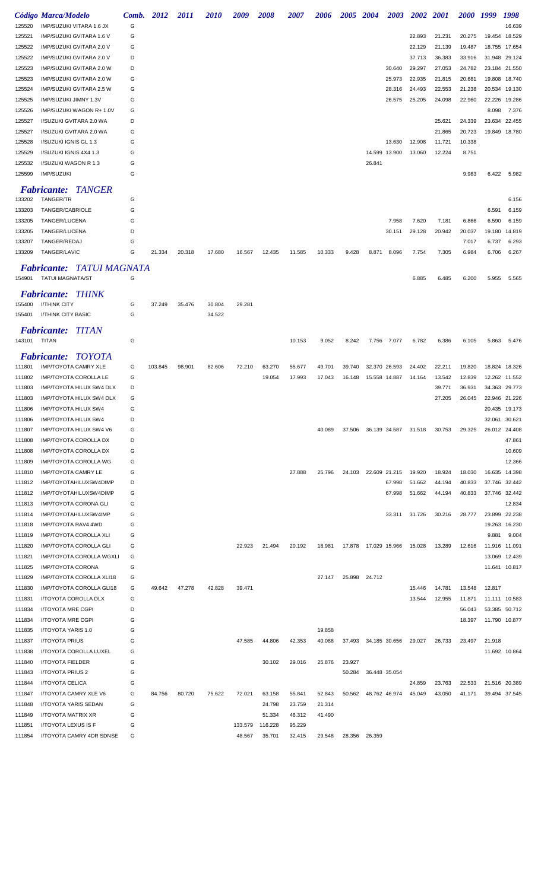| Código | Marca/Modelo | Comb. | 2012 | 2011 | 2010 | 2009 | 2008 | 2007 | 2006 | 2005 | 2004 | 2003 | 2002 | 2001 | 2000 | 1999 | 1998 |
|---|---|---|---|---|---|---|---|---|---|---|---|---|---|---|---|---|---|
| 125520 | IMP/SUZUKI VITARA 1.6 JX | G | | | | | | | | | | | | | | | 16.639 |
| 125521 | IMP/SUZUKI GVITARA 1.6 V | G | | | | | | | | | | | 22.893 | 21.231 | 20.275 | 19.454 | 18.529 |
| 125522 | IMP/SUZUKI GVITARA 2.0 V | G | | | | | | | | | | | 22.129 | 21.139 | 19.487 | 18.755 | 17.654 |
| 125522 | IMP/SUZUKI GVITARA 2.0 V | D | | | | | | | | | | | 37.713 | 36.383 | 33.916 | 31.948 | 29.124 |
| 125523 | IMP/SUZUKI GVITARA 2.0 W | D | | | | | | | | | | 30.640 | 29.297 | 27.053 | 24.782 | 23.184 | 21.550 |
| 125523 | IMP/SUZUKI GVITARA 2.0 W | G | | | | | | | | | | 25.973 | 22.935 | 21.815 | 20.681 | 19.808 | 18.740 |
| 125524 | IMP/SUZUKI GVITARA 2.5 W | G | | | | | | | | | | 28.316 | 24.493 | 22.553 | 21.238 | 20.534 | 19.130 |
| 125525 | IMP/SUZUKI JIMNY 1.3V | G | | | | | | | | | | 26.575 | 25.205 | 24.098 | 22.960 | 22.226 | 19.286 |
| 125526 | IMP/SUZUKI WAGON R+ 1.0V | G | | | | | | | | | | | | | | 8.098 | 7.376 |
| 125527 | I/SUZUKI GVITARA 2.0 WA | D | | | | | | | | | | | | 25.621 | 24.339 | 23.634 | 22.455 |
| 125527 | I/SUZUKI GVITARA 2.0 WA | G | | | | | | | | | | | | 21.865 | 20.723 | 19.849 | 18.780 |
| 125528 | I/SUZUKI IGNIS GL 1.3 | G | | | | | | | | | | 13.630 | 12.908 | 11.721 | 10.338 | | |
| 125529 | I/SUZUKI IGNIS 4X4 1.3 | G | | | | | | | | | 14.599 | 13.900 | 13.060 | 12.224 | 8.751 | | |
| 125532 | I/SUZUKI WAGON R 1.3 | G | | | | | | | | | 26.841 | | | | | | |
| 125599 | IMP/SUZUKI | G | | | | | | | | | | | | | 9.983 | 6.422 | 5.982 |

## *Fabricante: TANGER*

| Código | Marca/Modelo | Comb. | 2012 | 2011 | 2010 | 2009 | 2008 | 2007 | 2006 | 2005 | 2004 | 2003 | 2002 | 2001 | 2000 | 1999 | 1998 |
|---|---|---|---|---|---|---|---|---|---|---|---|---|---|---|---|---|---|
| 133202 | TANGER/TR | G | | | | | | | | | | | | | | | 6.156 |
| 133203 | TANGER/CABRIOLE | G | | | | | | | | | | | | | | 6.591 | 6.159 |
| 133205 | TANGER/LUCENA | G | | | | | | | | | | 7.958 | 7.620 | 7.181 | 6.866 | 6.590 | 6.159 |
| 133205 | TANGER/LUCENA | D | | | | | | | | | | 30.151 | 29.128 | 20.942 | 20.037 | 19.180 | 14.819 |
| 133207 | TANGER/REDAJ | G | | | | | | | | | | | | | 7.017 | 6.737 | 6.293 |
| 133209 | TANGER/LAVIC | G | 21.334 | 20.318 | 17.680 | 16.567 | 12.435 | 11.585 | 10.333 | 9.428 | 8.871 | 8.096 | 7.754 | 7.305 | 6.984 | 6.706 | 6.267 |

## *Fabricante: TATUI MAGNATA*

| Código | Marca/Modelo | Comb. | 2012 | 2011 | 2010 | 2009 | 2008 | 2007 | 2006 | 2005 | 2004 | 2003 | 2002 | 2001 | 2000 | 1999 | 1998 |
|---|---|---|---|---|---|---|---|---|---|---|---|---|---|---|---|---|---|
| 154901 | TATUI MAGNATA/ST | G | | | | | | | | | | | 6.885 | 6.485 | 6.200 | 5.955 | 5.565 |

## *Fabricante: THINK*

| Código | Marca/Modelo | Comb. | 2012 | 2011 | 2010 | 2009 | 2008 | 2007 | 2006 | 2005 | 2004 | 2003 | 2002 | 2001 | 2000 | 1999 | 1998 |
|---|---|---|---|---|---|---|---|---|---|---|---|---|---|---|---|---|---|
| 155400 | I/THINK CITY | G | 37.249 | 35.476 | 30.804 | 29.281 | | | | | | | | | | | |
| 155401 | I/THINK CITY BASIC | G | | | 34.522 | | | | | | | | | | | | |

## *Fabricante: TITAN*

| Código | Marca/Modelo | Comb. | 2012 | 2011 | 2010 | 2009 | 2008 | 2007 | 2006 | 2005 | 2004 | 2003 | 2002 | 2001 | 2000 | 1999 | 1998 |
|---|---|---|---|---|---|---|---|---|---|---|---|---|---|---|---|---|---|
| 143101 | TITAN | G | | | | | | 10.153 | 9.052 | 8.242 | 7.756 | 7.077 | 6.782 | 6.386 | 6.105 | 5.863 | 5.476 |

## *Fabricante: TOYOTA*

| Código | Marca/Modelo | Comb. | 2012 | 2011 | 2010 | 2009 | 2008 | 2007 | 2006 | 2005 | 2004 | 2003 | 2002 | 2001 | 2000 | 1999 | 1998 |
|---|---|---|---|---|---|---|---|---|---|---|---|---|---|---|---|---|---|
| 111801 | IMP/TOYOTA CAMRY XLE | G | 103.845 | 98.901 | 82.606 | 72.210 | 63.270 | 55.677 | 49.701 | 39.740 | 32.370 | 26.593 | 24.402 | 22.211 | 19.820 | 18.824 | 18.326 |
| 111802 | IMP/TOYOTA COROLLA LE | G | | | | | 19.054 | 17.993 | 17.043 | 16.148 | 15.558 | 14.887 | 14.164 | 13.542 | 12.839 | 12.262 | 11.552 |
| 111803 | IMP/TOYOTA HILUX SW4 DLX | D | | | | | | | | | | | | 39.771 | 36.931 | 34.363 | 29.773 |
| 111803 | IMP/TOYOTA HILUX SW4 DLX | G | | | | | | | | | | | | 27.205 | 26.045 | 22.946 | 21.226 |
| 111806 | IMP/TOYOTA HILUX SW4 | G | | | | | | | | | | | | | | 20.435 | 19.173 |
| 111806 | IMP/TOYOTA HILUX SW4 | D | | | | | | | | | | | | | | 32.061 | 30.621 |
| 111807 | IMP/TOYOTA HILUX SW4 V6 | G | | | | | | | 40.089 | 37.506 | 36.139 | 34.587 | 31.518 | 30.753 | 29.325 | 26.012 | 24.408 |
| 111808 | IMP/TOYOTA COROLLA DX | D | | | | | | | | | | | | | | | 47.861 |
| 111808 | IMP/TOYOTA COROLLA DX | G | | | | | | | | | | | | | | | 10.609 |
| 111809 | IMP/TOYOTA COROLLA WG | G | | | | | | | | | | | | | | | 12.366 |
| 111810 | IMP/TOYOTA CAMRY LE | G | | | | | | 27.888 | 25.796 | 24.103 | 22.609 | 21.215 | 19.920 | 18.924 | 18.030 | 16.635 | 14.398 |
| 111812 | IMP/TOYOTAHILUXSW4DIMP | D | | | | | | | | | | 67.998 | 51.662 | 44.194 | 40.833 | 37.746 | 32.442 |
| 111812 | IMP/TOYOTAHILUXSW4DIMP | G | | | | | | | | | | 67.998 | 51.662 | 44.194 | 40.833 | 37.746 | 32.442 |
| 111813 | IMP/TOYOTA CORONA GLI | G | | | | | | | | | | | | | | | 12.834 |
| 111814 | IMP/TOYOTAHILUXSW4IMP | G | | | | | | | | | | 33.311 | 31.726 | 30.216 | 28.777 | 23.899 | 22.238 |
| 111818 | IMP/TOYOTA RAV4 4WD | G | | | | | | | | | | | | | | 19.263 | 16.230 |
| 111819 | IMP/TOYOTA COROLLA XLI | G | | | | | | | | | | | | | | 9.881 | 9.004 |
| 111820 | IMP/TOYOTA COROLLA GLI | G | | | | 22.923 | 21.494 | 20.192 | 18.981 | 17.878 | 17.029 | 15.966 | 15.028 | 13.289 | 12.616 | 11.916 | 11.091 |
| 111821 | IMP/TOYOTA COROLLA WGXLI | G | | | | | | | | | | | | | | 13.069 | 12.439 |
| 111825 | IMP/TOYOTA CORONA | G | | | | | | | | | | | | | | 11.641 | 10.817 |
| 111829 | IMP/TOYOTA COROLLA XLI18 | G | | | | | | | 27.147 | 25.898 | 24.712 | | | | | | |
| 111830 | IMP/TOYOTA COROLLA GLI18 | G | 49.642 | 47.278 | 42.828 | 39.471 | | | | | | | 15.446 | 14.781 | 13.548 | 12.817 | |
| 111831 | I/TOYOTA COROLLA DLX | G | | | | | | | | | | | 13.544 | 12.955 | 11.871 | 11.111 | 10.583 |
| 111834 | I/TOYOTA MRE CGPI | D | | | | | | | | | | | | | 56.043 | 53.385 | 50.712 |
| 111834 | I/TOYOTA MRE CGPI | G | | | | | | | | | | | | | 18.397 | 11.790 | 10.877 |
| 111835 | I/TOYOTA YARIS 1.0 | G | | | | | | | 19.858 | | | | | | | | |
| 111837 | I/TOYOTA PRIUS | G | | | | 47.585 | 44.806 | 42.353 | 40.088 | 37.493 | 34.185 | 30.656 | 29.027 | 26.733 | 23.497 | 21.918 | |
| 111838 | I/TOYOTA COROLLA LUXEL | G | | | | | | | | | | | | | | 11.692 | 10.864 |
| 111840 | I/TOYOTA FIELDER | G | | | | | 30.102 | 29.016 | 25.876 | 23.927 | | | | | | | |
| 111843 | I/TOYOTA PRIUS 2 | G | | | | | | | | 50.284 | 36.448 | 35.054 | | | | | |
| 111844 | I/TOYOTA CELICA | G | | | | | | | | | | | 24.859 | 23.763 | 22.533 | 21.516 | 20.389 |
| 111847 | I/TOYOTA CAMRY XLE V6 | G | 84.756 | 80.720 | 75.622 | 72.021 | 63.158 | 55.841 | 52.843 | 50.562 | 48.762 | 46.974 | 45.049 | 43.050 | 41.171 | 39.494 | 37.545 |
| 111848 | I/TOYOTA YARIS SEDAN | G | | | | | 24.798 | 23.759 | 21.314 | | | | | | | | |
| 111849 | I/TOYOTA MATRIX XR | G | | | | | 51.334 | 46.312 | 41.490 | | | | | | | | |
| 111851 | I/TOYOTA LEXUS IS F | G | | | | 133.579 | 116.228 | 95.229 | | | | | | | | | |
| 111854 | I/TOYOTA CAMRY 4DR SDNSE | G | | | | 48.567 | 35.701 | 32.415 | 29.548 | 28.356 | 26.359 | | | | | | |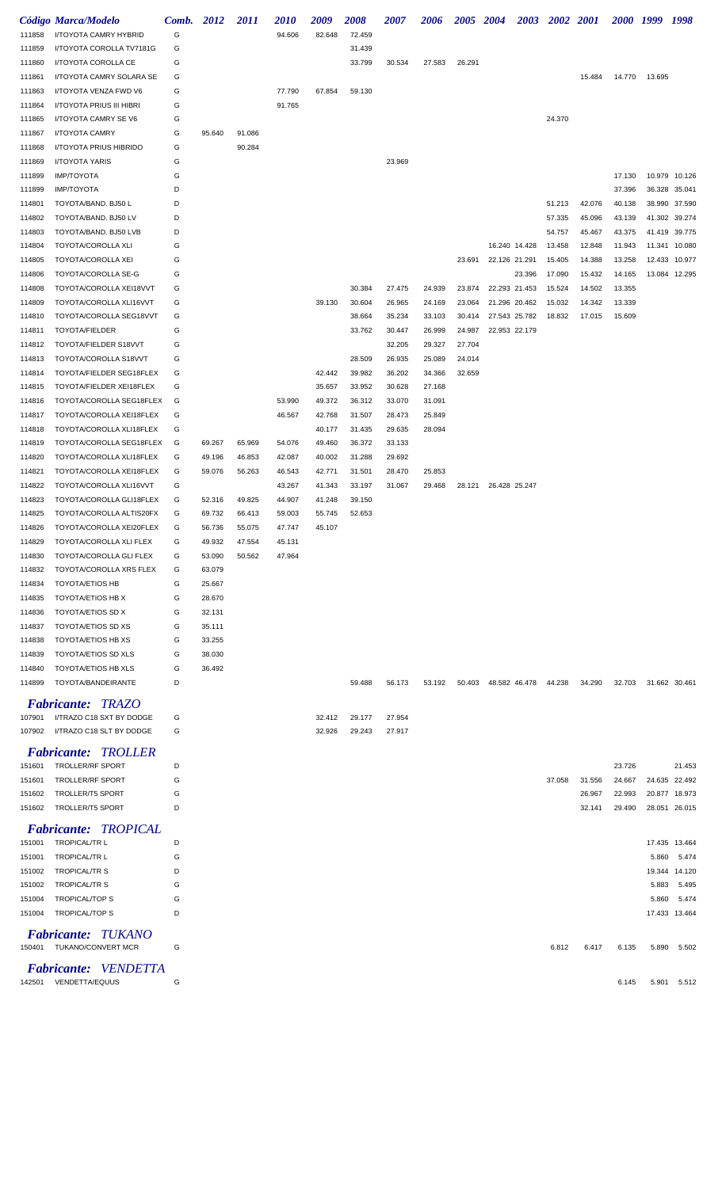| Código | Marca/Modelo | Comb. | 2012 | 2011 | 2010 | 2009 | 2008 | 2007 | 2006 | 2005 | 2004 | 2003 | 2002 | 2001 | 2000 | 1999 | 1998 |
|---|---|---|---|---|---|---|---|---|---|---|---|---|---|---|---|---|---|
| 111858 | I/TOYOTA CAMRY HYBRID | G | | | 94.606 | 82.648 | 72.459 | | | | | | | | | | |
| 111859 | I/TOYOTA COROLLA TV7181G | G | | | | | 31.439 | | | | | | | | | | |
| 111860 | I/TOYOTA COROLLA CE | G | | | | | 33.799 | 30.534 | 27.583 | 26.291 | | | | | | | |
| 111861 | I/TOYOTA CAMRY SOLARA SE | G | | | | | | | | | | | | 15.484 | 14.770 | 13.695 | |
| 111863 | I/TOYOTA VENZA FWD V6 | G | | | 77.790 | 67.854 | 59.130 | | | | | | | | | | |
| 111864 | I/TOYOTA PRIUS III HIBRI | G | | | 91.765 | | | | | | | | | | | | |
| 111865 | I/TOYOTA CAMRY SE V6 | G | | | | | | | | | | | 24.370 | | | | |
| 111867 | I/TOYOTA CAMRY | G | 95.640 | 91.086 | | | | | | | | | | | | | |
| 111868 | I/TOYOTA PRIUS HIBRIDO | G | | 90.284 | | | | | | | | | | | | | |
| 111869 | I/TOYOTA YARIS | G | | | | | | 23.969 | | | | | | | | | |
| 111899 | IMP/TOYOTA | G | | | | | | | | | | | | | 17.130 | 10.979 | 10.126 |
| 111899 | IMP/TOYOTA | D | | | | | | | | | | | | | 37.396 | 36.328 | 35.041 |
| 114801 | TOYOTA/BAND. BJ50 L | D | | | | | | | | | | | 51.213 | 42.076 | 40.138 | 38.990 | 37.590 |
| 114802 | TOYOTA/BAND. BJ50 LV | D | | | | | | | | | | | 57.335 | 45.096 | 43.139 | 41.302 | 39.274 |
| 114803 | TOYOTA/BAND. BJ50 LVB | D | | | | | | | | | | | 54.757 | 45.467 | 43.375 | 41.419 | 39.775 |
| 114804 | TOYOTA/COROLLA XLI | G | | | | | | | | | 16.240 | 14.428 | 13.458 | 12.848 | 11.943 | 11.341 | 10.080 |
| 114805 | TOYOTA/COROLLA XEI | G | | | | | | | | 23.691 | 22.126 | 21.291 | 15.405 | 14.388 | 13.258 | 12.433 | 10.977 |
| 114806 | TOYOTA/COROLLA SE-G | G | | | | | | | | | | 23.396 | 17.090 | 15.432 | 14.165 | 13.084 | 12.295 |
| 114808 | TOYOTA/COROLLA XEI18VVT | G | | | | | 30.384 | 27.475 | 24.939 | 23.874 | 22.293 | 21.453 | 15.524 | 14.502 | 13.355 | | |
| 114809 | TOYOTA/COROLLA XLI16VVT | G | | | | 39.130 | 30.604 | 26.965 | 24.169 | 23.064 | 21.296 | 20.462 | 15.032 | 14.342 | 13.339 | | |
| 114810 | TOYOTA/COROLLA SEG18VVT | G | | | | | 38.664 | 35.234 | 33.103 | 30.414 | 27.543 | 25.782 | 18.832 | 17.015 | 15.609 | | |
| 114811 | TOYOTA/FIELDER | G | | | | | 33.762 | 30.447 | 26.999 | 24.987 | 22.953 | 22.179 | | | | | |
| 114812 | TOYOTA/FIELDER S18VVT | G | | | | | | 32.205 | 29.327 | 27.704 | | | | | | | |
| 114813 | TOYOTA/COROLLA S18VVT | G | | | | | 28.509 | 26.935 | 25.089 | 24.014 | | | | | | | |
| 114814 | TOYOTA/FIELDER SEG18FLEX | G | | | | 42.442 | 39.982 | 36.202 | 34.366 | 32.659 | | | | | | | |
| 114815 | TOYOTA/FIELDER XEI18FLEX | G | | | | 35.657 | 33.952 | 30.628 | 27.168 | | | | | | | | |
| 114816 | TOYOTA/COROLLA SEG18FLEX | G | | | 53.990 | 49.372 | 36.312 | 33.070 | 31.091 | | | | | | | | |
| 114817 | TOYOTA/COROLLA XEI18FLEX | G | | | 46.567 | 42.768 | 31.507 | 28.473 | 25.849 | | | | | | | | |
| 114818 | TOYOTA/COROLLA XLI18FLEX | G | | | | 40.177 | 31.435 | 29.635 | 28.094 | | | | | | | | |
| 114819 | TOYOTA/COROLLA SEG18FLEX | G | 69.267 | 65.969 | 54.076 | 49.460 | 36.372 | 33.133 | | | | | | | | | |
| 114820 | TOYOTA/COROLLA XLI18FLEX | G | 49.196 | 46.853 | 42.087 | 40.002 | 31.288 | 29.692 | | | | | | | | | |
| 114821 | TOYOTA/COROLLA XEI18FLEX | G | 59.076 | 56.263 | 46.543 | 42.771 | 31.501 | 28.470 | 25.853 | | | | | | | | |
| 114822 | TOYOTA/COROLLA XLI16VVT | G | | | 43.267 | 41.343 | 33.197 | 31.067 | 29.468 | 28.121 | 26.428 | 25.247 | | | | | |
| 114823 | TOYOTA/COROLLA GLI18FLEX | G | 52.316 | 49.825 | 44.907 | 41.248 | 39.150 | | | | | | | | | | |
| 114825 | TOYOTA/COROLLA ALTIS20FX | G | 69.732 | 66.413 | 59.003 | 55.745 | 52.653 | | | | | | | | | | |
| 114826 | TOYOTA/COROLLA XEI20FLEX | G | 56.736 | 55.075 | 47.747 | 45.107 | | | | | | | | | | | |
| 114829 | TOYOTA/COROLLA XLI FLEX | G | 49.932 | 47.554 | 45.131 | | | | | | | | | | | | |
| 114830 | TOYOTA/COROLLA GLI FLEX | G | 53.090 | 50.562 | 47.964 | | | | | | | | | | | | |
| 114832 | TOYOTA/COROLLA XRS FLEX | G | 63.079 | | | | | | | | | | | | | | |
| 114834 | TOYOTA/ETIOS HB | G | 25.667 | | | | | | | | | | | | | | |
| 114835 | TOYOTA/ETIOS HB X | G | 28.670 | | | | | | | | | | | | | | |
| 114836 | TOYOTA/ETIOS SD X | G | 32.131 | | | | | | | | | | | | | | |
| 114837 | TOYOTA/ETIOS SD XS | G | 35.111 | | | | | | | | | | | | | | |
| 114838 | TOYOTA/ETIOS HB XS | G | 33.255 | | | | | | | | | | | | | | |
| 114839 | TOYOTA/ETIOS SD XLS | G | 38.030 | | | | | | | | | | | | | | |
| 114840 | TOYOTA/ETIOS HB XLS | G | 36.492 | | | | | | | | | | | | | | |
| 114899 | TOYOTA/BANDEIRANTE | D | | | | | 59.488 | 56.173 | 53.192 | 50.403 | 48.582 | 46.478 | 44.238 | 34.290 | 32.703 | 31.662 | 30.461 |

## *Fabricante: TRAZO*

| Código | Marca/Modelo | Comb. | 2012 | 2011 | 2010 | 2009 | 2008 | 2007 | 2006 | 2005 | 2004 | 2003 | 2002 | 2001 | 2000 | 1999 | 1998 |
|---|---|---|---|---|---|---|---|---|---|---|---|---|---|---|---|---|---|
| 107901 | I/TRAZO C18 SXT BY DODGE | G | | | | 32.412 | 29.177 | 27.954 | | | | | | | | | |
| 107902 | I/TRAZO C18 SLT BY DODGE | G | | | | 32.926 | 29.243 | 27.917 | | | | | | | | | |

## *Fabricante: TROLLER*

| Código | Marca/Modelo | Comb. | 2012 | 2011 | 2010 | 2009 | 2008 | 2007 | 2006 | 2005 | 2004 | 2003 | 2002 | 2001 | 2000 | 1999 | 1998 |
|---|---|---|---|---|---|---|---|---|---|---|---|---|---|---|---|---|---|
| 151601 | TROLLER/RF SPORT | D | | | | | | | | | | | | | 23.726 | | 21.453 |
| 151601 | TROLLER/RF SPORT | G | | | | | | | | | | | 37.058 | 31.556 | 24.667 | 24.635 | 22.492 |
| 151602 | TROLLER/T5 SPORT | G | | | | | | | | | | | | 26.967 | 22.993 | 20.877 | 18.973 |
| 151602 | TROLLER/T5 SPORT | D | | | | | | | | | | | | 32.141 | 29.490 | 28.051 | 26.015 |

## *Fabricante: TROPICAL*

| Código | Marca/Modelo | Comb. | 2012 | 2011 | 2010 | 2009 | 2008 | 2007 | 2006 | 2005 | 2004 | 2003 | 2002 | 2001 | 2000 | 1999 | 1998 |
|---|---|---|---|---|---|---|---|---|---|---|---|---|---|---|---|---|---|
| 151001 | TROPICAL/TR L | D | | | | | | | | | | | | | | 17.435 | 13.464 |
| 151001 | TROPICAL/TR L | G | | | | | | | | | | | | | | 5.860 | 5.474 |
| 151002 | TROPICAL/TR S | D | | | | | | | | | | | | | | 19.344 | 14.120 |
| 151002 | TROPICAL/TR S | G | | | | | | | | | | | | | | 5.883 | 5.495 |
| 151004 | TROPICAL/TOP S | G | | | | | | | | | | | | | | 5.860 | 5.474 |
| 151004 | TROPICAL/TOP S | D | | | | | | | | | | | | | | 17.433 | 13.464 |

## *Fabricante: TUKANO*

| Código | Marca/Modelo | Comb. | 2012 | 2011 | 2010 | 2009 | 2008 | 2007 | 2006 | 2005 | 2004 | 2003 | 2002 | 2001 | 2000 | 1999 | 1998 |
|---|---|---|---|---|---|---|---|---|---|---|---|---|---|---|---|---|---|
| 150401 | TUKANO/CONVERT MCR | G | | | | | | | | | | | 6.812 | 6.417 | 6.135 | 5.890 | 5.502 |

## *Fabricante: VENDETTA*

| Código | Marca/Modelo | Comb. | 2012 | 2011 | 2010 | 2009 | 2008 | 2007 | 2006 | 2005 | 2004 | 2003 | 2002 | 2001 | 2000 | 1999 | 1998 |
|---|---|---|---|---|---|---|---|---|---|---|---|---|---|---|---|---|---|
| 142501 | VENDETTA/EQUUS | G | | | | | | | | | | | | | 6.145 | 5.901 | 5.512 |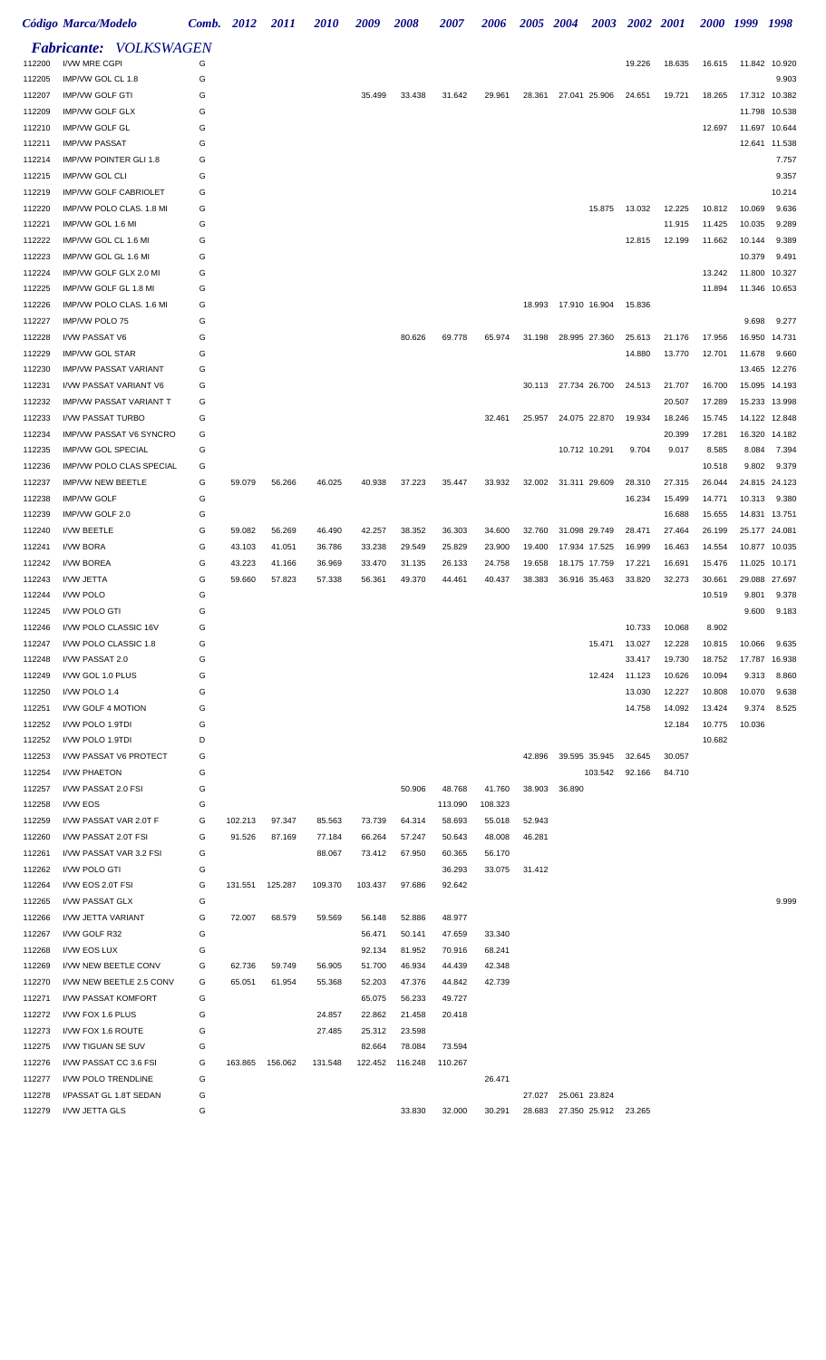| Código | Marca/Modelo | Comb. | 2012 | 2011 | 2010 | 2009 | 2008 | 2007 | 2006 | 2005 | 2004 | 2003 | 2002 | 2001 | 2000 | 1999 | 1998 |
|---|---|---|---|---|---|---|---|---|---|---|---|---|---|---|---|---|---|
| ***Fabricante: VOLKSWAGEN*** | | | | | | | | | | | | | | | | | |
| 112200 | I/VW MRE CGPI | G | | | | | | | | | | | 19.226 | 18.635 | 16.615 | 11.842 | 10.920 |
| 112205 | IMP/VW GOL CL 1.8 | G | | | | | | | | | | | | | | | 9.903 |
| 112207 | IMP/VW GOLF GTI | G | | | | 35.499 | 33.438 | 31.642 | 29.961 | 28.361 | 27.041 | 25.906 | 24.651 | 19.721 | 18.265 | 17.312 | 10.382 |
| 112209 | IMP/VW GOLF GLX | G | | | | | | | | | | | | | | 11.798 | 10.538 |
| 112210 | IMP/VW GOLF GL | G | | | | | | | | | | | | | 12.697 | 11.697 | 10.644 |
| 112211 | IMP/VW PASSAT | G | | | | | | | | | | | | | | 12.641 | 11.538 |
| 112214 | IMP/VW POINTER GLI 1.8 | G | | | | | | | | | | | | | | | 7.757 |
| 112215 | IMP/VW GOL CLI | G | | | | | | | | | | | | | | | 9.357 |
| 112219 | IMP/VW GOLF CABRIOLET | G | | | | | | | | | | | | | | | 10.214 |
| 112220 | IMP/VW POLO CLAS. 1.8 MI | G | | | | | | | | | | 15.875 | 13.032 | 12.225 | 10.812 | 10.069 | 9.636 |
| 112221 | IMP/VW GOL 1.6 MI | G | | | | | | | | | | | | 11.915 | 11.425 | 10.035 | 9.289 |
| 112222 | IMP/VW GOL CL 1.6 MI | G | | | | | | | | | | | 12.815 | 12.199 | 11.662 | 10.144 | 9.389 |
| 112223 | IMP/VW GOL GL 1.6 MI | G | | | | | | | | | | | | | | 10.379 | 9.491 |
| 112224 | IMP/VW GOLF GLX 2.0 MI | G | | | | | | | | | | | | | 13.242 | 11.800 | 10.327 |
| 112225 | IMP/VW GOLF GL 1.8 MI | G | | | | | | | | | | | | | 11.894 | 11.346 | 10.653 |
| 112226 | IMP/VW POLO CLAS. 1.6 MI | G | | | | | | | | 18.993 | 17.910 | 16.904 | 15.836 | | | | |
| 112227 | IMP/VW POLO 75 | G | | | | | | | | | | | | | | 9.698 | 9.277 |
| 112228 | I/VW PASSAT V6 | G | | | | | 80.626 | 69.778 | 65.974 | 31.198 | 28.995 | 27.360 | 25.613 | 21.176 | 17.956 | 16.950 | 14.731 |
| 112229 | IMP/VW GOL STAR | G | | | | | | | | | | | 14.880 | 13.770 | 12.701 | 11.678 | 9.660 |
| 112230 | IMP/VW PASSAT VARIANT | G | | | | | | | | | | | | | | 13.465 | 12.276 |
| 112231 | I/VW PASSAT VARIANT V6 | G | | | | | | | | 30.113 | 27.734 | 26.700 | 24.513 | 21.707 | 16.700 | 15.095 | 14.193 |
| 112232 | IMP/VW PASSAT VARIANT T | G | | | | | | | | | | | | 20.507 | 17.289 | 15.233 | 13.998 |
| 112233 | I/VW PASSAT TURBO | G | | | | | | | 32.461 | 25.957 | 24.075 | 22.870 | 19.934 | 18.246 | 15.745 | 14.122 | 12.848 |
| 112234 | IMP/VW PASSAT V6 SYNCRO | G | | | | | | | | | | | | 20.399 | 17.281 | 16.320 | 14.182 |
| 112235 | IMP/VW GOL SPECIAL | G | | | | | | | | | 10.712 | 10.291 | 9.704 | 9.017 | 8.585 | 8.084 | 7.394 |
| 112236 | IMP/VW POLO CLAS SPECIAL | G | | | | | | | | | | | | | 10.518 | 9.802 | 9.379 |
| 112237 | IMP/VW NEW BEETLE | G | 59.079 | 56.266 | 46.025 | 40.938 | 37.223 | 35.447 | 33.932 | 32.002 | 31.311 | 29.609 | 28.310 | 27.315 | 26.044 | 24.815 | 24.123 |
| 112238 | IMP/VW GOLF | G | | | | | | | | | | | 16.234 | 15.499 | 14.771 | 10.313 | 9.380 |
| 112239 | IMP/VW GOLF 2.0 | G | | | | | | | | | | | | 16.688 | 15.655 | 14.831 | 13.751 |
| 112240 | I/VW BEETLE | G | 59.082 | 56.269 | 46.490 | 42.257 | 38.352 | 36.303 | 34.600 | 32.760 | 31.098 | 29.749 | 28.471 | 27.464 | 26.199 | 25.177 | 24.081 |
| 112241 | I/VW BORA | G | 43.103 | 41.051 | 36.786 | 33.238 | 29.549 | 25.829 | 23.900 | 19.400 | 17.934 | 17.525 | 16.999 | 16.463 | 14.554 | 10.877 | 10.035 |
| 112242 | I/VW BOREA | G | 43.223 | 41.166 | 36.969 | 33.470 | 31.135 | 26.133 | 24.758 | 19.658 | 18.175 | 17.759 | 17.221 | 16.691 | 15.476 | 11.025 | 10.171 |
| 112243 | I/VW JETTA | G | 59.660 | 57.823 | 57.338 | 56.361 | 49.370 | 44.461 | 40.437 | 38.383 | 36.916 | 35.463 | 33.820 | 32.273 | 30.661 | 29.088 | 27.697 |
| 112244 | I/VW POLO | G | | | | | | | | | | | | | 10.519 | 9.801 | 9.378 |
| 112245 | I/VW POLO GTI | G | | | | | | | | | | | | | | 9.600 | 9.183 |
| 112246 | I/VW POLO CLASSIC 16V | G | | | | | | | | | | | 10.733 | 10.068 | 8.902 | | |
| 112247 | I/VW POLO CLASSIC 1.8 | G | | | | | | | | | | 15.471 | 13.027 | 12.228 | 10.815 | 10.066 | 9.635 |
| 112248 | I/VW PASSAT 2.0 | G | | | | | | | | | | | 33.417 | 19.730 | 18.752 | 17.787 | 16.938 |
| 112249 | I/VW GOL 1.0 PLUS | G | | | | | | | | | | 12.424 | 11.123 | 10.626 | 10.094 | 9.313 | 8.860 |
| 112250 | I/VW POLO 1.4 | G | | | | | | | | | | | 13.030 | 12.227 | 10.808 | 10.070 | 9.638 |
| 112251 | I/VW GOLF 4 MOTION | G | | | | | | | | | | | 14.758 | 14.092 | 13.424 | 9.374 | 8.525 |
| 112252 | I/VW POLO 1.9TDI | G | | | | | | | | | | | | 12.184 | 10.775 | 10.036 | |
| 112252 | I/VW POLO 1.9TDI | D | | | | | | | | | | | | | 10.682 | | |
| 112253 | I/VW PASSAT V6 PROTECT | G | | | | | | | | 42.896 | 39.595 | 35.945 | 32.645 | 30.057 | | | |
| 112254 | I/VW PHAETON | G | | | | | | | | | | 103.542 | 92.166 | 84.710 | | | |
| 112257 | I/VW PASSAT 2.0 FSI | G | | | | | 50.906 | 48.768 | 41.760 | 38.903 | 36.890 | | | | | | |
| 112258 | I/VW EOS | G | | | | | | 113.090 | 108.323 | | | | | | | | |
| 112259 | I/VW PASSAT VAR 2.0T F | G | 102.213 | 97.347 | 85.563 | 73.739 | 64.314 | 58.693 | 55.018 | 52.943 | | | | | | | |
| 112260 | I/VW PASSAT 2.0T FSI | G | 91.526 | 87.169 | 77.184 | 66.264 | 57.247 | 50.643 | 48.008 | 46.281 | | | | | | | |
| 112261 | I/VW PASSAT VAR 3.2 FSI | G | | | 88.067 | 73.412 | 67.950 | 60.365 | 56.170 | | | | | | | | |
| 112262 | I/VW POLO GTI | G | | | | | | 36.293 | 33.075 | 31.412 | | | | | | | |
| 112264 | I/VW EOS 2.0T FSI | G | 131.551 | 125.287 | 109.370 | 103.437 | 97.686 | 92.642 | | | | | | | | | |
| 112265 | I/VW PASSAT GLX | G | | | | | | | | | | | | | | | 9.999 |
| 112266 | I/VW JETTA VARIANT | G | 72.007 | 68.579 | 59.569 | 56.148 | 52.886 | 48.977 | | | | | | | | | |
| 112267 | I/VW GOLF R32 | G | | | | 56.471 | 50.141 | 47.659 | 33.340 | | | | | | | | |
| 112268 | I/VW EOS LUX | G | | | | 92.134 | 81.952 | 70.916 | 68.241 | | | | | | | | |
| 112269 | I/VW NEW BEETLE CONV | G | 62.736 | 59.749 | 56.905 | 51.700 | 46.934 | 44.439 | 42.348 | | | | | | | | |
| 112270 | I/VW NEW BEETLE 2.5 CONV | G | 65.051 | 61.954 | 55.368 | 52.203 | 47.376 | 44.842 | 42.739 | | | | | | | | |
| 112271 | I/VW PASSAT KOMFORT | G | | | | 65.075 | 56.233 | 49.727 | | | | | | | | | |
| 112272 | I/VW FOX 1.6 PLUS | G | | | 24.857 | 22.862 | 21.458 | 20.418 | | | | | | | | | |
| 112273 | I/VW FOX 1.6 ROUTE | G | | | 27.485 | 25.312 | 23.598 | | | | | | | | | | |
| 112275 | I/VW TIGUAN SE SUV | G | | | | 82.664 | 78.084 | 73.594 | | | | | | | | | |
| 112276 | I/VW PASSAT CC 3.6 FSI | G | 163.865 | 156.062 | 131.548 | 122.452 | 116.248 | 110.267 | | | | | | | | | |
| 112277 | I/VW POLO TRENDLINE | G | | | | | | | 26.471 | | | | | | | | |
| 112278 | I/PASSAT GL 1.8T SEDAN | G | | | | | | | | 27.027 | 25.061 | 23.824 | | | | | |
| 112279 | I/VW JETTA GLS | G | | | | | 33.830 | 32.000 | 30.291 | 28.683 | 27.350 | 25.912 | 23.265 | | | | |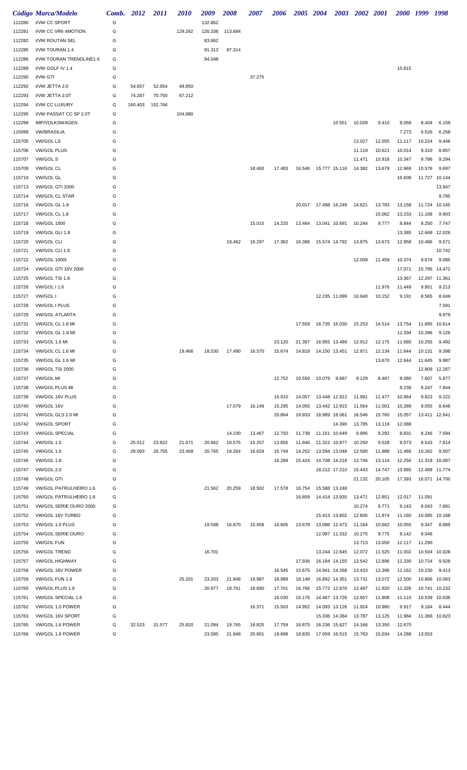| Código | Marca/Modelo | Comb. | 2012 | 2011 | 2010 | 2009 | 2008 | 2007 | 2006 | 2005 | 2004 | 2003 | 2002 | 2001 | 2000 | 1999 | 1998 |
|---|---|---|---|---|---|---|---|---|---|---|---|---|---|---|---|---|---|
| 112280 | I/VW CC SPORT | G | | | | 132.862 | | | | | | | | | | | |
| 112281 | I/VW CC VR6 4MOTION | G | | | 129.262 | 120.336 | 113.694 | | | | | | | | | | |
| 112282 | I/VW ROUTAN SEL | G | | | | 83.862 | | | | | | | | | | | |
| 112285 | I/VW TOURAN 1.4 | G | | | | 91.312 | 87.314 | | | | | | | | | | |
| 112286 | I/VW TOURAN TRENDLINE1.6 | G | | | | 94.048 | | | | | | | | | | | |
| 112289 | I/VW GOLF IV 1.4 | G | | | | | | | | | | | | | 15.815 | | |
| 112290 | I/VW GTI | G | | | | | | 37.275 | | | | | | | | | |
| 112292 | I/VW JETTA 2.0 | G | 54.657 | 52.054 | 49.850 | | | | | | | | | | | | |
| 112293 | I/VW JETTA 2.0T | G | 74.287 | 70.750 | 67.212 | | | | | | | | | | | | |
| 112294 | I/VW CC LUXURY | G | 160.403 | 152.766 | | | | | | | | | | | | | |
| 112295 | I/VW PASSAT CC SP 2.0T | G | | | 104.980 | | | | | | | | | | | | |
| 112299 | IMP/VOLKSWAGEN | G | | | | | | | | | | 10.551 | 10.028 | 9.410 | 9.058 | 8.404 | 6.159 |
| 115099 | VW/BRASILIA | G | | | | | | | | | | | | | 7.273 | 6.526 | 6.258 |
| 115705 | VW/GOL LS | G | | | | | | | | | | | 13.027 | 12.055 | 11.117 | 10.224 | 9.446 |
| 115706 | VW/GOL PLUS | G | | | | | | | | | | | 11.119 | 10.621 | 10.014 | 9.310 | 8.857 |
| 115707 | VW/GOL S | G | | | | | | | | | | | 11.471 | 10.918 | 10.347 | 9.786 | 9.294 |
| 115709 | VW/GOL CL | G | | | | | | 18.460 | 17.483 | 16.546 | 15.777 | 15.116 | 14.382 | 13.679 | 12.969 | 10.576 | 9.697 |
| 115710 | VW/GOL GL | G | | | | | | | | | | | | | 15.608 | 11.727 | 10.144 |
| 115713 | VW/GOL GTI 2000 | G | | | | | | | | | | | | | | | 13.947 |
| 115714 | VW/GOL CL STAR | G | | | | | | | | | | | | | | | 9.795 |
| 115716 | VW/GOL GL 1.8 | G | | | | | | | | 20.017 | 17.498 | 16.249 | 14.621 | 13.783 | 13.158 | 11.724 | 10.145 |
| 115717 | VW/GOL CL 1.8 | G | | | | | | | | | | | | 15.062 | 13.233 | 11.168 | 9.903 |
| 115718 | VW/GOL 1000 | G | | | | | | 15.015 | 14.225 | 13.464 | 13.041 | 10.691 | 10.244 | 9.777 | 8.844 | 8.250 | 7.747 |
| 115719 | VW/GOL GLI 1.8 | G | | | | | | | | | | | | | 13.385 | 12.668 | 12.026 |
| 115720 | VW/GOL CLI | G | | | | | 19.462 | 18.297 | 17.362 | 16.386 | 15.574 | 14.792 | 13.875 | 13.673 | 12.958 | 10.486 | 9.571 |
| 115721 | VW/GOL CLI 1.8 | G | | | | | | | | | | | | | | | 10.742 |
| 115722 | VW/GOL 1000I | G | | | | | | | | | | | 12.009 | 11.459 | 10.374 | 9.674 | 9.085 |
| 115724 | VW/GOL GTI 16V 2000 | G | | | | | | | | | | | | | 17.071 | 15.795 | 14.472 |
| 115725 | VW/GOL TSI 1.8 | G | | | | | | | | | | | | | 13.367 | 12.297 | 11.361 |
| 115726 | VW/GOL I 1.6 | G | | | | | | | | | | | | 11.976 | 11.449 | 9.951 | 9.213 |
| 115727 | VW/GOL I | G | | | | | | | | | 12.235 | 11.099 | 10.640 | 10.152 | 9.191 | 8.565 | 8.049 |
| 115728 | VW/GOL I PLUS | G | | | | | | | | | | | | | | | 7.591 |
| 115729 | VW/GOL ATLANTA | G | | | | | | | | | | | | | | | 9.979 |
| 115731 | VW/GOL CL 1.8 MI | G | | | | | | | | 17.559 | 16.735 | 16.030 | 15.253 | 14.514 | 13.754 | 11.895 | 10.614 |
| 115732 | VW/GOL GL 1.8 MI | G | | | | | | | | | | | | | 11.334 | 10.396 | 9.126 |
| 115733 | VW/GOL 1.6 MI | G | | | | | | | 23.120 | 21.397 | 16.955 | 13.489 | 12.912 | 12.175 | 11.680 | 10.255 | 9.492 |
| 115734 | VW/GOL CL 1.6 MI | G | | | 19.466 | 18.530 | 17.490 | 16.570 | 15.674 | 14.818 | 14.150 | 13.451 | 12.871 | 12.134 | 11.644 | 10.131 | 9.398 |
| 115735 | VW/GOL GL 1.6 MI | G | | | | | | | | | | | | 13.670 | 12.644 | 11.645 | 9.987 |
| 115736 | VW/GOL TSI 2000 | G | | | | | | | | | | | | | | 12.809 | 12.267 |
| 115737 | VW/GOL MI | G | | | | | | | 12.752 | 10.550 | 10.079 | 9.687 | 9.129 | 8.487 | 8.080 | 7.607 | 5.877 |
| 115738 | VW/GOL PLUS MI | G | | | | | | | | | | | | | 9.238 | 8.247 | 7.844 |
| 115739 | VW/GOL 16V PLUS | G | | | | | | | 15.910 | 14.057 | 13.448 | 12.912 | 11.991 | 11.477 | 10.964 | 9.823 | 9.222 |
| 115740 | VW/GOL 16V | G | | | | | 17.079 | 16.149 | 15.295 | 14.055 | 13.442 | 12.915 | 11.564 | 11.001 | 10.289 | 9.055 | 8.646 |
| 115741 | VW/GOL GLS 2.0 MI | G | | | | | | | 20.864 | 19.833 | 18.989 | 18.061 | 16.546 | 15.760 | 15.057 | 13.411 | 12.641 |
| 115742 | VW/GOL SPORT | G | | | | | | | | | | 14.390 | 13.785 | 13.118 | 12.088 | | |
| 115743 | VW/GOL SPECIAL | G | | | | | 14.230 | 13.467 | 12.750 | 11.738 | 11.151 | 10.649 | 9.995 | 9.292 | 8.831 | 8.246 | 7.594 |
| 115744 | VW/GOL 1.0 | G | 25.012 | 23.822 | 21.671 | 20.662 | 18.575 | 15.207 | 13.655 | 11.846 | 11.322 | 10.877 | 10.250 | 9.528 | 9.073 | 8.543 | 7.814 |
| 115745 | VW/GOL 1.6 | G | 28.093 | 26.755 | 23.458 | 20.765 | 18.264 | 16.629 | 15.749 | 14.252 | 13.594 | 13.048 | 12.590 | 11.988 | 11.466 | 10.262 | 9.507 |
| 115746 | VW/GOL 1.8 | G | | | | | | | 16.289 | 15.424 | 14.708 | 14.218 | 13.746 | 13.114 | 12.256 | 11.319 | 10.087 |
| 115747 | VW/GOL 2.0 | G | | | | | | | | | 18.212 | 17.210 | 15.443 | 14.747 | 13.985 | 12.489 | 11.774 |
| 115748 | VW/GOL GTI | G | | | | | | | | | | | 21.132 | 20.105 | 17.393 | 16.071 | 14.700 |
| 115749 | VW/GOL PATRULHEIRO 1.6 | G | | | | 21.562 | 20.259 | 18.502 | 17.578 | 16.754 | 15.588 | 13.248 | | | | | |
| 115750 | VW/GOL PATRULHEIRO 1.8 | G | | | | | | | | 16.859 | 14.414 | 13.935 | 13.471 | 12.851 | 12.017 | 11.091 | |
| 115751 | VW/GOL SERIE OURO 2000 | G | | | | | | | | | | | 10.274 | 9.771 | 9.143 | 8.043 | 7.681 |
| 115752 | VW/GOL 16V TURBO | G | | | | | | | | | 15.413 | 13.802 | 12.605 | 11.874 | 11.160 | 10.585 | 10.168 |
| 115753 | VW/GOL 1.0 PLUS | G | | | | 19.598 | 16.870 | 15.458 | 14.605 | 13.678 | 13.086 | 12.473 | 11.164 | 10.662 | 10.055 | 9.347 | 8.889 |
| 115754 | VW/GOL SERIE OURO | G | | | | | | | | | 12.087 | 11.332 | 10.275 | 9.775 | 9.142 | 8.046 | |
| 115755 | VW/GOL FUN | G | | | | | | | | | | | 13.713 | 13.050 | 12.117 | 11.290 | |
| 115756 | VW/GOL TREND | G | | | | 16.701 | | | | | 13.244 | 12.645 | 12.072 | 11.525 | 11.002 | 10.504 | 10.028 |
| 115757 | VW/GOL HIGHWAY | G | | | | | | | | 17.936 | 16.184 | 14.155 | 13.542 | 12.896 | 12.330 | 10.724 | 9.928 |
| 115758 | VW/GOL 16V POWER | G | | | | | | | 16.545 | 15.675 | 14.941 | 14.268 | 13.433 | 12.396 | 11.162 | 10.230 | 9.413 |
| 115759 | VW/GOL FUN 1.6 | G | | | 25.201 | 23.203 | 21.846 | 19.987 | 18.989 | 18.148 | 16.892 | 14.351 | 13.731 | 13.072 | 12.500 | 10.866 | 10.063 |
| 115760 | VW/GOL PLUS 1.6 | G | | | | 20.977 | 19.761 | 18.690 | 17.701 | 16.766 | 15.772 | 12.870 | 12.497 | 11.920 | 11.326 | 10.741 | 10.232 |
| 115761 | VW/GOL SPECIAL 1.6 | G | | | | | | | 16.030 | 15.176 | 14.467 | 13.726 | 12.657 | 11.908 | 11.110 | 10.539 | 10.036 |
| 115762 | VW/GOL 1.0 POWER | G | | | | | | 16.371 | 15.503 | 14.952 | 14.093 | 13.126 | 11.924 | 10.980 | 9.917 | 9.184 | 8.444 |
| 115763 | VW/GOL 16V SPORT | G | | | | | | | | | 15.336 | 14.384 | 13.787 | 13.125 | 11.984 | 11.366 | 10.823 |
| 115765 | VW/GOL 1.6 POWER | G | 32.523 | 31.577 | 25.820 | 21.094 | 19.765 | 18.825 | 17.759 | 16.875 | 16.236 | 15.627 | 14.166 | 13.350 | 12.670 | | |
| 115766 | VW/GOL 1.8 POWER | G | | | | 23.595 | 21.948 | 20.801 | 19.888 | 18.835 | 17.059 | 16.515 | 15.763 | 15.034 | 14.288 | 13.553 | |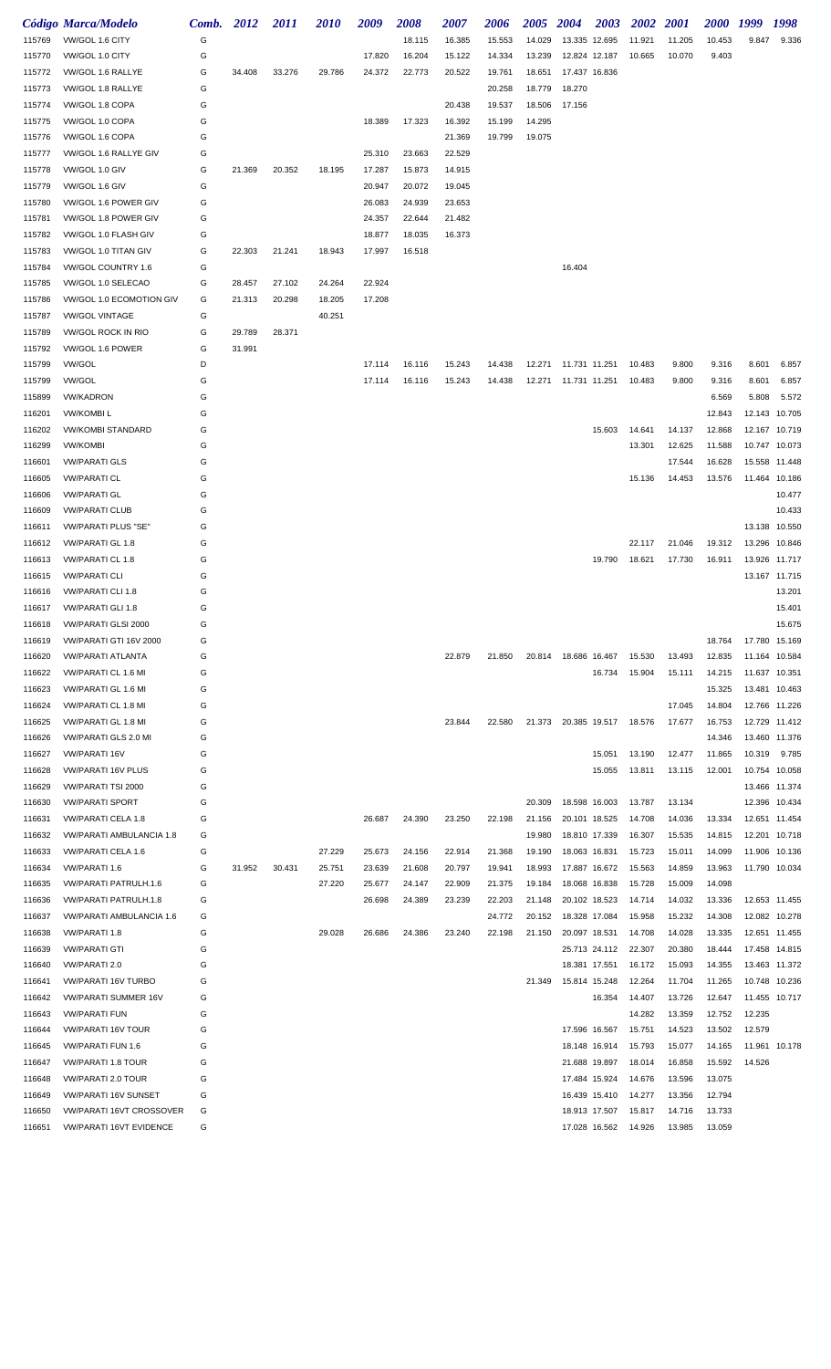| Código | Marca/Modelo | Comb. | 2012 | 2011 | 2010 | 2009 | 2008 | 2007 | 2006 | 2005 | 2004 | 2003 | 2002 | 2001 | 2000 | 1999 | 1998 |
|---|---|---|---|---|---|---|---|---|---|---|---|---|---|---|---|---|---|
| 115769 | VW/GOL 1.6 CITY | G | | | | | 18.115 | 16.385 | 15.553 | 14.029 | 13.335 | 12.695 | 11.921 | 11.205 | 10.453 | 9.847 | 9.336 |
| 115770 | VW/GOL 1.0 CITY | G | | | | 17.820 | 16.204 | 15.122 | 14.334 | 13.239 | 12.824 | 12.187 | 10.665 | 10.070 | 9.403 | | |
| 115772 | VW/GOL 1.6 RALLYE | G | 34.408 | 33.276 | 29.786 | 24.372 | 22.773 | 20.522 | 19.761 | 18.651 | 17.437 | 16.836 | | | | | |
| 115773 | VW/GOL 1.8 RALLYE | G | | | | | | | 20.258 | 18.779 | 18.270 | | | | | | |
| 115774 | VW/GOL 1.8 COPA | G | | | | | | 20.438 | 19.537 | 18.506 | 17.156 | | | | | | |
| 115775 | VW/GOL 1.0 COPA | G | | | | 18.389 | 17.323 | 16.392 | 15.199 | 14.295 | | | | | | | |
| 115776 | VW/GOL 1.6 COPA | G | | | | | | 21.369 | 19.799 | 19.075 | | | | | | | |
| 115777 | VW/GOL 1.6 RALLYE GIV | G | | | | 25.310 | 23.663 | 22.529 | | | | | | | | | |
| 115778 | VW/GOL 1.0 GIV | G | 21.369 | 20.352 | 18.195 | 17.287 | 15.873 | 14.915 | | | | | | | | | |
| 115779 | VW/GOL 1.6 GIV | G | | | | 20.947 | 20.072 | 19.045 | | | | | | | | | |
| 115780 | VW/GOL 1.6 POWER GIV | G | | | | 26.083 | 24.939 | 23.653 | | | | | | | | | |
| 115781 | VW/GOL 1.8 POWER GIV | G | | | | 24.357 | 22.644 | 21.482 | | | | | | | | | |
| 115782 | VW/GOL 1.0 FLASH GIV | G | | | | 18.877 | 18.035 | 16.373 | | | | | | | | | |
| 115783 | VW/GOL 1.0 TITAN GIV | G | 22.303 | 21.241 | 18.943 | 17.997 | 16.518 | | | | | | | | | | |
| 115784 | VW/GOL COUNTRY 1.6 | G | | | | | | | | | 16.404 | | | | | | |
| 115785 | VW/GOL 1.0 SELECAO | G | 28.457 | 27.102 | 24.264 | 22.924 | | | | | | | | | | | |
| 115786 | VW/GOL 1.0 ECOMOTION GIV | G | 21.313 | 20.298 | 18.205 | 17.208 | | | | | | | | | | | |
| 115787 | VW/GOL VINTAGE | G | | | 40.251 | | | | | | | | | | | | |
| 115789 | VW/GOL ROCK IN RIO | G | 29.789 | 28.371 | | | | | | | | | | | | | |
| 115792 | VW/GOL 1.6 POWER | G | 31.991 | | | | | | | | | | | | | | |
| 115799 | VW/GOL | D | | | | 17.114 | 16.116 | 15.243 | 14.438 | 12.271 | 11.731 | 11.251 | 10.483 | 9.800 | 9.316 | 8.601 | 6.857 |
| 115799 | VW/GOL | G | | | | 17.114 | 16.116 | 15.243 | 14.438 | 12.271 | 11.731 | 11.251 | 10.483 | 9.800 | 9.316 | 8.601 | 6.857 |
| 115899 | VW/KADRON | G | | | | | | | | | | | | | 6.569 | 5.808 | 5.572 |
| 116201 | VW/KOMBI L | G | | | | | | | | | | | | | 12.843 | 12.143 | 10.705 |
| 116202 | VW/KOMBI STANDARD | G | | | | | | | | | | 15.603 | 14.641 | 14.137 | 12.868 | 12.167 | 10.719 |
| 116299 | VW/KOMBI | G | | | | | | | | | | | 13.301 | 12.625 | 11.588 | 10.747 | 10.073 |
| 116601 | VW/PARATI GLS | G | | | | | | | | | | | | 17.544 | 16.628 | 15.558 | 11.448 |
| 116605 | VW/PARATI CL | G | | | | | | | | | | | 15.136 | 14.453 | 13.576 | 11.464 | 10.186 |
| 116606 | VW/PARATI GL | G | | | | | | | | | | | | | | | 10.477 |
| 116609 | VW/PARATI CLUB | G | | | | | | | | | | | | | | | 10.433 |
| 116611 | VW/PARATI PLUS "SE" | G | | | | | | | | | | | | | | 13.138 | 10.550 |
| 116612 | VW/PARATI GL 1.8 | G | | | | | | | | | | | 22.117 | 21.046 | 19.312 | 13.296 | 10.846 |
| 116613 | VW/PARATI CL 1.8 | G | | | | | | | | | | 19.790 | 18.621 | 17.730 | 16.911 | 13.926 | 11.717 |
| 116615 | VW/PARATI CLI | G | | | | | | | | | | | | | | 13.167 | 11.715 |
| 116616 | VW/PARATI CLI 1.8 | G | | | | | | | | | | | | | | | 13.201 |
| 116617 | VW/PARATI GLI 1.8 | G | | | | | | | | | | | | | | | 15.401 |
| 116618 | VW/PARATI GLSI 2000 | G | | | | | | | | | | | | | | | 15.675 |
| 116619 | VW/PARATI GTI 16V 2000 | G | | | | | | | | | | | | | 18.764 | 17.780 | 15.169 |
| 116620 | VW/PARATI ATLANTA | G | | | | | | 22.879 | 21.850 | 20.814 | 18.686 | 16.467 | 15.530 | 13.493 | 12.835 | 11.164 | 10.584 |
| 116622 | VW/PARATI CL 1.6 MI | G | | | | | | | | | | 16.734 | 15.904 | 15.111 | 14.215 | 11.637 | 10.351 |
| 116623 | VW/PARATI GL 1.6 MI | G | | | | | | | | | | | | | 15.325 | 13.481 | 10.463 |
| 116624 | VW/PARATI CL 1.8 MI | G | | | | | | | | | | | | 17.045 | 14.804 | 12.766 | 11.226 |
| 116625 | VW/PARATI GL 1.8 MI | G | | | | | | 23.844 | 22.580 | 21.373 | 20.385 | 19.517 | 18.576 | 17.677 | 16.753 | 12.729 | 11.412 |
| 116626 | VW/PARATI GLS 2.0 MI | G | | | | | | | | | | | | | 14.346 | 13.460 | 11.376 |
| 116627 | VW/PARATI 16V | G | | | | | | | | | | 15.051 | 13.190 | 12.477 | 11.865 | 10.319 | 9.785 |
| 116628 | VW/PARATI 16V PLUS | G | | | | | | | | | | 15.055 | 13.811 | 13.115 | 12.001 | 10.754 | 10.058 |
| 116629 | VW/PARATI TSI 2000 | G | | | | | | | | | | | | | | 13.466 | 11.374 |
| 116630 | VW/PARATI SPORT | G | | | | | | | | 20.309 | 18.598 | 16.003 | 13.787 | 13.134 | | 12.396 | 10.434 |
| 116631 | VW/PARATI CELA 1.8 | G | | | | 26.687 | 24.390 | 23.250 | 22.198 | 21.156 | 20.101 | 18.525 | 14.708 | 14.036 | 13.334 | 12.651 | 11.454 |
| 116632 | VW/PARATI AMBULANCIA 1.8 | G | | | | | | | | 19.980 | 18.810 | 17.339 | 16.307 | 15.535 | 14.815 | 12.201 | 10.718 |
| 116633 | VW/PARATI CELA 1.6 | G | | | 27.229 | 25.673 | 24.156 | 22.914 | 21.368 | 19.190 | 18.063 | 16.831 | 15.723 | 15.011 | 14.099 | 11.906 | 10.136 |
| 116634 | VW/PARATI 1.6 | G | 31.952 | 30.431 | 25.751 | 23.639 | 21.608 | 20.797 | 19.941 | 18.993 | 17.887 | 16.672 | 15.563 | 14.859 | 13.963 | 11.790 | 10.034 |
| 116635 | VW/PARATI PATRULH.1.6 | G | | | 27.220 | 25.677 | 24.147 | 22.909 | 21.375 | 19.184 | 18.068 | 16.838 | 15.728 | 15.009 | 14.098 | | |
| 116636 | VW/PARATI PATRULH.1.8 | G | | | | 26.698 | 24.389 | 23.239 | 22.203 | 21.148 | 20.102 | 18.523 | 14.714 | 14.032 | 13.336 | 12.653 | 11.455 |
| 116637 | VW/PARATI AMBULANCIA 1.6 | G | | | | | | | 24.772 | 20.152 | 18.328 | 17.084 | 15.958 | 15.232 | 14.308 | 12.082 | 10.278 |
| 116638 | VW/PARATI 1.8 | G | | | 29.028 | 26.686 | 24.386 | 23.240 | 22.198 | 21.150 | 20.097 | 18.531 | 14.708 | 14.028 | 13.335 | 12.651 | 11.455 |
| 116639 | VW/PARATI GTI | G | | | | | | | | | 25.713 | 24.112 | 22.307 | 20.380 | 18.444 | 17.458 | 14.815 |
| 116640 | VW/PARATI 2.0 | G | | | | | | | | | 18.381 | 17.551 | 16.172 | 15.093 | 14.355 | 13.463 | 11.372 |
| 116641 | VW/PARATI 16V TURBO | G | | | | | | | | 21.349 | 15.814 | 15.248 | 12.264 | 11.704 | 11.265 | 10.748 | 10.236 |
| 116642 | VW/PARATI SUMMER 16V | G | | | | | | | | | | 16.354 | 14.407 | 13.726 | 12.647 | 11.455 | 10.717 |
| 116643 | VW/PARATI FUN | G | | | | | | | | | | | 14.282 | 13.359 | 12.752 | 12.235 | |
| 116644 | VW/PARATI 16V TOUR | G | | | | | | | | | 17.596 | 16.567 | 15.751 | 14.523 | 13.502 | 12.579 | |
| 116645 | VW/PARATI FUN 1.6 | G | | | | | | | | | 18.148 | 16.914 | 15.793 | 15.077 | 14.165 | 11.961 | 10.178 |
| 116647 | VW/PARATI 1.8 TOUR | G | | | | | | | | | 21.688 | 19.897 | 18.014 | 16.858 | 15.592 | 14.526 | |
| 116648 | VW/PARATI 2.0 TOUR | G | | | | | | | | | 17.484 | 15.924 | 14.676 | 13.596 | 13.075 | | |
| 116649 | VW/PARATI 16V SUNSET | G | | | | | | | | | 16.439 | 15.410 | 14.277 | 13.356 | 12.794 | | |
| 116650 | VW/PARATI 16VT CROSSOVER | G | | | | | | | | | 18.913 | 17.507 | 15.817 | 14.716 | 13.733 | | |
| 116651 | VW/PARATI 16VT EVIDENCE | G | | | | | | | | | 17.028 | 16.562 | 14.926 | 13.985 | 13.059 | | |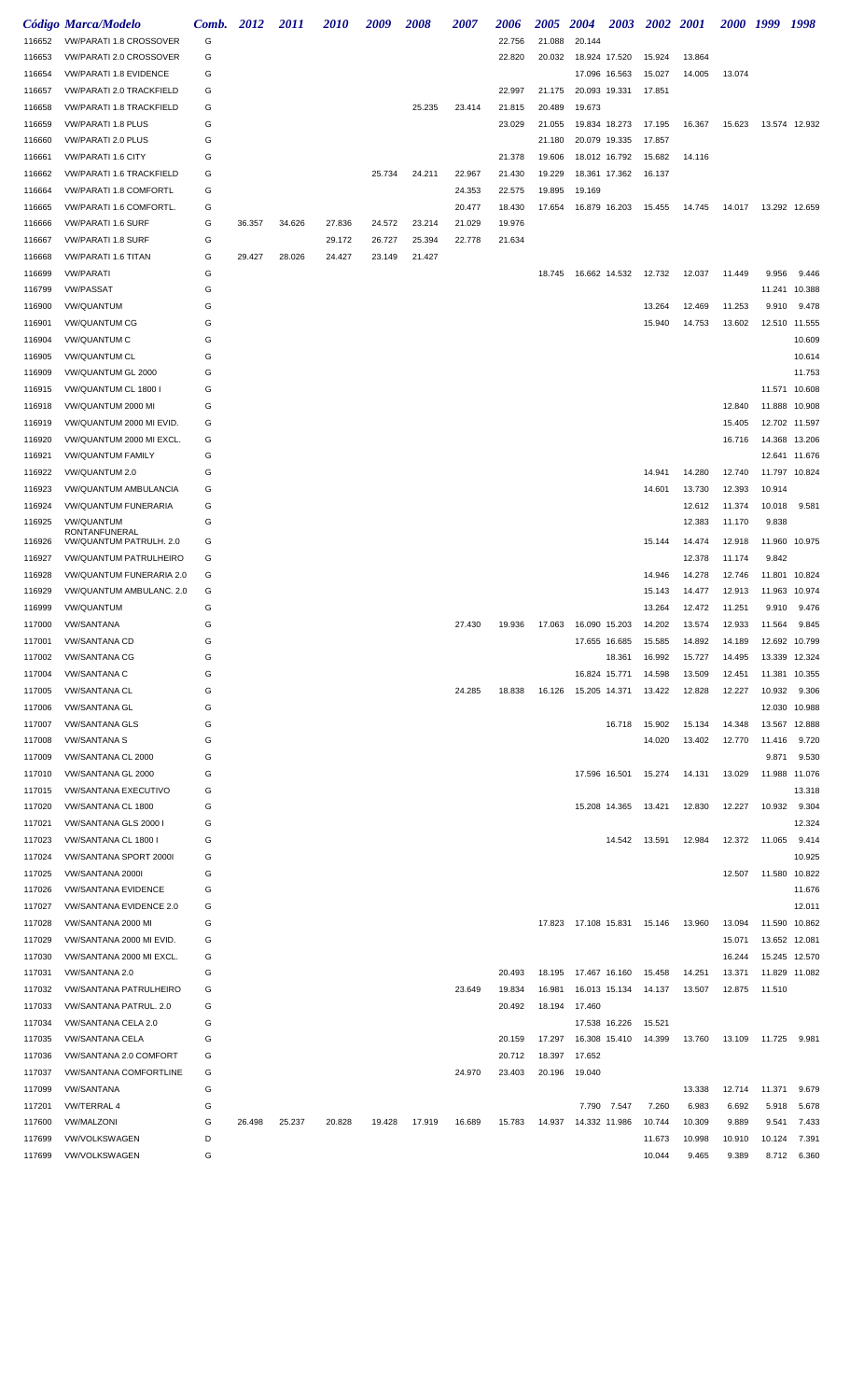| Código | Marca/Modelo | Comb. | 2012 | 2011 | 2010 | 2009 | 2008 | 2007 | 2006 | 2005 | 2004 | 2003 | 2002 | 2001 | 2000 | 1999 | 1998 |
|---|---|---|---|---|---|---|---|---|---|---|---|---|---|---|---|---|---|
| 116652 | VW/PARATI 1.8 CROSSOVER | G | | | | | | | 22.756 | 21.088 | 20.144 | | | | | | |
| 116653 | VW/PARATI 2.0 CROSSOVER | G | | | | | | | 22.820 | 20.032 | 18.924 | 17.520 | 15.924 | 13.864 | | | |
| 116654 | VW/PARATI 1.8 EVIDENCE | G | | | | | | | | | 17.096 | 16.563 | 15.027 | 14.005 | 13.074 | | |
| 116657 | VW/PARATI 2.0 TRACKFIELD | G | | | | | | | 22.997 | 21.175 | 20.093 | 19.331 | 17.851 | | | | |
| 116658 | VW/PARATI 1.8 TRACKFIELD | G | | | | | 25.235 | 23.414 | 21.815 | 20.489 | 19.673 | | | | | | |
| 116659 | VW/PARATI 1.8 PLUS | G | | | | | | | 23.029 | 21.055 | 19.834 | 18.273 | 17.195 | 16.367 | 15.623 | 13.574 | 12.932 |
| 116660 | VW/PARATI 2.0 PLUS | G | | | | | | | | 21.180 | 20.079 | 19.335 | 17.857 | | | | |
| 116661 | VW/PARATI 1.6 CITY | G | | | | | | | 21.378 | 19.606 | 18.012 | 16.792 | 15.682 | 14.116 | | | |
| 116662 | VW/PARATI 1.6 TRACKFIELD | G | | | | 25.734 | 24.211 | 22.967 | 21.430 | 19.229 | 18.361 | 17.362 | 16.137 | | | | |
| 116664 | VW/PARATI 1.8 COMFORTL | G | | | | | | 24.353 | 22.575 | 19.895 | 19.169 | | | | | | |
| 116665 | VW/PARATI 1.6 COMFORTL. | G | | | | | | 20.477 | 18.430 | 17.654 | 16.879 | 16.203 | 15.455 | 14.745 | 14.017 | 13.292 | 12.659 |
| 116666 | VW/PARATI 1.6 SURF | G | 36.357 | 34.626 | 27.836 | 24.572 | 23.214 | 21.029 | 19.976 | | | | | | | | |
| 116667 | VW/PARATI 1.8 SURF | G | | | 29.172 | 26.727 | 25.394 | 22.778 | 21.634 | | | | | | | | |
| 116668 | VW/PARATI 1.6 TITAN | G | 29.427 | 28.026 | 24.427 | 23.149 | 21.427 | | | | | | | | | | |
| 116699 | VW/PARATI | G | | | | | | | | 18.745 | 16.662 | 14.532 | 12.732 | 12.037 | 11.449 | 9.956 | 9.446 |
| 116799 | VW/PASSAT | G | | | | | | | | | | | | | | 11.241 | 10.388 |
| 116900 | VW/QUANTUM | G | | | | | | | | | | | 13.264 | 12.469 | 11.253 | 9.910 | 9.478 |
| 116901 | VW/QUANTUM CG | G | | | | | | | | | | | 15.940 | 14.753 | 13.602 | 12.510 | 11.555 |
| 116904 | VW/QUANTUM C | G | | | | | | | | | | | | | | | 10.609 |
| 116905 | VW/QUANTUM CL | G | | | | | | | | | | | | | | | 10.614 |
| 116909 | VW/QUANTUM GL 2000 | G | | | | | | | | | | | | | | | 11.753 |
| 116915 | VW/QUANTUM CL 1800 I | G | | | | | | | | | | | | | | 11.571 | 10.608 |
| 116918 | VW/QUANTUM 2000 MI | G | | | | | | | | | | | | | 12.840 | 11.888 | 10.908 |
| 116919 | VW/QUANTUM 2000 MI EVID. | G | | | | | | | | | | | | | 15.405 | 12.702 | 11.597 |
| 116920 | VW/QUANTUM 2000 MI EXCL. | G | | | | | | | | | | | | | 16.716 | 14.368 | 13.206 |
| 116921 | VW/QUANTUM FAMILY | G | | | | | | | | | | | | | | 12.641 | 11.676 |
| 116922 | VW/QUANTUM 2.0 | G | | | | | | | | | | | 14.941 | 14.280 | 12.740 | 11.797 | 10.824 |
| 116923 | VW/QUANTUM AMBULANCIA | G | | | | | | | | | | | 14.601 | 13.730 | 12.393 | 10.914 | |
| 116924 | VW/QUANTUM FUNERARIA | G | | | | | | | | | | | | 12.612 | 11.374 | 10.018 | 9.581 |
| 116925 | VW/QUANTUM RONTANFUNERAL | G | | | | | | | | | | | | 12.383 | 11.170 | 9.838 | |
| 116926 | VW/QUANTUM PATRULH. 2.0 | G | | | | | | | | | | | 15.144 | 14.474 | 12.918 | 11.960 | 10.975 |
| 116927 | VW/QUANTUM PATRULHEIRO | G | | | | | | | | | | | | 12.378 | 11.174 | 9.842 | |
| 116928 | VW/QUANTUM FUNERARIA 2.0 | G | | | | | | | | | | | 14.946 | 14.278 | 12.746 | 11.801 | 10.824 |
| 116929 | VW/QUANTUM AMBULANC. 2.0 | G | | | | | | | | | | | 15.143 | 14.477 | 12.913 | 11.963 | 10.974 |
| 116999 | VW/QUANTUM | G | | | | | | | | | | | 13.264 | 12.472 | 11.251 | 9.910 | 9.476 |
| 117000 | VW/SANTANA | G | | | | | | 27.430 | 19.936 | 17.063 | 16.090 | 15.203 | 14.202 | 13.574 | 12.933 | 11.564 | 9.845 |
| 117001 | VW/SANTANA CD | G | | | | | | | | | 17.655 | 16.685 | 15.585 | 14.892 | 14.189 | 12.692 | 10.799 |
| 117002 | VW/SANTANA CG | G | | | | | | | | | | 18.361 | 16.992 | 15.727 | 14.495 | 13.339 | 12.324 |
| 117004 | VW/SANTANA C | G | | | | | | | | | 16.824 | 15.771 | 14.598 | 13.509 | 12.451 | 11.381 | 10.355 |
| 117005 | VW/SANTANA CL | G | | | | | | 24.285 | 18.838 | 16.126 | 15.205 | 14.371 | 13.422 | 12.828 | 12.227 | 10.932 | 9.306 |
| 117006 | VW/SANTANA GL | G | | | | | | | | | | | | | | 12.030 | 10.988 |
| 117007 | VW/SANTANA GLS | G | | | | | | | | | | 16.718 | 15.902 | 15.134 | 14.348 | 13.567 | 12.888 |
| 117008 | VW/SANTANA S | G | | | | | | | | | | | 14.020 | 13.402 | 12.770 | 11.416 | 9.720 |
| 117009 | VW/SANTANA CL 2000 | G | | | | | | | | | | | | | | 9.871 | 9.530 |
| 117010 | VW/SANTANA GL 2000 | G | | | | | | | | | 17.596 | 16.501 | 15.274 | 14.131 | 13.029 | 11.988 | 11.076 |
| 117015 | VW/SANTANA EXECUTIVO | G | | | | | | | | | | | | | | | 13.318 |
| 117020 | VW/SANTANA CL 1800 | G | | | | | | | | | 15.208 | 14.365 | 13.421 | 12.830 | 12.227 | 10.932 | 9.304 |
| 117021 | VW/SANTANA GLS 2000 I | G | | | | | | | | | | | | | | | 12.324 |
| 117023 | VW/SANTANA CL 1800 I | G | | | | | | | | | | 14.542 | 13.591 | 12.984 | 12.372 | 11.065 | 9.414 |
| 117024 | VW/SANTANA SPORT 2000I | G | | | | | | | | | | | | | | | 10.925 |
| 117025 | VW/SANTANA 2000I | G | | | | | | | | | | | | | 12.507 | 11.580 | 10.822 |
| 117026 | VW/SANTANA EVIDENCE | G | | | | | | | | | | | | | | | 11.676 |
| 117027 | VW/SANTANA EVIDENCE 2.0 | G | | | | | | | | | | | | | | | 12.011 |
| 117028 | VW/SANTANA 2000 MI | G | | | | | | | | 17.823 | 17.108 | 15.831 | 15.146 | 13.960 | 13.094 | 11.590 | 10.862 |
| 117029 | VW/SANTANA 2000 MI EVID. | G | | | | | | | | | | | | | 15.071 | 13.652 | 12.081 |
| 117030 | VW/SANTANA 2000 MI EXCL. | G | | | | | | | | | | | | | 16.244 | 15.245 | 12.570 |
| 117031 | VW/SANTANA 2.0 | G | | | | | | | 20.493 | 18.195 | 17.467 | 16.160 | 15.458 | 14.251 | 13.371 | 11.829 | 11.082 |
| 117032 | VW/SANTANA PATRULHEIRO | G | | | | | | 23.649 | 19.834 | 16.981 | 16.013 | 15.134 | 14.137 | 13.507 | 12.875 | 11.510 | |
| 117033 | VW/SANTANA PATRUL. 2.0 | G | | | | | | | 20.492 | 18.194 | 17.460 | | | | | | |
| 117034 | VW/SANTANA CELA 2.0 | G | | | | | | | | | 17.538 | 16.226 | 15.521 | | | | |
| 117035 | VW/SANTANA CELA | G | | | | | | | 20.159 | 17.297 | 16.308 | 15.410 | 14.399 | 13.760 | 13.109 | 11.725 | 9.981 |
| 117036 | VW/SANTANA 2.0 COMFORT | G | | | | | | | 20.712 | 18.397 | 17.652 | | | | | | |
| 117037 | VW/SANTANA COMFORTLINE | G | | | | | | 24.970 | 23.403 | 20.196 | 19.040 | | | | | | |
| 117099 | VW/SANTANA | G | | | | | | | | | | | | 13.338 | 12.714 | 11.371 | 9.679 |
| 117201 | VW/TERRAL 4 | G | | | | | | | | | 7.790 | 7.547 | 7.260 | 6.983 | 6.692 | 5.918 | 5.678 |
| 117600 | VW/MALZONI | G | 26.498 | 25.237 | 20.828 | 19.428 | 17.919 | 16.689 | 15.783 | 14.937 | 14.332 | 11.986 | 10.744 | 10.309 | 9.889 | 9.541 | 7.433 |
| 117699 | VW/VOLKSWAGEN | D | | | | | | | | | | | 11.673 | 10.998 | 10.910 | 10.124 | 7.391 |
| 117699 | VW/VOLKSWAGEN | G | | | | | | | | | | | 10.044 | 9.465 | 9.389 | 8.712 | 6.360 |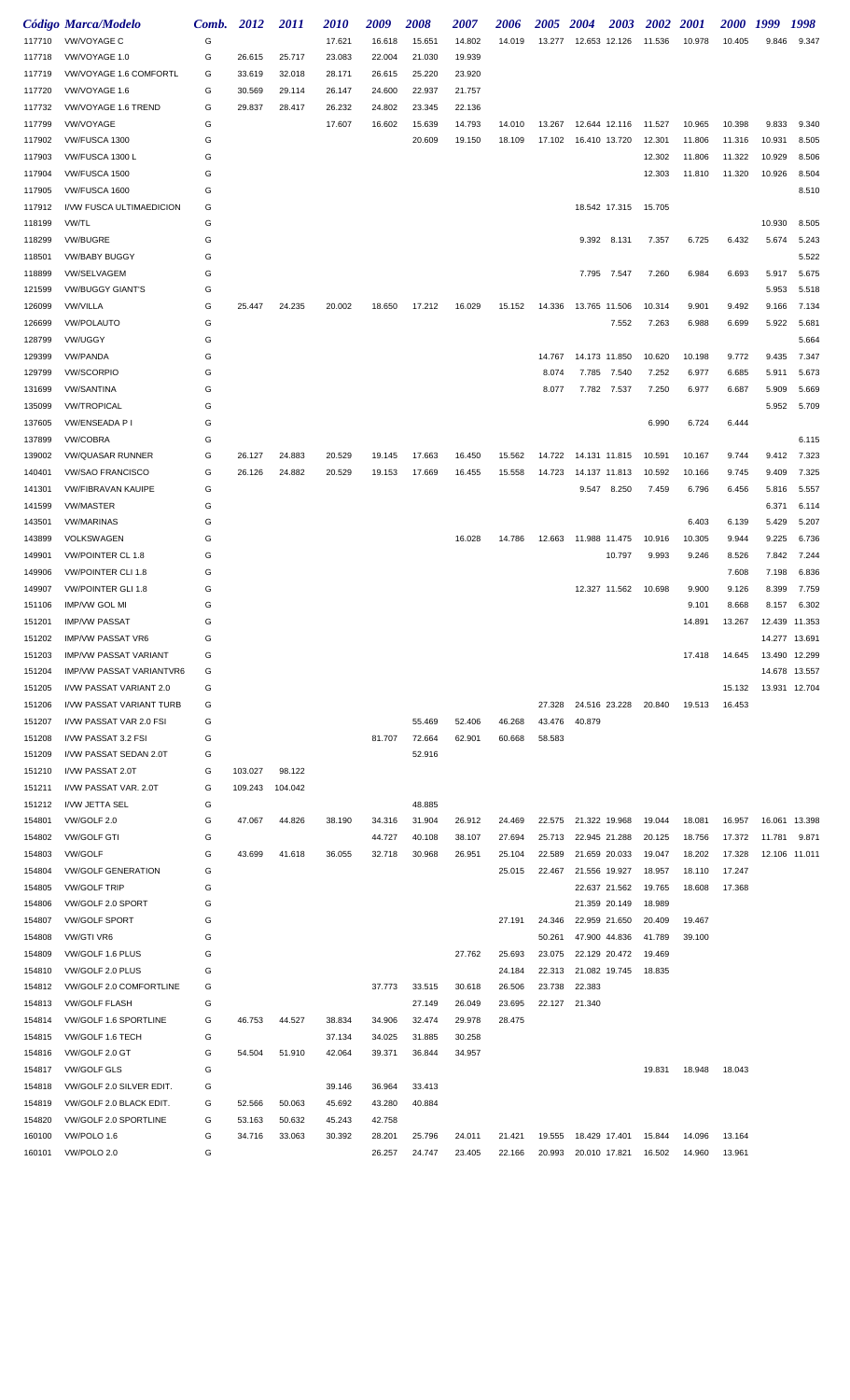| Código | Marca/Modelo | Comb. | 2012 | 2011 | 2010 | 2009 | 2008 | 2007 | 2006 | 2005 | 2004 | 2003 | 2002 | 2001 | 2000 | 1999 | 1998 |
|---|---|---|---|---|---|---|---|---|---|---|---|---|---|---|---|---|---|
| 117710 | VW/VOYAGE C | G | | | 17.621 | 16.618 | 15.651 | 14.802 | 14.019 | 13.277 | 12.653 | 12.126 | 11.536 | 10.978 | 10.405 | 9.846 | 9.347 |
| 117718 | VW/VOYAGE 1.0 | G | 26.615 | 25.717 | 23.083 | 22.004 | 21.030 | 19.939 | | | | | | | | | |
| 117719 | VW/VOYAGE 1.6 COMFORTL | G | 33.619 | 32.018 | 28.171 | 26.615 | 25.220 | 23.920 | | | | | | | | | |
| 117720 | VW/VOYAGE 1.6 | G | 30.569 | 29.114 | 26.147 | 24.600 | 22.937 | 21.757 | | | | | | | | | |
| 117732 | VW/VOYAGE 1.6 TREND | G | 29.837 | 28.417 | 26.232 | 24.802 | 23.345 | 22.136 | | | | | | | | | |
| 117799 | VW/VOYAGE | G | | | 17.607 | 16.602 | 15.639 | 14.793 | 14.010 | 13.267 | 12.644 | 12.116 | 11.527 | 10.965 | 10.398 | 9.833 | 9.340 |
| 117902 | VW/FUSCA 1300 | G | | | | | 20.609 | 19.150 | 18.109 | 17.102 | 16.410 | 13.720 | 12.301 | 11.806 | 11.316 | 10.931 | 8.505 |
| 117903 | VW/FUSCA 1300 L | G | | | | | | | | | | | 12.302 | 11.806 | 11.322 | 10.929 | 8.506 |
| 117904 | VW/FUSCA 1500 | G | | | | | | | | | | | 12.303 | 11.810 | 11.320 | 10.926 | 8.504 |
| 117905 | VW/FUSCA 1600 | G | | | | | | | | | | | | | | | 8.510 |
| 117912 | I/VW FUSCA ULTIMAEDICION | G | | | | | | | | | 18.542 | 17.315 | 15.705 | | | | |
| 118199 | VW/TL | G | | | | | | | | | | | | | | 10.930 | 8.505 |
| 118299 | VW/BUGRE | G | | | | | | | | | 9.392 | 8.131 | 7.357 | 6.725 | 6.432 | 5.674 | 5.243 |
| 118501 | VW/BABY BUGGY | G | | | | | | | | | | | | | | | 5.522 |
| 118899 | VW/SELVAGEM | G | | | | | | | | | 7.795 | 7.547 | 7.260 | 6.984 | 6.693 | 5.917 | 5.675 |
| 121599 | VW/BUGGY GIANT'S | G | | | | | | | | | | | | | | 5.953 | 5.518 |
| 126099 | VW/VILLA | G | 25.447 | 24.235 | 20.002 | 18.650 | 17.212 | 16.029 | 15.152 | 14.336 | 13.765 | 11.506 | 10.314 | 9.901 | 9.492 | 9.166 | 7.134 |
| 126699 | VW/POLAUTO | G | | | | | | | | | | 7.552 | 7.263 | 6.988 | 6.699 | 5.922 | 5.681 |
| 128799 | VW/UGGY | G | | | | | | | | | | | | | | | 5.664 |
| 129399 | VW/PANDA | G | | | | | | | | 14.767 | 14.173 | 11.850 | 10.620 | 10.198 | 9.772 | 9.435 | 7.347 |
| 129799 | VW/SCORPIO | G | | | | | | | | 8.074 | 7.785 | 7.540 | 7.252 | 6.977 | 6.685 | 5.911 | 5.673 |
| 131699 | VW/SANTINA | G | | | | | | | | 8.077 | 7.782 | 7.537 | 7.250 | 6.977 | 6.687 | 5.909 | 5.669 |
| 135099 | VW/TROPICAL | G | | | | | | | | | | | | | | 5.952 | 5.709 |
| 137605 | VW/ENSEADA P I | G | | | | | | | | | | | 6.990 | 6.724 | 6.444 | | |
| 137899 | VW/COBRA | G | | | | | | | | | | | | | | | 6.115 |
| 139002 | VW/QUASAR RUNNER | G | 26.127 | 24.883 | 20.529 | 19.145 | 17.663 | 16.450 | 15.562 | 14.722 | 14.131 | 11.815 | 10.591 | 10.167 | 9.744 | 9.412 | 7.323 |
| 140401 | VW/SAO FRANCISCO | G | 26.126 | 24.882 | 20.529 | 19.153 | 17.669 | 16.455 | 15.558 | 14.723 | 14.137 | 11.813 | 10.592 | 10.166 | 9.745 | 9.409 | 7.325 |
| 141301 | VW/FIBRAVAN KAUIPE | G | | | | | | | | | 9.547 | 8.250 | 7.459 | 6.796 | 6.456 | 5.816 | 5.557 |
| 141599 | VW/MASTER | G | | | | | | | | | | | | | | 6.371 | 6.114 |
| 143501 | VW/MARINAS | G | | | | | | | | | | | | 6.403 | 6.139 | 5.429 | 5.207 |
| 143899 | VOLKSWAGEN | G | | | | | | 16.028 | 14.786 | 12.663 | 11.988 | 11.475 | 10.916 | 10.305 | 9.944 | 9.225 | 6.736 |
| 149901 | VW/POINTER CL 1.8 | G | | | | | | | | | | 10.797 | 9.993 | 9.246 | 8.526 | 7.842 | 7.244 |
| 149906 | VW/POINTER CLI 1.8 | G | | | | | | | | | | | | | 7.608 | 7.198 | 6.836 |
| 149907 | VW/POINTER GLI 1.8 | G | | | | | | | | | 12.327 | 11.562 | 10.698 | 9.900 | 9.126 | 8.399 | 7.759 |
| 151106 | IMP/VW GOL MI | G | | | | | | | | | | | | 9.101 | 8.668 | 8.157 | 6.302 |
| 151201 | IMP/VW PASSAT | G | | | | | | | | | | | | 14.891 | 13.267 | 12.439 | 11.353 |
| 151202 | IMP/VW PASSAT VR6 | G | | | | | | | | | | | | | | 14.277 | 13.691 |
| 151203 | IMP/VW PASSAT VARIANT | G | | | | | | | | | | | | 17.418 | 14.645 | 13.490 | 12.299 |
| 151204 | IMP/VW PASSAT VARIANTVR6 | G | | | | | | | | | | | | | | 14.678 | 13.557 |
| 151205 | I/VW PASSAT VARIANT 2.0 | G | | | | | | | | | | | | | 15.132 | 13.931 | 12.704 |
| 151206 | I/VW PASSAT VARIANT TURB | G | | | | | | | | 27.328 | 24.516 | 23.228 | 20.840 | 19.513 | 16.453 | | |
| 151207 | I/VW PASSAT VAR 2.0 FSI | G | | | | | 55.469 | 52.406 | 46.268 | 43.476 | 40.879 | | | | | | |
| 151208 | I/VW PASSAT 3.2 FSI | G | | | | 81.707 | 72.664 | 62.901 | 60.668 | 58.583 | | | | | | | |
| 151209 | I/VW PASSAT SEDAN 2.0T | G | | | | | 52.916 | | | | | | | | | | |
| 151210 | I/VW PASSAT 2.0T | G | 103.027 | 98.122 | | | | | | | | | | | | | |
| 151211 | I/VW PASSAT VAR. 2.0T | G | 109.243 | 104.042 | | | | | | | | | | | | | |
| 151212 | I/VW JETTA SEL | G | | | | | 48.885 | | | | | | | | | | |
| 154801 | VW/GOLF 2.0 | G | 47.067 | 44.826 | 38.190 | 34.316 | 31.904 | 26.912 | 24.469 | 22.575 | 21.322 | 19.968 | 19.044 | 18.081 | 16.957 | 16.061 | 13.398 |
| 154802 | VW/GOLF GTI | G | | | | 44.727 | 40.108 | 38.107 | 27.694 | 25.713 | 22.945 | 21.288 | 20.125 | 18.756 | 17.372 | 11.781 | 9.871 |
| 154803 | VW/GOLF | G | 43.699 | 41.618 | 36.055 | 32.718 | 30.968 | 26.951 | 25.104 | 22.589 | 21.659 | 20.033 | 19.047 | 18.202 | 17.328 | 12.106 | 11.011 |
| 154804 | VW/GOLF GENERATION | G | | | | | | | 25.015 | 22.467 | 21.556 | 19.927 | 18.957 | 18.110 | 17.247 | | |
| 154805 | VW/GOLF TRIP | G | | | | | | | | | 22.637 | 21.562 | 19.765 | 18.608 | 17.368 | | |
| 154806 | VW/GOLF 2.0 SPORT | G | | | | | | | | | 21.359 | 20.149 | 18.989 | | | | |
| 154807 | VW/GOLF SPORT | G | | | | | | | 27.191 | 24.346 | 22.959 | 21.650 | 20.409 | 19.467 | | | |
| 154808 | VW/GTI VR6 | G | | | | | | | | 50.261 | 47.900 | 44.836 | 41.789 | 39.100 | | | |
| 154809 | VW/GOLF 1.6 PLUS | G | | | | | | 27.762 | 25.693 | 23.075 | 22.129 | 20.472 | 19.469 | | | | |
| 154810 | VW/GOLF 2.0 PLUS | G | | | | | | | 24.184 | 22.313 | 21.082 | 19.745 | 18.835 | | | | |
| 154812 | VW/GOLF 2.0 COMFORTLINE | G | | | | 37.773 | 33.515 | 30.618 | 26.506 | 23.738 | 22.383 | | | | | | |
| 154813 | VW/GOLF FLASH | G | | | | | 27.149 | 26.049 | 23.695 | 22.127 | 21.340 | | | | | | |
| 154814 | VW/GOLF 1.6 SPORTLINE | G | 46.753 | 44.527 | 38.834 | 34.906 | 32.474 | 29.978 | 28.475 | | | | | | | | |
| 154815 | VW/GOLF 1.6 TECH | G | | | 37.134 | 34.025 | 31.885 | 30.258 | | | | | | | | | |
| 154816 | VW/GOLF 2.0 GT | G | 54.504 | 51.910 | 42.064 | 39.371 | 36.844 | 34.957 | | | | | | | | | |
| 154817 | VW/GOLF GLS | G | | | | | | | | | | | 19.831 | 18.948 | 18.043 | | |
| 154818 | VW/GOLF 2.0 SILVER EDIT. | G | | | 39.146 | 36.964 | 33.413 | | | | | | | | | | |
| 154819 | VW/GOLF 2.0 BLACK EDIT. | G | 52.566 | 50.063 | 45.692 | 43.280 | 40.884 | | | | | | | | | | |
| 154820 | VW/GOLF 2.0 SPORTLINE | G | 53.163 | 50.632 | 45.243 | 42.758 | | | | | | | | | | | |
| 160100 | VW/POLO 1.6 | G | 34.716 | 33.063 | 30.392 | 28.201 | 25.796 | 24.011 | 21.421 | 19.555 | 18.429 | 17.401 | 15.844 | 14.096 | 13.164 | | |
| 160101 | VW/POLO 2.0 | G | | | | 26.257 | 24.747 | 23.405 | 22.166 | 20.993 | 20.010 | 17.821 | 16.502 | 14.960 | 13.961 | | |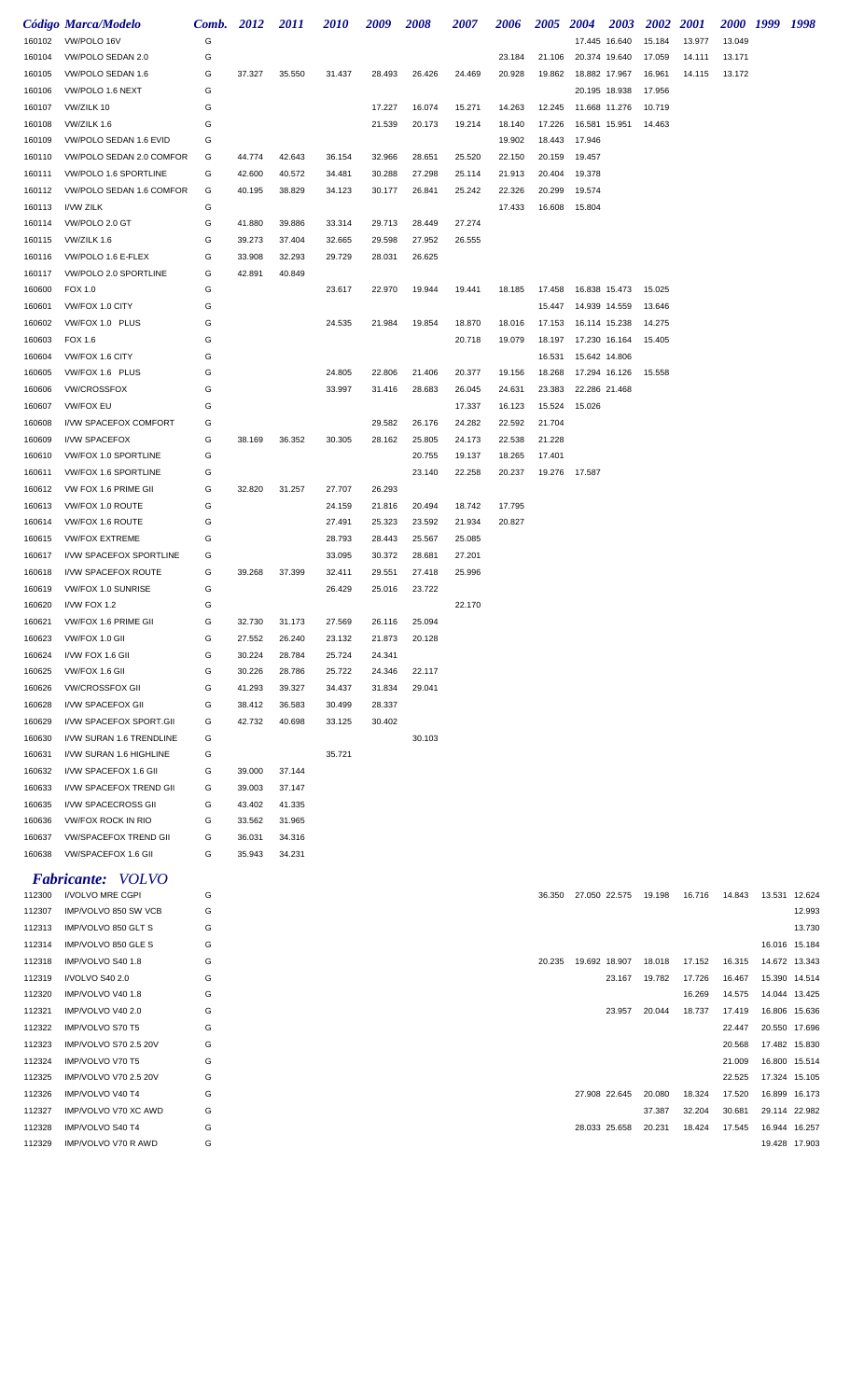| Código | Marca/Modelo | Comb. | 2012 | 2011 | 2010 | 2009 | 2008 | 2007 | 2006 | 2005 | 2004 | 2003 | 2002 | 2001 | 2000 | 1999 | 1998 |
|---|---|---|---|---|---|---|---|---|---|---|---|---|---|---|---|---|---|
| 160102 | VW/POLO 16V | G | | | | | | | | | 17.445 | 16.640 | 15.184 | 13.977 | 13.049 | | |
| 160104 | VW/POLO SEDAN 2.0 | G | | | | | | | 23.184 | 21.106 | 20.374 | 19.640 | 17.059 | 14.111 | 13.171 | | |
| 160105 | VW/POLO SEDAN 1.6 | G | 37.327 | 35.550 | 31.437 | 28.493 | 26.426 | 24.469 | 20.928 | 19.862 | 18.882 | 17.967 | 16.961 | 14.115 | 13.172 | | |
| 160106 | VW/POLO 1.6 NEXT | G | | | | | | | | | 20.195 | 18.938 | 17.956 | | | | |
| 160107 | VW/ZILK 10 | G | | | | 17.227 | 16.074 | 15.271 | 14.263 | 12.245 | 11.668 | 11.276 | 10.719 | | | | |
| 160108 | VW/ZILK 1.6 | G | | | | 21.539 | 20.173 | 19.214 | 18.140 | 17.226 | 16.581 | 15.951 | 14.463 | | | | |
| 160109 | VW/POLO SEDAN 1.6 EVID | G | | | | | | | 19.902 | 18.443 | 17.946 | | | | | | |
| 160110 | VW/POLO SEDAN 2.0 COMFOR | G | 44.774 | 42.643 | 36.154 | 32.966 | 28.651 | 25.520 | 22.150 | 20.159 | 19.457 | | | | | | |
| 160111 | VW/POLO 1.6 SPORTLINE | G | 42.600 | 40.572 | 34.481 | 30.288 | 27.298 | 25.114 | 21.913 | 20.404 | 19.378 | | | | | | |
| 160112 | VW/POLO SEDAN 1.6 COMFOR | G | 40.195 | 38.829 | 34.123 | 30.177 | 26.841 | 25.242 | 22.326 | 20.299 | 19.574 | | | | | | |
| 160113 | I/VW ZILK | G | | | | | | | 17.433 | 16.608 | 15.804 | | | | | | |
| 160114 | VW/POLO 2.0 GT | G | 41.880 | 39.886 | 33.314 | 29.713 | 28.449 | 27.274 | | | | | | | | | |
| 160115 | VW/ZILK 1.6 | G | 39.273 | 37.404 | 32.665 | 29.598 | 27.952 | 26.555 | | | | | | | | | |
| 160116 | VW/POLO 1.6 E-FLEX | G | 33.908 | 32.293 | 29.729 | 28.031 | 26.625 | | | | | | | | | | |
| 160117 | VW/POLO 2.0 SPORTLINE | G | 42.891 | 40.849 | | | | | | | | | | | | | |
| 160600 | FOX 1.0 | G | | | 23.617 | 22.970 | 19.944 | 19.441 | 18.185 | 17.458 | 16.838 | 15.473 | 15.025 | | | | |
| 160601 | VW/FOX 1.0 CITY | G | | | | | | | | 15.447 | 14.939 | 14.559 | 13.646 | | | | |
| 160602 | VW/FOX 1.0 PLUS | G | | | 24.535 | 21.984 | 19.854 | 18.870 | 18.016 | 17.153 | 16.114 | 15.238 | 14.275 | | | | |
| 160603 | FOX 1.6 | G | | | | | | 20.718 | 19.079 | 18.197 | 17.230 | 16.164 | 15.405 | | | | |
| 160604 | VW/FOX 1.6 CITY | G | | | | | | | | 16.531 | 15.642 | 14.806 | | | | | |
| 160605 | VW/FOX 1.6 PLUS | G | | | 24.805 | 22.806 | 21.406 | 20.377 | 19.156 | 18.268 | 17.294 | 16.126 | 15.558 | | | | |
| 160606 | VW/CROSSFOX | G | | | 33.997 | 31.416 | 28.683 | 26.045 | 24.631 | 23.383 | 22.286 | 21.468 | | | | | |
| 160607 | VW/FOX EU | G | | | | | | 17.337 | 16.123 | 15.524 | 15.026 | | | | | | |
| 160608 | I/VW SPACEFOX COMFORT | G | | | | 29.582 | 26.176 | 24.282 | 22.592 | 21.704 | | | | | | | |
| 160609 | I/VW SPACEFOX | G | 38.169 | 36.352 | 30.305 | 28.162 | 25.805 | 24.173 | 22.538 | 21.228 | | | | | | | |
| 160610 | VW/FOX 1.0 SPORTLINE | G | | | | | 20.755 | 19.137 | 18.265 | 17.401 | | | | | | | |
| 160611 | VW/FOX 1.6 SPORTLINE | G | | | | | 23.140 | 22.258 | 20.237 | 19.276 | 17.587 | | | | | | |
| 160612 | VW FOX 1.6 PRIME GII | G | 32.820 | 31.257 | 27.707 | 26.293 | | | | | | | | | | | |
| 160613 | VW/FOX 1.0 ROUTE | G | | | 24.159 | 21.816 | 20.494 | 18.742 | 17.795 | | | | | | | | |
| 160614 | VW/FOX 1.6 ROUTE | G | | | 27.491 | 25.323 | 23.592 | 21.934 | 20.827 | | | | | | | | |
| 160615 | VW/FOX EXTREME | G | | | 28.793 | 28.443 | 25.567 | 25.085 | | | | | | | | | |
| 160617 | I/VW SPACEFOX SPORTLINE | G | | | 33.095 | 30.372 | 28.681 | 27.201 | | | | | | | | | |
| 160618 | I/VW SPACEFOX ROUTE | G | 39.268 | 37.399 | 32.411 | 29.551 | 27.418 | 25.996 | | | | | | | | | |
| 160619 | VW/FOX 1.0 SUNRISE | G | | | 26.429 | 25.016 | 23.722 | | | | | | | | | | |
| 160620 | I/VW FOX 1.2 | G | | | | | | 22.170 | | | | | | | | | |
| 160621 | VW/FOX 1.6 PRIME GII | G | 32.730 | 31.173 | 27.569 | 26.116 | 25.094 | | | | | | | | | | |
| 160623 | VW/FOX 1.0 GII | G | 27.552 | 26.240 | 23.132 | 21.873 | 20.128 | | | | | | | | | | |
| 160624 | I/VW FOX 1.6 GII | G | 30.224 | 28.784 | 25.724 | 24.341 | | | | | | | | | | | |
| 160625 | VW/FOX 1.6 GII | G | 30.226 | 28.786 | 25.722 | 24.346 | 22.117 | | | | | | | | | | |
| 160626 | VW/CROSSFOX GII | G | 41.293 | 39.327 | 34.437 | 31.834 | 29.041 | | | | | | | | | | |
| 160628 | I/VW SPACEFOX GII | G | 38.412 | 36.583 | 30.499 | 28.337 | | | | | | | | | | | |
| 160629 | I/VW SPACEFOX SPORT.GII | G | 42.732 | 40.698 | 33.125 | 30.402 | | | | | | | | | | | |
| 160630 | I/VW SURAN 1.6 TRENDLINE | G | | | | | 30.103 | | | | | | | | | | |
| 160631 | I/VW SURAN 1.6 HIGHLINE | G | | | 35.721 | | | | | | | | | | | | |
| 160632 | I/VW SPACEFOX 1.6 GII | G | 39.000 | 37.144 | | | | | | | | | | | | | |
| 160633 | I/VW SPACEFOX TREND GII | G | 39.003 | 37.147 | | | | | | | | | | | | | |
| 160635 | I/VW SPACECROSS GII | G | 43.402 | 41.335 | | | | | | | | | | | | | |
| 160636 | VW/FOX ROCK IN RIO | G | 33.562 | 31.965 | | | | | | | | | | | | | |
| 160637 | VW/SPACEFOX TREND GII | G | 36.031 | 34.316 | | | | | | | | | | | | | |
| 160638 | VW/SPACEFOX 1.6 GII | G | 35.943 | 34.231 | | | | | | | | | | | | | |

## *Fabricante: VOLVO*

| Código | Marca/Modelo | Comb. | 2012 | 2011 | 2010 | 2009 | 2008 | 2007 | 2006 | 2005 | 2004 | 2003 | 2002 | 2001 | 2000 | 1999 | 1998 |
|---|---|---|---|---|---|---|---|---|---|---|---|---|---|---|---|---|---|
| 112300 | I/VOLVO MRE CGPI | G | | | | | | | | 36.350 | 27.050 | 22.575 | 19.198 | 16.716 | 14.843 | 13.531 | 12.624 |
| 112307 | IMP/VOLVO 850 SW VCB | G | | | | | | | | | | | | | | | 12.993 |
| 112313 | IMP/VOLVO 850 GLT S | G | | | | | | | | | | | | | | | 13.730 |
| 112314 | IMP/VOLVO 850 GLE S | G | | | | | | | | | | | | | | 16.016 | 15.184 |
| 112318 | IMP/VOLVO S40 1.8 | G | | | | | | | | 20.235 | 19.692 | 18.907 | 18.018 | 17.152 | 16.315 | 14.672 | 13.343 |
| 112319 | I/VOLVO S40 2.0 | G | | | | | | | | | | 23.167 | 19.782 | 17.726 | 16.467 | 15.390 | 14.514 |
| 112320 | IMP/VOLVO V40 1.8 | G | | | | | | | | | | | | 16.269 | 14.575 | 14.044 | 13.425 |
| 112321 | IMP/VOLVO V40 2.0 | G | | | | | | | | | | 23.957 | 20.044 | 18.737 | 17.419 | 16.806 | 15.636 |
| 112322 | IMP/VOLVO S70 T5 | G | | | | | | | | | | | | | 22.447 | 20.550 | 17.696 |
| 112323 | IMP/VOLVO S70 2.5 20V | G | | | | | | | | | | | | | 20.568 | 17.482 | 15.830 |
| 112324 | IMP/VOLVO V70 T5 | G | | | | | | | | | | | | | 21.009 | 16.800 | 15.514 |
| 112325 | IMP/VOLVO V70 2.5 20V | G | | | | | | | | | | | | | 22.525 | 17.324 | 15.105 |
| 112326 | IMP/VOLVO V40 T4 | G | | | | | | | | | 27.908 | 22.645 | 20.080 | 18.324 | 17.520 | 16.899 | 16.173 |
| 112327 | IMP/VOLVO V70 XC AWD | G | | | | | | | | | | | 37.387 | 32.204 | 30.681 | 29.114 | 22.982 |
| 112328 | IMP/VOLVO S40 T4 | G | | | | | | | | | 28.033 | 25.658 | 20.231 | 18.424 | 17.545 | 16.944 | 16.257 |
| 112329 | IMP/VOLVO V70 R AWD | G | | | | | | | | | | | | | | 19.428 | 17.903 |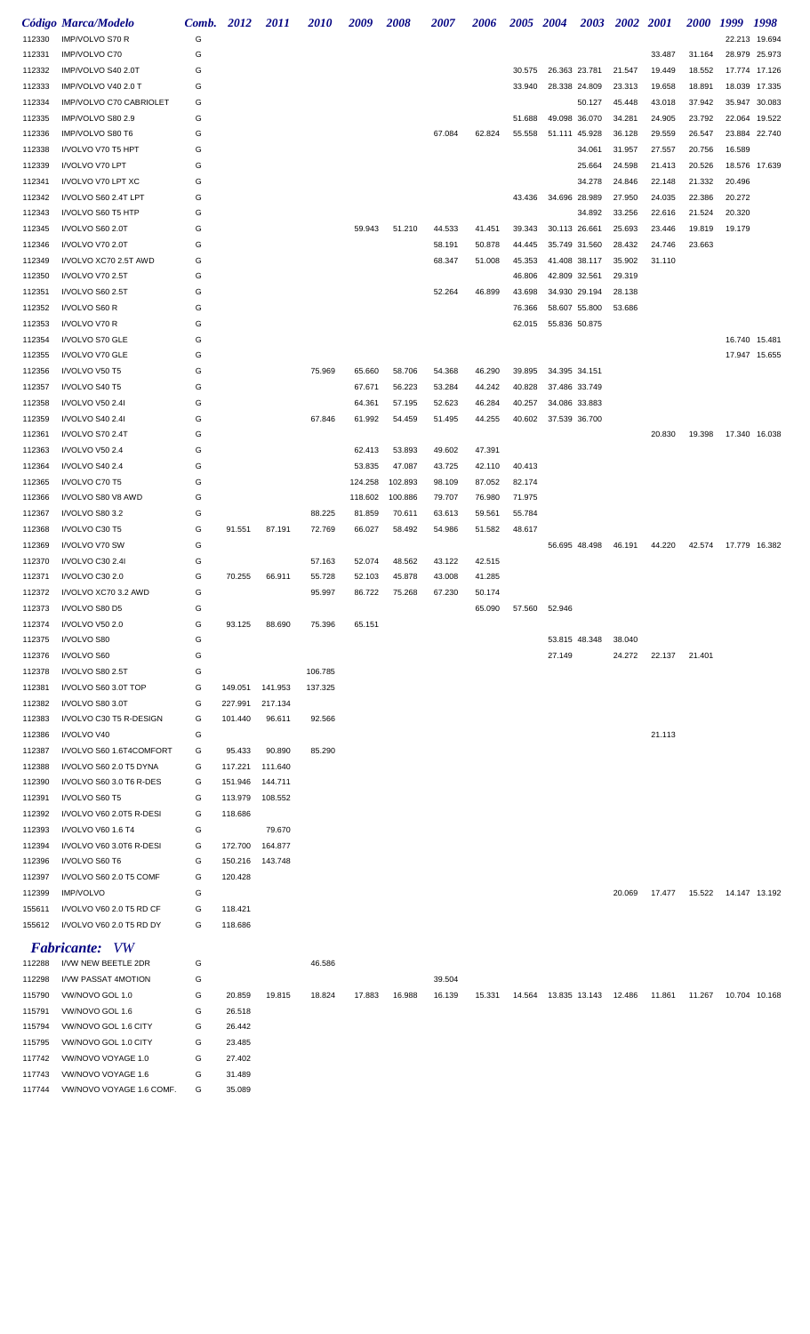| Código | Marca/Modelo | Comb. | 2012 | 2011 | 2010 | 2009 | 2008 | 2007 | 2006 | 2005 | 2004 | 2003 | 2002 | 2001 | 2000 | 1999 | 1998 |
|---|---|---|---|---|---|---|---|---|---|---|---|---|---|---|---|---|---|
| 112330 | IMP/VOLVO S70 R | G | | | | | | | | | | | | | | 22.213 | 19.694 |
| 112331 | IMP/VOLVO C70 | G | | | | | | | | | | | | 33.487 | 31.164 | 28.979 | 25.973 |
| 112332 | IMP/VOLVO S40 2.0T | G | | | | | | | | 30.575 | 26.363 | 23.781 | 21.547 | 19.449 | 18.552 | 17.774 | 17.126 |
| 112333 | IMP/VOLVO V40 2.0 T | G | | | | | | | | 33.940 | 28.338 | 24.809 | 23.313 | 19.658 | 18.891 | 18.039 | 17.335 |
| 112334 | IMP/VOLVO C70 CABRIOLET | G | | | | | | | | | | 50.127 | 45.448 | 43.018 | 37.942 | 35.947 | 30.083 |
| 112335 | IMP/VOLVO S80 2.9 | G | | | | | | | | 51.688 | 49.098 | 36.070 | 34.281 | 24.905 | 23.792 | 22.064 | 19.522 |
| 112336 | IMP/VOLVO S80 T6 | G | | | | | | 67.084 | 62.824 | 55.558 | 51.111 | 45.928 | 36.128 | 29.559 | 26.547 | 23.884 | 22.740 |
| 112338 | I/VOLVO V70 T5 HPT | G | | | | | | | | | | 34.061 | 31.957 | 27.557 | 20.756 | 16.589 | |
| 112339 | I/VOLVO V70 LPT | G | | | | | | | | | | 25.664 | 24.598 | 21.413 | 20.526 | 18.576 | 17.639 |
| 112341 | I/VOLVO V70 LPT XC | G | | | | | | | | | | 34.278 | 24.846 | 22.148 | 21.332 | 20.496 | |
| 112342 | I/VOLVO S60 2.4T LPT | G | | | | | | | | 43.436 | 34.696 | 28.989 | 27.950 | 24.035 | 22.386 | 20.272 | |
| 112343 | I/VOLVO S60 T5 HTP | G | | | | | | | | | | 34.892 | 33.256 | 22.616 | 21.524 | 20.320 | |
| 112345 | I/VOLVO S60 2.0T | G | | | | 59.943 | 51.210 | 44.533 | 41.451 | 39.343 | 30.113 | 26.661 | 25.693 | 23.446 | 19.819 | 19.179 | |
| 112346 | I/VOLVO V70 2.0T | G | | | | | | 58.191 | 50.878 | 44.445 | 35.749 | 31.560 | 28.432 | 24.746 | 23.663 | | |
| 112349 | I/VOLVO XC70 2.5T AWD | G | | | | | | 68.347 | 51.008 | 45.353 | 41.408 | 38.117 | 35.902 | 31.110 | | | |
| 112350 | I/VOLVO V70 2.5T | G | | | | | | | | 46.806 | 42.809 | 32.561 | 29.319 | | | | |
| 112351 | I/VOLVO S60 2.5T | G | | | | | | 52.264 | 46.899 | 43.698 | 34.930 | 29.194 | 28.138 | | | | |
| 112352 | I/VOLVO S60 R | G | | | | | | | | 76.366 | 58.607 | 55.800 | 53.686 | | | | |
| 112353 | I/VOLVO V70 R | G | | | | | | | | 62.015 | 55.836 | 50.875 | | | | | |
| 112354 | I/VOLVO S70 GLE | G | | | | | | | | | | | | | | 16.740 | 15.481 |
| 112355 | I/VOLVO V70 GLE | G | | | | | | | | | | | | | | 17.947 | 15.655 |
| 112356 | I/VOLVO V50 T5 | G | | | 75.969 | 65.660 | 58.706 | 54.368 | 46.290 | 39.895 | 34.395 | 34.151 | | | | | |
| 112357 | I/VOLVO S40 T5 | G | | | | 67.671 | 56.223 | 53.284 | 44.242 | 40.828 | 37.486 | 33.749 | | | | | |
| 112358 | I/VOLVO V50 2.4I | G | | | | 64.361 | 57.195 | 52.623 | 46.284 | 40.257 | 34.086 | 33.883 | | | | | |
| 112359 | I/VOLVO S40 2.4I | G | | | 67.846 | 61.992 | 54.459 | 51.495 | 44.255 | 40.602 | 37.539 | 36.700 | | | | | |
| 112361 | I/VOLVO S70 2.4T | G | | | | | | | | | | | | 20.830 | 19.398 | 17.340 | 16.038 |
| 112363 | I/VOLVO V50 2.4 | G | | | | 62.413 | 53.893 | 49.602 | 47.391 | | | | | | | | |
| 112364 | I/VOLVO S40 2.4 | G | | | | 53.835 | 47.087 | 43.725 | 42.110 | 40.413 | | | | | | | |
| 112365 | I/VOLVO C70 T5 | G | | | | 124.258 | 102.893 | 98.109 | 87.052 | 82.174 | | | | | | | |
| 112366 | I/VOLVO S80 V8 AWD | G | | | | 118.602 | 100.886 | 79.707 | 76.980 | 71.975 | | | | | | | |
| 112367 | I/VOLVO S80 3.2 | G | | | 88.225 | 81.859 | 70.611 | 63.613 | 59.561 | 55.784 | | | | | | | |
| 112368 | I/VOLVO C30 T5 | G | 91.551 | 87.191 | 72.769 | 66.027 | 58.492 | 54.986 | 51.582 | 48.617 | | | | | | | |
| 112369 | I/VOLVO V70 SW | G | | | | | | | | | 56.695 | 48.498 | 46.191 | 44.220 | 42.574 | 17.779 | 16.382 |
| 112370 | I/VOLVO C30 2.4I | G | | | 57.163 | 52.074 | 48.562 | 43.122 | 42.515 | | | | | | | | |
| 112371 | I/VOLVO C30 2.0 | G | 70.255 | 66.911 | 55.728 | 52.103 | 45.878 | 43.008 | 41.285 | | | | | | | | |
| 112372 | I/VOLVO XC70 3.2 AWD | G | | | 95.997 | 86.722 | 75.268 | 67.230 | 50.174 | | | | | | | | |
| 112373 | I/VOLVO S80 D5 | G | | | | | | | 65.090 | 57.560 | 52.946 | | | | | | |
| 112374 | I/VOLVO V50 2.0 | G | 93.125 | 88.690 | 75.396 | 65.151 | | | | | | | | | | | |
| 112375 | I/VOLVO S80 | G | | | | | | | | | 53.815 | 48.348 | 38.040 | | | | |
| 112376 | I/VOLVO S60 | G | | | | | | | | | 27.149 | | 24.272 | 22.137 | 21.401 | | |
| 112378 | I/VOLVO S80 2.5T | G | | | 106.785 | | | | | | | | | | | | |
| 112381 | I/VOLVO S60 3.0T TOP | G | 149.051 | 141.953 | 137.325 | | | | | | | | | | | | |
| 112382 | I/VOLVO S80 3.0T | G | 227.991 | 217.134 | | | | | | | | | | | | | |
| 112383 | I/VOLVO C30 T5 R-DESIGN | G | 101.440 | 96.611 | 92.566 | | | | | | | | | | | | |
| 112386 | I/VOLVO V40 | G | | | | | | | | | | | | 21.113 | | | |
| 112387 | I/VOLVO S60 1.6T4COMFORT | G | 95.433 | 90.890 | 85.290 | | | | | | | | | | | | |
| 112388 | I/VOLVO S60 2.0 T5 DYNA | G | 117.221 | 111.640 | | | | | | | | | | | | | |
| 112390 | I/VOLVO S60 3.0 T6 R-DES | G | 151.946 | 144.711 | | | | | | | | | | | | | |
| 112391 | I/VOLVO S60 T5 | G | 113.979 | 108.552 | | | | | | | | | | | | | |
| 112392 | I/VOLVO V60 2.0T5 R-DESI | G | 118.686 | | | | | | | | | | | | | | |
| 112393 | I/VOLVO V60 1.6 T4 | G | | 79.670 | | | | | | | | | | | | | |
| 112394 | I/VOLVO V60 3.0T6 R-DESI | G | 172.700 | 164.877 | | | | | | | | | | | | | |
| 112396 | I/VOLVO S60 T6 | G | 150.216 | 143.748 | | | | | | | | | | | | | |
| 112397 | I/VOLVO S60 2.0 T5 COMF | G | 120.428 | | | | | | | | | | | | | | |
| 112399 | IMP/VOLVO | G | | | | | | | | | | | 20.069 | 17.477 | 15.522 | 14.147 | 13.192 |
| 155611 | I/VOLVO V60 2.0 T5 RD CF | G | 118.421 | | | | | | | | | | | | | | |
| 155612 | I/VOLVO V60 2.0 T5 RD DY | G | 118.686 | | | | | | | | | | | | | | |

### *Fabricante: VW*

| Código | Marca/Modelo | Comb. | 2012 | 2011 | 2010 | 2009 | 2008 | 2007 | 2006 | 2005 | 2004 | 2003 | 2002 | 2001 | 2000 | 1999 | 1998 |
|---|---|---|---|---|---|---|---|---|---|---|---|---|---|---|---|---|---|
| 112288 | I/VW NEW BEETLE 2DR | G | | | 46.586 | | | | | | | | | | | | |
| 112298 | I/VW PASSAT 4MOTION | G | | | | | | 39.504 | | | | | | | | | |
| 115790 | VW/NOVO GOL 1.0 | G | 20.859 | 19.815 | 18.824 | 17.883 | 16.988 | 16.139 | 15.331 | 14.564 | 13.835 | 13.143 | 12.486 | 11.861 | 11.267 | 10.704 | 10.168 |
| 115791 | VW/NOVO GOL 1.6 | G | 26.518 | | | | | | | | | | | | | | |
| 115794 | VW/NOVO GOL 1.6 CITY | G | 26.442 | | | | | | | | | | | | | | |
| 115795 | VW/NOVO GOL 1.0 CITY | G | 23.485 | | | | | | | | | | | | | | |
| 117742 | VW/NOVO VOYAGE 1.0 | G | 27.402 | | | | | | | | | | | | | | |
| 117743 | VW/NOVO VOYAGE 1.6 | G | 31.489 | | | | | | | | | | | | | | |
| 117744 | VW/NOVO VOYAGE 1.6 COMF. | G | 35.089 | | | | | | | | | | | | | | |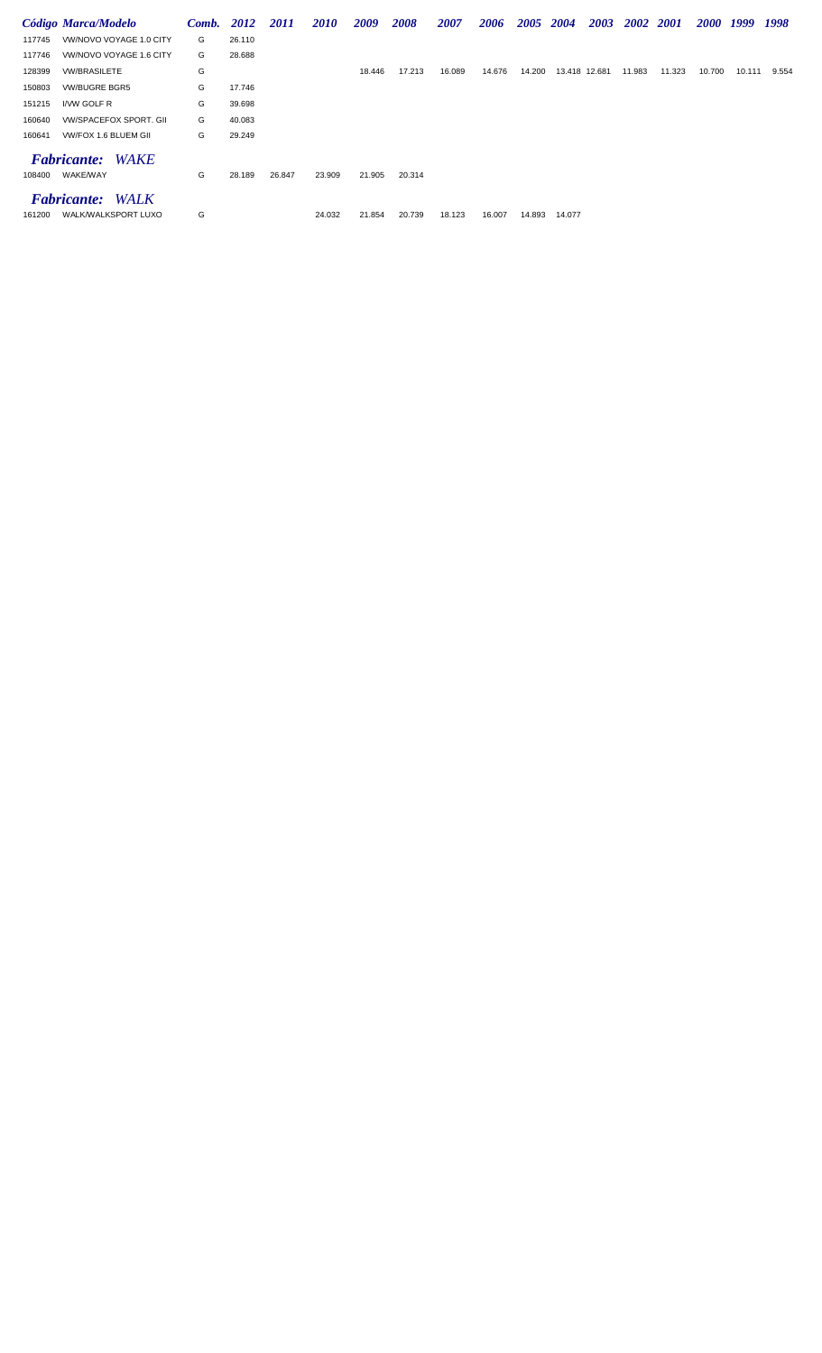| Código | Marca/Modelo | Comb. | 2012 | 2011 | 2010 | 2009 | 2008 | 2007 | 2006 | 2005 | 2004 | 2003 | 2002 | 2001 | 2000 | 1999 | 1998 |
|---|---|---|---|---|---|---|---|---|---|---|---|---|---|---|---|---|---|
| 117745 | VW/NOVO VOYAGE 1.0 CITY | G | 26.110 | | | | | | | | | | | | | | |
| 117746 | VW/NOVO VOYAGE 1.6 CITY | G | 28.688 | | | | | | | | | | | | | | |
| 128399 | VW/BRASILETE | G | | | | 18.446 | 17.213 | 16.089 | 14.676 | 14.200 | 13.418 | 12.681 | 11.983 | 11.323 | 10.700 | 10.111 | 9.554 |
| 150803 | VW/BUGRE BGR5 | G | 17.746 | | | | | | | | | | | | | | |
| 151215 | I/VW GOLF R | G | 39.698 | | | | | | | | | | | | | | |
| 160640 | VW/SPACEFOX SPORT. GII | G | 40.083 | | | | | | | | | | | | | | |
| 160641 | VW/FOX 1.6 BLUEM GII | G | 29.249 | | | | | | | | | | | | | | |
| ***Fabricante:*** | ***WAKE*** | | | | | | | | | | | | | | | | |
| 108400 | WAKE/WAY | G | 28.189 | 26.847 | 23.909 | 21.905 | 20.314 | | | | | | | | | | |
| ***Fabricante:*** | ***WALK*** | | | | | | | | | | | | | | | | |
| 161200 | WALK/WALKSPORT LUXO | G | | | 24.032 | 21.854 | 20.739 | 18.123 | 16.007 | 14.893 | 14.077 | | | | | | |